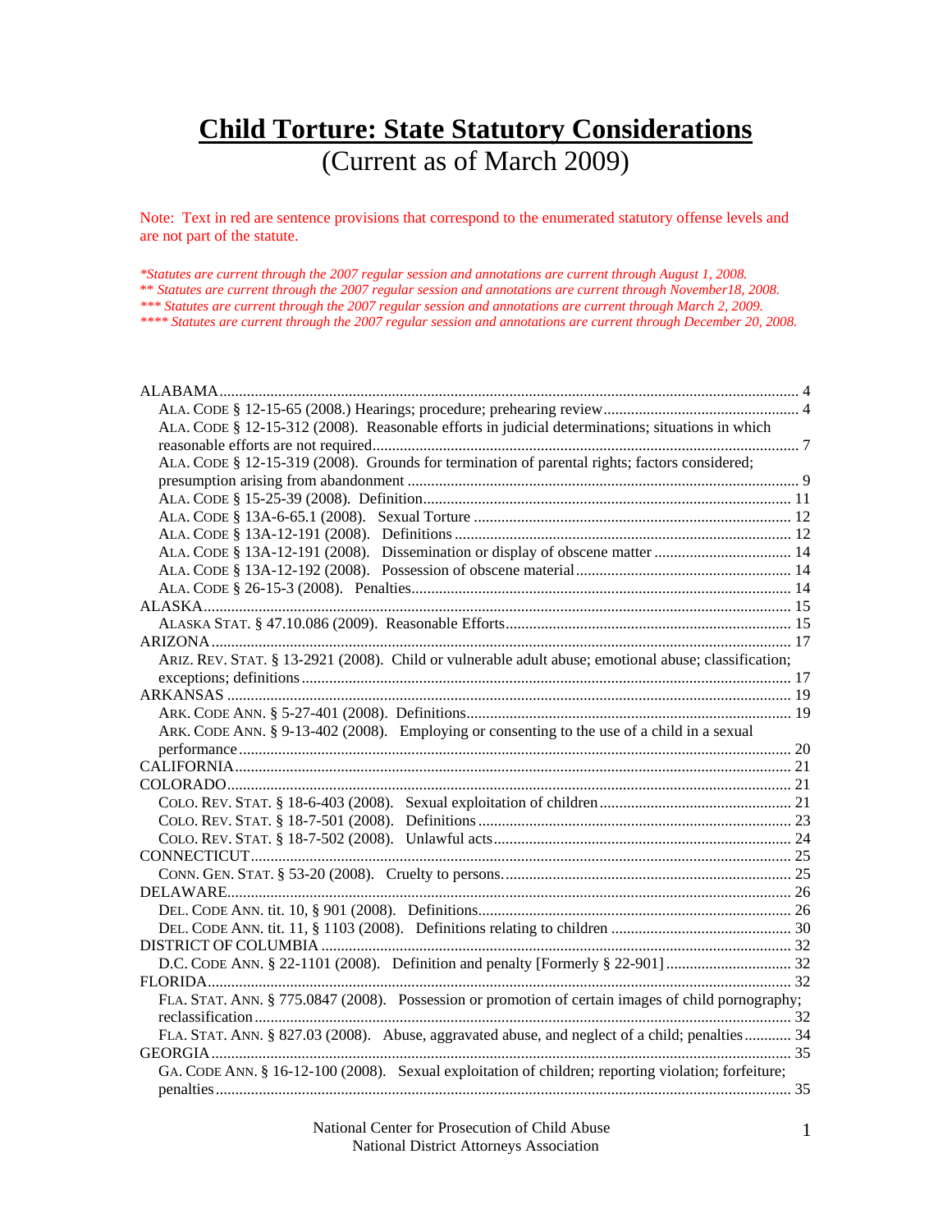# Child Torture: State Statutory Considerations

(Current as of March 2009)

Note: Text in red are sentence provisions that correspond to the enumerated statutory offense levels and are not part of the statute.

*\*Statutes are current through the 2007 regular session and annotations are current through August 1, 2008.*
*\*\* Statutes are current through the 2007 regular session and annotations are current through November18, 2008.*
*\*\*\* Statutes are current through the 2007 regular session and annotations are current through March 2, 2009.*
*\*\*\*\* Statutes are current through the 2007 regular session and annotations are current through December 20, 2008.*

- ALABAMA .......... 4
  - ALA. CODE § 12-15-65 (2008.) Hearings; procedure; prehearing review .......... 4
  - ALA. CODE § 12-15-312 (2008). Reasonable efforts in judicial determinations; situations in which reasonable efforts are not required .......... 7
  - ALA. CODE § 12-15-319 (2008). Grounds for termination of parental rights; factors considered; presumption arising from abandonment .......... 9
  - ALA. CODE § 15-25-39 (2008). Definition .......... 11
  - ALA. CODE § 13A-6-65.1 (2008). Sexual Torture .......... 12
  - ALA. CODE § 13A-12-191 (2008). Definitions .......... 12
  - ALA. CODE § 13A-12-191 (2008). Dissemination or display of obscene matter .......... 14
  - ALA. CODE § 13A-12-192 (2008). Possession of obscene material .......... 14
  - ALA. CODE § 26-15-3 (2008). Penalties .......... 14
- ALASKA .......... 15
  - ALASKA STAT. § 47.10.086 (2009). Reasonable Efforts .......... 15
- ARIZONA .......... 17
  - ARIZ. REV. STAT. § 13-2921 (2008). Child or vulnerable adult abuse; emotional abuse; classification; exceptions; definitions .......... 17
- ARKANSAS .......... 19
  - ARK. CODE ANN. § 5-27-401 (2008). Definitions .......... 19
  - ARK. CODE ANN. § 9-13-402 (2008). Employing or consenting to the use of a child in a sexual performance .......... 20
- CALIFORNIA .......... 21
- COLORADO .......... 21
  - COLO. REV. STAT. § 18-6-403 (2008). Sexual exploitation of children .......... 21
  - COLO. REV. STAT. § 18-7-501 (2008). Definitions .......... 23
  - COLO. REV. STAT. § 18-7-502 (2008). Unlawful acts .......... 24
- CONNECTICUT .......... 25
  - CONN. GEN. STAT. § 53-20 (2008). Cruelty to persons .......... 25
- DELAWARE .......... 26
  - DEL. CODE ANN. tit. 10, § 901 (2008). Definitions .......... 26
  - DEL. CODE ANN. tit. 11, § 1103 (2008). Definitions relating to children .......... 30
- DISTRICT OF COLUMBIA .......... 32
  - D.C. CODE ANN. § 22-1101 (2008). Definition and penalty [Formerly § 22-901] .......... 32
- FLORIDA .......... 32
  - FLA. STAT. ANN. § 775.0847 (2008). Possession or promotion of certain images of child pornography; reclassification .......... 32
  - FLA. STAT. ANN. § 827.03 (2008). Abuse, aggravated abuse, and neglect of a child; penalties .......... 34
- GEORGIA .......... 35
  - GA. CODE ANN. § 16-12-100 (2008). Sexual exploitation of children; reporting violation; forfeiture; penalties .......... 35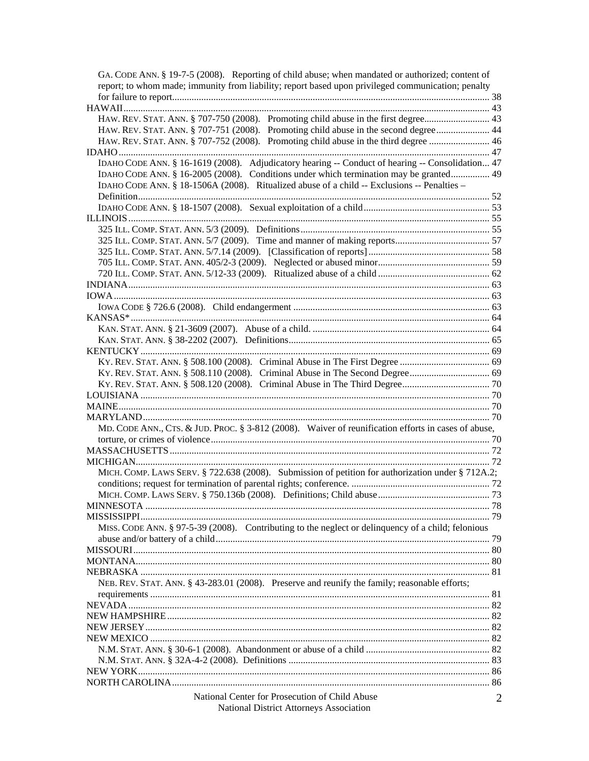GA. CODE ANN. § 19-7-5 (2008). Reporting of child abuse; when mandated or authorized; content of report; to whom made; immunity from liability; report based upon privileged communication; penalty for failure to report ..... 38

HAWAII ..... 43

HAW. REV. STAT. ANN. § 707-750 (2008). Promoting child abuse in the first degree ..... 43

HAW. REV. STAT. ANN. § 707-751 (2008). Promoting child abuse in the second degree ..... 44

HAW. REV. STAT. ANN. § 707-752 (2008). Promoting child abuse in the third degree ..... 46

IDAHO ..... 47

IDAHO CODE ANN. § 16-1619 (2008). Adjudicatory hearing -- Conduct of hearing -- Consolidation ... 47

IDAHO CODE ANN. § 16-2005 (2008). Conditions under which termination may be granted ..... 49

IDAHO CODE ANN. § 18-1506A (2008). Ritualized abuse of a child -- Exclusions -- Penalties – Definition ..... 52

IDAHO CODE ANN. § 18-1507 (2008). Sexual exploitation of a child ..... 53

ILLINOIS ..... 55

325 ILL. COMP. STAT. ANN. 5/3 (2009). Definitions ..... 55

325 ILL. COMP. STAT. ANN. 5/7 (2009). Time and manner of making reports ..... 57

325 ILL. COMP. STAT. ANN. 5/7.14 (2009). [Classification of reports] ..... 58

705 ILL. COMP. STAT. ANN. 405/2-3 (2009). Neglected or abused minor ..... 59

720 ILL. COMP. STAT. ANN. 5/12-33 (2009). Ritualized abuse of a child ..... 62

INDIANA ..... 63

IOWA ..... 63

IOWA CODE § 726.6 (2008). Child endangerment ..... 63

KANSAS* ..... 64

KAN. STAT. ANN. § 21-3609 (2007). Abuse of a child. ..... 64

KAN. STAT. ANN. § 38-2202 (2007). Definitions ..... 65

KENTUCKY ..... 69

KY. REV. STAT. ANN. § 508.100 (2008). Criminal Abuse in The First Degree ..... 69

KY. REV. STAT. ANN. § 508.110 (2008). Criminal Abuse in The Second Degree ..... 69

KY. REV. STAT. ANN. § 508.120 (2008). Criminal Abuse in The Third Degree ..... 70

LOUISIANA ..... 70

MAINE ..... 70

MARYLAND ..... 70

MD. CODE ANN., CTS. & JUD. PROC. § 3-812 (2008). Waiver of reunification efforts in cases of abuse, torture, or crimes of violence ..... 70

MASSACHUSETTS ..... 72

MICHIGAN ..... 72

MICH. COMP. LAWS SERV. § 722.638 (2008). Submission of petition for authorization under § 712A.2; conditions; request for termination of parental rights; conference. ..... 72

MICH. COMP. LAWS SERV. § 750.136b (2008). Definitions; Child abuse ..... 73

MINNESOTA ..... 78

MISSISSIPPI ..... 79

MISS. CODE ANN. § 97-5-39 (2008). Contributing to the neglect or delinquency of a child; felonious abuse and/or battery of a child ..... 79

MISSOURI ..... 80

MONTANA ..... 80

NEBRASKA ..... 81

NEB. REV. STAT. ANN. § 43-283.01 (2008). Preserve and reunify the family; reasonable efforts; requirements ..... 81

NEVADA ..... 82

NEW HAMPSHIRE ..... 82

NEW JERSEY ..... 82

NEW MEXICO ..... 82

N.M. STAT. ANN. § 30-6-1 (2008). Abandonment or abuse of a child ..... 82

N.M. STAT. ANN. § 32A-4-2 (2008). Definitions ..... 83

NEW YORK ..... 86

NORTH CAROLINA ..... 86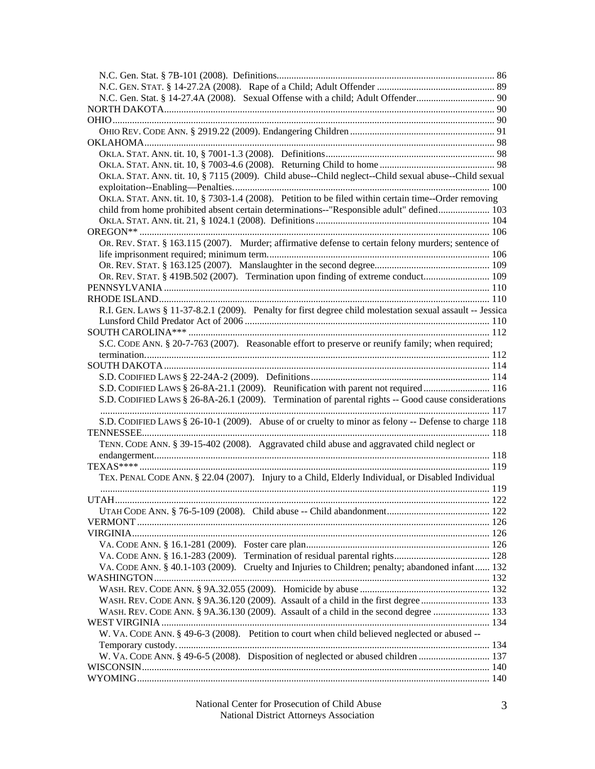N.C. Gen. Stat. § 7B-101 (2008). Definitions........................................................................................ 86
N.C. GEN. STAT. § 14-27.2A (2008). Rape of a Child; Adult Offender ................................................ 89
N.C. Gen. Stat. § 14-27.4A (2008). Sexual Offense with a child; Adult Offender................................ 90
NORTH DAKOTA........................................................................................................................ 90
OHIO........................................................................................................................................... 90
OHIO REV. CODE ANN. § 2919.22 (2009). Endangering Children ........................................................... 91
OKLAHOMA................................................................................................................................ 98
OKLA. STAT. ANN. tit. 10, § 7001-1.3 (2008). Definitions..................................................................... 98
OKLA. STAT. ANN. tit. 10, § 7003-4.6 (2008). Returning Child to home ............................................... 98
OKLA. STAT. ANN. tit. 10, § 7115 (2009). Child abuse--Child neglect--Child sexual abuse--Child sexual exploitation--Enabling—Penalties.......................................................................................... 100
OKLA. STAT. ANN. tit. 10, § 7303-1.4 (2008). Petition to be filed within certain time--Order removing child from home prohibited absent certain determinations--"Responsible adult" defined..................... 103
OKLA. STAT. ANN. tit. 21, § 1024.1 (2008). Definitions ....................................................................... 104
OREGON** ................................................................................................................................ 106
OR. REV. STAT. § 163.115 (2007). Murder; affirmative defense to certain felony murders; sentence of life imprisonment required; minimum term.......................................................................................... 106
OR. REV. STAT. § 163.125 (2007). Manslaughter in the second degree.............................................. 109
OR. REV. STAT. § 419B.502 (2007). Termination upon finding of extreme conduct........................... 109
PENNSYLVANIA ........................................................................................................................ 110
RHODE ISLAND......................................................................................................................... 110
R.I. GEN. LAWS § 11-37-8.2.1 (2009). Penalty for first degree child molestation sexual assault -- Jessica Lunsford Child Predator Act of 2006 ................................................................................... 110
SOUTH CAROLINA*** ............................................................................................................... 112
S.C. CODE ANN. § 20-7-763 (2007). Reasonable effort to preserve or reunify family; when required; termination.......................................................................................................................... 112
SOUTH DAKOTA ....................................................................................................................... 114
S.D. CODIFIED LAWS § 22-24A-2 (2009). Definitions......................................................................... 114
S.D. CODIFIED LAWS § 26-8A-21.1 (2009). Reunification with parent not required........................... 116
S.D. CODIFIED LAWS § 26-8A-26.1 (2009). Termination of parental rights -- Good cause considerations ............................................................................................................................................ 117
S.D. CODIFIED LAWS § 26-10-1 (2009). Abuse of or cruelty to minor as felony -- Defense to charge 118
TENNESSEE............................................................................................................................... 118
TENN. CODE ANN. § 39-15-402 (2008). Aggravated child abuse and aggravated child neglect or endangerment....................................................................................................................... 118
TEXAS**** ................................................................................................................................. 119
TEX. PENAL CODE ANN. § 22.04 (2007). Injury to a Child, Elderly Individual, or Disabled Individual ............................................................................................................................................ 119
UTAH......................................................................................................................................... 122
UTAH CODE ANN. § 76-5-109 (2008). Child abuse -- Child abandonment.......................................... 122
VERMONT ................................................................................................................................ 126
VIRGINIA................................................................................................................................... 126
VA. CODE ANN. § 16.1-281 (2009). Foster care plan.......................................................................... 126
VA. CODE ANN. § 16.1-283 (2009). Termination of residual parental rights....................................... 128
VA. CODE ANN. § 40.1-103 (2009). Cruelty and Injuries to Children; penalty; abandoned infant...... 132
WASHINGTON........................................................................................................................... 132
WASH. REV. CODE ANN. § 9A.32.055 (2009). Homicide by abuse .................................................... 132
WASH. REV. CODE ANN. § 9A.36.120 (2009). Assault of a child in the first degree ............................ 133
WASH. REV. CODE ANN. § 9A.36.130 (2009). Assault of a child in the second degree ....................... 133
WEST VIRGINIA ........................................................................................................................ 134
W. VA. CODE ANN. § 49-6-3 (2008). Petition to court when child believed neglected or abused -- Temporary custody. ............................................................................................................. 134
W. VA. CODE ANN. § 49-6-5 (2008). Disposition of neglected or abused children ............................. 137
WISCONSIN............................................................................................................................... 140
WYOMING................................................................................................................................. 140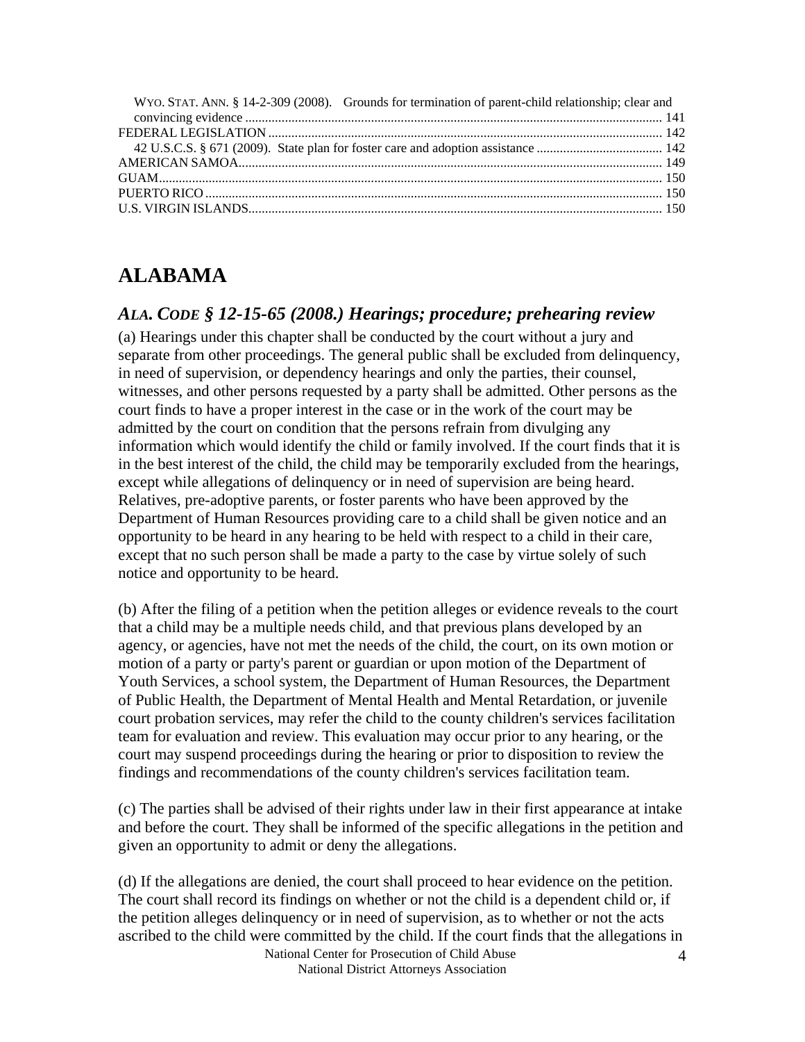WYO. STAT. ANN. § 14-2-309 (2008). Grounds for termination of parent-child relationship; clear and convincing evidence ........................................................................................................................... 141
FEDERAL LEGISLATION ...................................................................................................................... 142
42 U.S.C.S. § 671 (2009). State plan for foster care and adoption assistance ...................................... 142
AMERICAN SAMOA............................................................................................................................... 149
GUAM....................................................................................................................................................... 150
PUERTO RICO ......................................................................................................................................... 150
U.S. VIRGIN ISLANDS............................................................................................................................ 150

# ALABAMA

## *ALA. CODE § 12-15-65 (2008.) Hearings; procedure; prehearing review*

(a) Hearings under this chapter shall be conducted by the court without a jury and separate from other proceedings. The general public shall be excluded from delinquency, in need of supervision, or dependency hearings and only the parties, their counsel, witnesses, and other persons requested by a party shall be admitted. Other persons as the court finds to have a proper interest in the case or in the work of the court may be admitted by the court on condition that the persons refrain from divulging any information which would identify the child or family involved. If the court finds that it is in the best interest of the child, the child may be temporarily excluded from the hearings, except while allegations of delinquency or in need of supervision are being heard. Relatives, pre-adoptive parents, or foster parents who have been approved by the Department of Human Resources providing care to a child shall be given notice and an opportunity to be heard in any hearing to be held with respect to a child in their care, except that no such person shall be made a party to the case by virtue solely of such notice and opportunity to be heard.

(b) After the filing of a petition when the petition alleges or evidence reveals to the court that a child may be a multiple needs child, and that previous plans developed by an agency, or agencies, have not met the needs of the child, the court, on its own motion or motion of a party or party's parent or guardian or upon motion of the Department of Youth Services, a school system, the Department of Human Resources, the Department of Public Health, the Department of Mental Health and Mental Retardation, or juvenile court probation services, may refer the child to the county children's services facilitation team for evaluation and review. This evaluation may occur prior to any hearing, or the court may suspend proceedings during the hearing or prior to disposition to review the findings and recommendations of the county children's services facilitation team.

(c) The parties shall be advised of their rights under law in their first appearance at intake and before the court. They shall be informed of the specific allegations in the petition and given an opportunity to admit or deny the allegations.

(d) If the allegations are denied, the court shall proceed to hear evidence on the petition. The court shall record its findings on whether or not the child is a dependent child or, if the petition alleges delinquency or in need of supervision, as to whether or not the acts ascribed to the child were committed by the child. If the court finds that the allegations in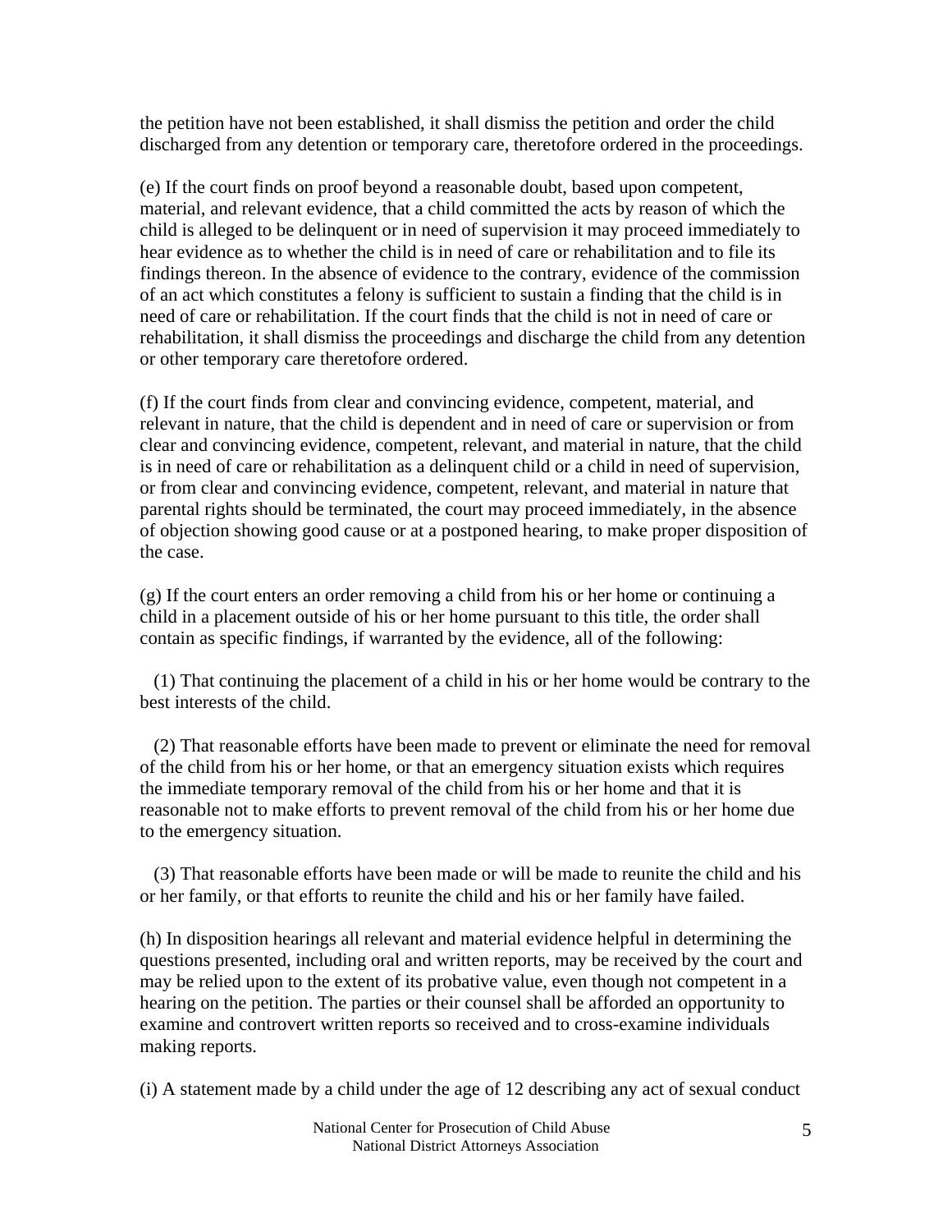the petition have not been established, it shall dismiss the petition and order the child discharged from any detention or temporary care, theretofore ordered in the proceedings.

(e) If the court finds on proof beyond a reasonable doubt, based upon competent, material, and relevant evidence, that a child committed the acts by reason of which the child is alleged to be delinquent or in need of supervision it may proceed immediately to hear evidence as to whether the child is in need of care or rehabilitation and to file its findings thereon. In the absence of evidence to the contrary, evidence of the commission of an act which constitutes a felony is sufficient to sustain a finding that the child is in need of care or rehabilitation. If the court finds that the child is not in need of care or rehabilitation, it shall dismiss the proceedings and discharge the child from any detention or other temporary care theretofore ordered.

(f) If the court finds from clear and convincing evidence, competent, material, and relevant in nature, that the child is dependent and in need of care or supervision or from clear and convincing evidence, competent, relevant, and material in nature, that the child is in need of care or rehabilitation as a delinquent child or a child in need of supervision, or from clear and convincing evidence, competent, relevant, and material in nature that parental rights should be terminated, the court may proceed immediately, in the absence of objection showing good cause or at a postponed hearing, to make proper disposition of the case.

(g) If the court enters an order removing a child from his or her home or continuing a child in a placement outside of his or her home pursuant to this title, the order shall contain as specific findings, if warranted by the evidence, all of the following:

(1) That continuing the placement of a child in his or her home would be contrary to the best interests of the child.

(2) That reasonable efforts have been made to prevent or eliminate the need for removal of the child from his or her home, or that an emergency situation exists which requires the immediate temporary removal of the child from his or her home and that it is reasonable not to make efforts to prevent removal of the child from his or her home due to the emergency situation.

(3) That reasonable efforts have been made or will be made to reunite the child and his or her family, or that efforts to reunite the child and his or her family have failed.

(h) In disposition hearings all relevant and material evidence helpful in determining the questions presented, including oral and written reports, may be received by the court and may be relied upon to the extent of its probative value, even though not competent in a hearing on the petition. The parties or their counsel shall be afforded an opportunity to examine and controvert written reports so received and to cross-examine individuals making reports.

(i) A statement made by a child under the age of 12 describing any act of sexual conduct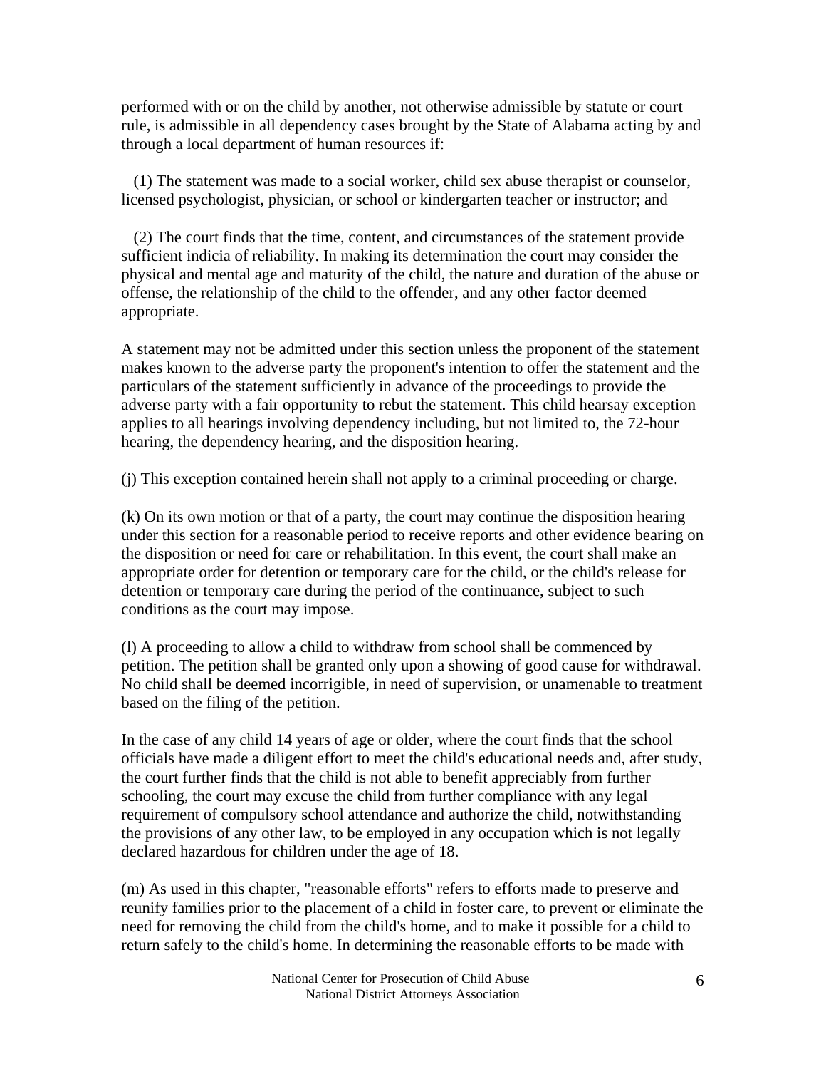performed with or on the child by another, not otherwise admissible by statute or court rule, is admissible in all dependency cases brought by the State of Alabama acting by and through a local department of human resources if:

(1) The statement was made to a social worker, child sex abuse therapist or counselor, licensed psychologist, physician, or school or kindergarten teacher or instructor; and

(2) The court finds that the time, content, and circumstances of the statement provide sufficient indicia of reliability. In making its determination the court may consider the physical and mental age and maturity of the child, the nature and duration of the abuse or offense, the relationship of the child to the offender, and any other factor deemed appropriate.

A statement may not be admitted under this section unless the proponent of the statement makes known to the adverse party the proponent's intention to offer the statement and the particulars of the statement sufficiently in advance of the proceedings to provide the adverse party with a fair opportunity to rebut the statement. This child hearsay exception applies to all hearings involving dependency including, but not limited to, the 72-hour hearing, the dependency hearing, and the disposition hearing.

(j) This exception contained herein shall not apply to a criminal proceeding or charge.

(k) On its own motion or that of a party, the court may continue the disposition hearing under this section for a reasonable period to receive reports and other evidence bearing on the disposition or need for care or rehabilitation. In this event, the court shall make an appropriate order for detention or temporary care for the child, or the child's release for detention or temporary care during the period of the continuance, subject to such conditions as the court may impose.

(l) A proceeding to allow a child to withdraw from school shall be commenced by petition. The petition shall be granted only upon a showing of good cause for withdrawal. No child shall be deemed incorrigible, in need of supervision, or unamenable to treatment based on the filing of the petition.

In the case of any child 14 years of age or older, where the court finds that the school officials have made a diligent effort to meet the child's educational needs and, after study, the court further finds that the child is not able to benefit appreciably from further schooling, the court may excuse the child from further compliance with any legal requirement of compulsory school attendance and authorize the child, notwithstanding the provisions of any other law, to be employed in any occupation which is not legally declared hazardous for children under the age of 18.

(m) As used in this chapter, "reasonable efforts" refers to efforts made to preserve and reunify families prior to the placement of a child in foster care, to prevent or eliminate the need for removing the child from the child's home, and to make it possible for a child to return safely to the child's home. In determining the reasonable efforts to be made with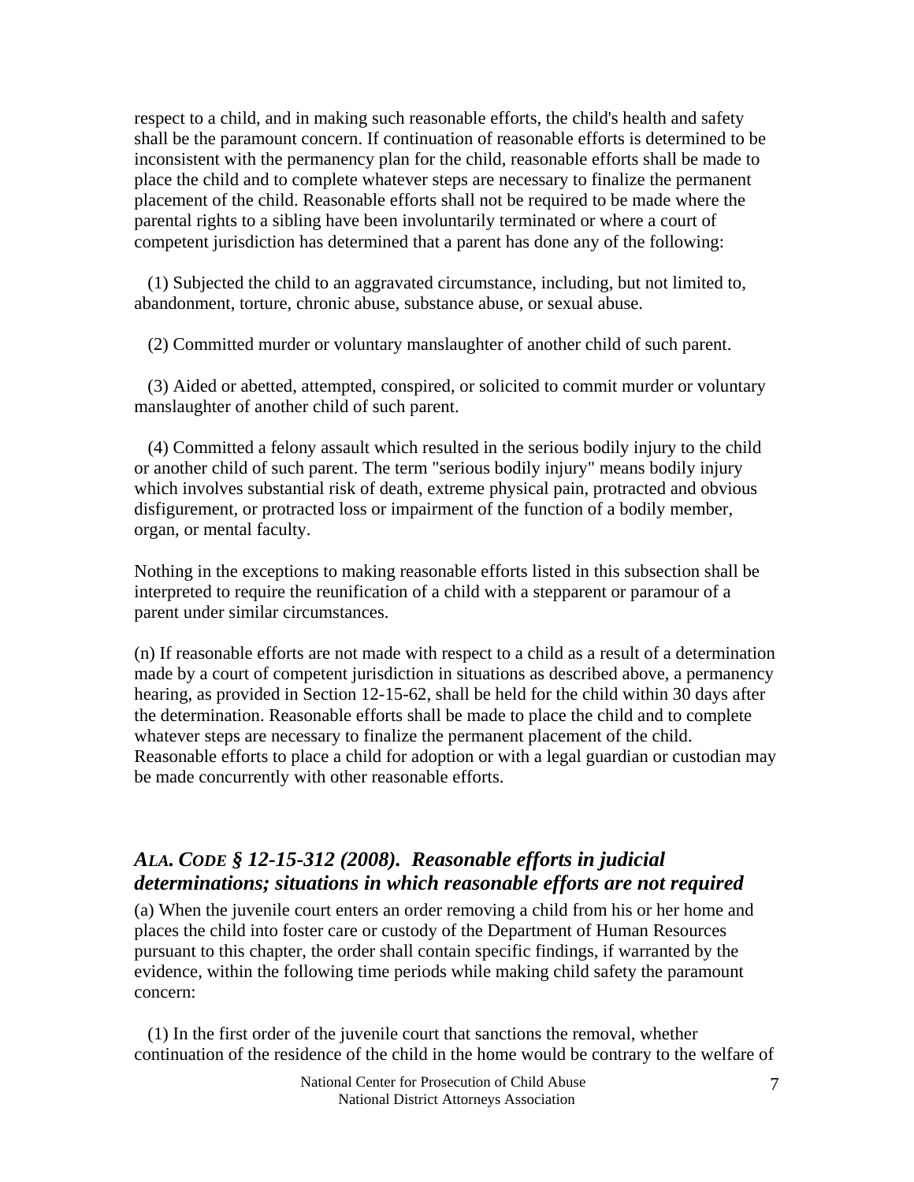respect to a child, and in making such reasonable efforts, the child's health and safety shall be the paramount concern. If continuation of reasonable efforts is determined to be inconsistent with the permanency plan for the child, reasonable efforts shall be made to place the child and to complete whatever steps are necessary to finalize the permanent placement of the child. Reasonable efforts shall not be required to be made where the parental rights to a sibling have been involuntarily terminated or where a court of competent jurisdiction has determined that a parent has done any of the following:

(1) Subjected the child to an aggravated circumstance, including, but not limited to, abandonment, torture, chronic abuse, substance abuse, or sexual abuse.

(2) Committed murder or voluntary manslaughter of another child of such parent.

(3) Aided or abetted, attempted, conspired, or solicited to commit murder or voluntary manslaughter of another child of such parent.

(4) Committed a felony assault which resulted in the serious bodily injury to the child or another child of such parent. The term "serious bodily injury" means bodily injury which involves substantial risk of death, extreme physical pain, protracted and obvious disfigurement, or protracted loss or impairment of the function of a bodily member, organ, or mental faculty.

Nothing in the exceptions to making reasonable efforts listed in this subsection shall be interpreted to require the reunification of a child with a stepparent or paramour of a parent under similar circumstances.

(n) If reasonable efforts are not made with respect to a child as a result of a determination made by a court of competent jurisdiction in situations as described above, a permanency hearing, as provided in Section 12-15-62, shall be held for the child within 30 days after the determination. Reasonable efforts shall be made to place the child and to complete whatever steps are necessary to finalize the permanent placement of the child. Reasonable efforts to place a child for adoption or with a legal guardian or custodian may be made concurrently with other reasonable efforts.

## *ALA. CODE § 12-15-312 (2008). Reasonable efforts in judicial determinations; situations in which reasonable efforts are not required*

(a) When the juvenile court enters an order removing a child from his or her home and places the child into foster care or custody of the Department of Human Resources pursuant to this chapter, the order shall contain specific findings, if warranted by the evidence, within the following time periods while making child safety the paramount concern:

(1) In the first order of the juvenile court that sanctions the removal, whether continuation of the residence of the child in the home would be contrary to the welfare of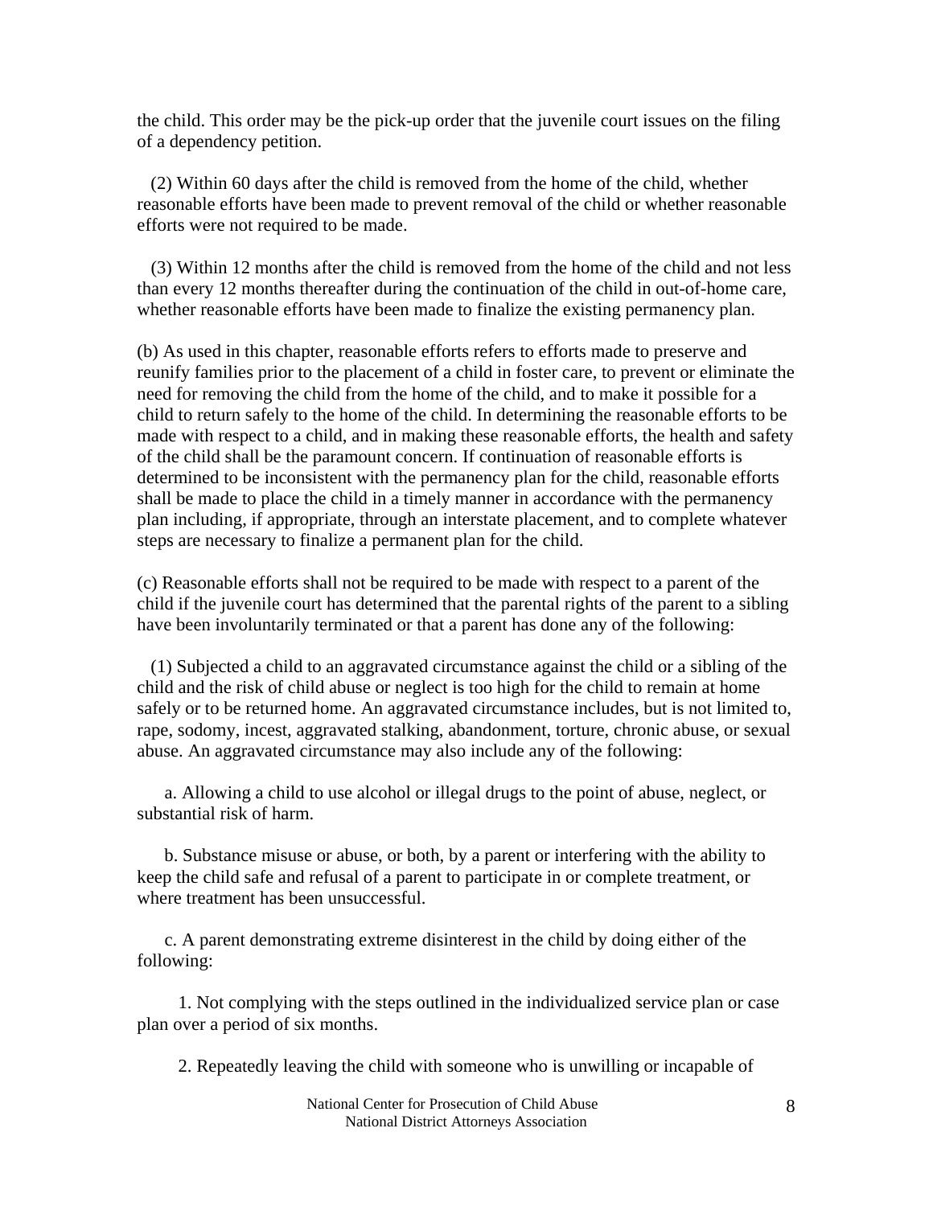the child. This order may be the pick-up order that the juvenile court issues on the filing of a dependency petition.

(2) Within 60 days after the child is removed from the home of the child, whether reasonable efforts have been made to prevent removal of the child or whether reasonable efforts were not required to be made.

(3) Within 12 months after the child is removed from the home of the child and not less than every 12 months thereafter during the continuation of the child in out-of-home care, whether reasonable efforts have been made to finalize the existing permanency plan.

(b) As used in this chapter, reasonable efforts refers to efforts made to preserve and reunify families prior to the placement of a child in foster care, to prevent or eliminate the need for removing the child from the home of the child, and to make it possible for a child to return safely to the home of the child. In determining the reasonable efforts to be made with respect to a child, and in making these reasonable efforts, the health and safety of the child shall be the paramount concern. If continuation of reasonable efforts is determined to be inconsistent with the permanency plan for the child, reasonable efforts shall be made to place the child in a timely manner in accordance with the permanency plan including, if appropriate, through an interstate placement, and to complete whatever steps are necessary to finalize a permanent plan for the child.

(c) Reasonable efforts shall not be required to be made with respect to a parent of the child if the juvenile court has determined that the parental rights of the parent to a sibling have been involuntarily terminated or that a parent has done any of the following:

(1) Subjected a child to an aggravated circumstance against the child or a sibling of the child and the risk of child abuse or neglect is too high for the child to remain at home safely or to be returned home. An aggravated circumstance includes, but is not limited to, rape, sodomy, incest, aggravated stalking, abandonment, torture, chronic abuse, or sexual abuse. An aggravated circumstance may also include any of the following:

a. Allowing a child to use alcohol or illegal drugs to the point of abuse, neglect, or substantial risk of harm.

b. Substance misuse or abuse, or both, by a parent or interfering with the ability to keep the child safe and refusal of a parent to participate in or complete treatment, or where treatment has been unsuccessful.

c. A parent demonstrating extreme disinterest in the child by doing either of the following:

1. Not complying with the steps outlined in the individualized service plan or case plan over a period of six months.

2. Repeatedly leaving the child with someone who is unwilling or incapable of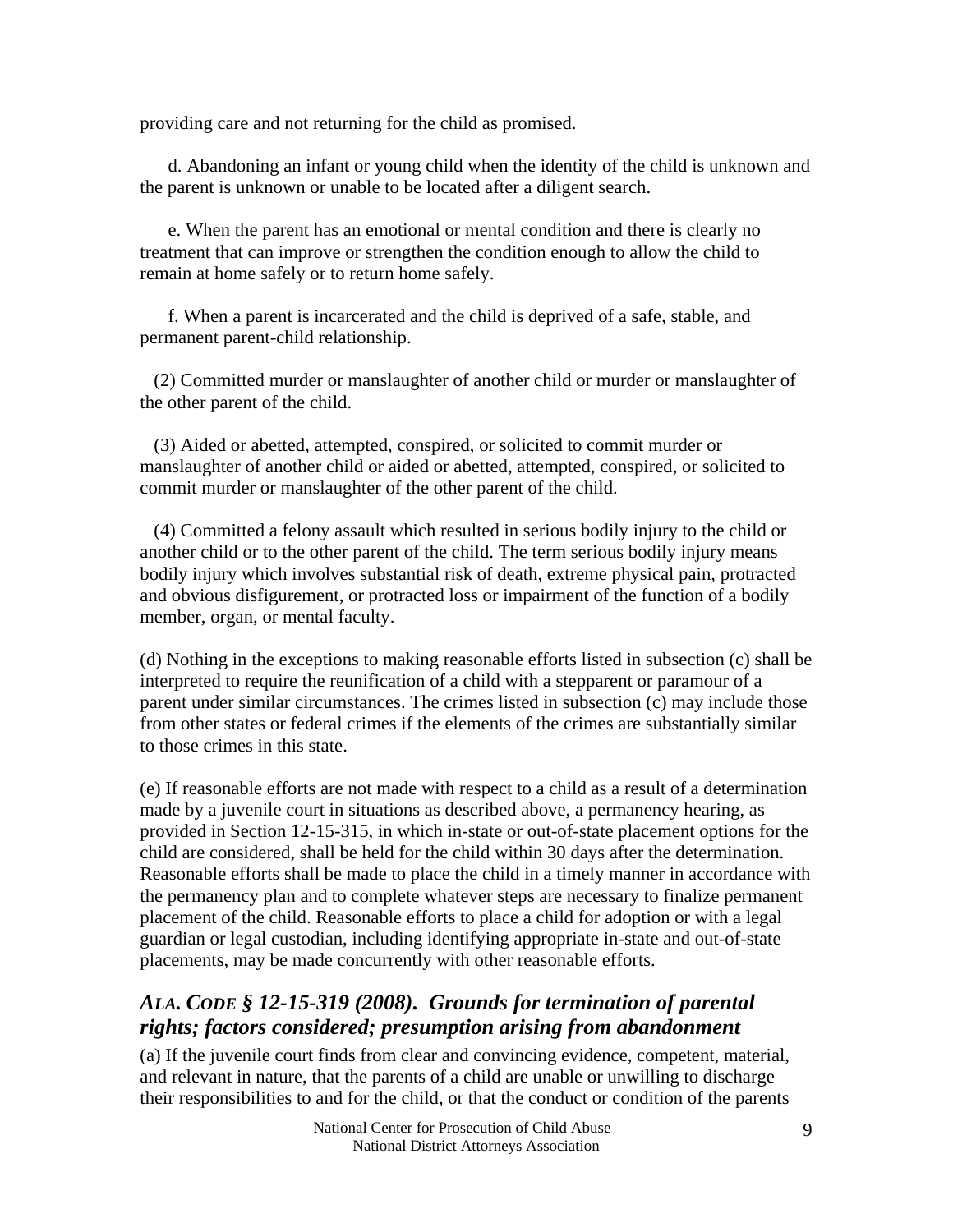providing care and not returning for the child as promised.

d. Abandoning an infant or young child when the identity of the child is unknown and the parent is unknown or unable to be located after a diligent search.

e. When the parent has an emotional or mental condition and there is clearly no treatment that can improve or strengthen the condition enough to allow the child to remain at home safely or to return home safely.

f. When a parent is incarcerated and the child is deprived of a safe, stable, and permanent parent-child relationship.

(2) Committed murder or manslaughter of another child or murder or manslaughter of the other parent of the child.

(3) Aided or abetted, attempted, conspired, or solicited to commit murder or manslaughter of another child or aided or abetted, attempted, conspired, or solicited to commit murder or manslaughter of the other parent of the child.

(4) Committed a felony assault which resulted in serious bodily injury to the child or another child or to the other parent of the child. The term serious bodily injury means bodily injury which involves substantial risk of death, extreme physical pain, protracted and obvious disfigurement, or protracted loss or impairment of the function of a bodily member, organ, or mental faculty.

(d) Nothing in the exceptions to making reasonable efforts listed in subsection (c) shall be interpreted to require the reunification of a child with a stepparent or paramour of a parent under similar circumstances. The crimes listed in subsection (c) may include those from other states or federal crimes if the elements of the crimes are substantially similar to those crimes in this state.

(e) If reasonable efforts are not made with respect to a child as a result of a determination made by a juvenile court in situations as described above, a permanency hearing, as provided in Section 12-15-315, in which in-state or out-of-state placement options for the child are considered, shall be held for the child within 30 days after the determination. Reasonable efforts shall be made to place the child in a timely manner in accordance with the permanency plan and to complete whatever steps are necessary to finalize permanent placement of the child. Reasonable efforts to place a child for adoption or with a legal guardian or legal custodian, including identifying appropriate in-state and out-of-state placements, may be made concurrently with other reasonable efforts.

## *ALA. CODE § 12-15-319 (2008). Grounds for termination of parental rights; factors considered; presumption arising from abandonment*

(a) If the juvenile court finds from clear and convincing evidence, competent, material, and relevant in nature, that the parents of a child are unable or unwilling to discharge their responsibilities to and for the child, or that the conduct or condition of the parents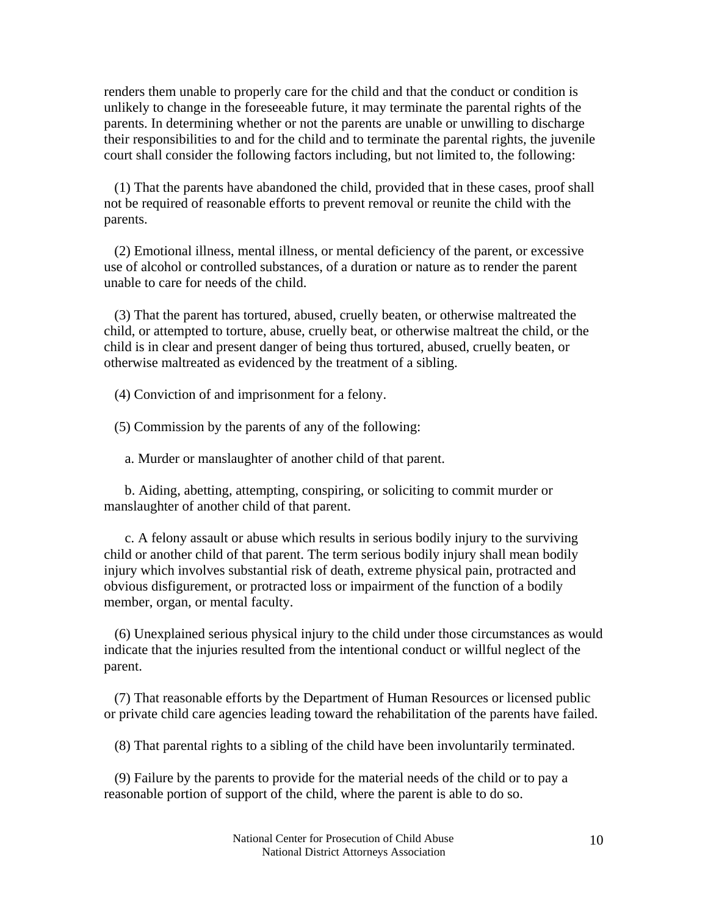renders them unable to properly care for the child and that the conduct or condition is unlikely to change in the foreseeable future, it may terminate the parental rights of the parents. In determining whether or not the parents are unable or unwilling to discharge their responsibilities to and for the child and to terminate the parental rights, the juvenile court shall consider the following factors including, but not limited to, the following:

(1) That the parents have abandoned the child, provided that in these cases, proof shall not be required of reasonable efforts to prevent removal or reunite the child with the parents.

(2) Emotional illness, mental illness, or mental deficiency of the parent, or excessive use of alcohol or controlled substances, of a duration or nature as to render the parent unable to care for needs of the child.

(3) That the parent has tortured, abused, cruelly beaten, or otherwise maltreated the child, or attempted to torture, abuse, cruelly beat, or otherwise maltreat the child, or the child is in clear and present danger of being thus tortured, abused, cruelly beaten, or otherwise maltreated as evidenced by the treatment of a sibling.

(4) Conviction of and imprisonment for a felony.

(5) Commission by the parents of any of the following:

a. Murder or manslaughter of another child of that parent.

b. Aiding, abetting, attempting, conspiring, or soliciting to commit murder or manslaughter of another child of that parent.

c. A felony assault or abuse which results in serious bodily injury to the surviving child or another child of that parent. The term serious bodily injury shall mean bodily injury which involves substantial risk of death, extreme physical pain, protracted and obvious disfigurement, or protracted loss or impairment of the function of a bodily member, organ, or mental faculty.

(6) Unexplained serious physical injury to the child under those circumstances as would indicate that the injuries resulted from the intentional conduct or willful neglect of the parent.

(7) That reasonable efforts by the Department of Human Resources or licensed public or private child care agencies leading toward the rehabilitation of the parents have failed.

(8) That parental rights to a sibling of the child have been involuntarily terminated.

(9) Failure by the parents to provide for the material needs of the child or to pay a reasonable portion of support of the child, where the parent is able to do so.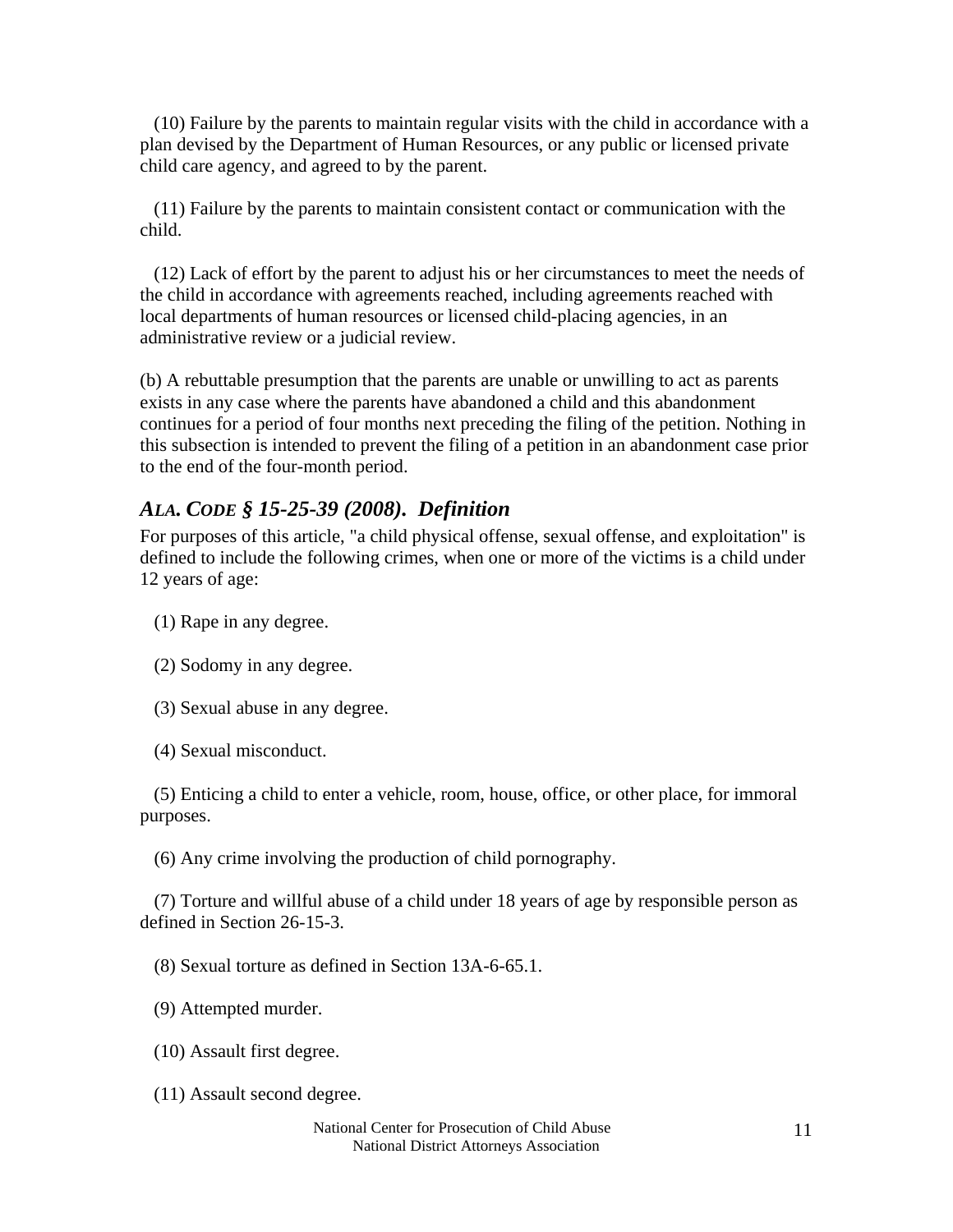(10) Failure by the parents to maintain regular visits with the child in accordance with a plan devised by the Department of Human Resources, or any public or licensed private child care agency, and agreed to by the parent.

(11) Failure by the parents to maintain consistent contact or communication with the child.

(12) Lack of effort by the parent to adjust his or her circumstances to meet the needs of the child in accordance with agreements reached, including agreements reached with local departments of human resources or licensed child-placing agencies, in an administrative review or a judicial review.

(b) A rebuttable presumption that the parents are unable or unwilling to act as parents exists in any case where the parents have abandoned a child and this abandonment continues for a period of four months next preceding the filing of the petition. Nothing in this subsection is intended to prevent the filing of a petition in an abandonment case prior to the end of the four-month period.

## *ALA. CODE § 15-25-39 (2008). Definition*

For purposes of this article, "a child physical offense, sexual offense, and exploitation" is defined to include the following crimes, when one or more of the victims is a child under 12 years of age:

(1) Rape in any degree.

(2) Sodomy in any degree.

(3) Sexual abuse in any degree.

(4) Sexual misconduct.

(5) Enticing a child to enter a vehicle, room, house, office, or other place, for immoral purposes.

(6) Any crime involving the production of child pornography.

(7) Torture and willful abuse of a child under 18 years of age by responsible person as defined in Section 26-15-3.

(8) Sexual torture as defined in Section 13A-6-65.1.

(9) Attempted murder.

(10) Assault first degree.

(11) Assault second degree.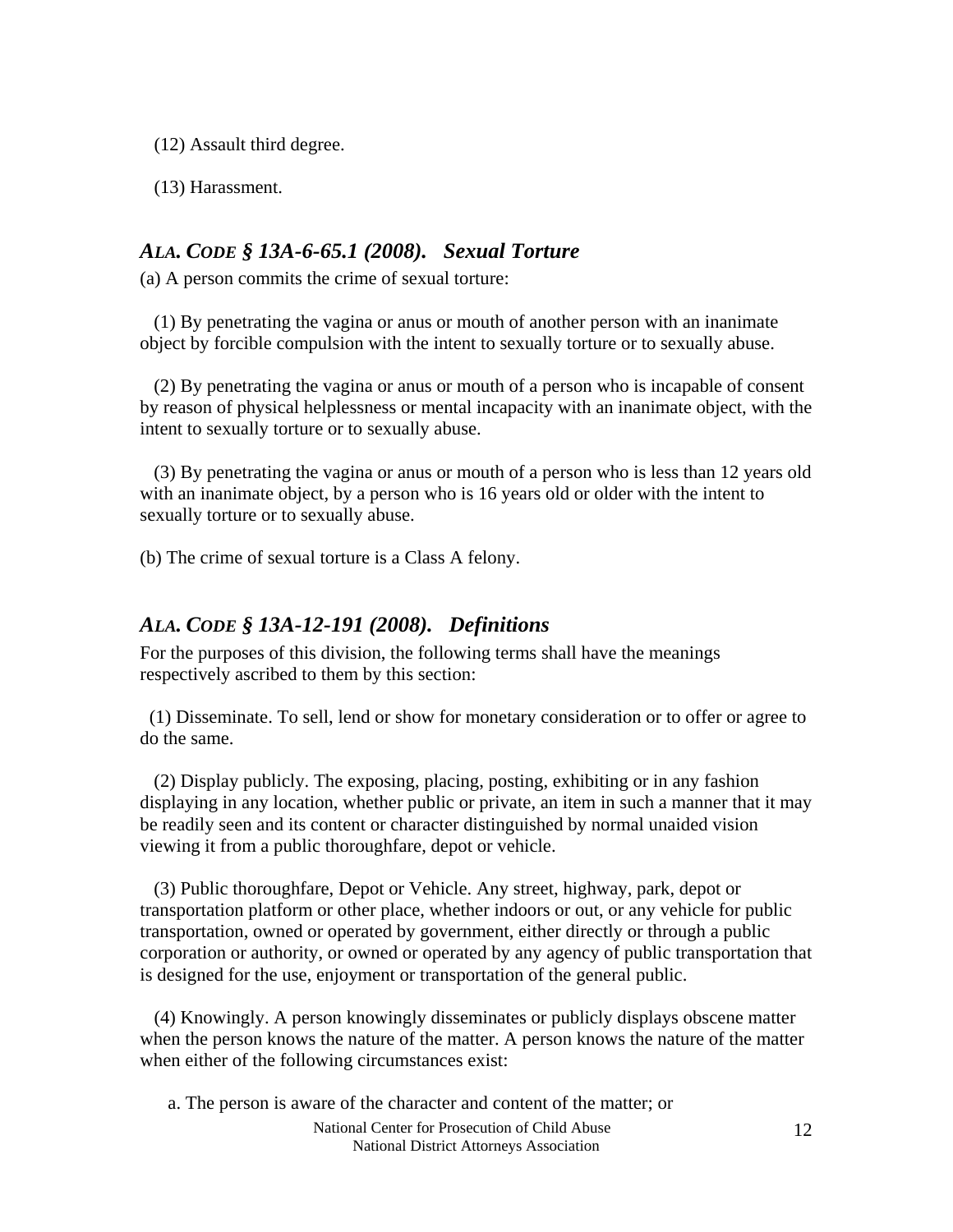(12) Assault third degree.

(13) Harassment.

### *ALA. CODE § 13A-6-65.1 (2008). Sexual Torture*

(a) A person commits the crime of sexual torture:

(1) By penetrating the vagina or anus or mouth of another person with an inanimate object by forcible compulsion with the intent to sexually torture or to sexually abuse.

(2) By penetrating the vagina or anus or mouth of a person who is incapable of consent by reason of physical helplessness or mental incapacity with an inanimate object, with the intent to sexually torture or to sexually abuse.

(3) By penetrating the vagina or anus or mouth of a person who is less than 12 years old with an inanimate object, by a person who is 16 years old or older with the intent to sexually torture or to sexually abuse.

(b) The crime of sexual torture is a Class A felony.

### *ALA. CODE § 13A-12-191 (2008). Definitions*

For the purposes of this division, the following terms shall have the meanings respectively ascribed to them by this section:

(1) Disseminate. To sell, lend or show for monetary consideration or to offer or agree to do the same.

(2) Display publicly. The exposing, placing, posting, exhibiting or in any fashion displaying in any location, whether public or private, an item in such a manner that it may be readily seen and its content or character distinguished by normal unaided vision viewing it from a public thoroughfare, depot or vehicle.

(3) Public thoroughfare, Depot or Vehicle. Any street, highway, park, depot or transportation platform or other place, whether indoors or out, or any vehicle for public transportation, owned or operated by government, either directly or through a public corporation or authority, or owned or operated by any agency of public transportation that is designed for the use, enjoyment or transportation of the general public.

(4) Knowingly. A person knowingly disseminates or publicly displays obscene matter when the person knows the nature of the matter. A person knows the nature of the matter when either of the following circumstances exist:

a. The person is aware of the character and content of the matter; or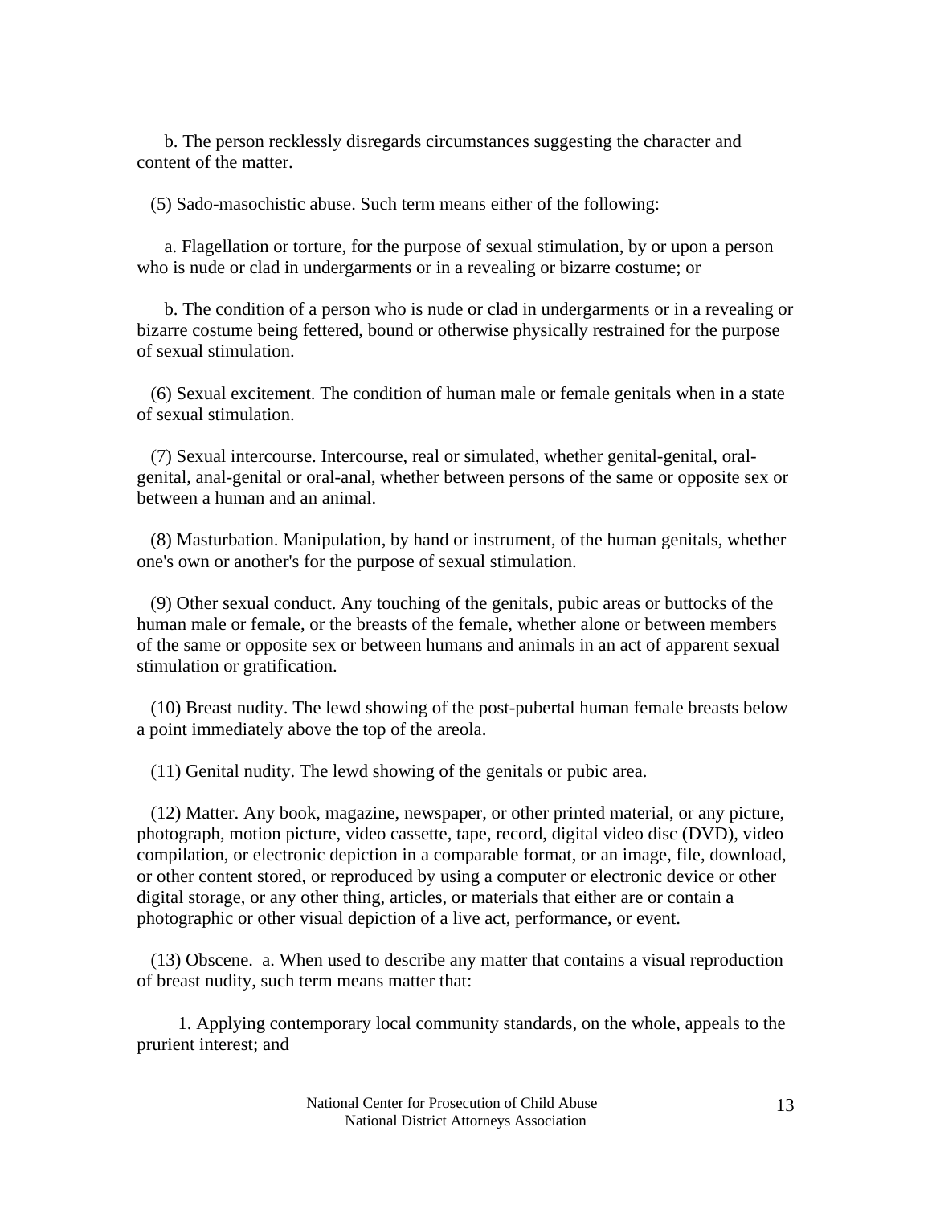b. The person recklessly disregards circumstances suggesting the character and content of the matter.

(5) Sado-masochistic abuse. Such term means either of the following:

a. Flagellation or torture, for the purpose of sexual stimulation, by or upon a person who is nude or clad in undergarments or in a revealing or bizarre costume; or

b. The condition of a person who is nude or clad in undergarments or in a revealing or bizarre costume being fettered, bound or otherwise physically restrained for the purpose of sexual stimulation.

(6) Sexual excitement. The condition of human male or female genitals when in a state of sexual stimulation.

(7) Sexual intercourse. Intercourse, real or simulated, whether genital-genital, oral-genital, anal-genital or oral-anal, whether between persons of the same or opposite sex or between a human and an animal.

(8) Masturbation. Manipulation, by hand or instrument, of the human genitals, whether one's own or another's for the purpose of sexual stimulation.

(9) Other sexual conduct. Any touching of the genitals, pubic areas or buttocks of the human male or female, or the breasts of the female, whether alone or between members of the same or opposite sex or between humans and animals in an act of apparent sexual stimulation or gratification.

(10) Breast nudity. The lewd showing of the post-pubertal human female breasts below a point immediately above the top of the areola.

(11) Genital nudity. The lewd showing of the genitals or pubic area.

(12) Matter. Any book, magazine, newspaper, or other printed material, or any picture, photograph, motion picture, video cassette, tape, record, digital video disc (DVD), video compilation, or electronic depiction in a comparable format, or an image, file, download, or other content stored, or reproduced by using a computer or electronic device or other digital storage, or any other thing, articles, or materials that either are or contain a photographic or other visual depiction of a live act, performance, or event.

(13) Obscene. a. When used to describe any matter that contains a visual reproduction of breast nudity, such term means matter that:

1. Applying contemporary local community standards, on the whole, appeals to the prurient interest; and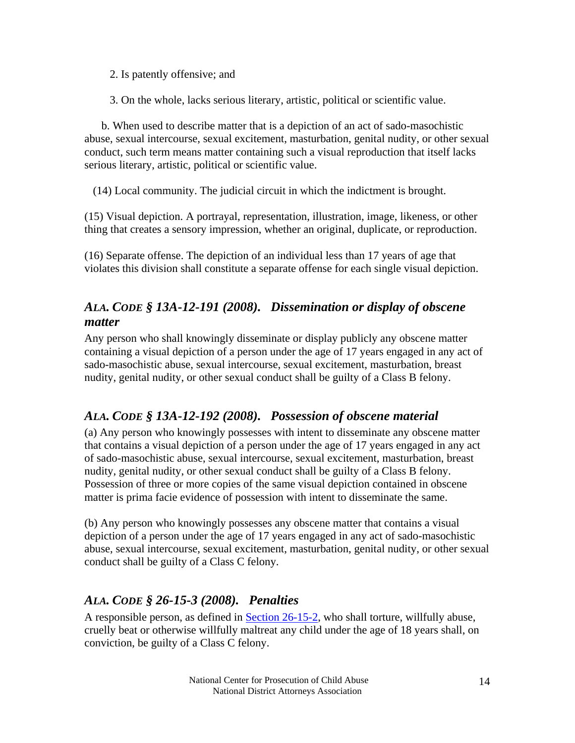2. Is patently offensive; and

3. On the whole, lacks serious literary, artistic, political or scientific value.

b. When used to describe matter that is a depiction of an act of sado-masochistic abuse, sexual intercourse, sexual excitement, masturbation, genital nudity, or other sexual conduct, such term means matter containing such a visual reproduction that itself lacks serious literary, artistic, political or scientific value.

(14) Local community. The judicial circuit in which the indictment is brought.

(15) Visual depiction. A portrayal, representation, illustration, image, likeness, or other thing that creates a sensory impression, whether an original, duplicate, or reproduction.

(16) Separate offense. The depiction of an individual less than 17 years of age that violates this division shall constitute a separate offense for each single visual depiction.

### *ALA. CODE § 13A-12-191 (2008). Dissemination or display of obscene matter*

Any person who shall knowingly disseminate or display publicly any obscene matter containing a visual depiction of a person under the age of 17 years engaged in any act of sado-masochistic abuse, sexual intercourse, sexual excitement, masturbation, breast nudity, genital nudity, or other sexual conduct shall be guilty of a Class B felony.

### *ALA. CODE § 13A-12-192 (2008). Possession of obscene material*

(a) Any person who knowingly possesses with intent to disseminate any obscene matter that contains a visual depiction of a person under the age of 17 years engaged in any act of sado-masochistic abuse, sexual intercourse, sexual excitement, masturbation, breast nudity, genital nudity, or other sexual conduct shall be guilty of a Class B felony. Possession of three or more copies of the same visual depiction contained in obscene matter is prima facie evidence of possession with intent to disseminate the same.

(b) Any person who knowingly possesses any obscene matter that contains a visual depiction of a person under the age of 17 years engaged in any act of sado-masochistic abuse, sexual intercourse, sexual excitement, masturbation, genital nudity, or other sexual conduct shall be guilty of a Class C felony.

### *ALA. CODE § 26-15-3 (2008). Penalties*

A responsible person, as defined in Section 26-15-2, who shall torture, willfully abuse, cruelly beat or otherwise willfully maltreat any child under the age of 18 years shall, on conviction, be guilty of a Class C felony.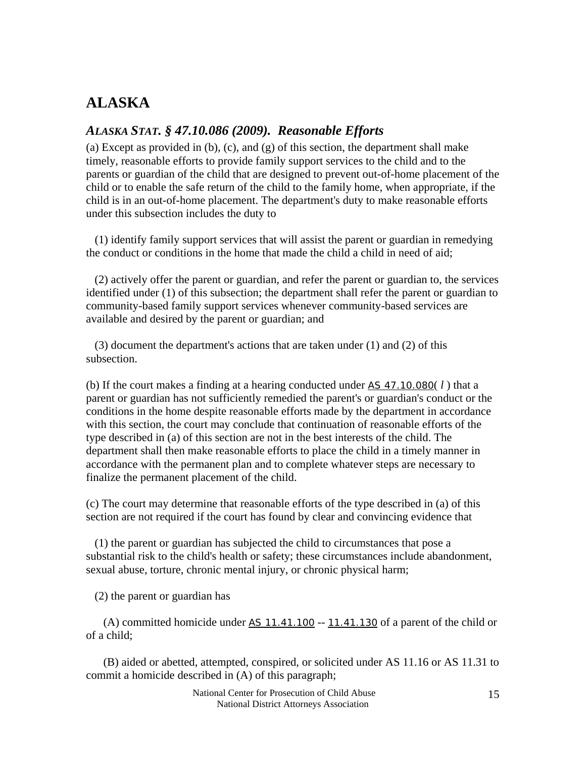# ALASKA

## *ALASKA STAT. § 47.10.086 (2009). Reasonable Efforts*

(a) Except as provided in (b), (c), and (g) of this section, the department shall make timely, reasonable efforts to provide family support services to the child and to the parents or guardian of the child that are designed to prevent out-of-home placement of the child or to enable the safe return of the child to the family home, when appropriate, if the child is in an out-of-home placement. The department's duty to make reasonable efforts under this subsection includes the duty to

(1) identify family support services that will assist the parent or guardian in remedying the conduct or conditions in the home that made the child a child in need of aid;

(2) actively offer the parent or guardian, and refer the parent or guardian to, the services identified under (1) of this subsection; the department shall refer the parent or guardian to community-based family support services whenever community-based services are available and desired by the parent or guardian; and

(3) document the department's actions that are taken under (1) and (2) of this subsection.

(b) If the court makes a finding at a hearing conducted under AS 47.10.080( *l* ) that a parent or guardian has not sufficiently remedied the parent's or guardian's conduct or the conditions in the home despite reasonable efforts made by the department in accordance with this section, the court may conclude that continuation of reasonable efforts of the type described in (a) of this section are not in the best interests of the child. The department shall then make reasonable efforts to place the child in a timely manner in accordance with the permanent plan and to complete whatever steps are necessary to finalize the permanent placement of the child.

(c) The court may determine that reasonable efforts of the type described in (a) of this section are not required if the court has found by clear and convincing evidence that

(1) the parent or guardian has subjected the child to circumstances that pose a substantial risk to the child's health or safety; these circumstances include abandonment, sexual abuse, torture, chronic mental injury, or chronic physical harm;

(2) the parent or guardian has

(A) committed homicide under AS 11.41.100 -- 11.41.130 of a parent of the child or of a child;

(B) aided or abetted, attempted, conspired, or solicited under AS 11.16 or AS 11.31 to commit a homicide described in (A) of this paragraph;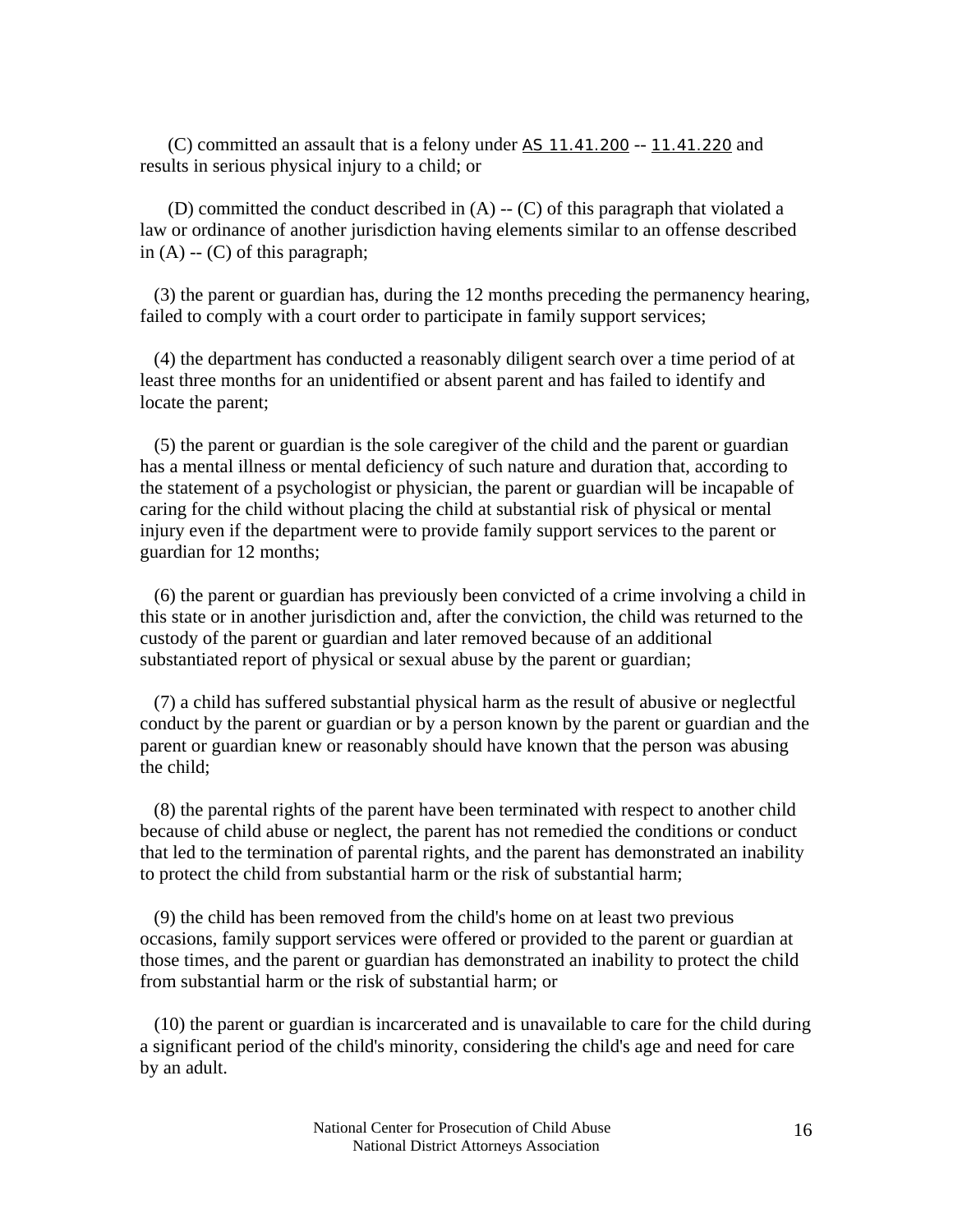(C) committed an assault that is a felony under AS 11.41.200 -- 11.41.220 and results in serious physical injury to a child; or

(D) committed the conduct described in (A) -- (C) of this paragraph that violated a law or ordinance of another jurisdiction having elements similar to an offense described in (A) -- (C) of this paragraph;

(3) the parent or guardian has, during the 12 months preceding the permanency hearing, failed to comply with a court order to participate in family support services;

(4) the department has conducted a reasonably diligent search over a time period of at least three months for an unidentified or absent parent and has failed to identify and locate the parent;

(5) the parent or guardian is the sole caregiver of the child and the parent or guardian has a mental illness or mental deficiency of such nature and duration that, according to the statement of a psychologist or physician, the parent or guardian will be incapable of caring for the child without placing the child at substantial risk of physical or mental injury even if the department were to provide family support services to the parent or guardian for 12 months;

(6) the parent or guardian has previously been convicted of a crime involving a child in this state or in another jurisdiction and, after the conviction, the child was returned to the custody of the parent or guardian and later removed because of an additional substantiated report of physical or sexual abuse by the parent or guardian;

(7) a child has suffered substantial physical harm as the result of abusive or neglectful conduct by the parent or guardian or by a person known by the parent or guardian and the parent or guardian knew or reasonably should have known that the person was abusing the child;

(8) the parental rights of the parent have been terminated with respect to another child because of child abuse or neglect, the parent has not remedied the conditions or conduct that led to the termination of parental rights, and the parent has demonstrated an inability to protect the child from substantial harm or the risk of substantial harm;

(9) the child has been removed from the child's home on at least two previous occasions, family support services were offered or provided to the parent or guardian at those times, and the parent or guardian has demonstrated an inability to protect the child from substantial harm or the risk of substantial harm; or

(10) the parent or guardian is incarcerated and is unavailable to care for the child during a significant period of the child's minority, considering the child's age and need for care by an adult.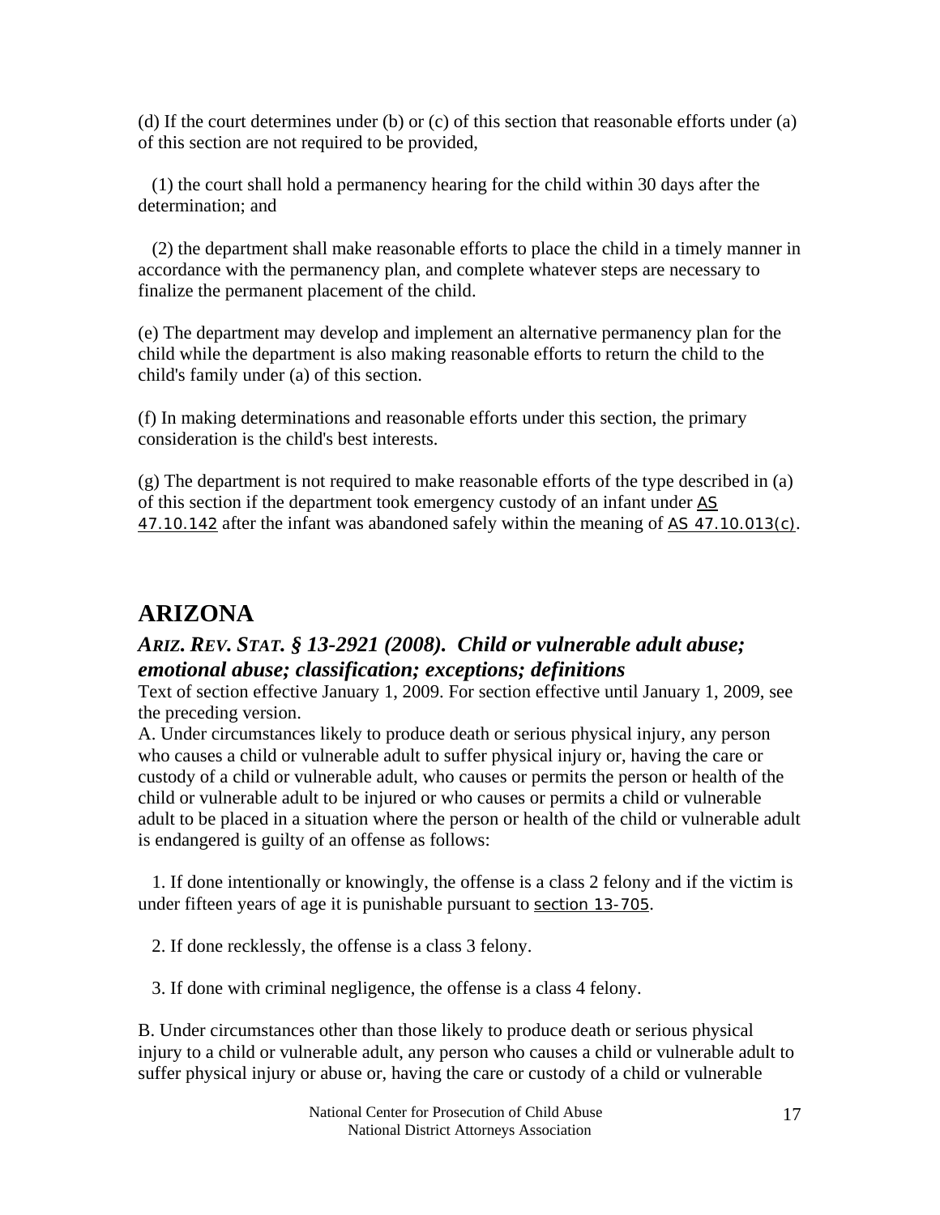(d) If the court determines under (b) or (c) of this section that reasonable efforts under (a) of this section are not required to be provided,

(1) the court shall hold a permanency hearing for the child within 30 days after the determination; and

(2) the department shall make reasonable efforts to place the child in a timely manner in accordance with the permanency plan, and complete whatever steps are necessary to finalize the permanent placement of the child.

(e) The department may develop and implement an alternative permanency plan for the child while the department is also making reasonable efforts to return the child to the child's family under (a) of this section.

(f) In making determinations and reasonable efforts under this section, the primary consideration is the child's best interests.

(g) The department is not required to make reasonable efforts of the type described in (a) of this section if the department took emergency custody of an infant under AS 47.10.142 after the infant was abandoned safely within the meaning of AS 47.10.013(c).

## ARIZONA

### *ARIZ. REV. STAT. § 13-2921 (2008). Child or vulnerable adult abuse; emotional abuse; classification; exceptions; definitions*

Text of section effective January 1, 2009. For section effective until January 1, 2009, see the preceding version.

A. Under circumstances likely to produce death or serious physical injury, any person who causes a child or vulnerable adult to suffer physical injury or, having the care or custody of a child or vulnerable adult, who causes or permits the person or health of the child or vulnerable adult to be injured or who causes or permits a child or vulnerable adult to be placed in a situation where the person or health of the child or vulnerable adult is endangered is guilty of an offense as follows:

1. If done intentionally or knowingly, the offense is a class 2 felony and if the victim is under fifteen years of age it is punishable pursuant to section 13-705.

2. If done recklessly, the offense is a class 3 felony.

3. If done with criminal negligence, the offense is a class 4 felony.

B. Under circumstances other than those likely to produce death or serious physical injury to a child or vulnerable adult, any person who causes a child or vulnerable adult to suffer physical injury or abuse or, having the care or custody of a child or vulnerable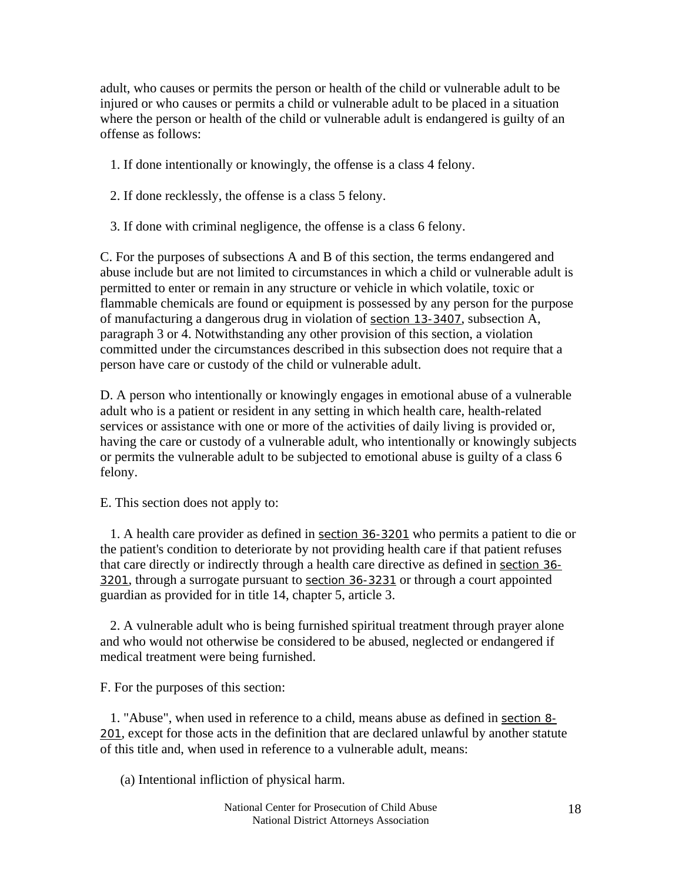adult, who causes or permits the person or health of the child or vulnerable adult to be injured or who causes or permits a child or vulnerable adult to be placed in a situation where the person or health of the child or vulnerable adult is endangered is guilty of an offense as follows:

1. If done intentionally or knowingly, the offense is a class 4 felony.

2. If done recklessly, the offense is a class 5 felony.

3. If done with criminal negligence, the offense is a class 6 felony.

C. For the purposes of subsections A and B of this section, the terms endangered and abuse include but are not limited to circumstances in which a child or vulnerable adult is permitted to enter or remain in any structure or vehicle in which volatile, toxic or flammable chemicals are found or equipment is possessed by any person for the purpose of manufacturing a dangerous drug in violation of section 13-3407, subsection A, paragraph 3 or 4. Notwithstanding any other provision of this section, a violation committed under the circumstances described in this subsection does not require that a person have care or custody of the child or vulnerable adult.

D. A person who intentionally or knowingly engages in emotional abuse of a vulnerable adult who is a patient or resident in any setting in which health care, health-related services or assistance with one or more of the activities of daily living is provided or, having the care or custody of a vulnerable adult, who intentionally or knowingly subjects or permits the vulnerable adult to be subjected to emotional abuse is guilty of a class 6 felony.

E. This section does not apply to:

1. A health care provider as defined in section 36-3201 who permits a patient to die or the patient's condition to deteriorate by not providing health care if that patient refuses that care directly or indirectly through a health care directive as defined in section 36-3201, through a surrogate pursuant to section 36-3231 or through a court appointed guardian as provided for in title 14, chapter 5, article 3.

2. A vulnerable adult who is being furnished spiritual treatment through prayer alone and who would not otherwise be considered to be abused, neglected or endangered if medical treatment were being furnished.

F. For the purposes of this section:

1. "Abuse", when used in reference to a child, means abuse as defined in section 8-201, except for those acts in the definition that are declared unlawful by another statute of this title and, when used in reference to a vulnerable adult, means:

(a) Intentional infliction of physical harm.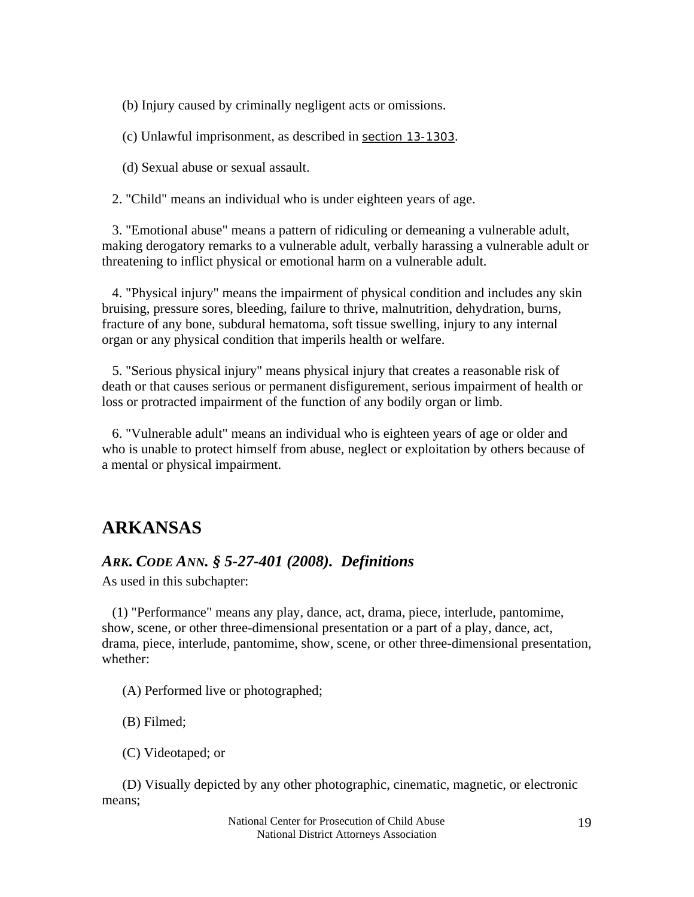(b) Injury caused by criminally negligent acts or omissions.

(c) Unlawful imprisonment, as described in section 13-1303.

(d) Sexual abuse or sexual assault.

2. "Child" means an individual who is under eighteen years of age.

3. "Emotional abuse" means a pattern of ridiculing or demeaning a vulnerable adult, making derogatory remarks to a vulnerable adult, verbally harassing a vulnerable adult or threatening to inflict physical or emotional harm on a vulnerable adult.

4. "Physical injury" means the impairment of physical condition and includes any skin bruising, pressure sores, bleeding, failure to thrive, malnutrition, dehydration, burns, fracture of any bone, subdural hematoma, soft tissue swelling, injury to any internal organ or any physical condition that imperils health or welfare.

5. "Serious physical injury" means physical injury that creates a reasonable risk of death or that causes serious or permanent disfigurement, serious impairment of health or loss or protracted impairment of the function of any bodily organ or limb.

6. "Vulnerable adult" means an individual who is eighteen years of age or older and who is unable to protect himself from abuse, neglect or exploitation by others because of a mental or physical impairment.

## ARKANSAS

### *ARK. CODE ANN. § 5-27-401 (2008). Definitions*

As used in this subchapter:

(1) "Performance" means any play, dance, act, drama, piece, interlude, pantomime, show, scene, or other three-dimensional presentation or a part of a play, dance, act, drama, piece, interlude, pantomime, show, scene, or other three-dimensional presentation, whether:

(A) Performed live or photographed;

(B) Filmed;

(C) Videotaped; or

(D) Visually depicted by any other photographic, cinematic, magnetic, or electronic means;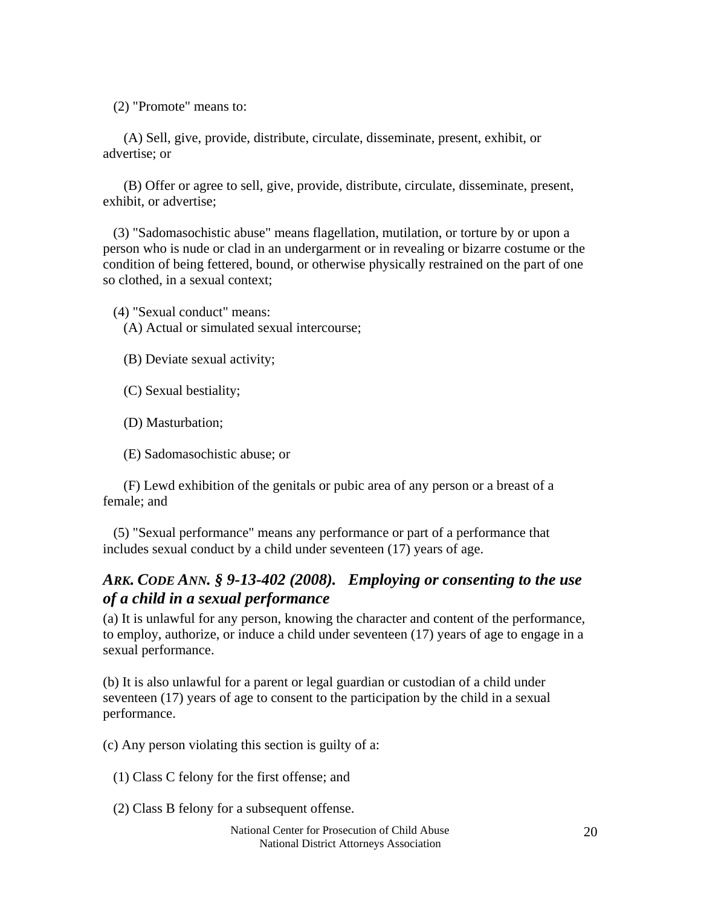(2) "Promote" means to:

(A) Sell, give, provide, distribute, circulate, disseminate, present, exhibit, or advertise; or

(B) Offer or agree to sell, give, provide, distribute, circulate, disseminate, present, exhibit, or advertise;

(3) "Sadomasochistic abuse" means flagellation, mutilation, or torture by or upon a person who is nude or clad in an undergarment or in revealing or bizarre costume or the condition of being fettered, bound, or otherwise physically restrained on the part of one so clothed, in a sexual context;

(4) "Sexual conduct" means:

(A) Actual or simulated sexual intercourse;

(B) Deviate sexual activity;

(C) Sexual bestiality;

(D) Masturbation;

(E) Sadomasochistic abuse; or

(F) Lewd exhibition of the genitals or pubic area of any person or a breast of a female; and

(5) "Sexual performance" means any performance or part of a performance that includes sexual conduct by a child under seventeen (17) years of age.

## *ARK. CODE ANN. § 9-13-402 (2008). Employing or consenting to the use of a child in a sexual performance*

(a) It is unlawful for any person, knowing the character and content of the performance, to employ, authorize, or induce a child under seventeen (17) years of age to engage in a sexual performance.

(b) It is also unlawful for a parent or legal guardian or custodian of a child under seventeen (17) years of age to consent to the participation by the child in a sexual performance.

(c) Any person violating this section is guilty of a:

(1) Class C felony for the first offense; and

(2) Class B felony for a subsequent offense.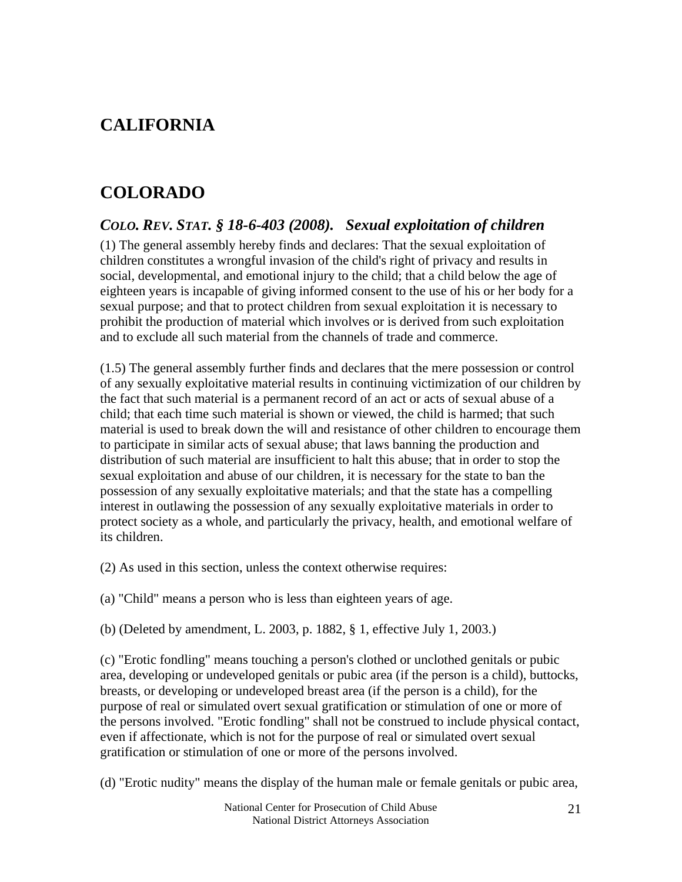## CALIFORNIA

## COLORADO

### *COLO. REV. STAT. § 18-6-403 (2008). Sexual exploitation of children*

(1) The general assembly hereby finds and declares: That the sexual exploitation of children constitutes a wrongful invasion of the child's right of privacy and results in social, developmental, and emotional injury to the child; that a child below the age of eighteen years is incapable of giving informed consent to the use of his or her body for a sexual purpose; and that to protect children from sexual exploitation it is necessary to prohibit the production of material which involves or is derived from such exploitation and to exclude all such material from the channels of trade and commerce.

(1.5) The general assembly further finds and declares that the mere possession or control of any sexually exploitative material results in continuing victimization of our children by the fact that such material is a permanent record of an act or acts of sexual abuse of a child; that each time such material is shown or viewed, the child is harmed; that such material is used to break down the will and resistance of other children to encourage them to participate in similar acts of sexual abuse; that laws banning the production and distribution of such material are insufficient to halt this abuse; that in order to stop the sexual exploitation and abuse of our children, it is necessary for the state to ban the possession of any sexually exploitative materials; and that the state has a compelling interest in outlawing the possession of any sexually exploitative materials in order to protect society as a whole, and particularly the privacy, health, and emotional welfare of its children.

(2) As used in this section, unless the context otherwise requires:

(a) "Child" means a person who is less than eighteen years of age.

(b) (Deleted by amendment, L. 2003, p. 1882, § 1, effective July 1, 2003.)

(c) "Erotic fondling" means touching a person's clothed or unclothed genitals or pubic area, developing or undeveloped genitals or pubic area (if the person is a child), buttocks, breasts, or developing or undeveloped breast area (if the person is a child), for the purpose of real or simulated overt sexual gratification or stimulation of one or more of the persons involved. "Erotic fondling" shall not be construed to include physical contact, even if affectionate, which is not for the purpose of real or simulated overt sexual gratification or stimulation of one or more of the persons involved.

(d) "Erotic nudity" means the display of the human male or female genitals or pubic area,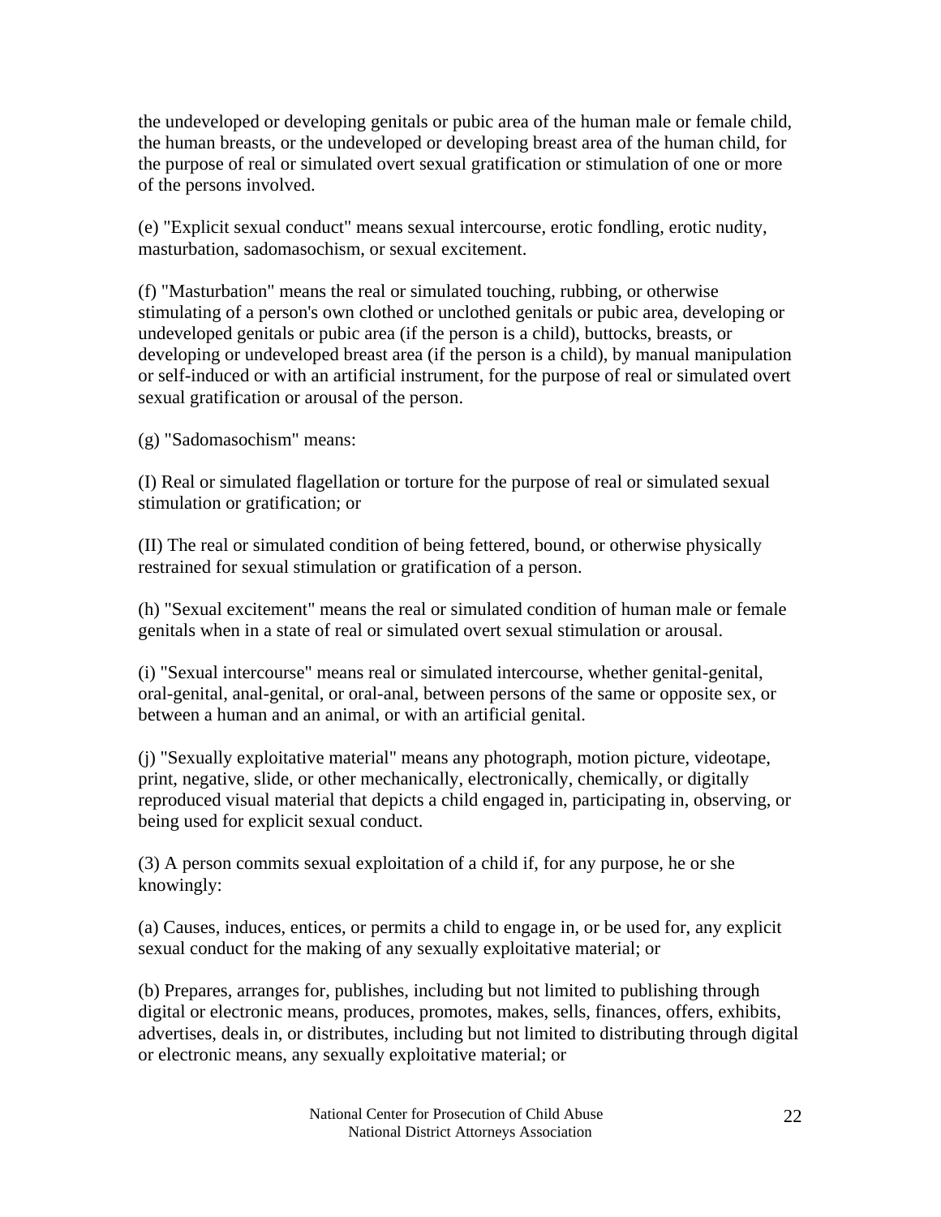the undeveloped or developing genitals or pubic area of the human male or female child, the human breasts, or the undeveloped or developing breast area of the human child, for the purpose of real or simulated overt sexual gratification or stimulation of one or more of the persons involved.

(e) "Explicit sexual conduct" means sexual intercourse, erotic fondling, erotic nudity, masturbation, sadomasochism, or sexual excitement.

(f) "Masturbation" means the real or simulated touching, rubbing, or otherwise stimulating of a person's own clothed or unclothed genitals or pubic area, developing or undeveloped genitals or pubic area (if the person is a child), buttocks, breasts, or developing or undeveloped breast area (if the person is a child), by manual manipulation or self-induced or with an artificial instrument, for the purpose of real or simulated overt sexual gratification or arousal of the person.

(g) "Sadomasochism" means:

(I) Real or simulated flagellation or torture for the purpose of real or simulated sexual stimulation or gratification; or

(II) The real or simulated condition of being fettered, bound, or otherwise physically restrained for sexual stimulation or gratification of a person.

(h) "Sexual excitement" means the real or simulated condition of human male or female genitals when in a state of real or simulated overt sexual stimulation or arousal.

(i) "Sexual intercourse" means real or simulated intercourse, whether genital-genital, oral-genital, anal-genital, or oral-anal, between persons of the same or opposite sex, or between a human and an animal, or with an artificial genital.

(j) "Sexually exploitative material" means any photograph, motion picture, videotape, print, negative, slide, or other mechanically, electronically, chemically, or digitally reproduced visual material that depicts a child engaged in, participating in, observing, or being used for explicit sexual conduct.

(3) A person commits sexual exploitation of a child if, for any purpose, he or she knowingly:

(a) Causes, induces, entices, or permits a child to engage in, or be used for, any explicit sexual conduct for the making of any sexually exploitative material; or

(b) Prepares, arranges for, publishes, including but not limited to publishing through digital or electronic means, produces, promotes, makes, sells, finances, offers, exhibits, advertises, deals in, or distributes, including but not limited to distributing through digital or electronic means, any sexually exploitative material; or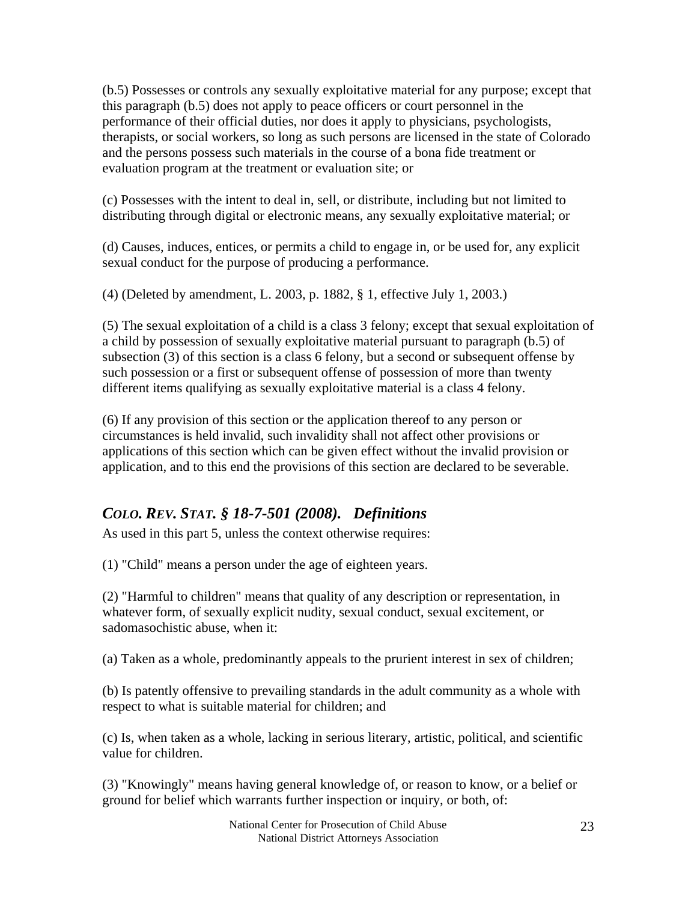(b.5) Possesses or controls any sexually exploitative material for any purpose; except that this paragraph (b.5) does not apply to peace officers or court personnel in the performance of their official duties, nor does it apply to physicians, psychologists, therapists, or social workers, so long as such persons are licensed in the state of Colorado and the persons possess such materials in the course of a bona fide treatment or evaluation program at the treatment or evaluation site; or

(c) Possesses with the intent to deal in, sell, or distribute, including but not limited to distributing through digital or electronic means, any sexually exploitative material; or

(d) Causes, induces, entices, or permits a child to engage in, or be used for, any explicit sexual conduct for the purpose of producing a performance.

(4) (Deleted by amendment, L. 2003, p. 1882, § 1, effective July 1, 2003.)

(5) The sexual exploitation of a child is a class 3 felony; except that sexual exploitation of a child by possession of sexually exploitative material pursuant to paragraph (b.5) of subsection (3) of this section is a class 6 felony, but a second or subsequent offense by such possession or a first or subsequent offense of possession of more than twenty different items qualifying as sexually exploitative material is a class 4 felony.

(6) If any provision of this section or the application thereof to any person or circumstances is held invalid, such invalidity shall not affect other provisions or applications of this section which can be given effect without the invalid provision or application, and to this end the provisions of this section are declared to be severable.

## *COLO. REV. STAT. § 18-7-501 (2008). Definitions*

As used in this part 5, unless the context otherwise requires:

(1) "Child" means a person under the age of eighteen years.

(2) "Harmful to children" means that quality of any description or representation, in whatever form, of sexually explicit nudity, sexual conduct, sexual excitement, or sadomasochistic abuse, when it:

(a) Taken as a whole, predominantly appeals to the prurient interest in sex of children;

(b) Is patently offensive to prevailing standards in the adult community as a whole with respect to what is suitable material for children; and

(c) Is, when taken as a whole, lacking in serious literary, artistic, political, and scientific value for children.

(3) "Knowingly" means having general knowledge of, or reason to know, or a belief or ground for belief which warrants further inspection or inquiry, or both, of: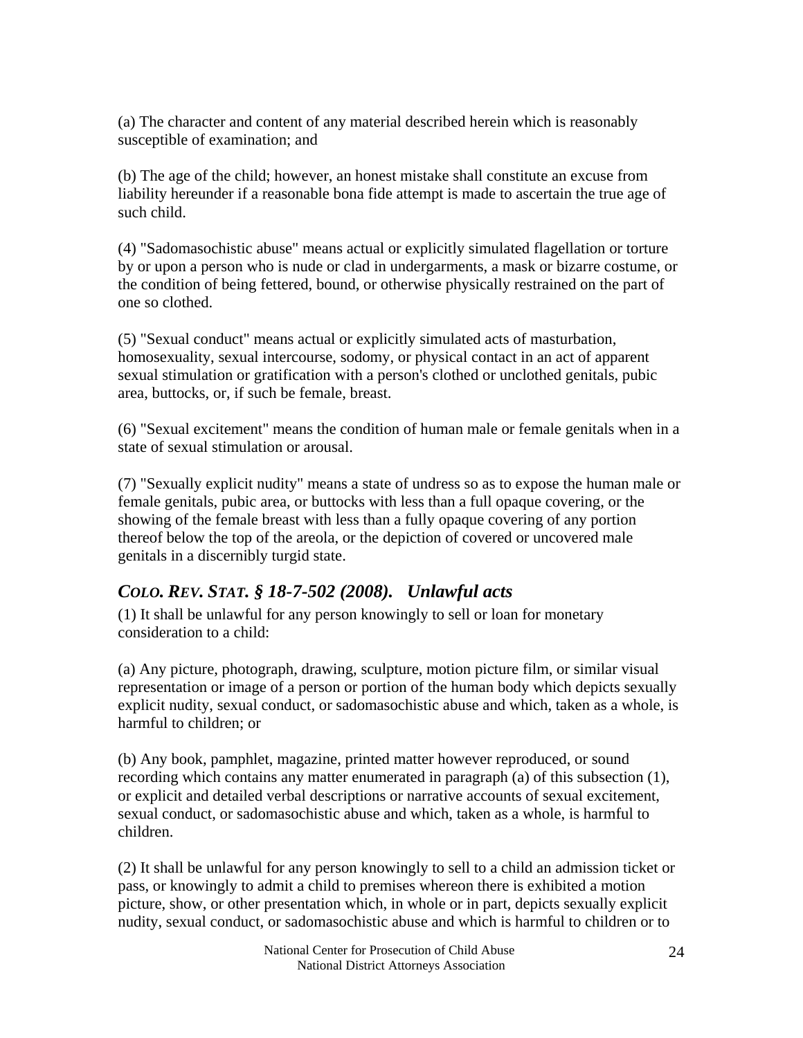(a) The character and content of any material described herein which is reasonably susceptible of examination; and

(b) The age of the child; however, an honest mistake shall constitute an excuse from liability hereunder if a reasonable bona fide attempt is made to ascertain the true age of such child.

(4) "Sadomasochistic abuse" means actual or explicitly simulated flagellation or torture by or upon a person who is nude or clad in undergarments, a mask or bizarre costume, or the condition of being fettered, bound, or otherwise physically restrained on the part of one so clothed.

(5) "Sexual conduct" means actual or explicitly simulated acts of masturbation, homosexuality, sexual intercourse, sodomy, or physical contact in an act of apparent sexual stimulation or gratification with a person's clothed or unclothed genitals, pubic area, buttocks, or, if such be female, breast.

(6) "Sexual excitement" means the condition of human male or female genitals when in a state of sexual stimulation or arousal.

(7) "Sexually explicit nudity" means a state of undress so as to expose the human male or female genitals, pubic area, or buttocks with less than a full opaque covering, or the showing of the female breast with less than a fully opaque covering of any portion thereof below the top of the areola, or the depiction of covered or uncovered male genitals in a discernibly turgid state.

### *COLO. REV. STAT. § 18-7-502 (2008). Unlawful acts*

(1) It shall be unlawful for any person knowingly to sell or loan for monetary consideration to a child:

(a) Any picture, photograph, drawing, sculpture, motion picture film, or similar visual representation or image of a person or portion of the human body which depicts sexually explicit nudity, sexual conduct, or sadomasochistic abuse and which, taken as a whole, is harmful to children; or

(b) Any book, pamphlet, magazine, printed matter however reproduced, or sound recording which contains any matter enumerated in paragraph (a) of this subsection (1), or explicit and detailed verbal descriptions or narrative accounts of sexual excitement, sexual conduct, or sadomasochistic abuse and which, taken as a whole, is harmful to children.

(2) It shall be unlawful for any person knowingly to sell to a child an admission ticket or pass, or knowingly to admit a child to premises whereon there is exhibited a motion picture, show, or other presentation which, in whole or in part, depicts sexually explicit nudity, sexual conduct, or sadomasochistic abuse and which is harmful to children or to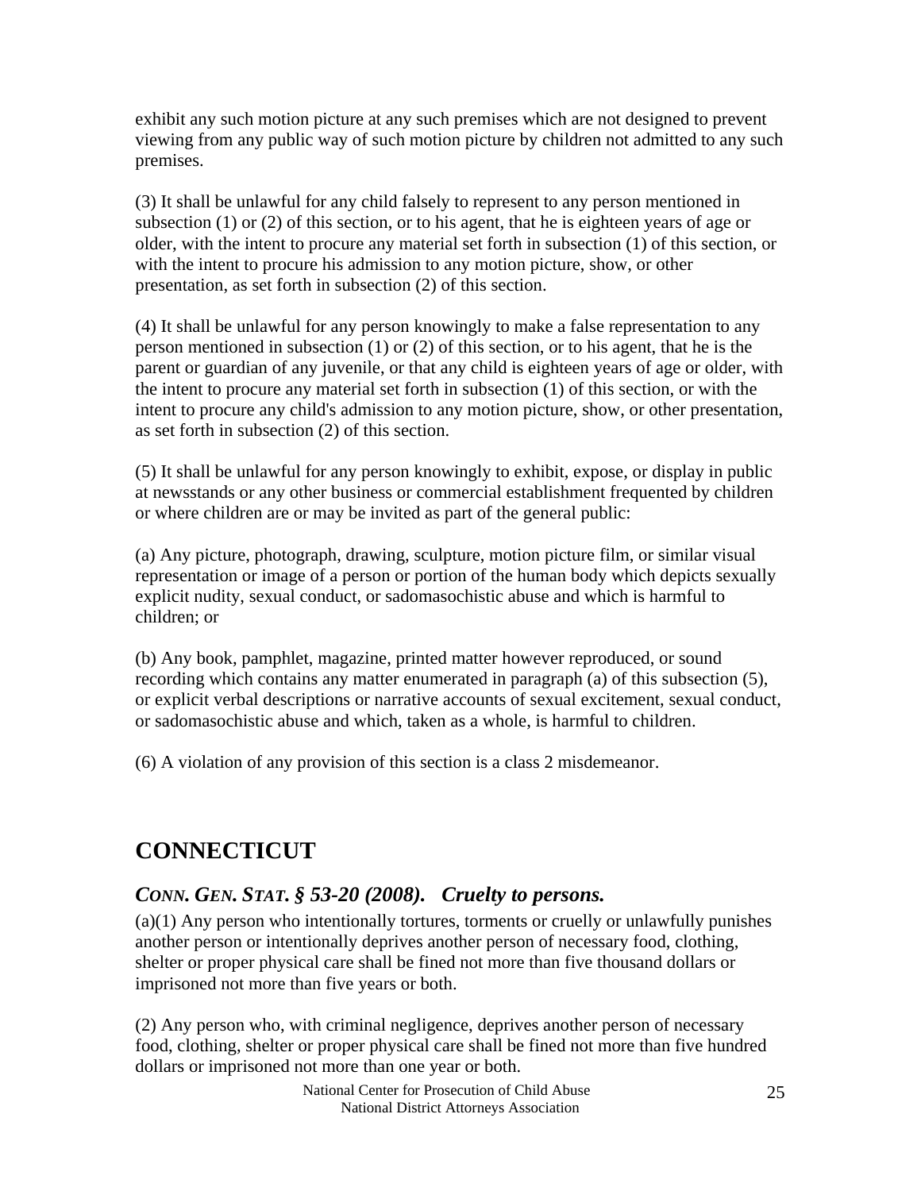exhibit any such motion picture at any such premises which are not designed to prevent viewing from any public way of such motion picture by children not admitted to any such premises.

(3) It shall be unlawful for any child falsely to represent to any person mentioned in subsection (1) or (2) of this section, or to his agent, that he is eighteen years of age or older, with the intent to procure any material set forth in subsection (1) of this section, or with the intent to procure his admission to any motion picture, show, or other presentation, as set forth in subsection (2) of this section.

(4) It shall be unlawful for any person knowingly to make a false representation to any person mentioned in subsection (1) or (2) of this section, or to his agent, that he is the parent or guardian of any juvenile, or that any child is eighteen years of age or older, with the intent to procure any material set forth in subsection (1) of this section, or with the intent to procure any child's admission to any motion picture, show, or other presentation, as set forth in subsection (2) of this section.

(5) It shall be unlawful for any person knowingly to exhibit, expose, or display in public at newsstands or any other business or commercial establishment frequented by children or where children are or may be invited as part of the general public:

(a) Any picture, photograph, drawing, sculpture, motion picture film, or similar visual representation or image of a person or portion of the human body which depicts sexually explicit nudity, sexual conduct, or sadomasochistic abuse and which is harmful to children; or

(b) Any book, pamphlet, magazine, printed matter however reproduced, or sound recording which contains any matter enumerated in paragraph (a) of this subsection (5), or explicit verbal descriptions or narrative accounts of sexual excitement, sexual conduct, or sadomasochistic abuse and which, taken as a whole, is harmful to children.

(6) A violation of any provision of this section is a class 2 misdemeanor.

# CONNECTICUT

## *CONN. GEN. STAT. § 53-20 (2008). Cruelty to persons.*

(a)(1) Any person who intentionally tortures, torments or cruelly or unlawfully punishes another person or intentionally deprives another person of necessary food, clothing, shelter or proper physical care shall be fined not more than five thousand dollars or imprisoned not more than five years or both.

(2) Any person who, with criminal negligence, deprives another person of necessary food, clothing, shelter or proper physical care shall be fined not more than five hundred dollars or imprisoned not more than one year or both.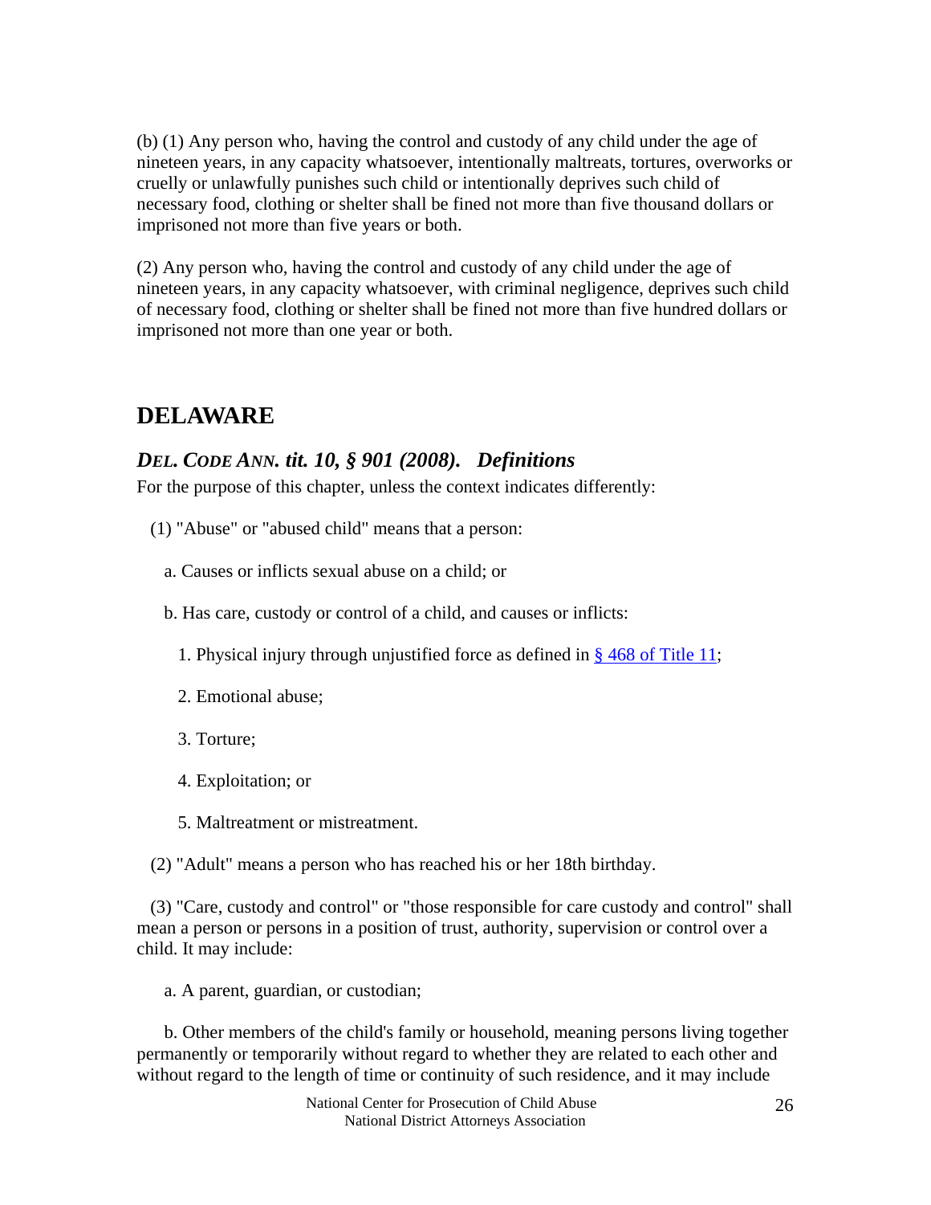(b) (1) Any person who, having the control and custody of any child under the age of nineteen years, in any capacity whatsoever, intentionally maltreats, tortures, overworks or cruelly or unlawfully punishes such child or intentionally deprives such child of necessary food, clothing or shelter shall be fined not more than five thousand dollars or imprisoned not more than five years or both.

(2) Any person who, having the control and custody of any child under the age of nineteen years, in any capacity whatsoever, with criminal negligence, deprives such child of necessary food, clothing or shelter shall be fined not more than five hundred dollars or imprisoned not more than one year or both.

## DELAWARE

### *DEL. CODE ANN. tit. 10, § 901 (2008). Definitions*

For the purpose of this chapter, unless the context indicates differently:

(1) "Abuse" or "abused child" means that a person:

a. Causes or inflicts sexual abuse on a child; or

b. Has care, custody or control of a child, and causes or inflicts:

1. Physical injury through unjustified force as defined in § 468 of Title 11;

2. Emotional abuse;

3. Torture;

4. Exploitation; or

5. Maltreatment or mistreatment.

(2) "Adult" means a person who has reached his or her 18th birthday.

(3) "Care, custody and control" or "those responsible for care custody and control" shall mean a person or persons in a position of trust, authority, supervision or control over a child. It may include:

a. A parent, guardian, or custodian;

b. Other members of the child's family or household, meaning persons living together permanently or temporarily without regard to whether they are related to each other and without regard to the length of time or continuity of such residence, and it may include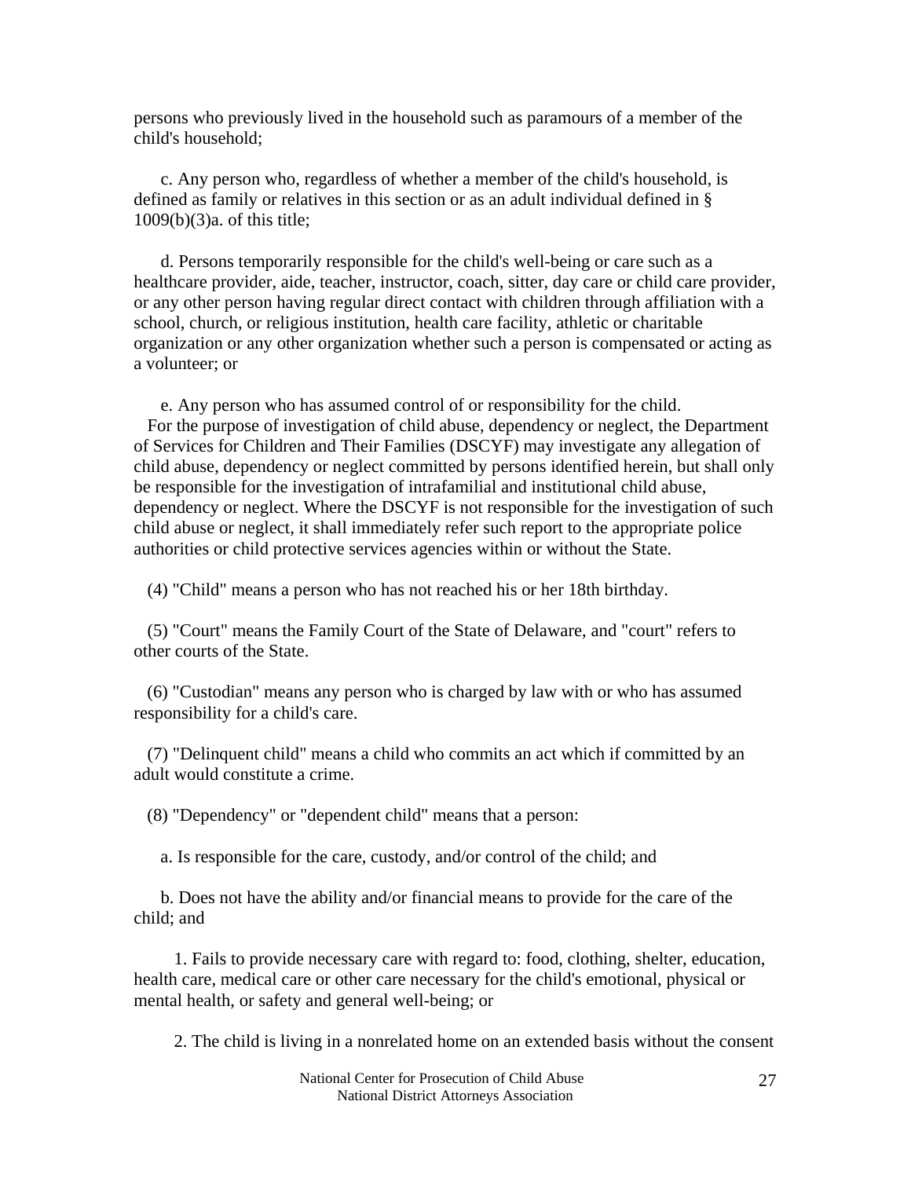persons who previously lived in the household such as paramours of a member of the child's household;

c. Any person who, regardless of whether a member of the child's household, is defined as family or relatives in this section or as an adult individual defined in § 1009(b)(3)a. of this title;

d. Persons temporarily responsible for the child's well-being or care such as a healthcare provider, aide, teacher, instructor, coach, sitter, day care or child care provider, or any other person having regular direct contact with children through affiliation with a school, church, or religious institution, health care facility, athletic or charitable organization or any other organization whether such a person is compensated or acting as a volunteer; or

e. Any person who has assumed control of or responsibility for the child.

For the purpose of investigation of child abuse, dependency or neglect, the Department of Services for Children and Their Families (DSCYF) may investigate any allegation of child abuse, dependency or neglect committed by persons identified herein, but shall only be responsible for the investigation of intrafamilial and institutional child abuse, dependency or neglect. Where the DSCYF is not responsible for the investigation of such child abuse or neglect, it shall immediately refer such report to the appropriate police authorities or child protective services agencies within or without the State.

(4) "Child" means a person who has not reached his or her 18th birthday.

(5) "Court" means the Family Court of the State of Delaware, and "court" refers to other courts of the State.

(6) "Custodian" means any person who is charged by law with or who has assumed responsibility for a child's care.

(7) "Delinquent child" means a child who commits an act which if committed by an adult would constitute a crime.

(8) "Dependency" or "dependent child" means that a person:

a. Is responsible for the care, custody, and/or control of the child; and

b. Does not have the ability and/or financial means to provide for the care of the child; and

1. Fails to provide necessary care with regard to: food, clothing, shelter, education, health care, medical care or other care necessary for the child's emotional, physical or mental health, or safety and general well-being; or

2. The child is living in a nonrelated home on an extended basis without the consent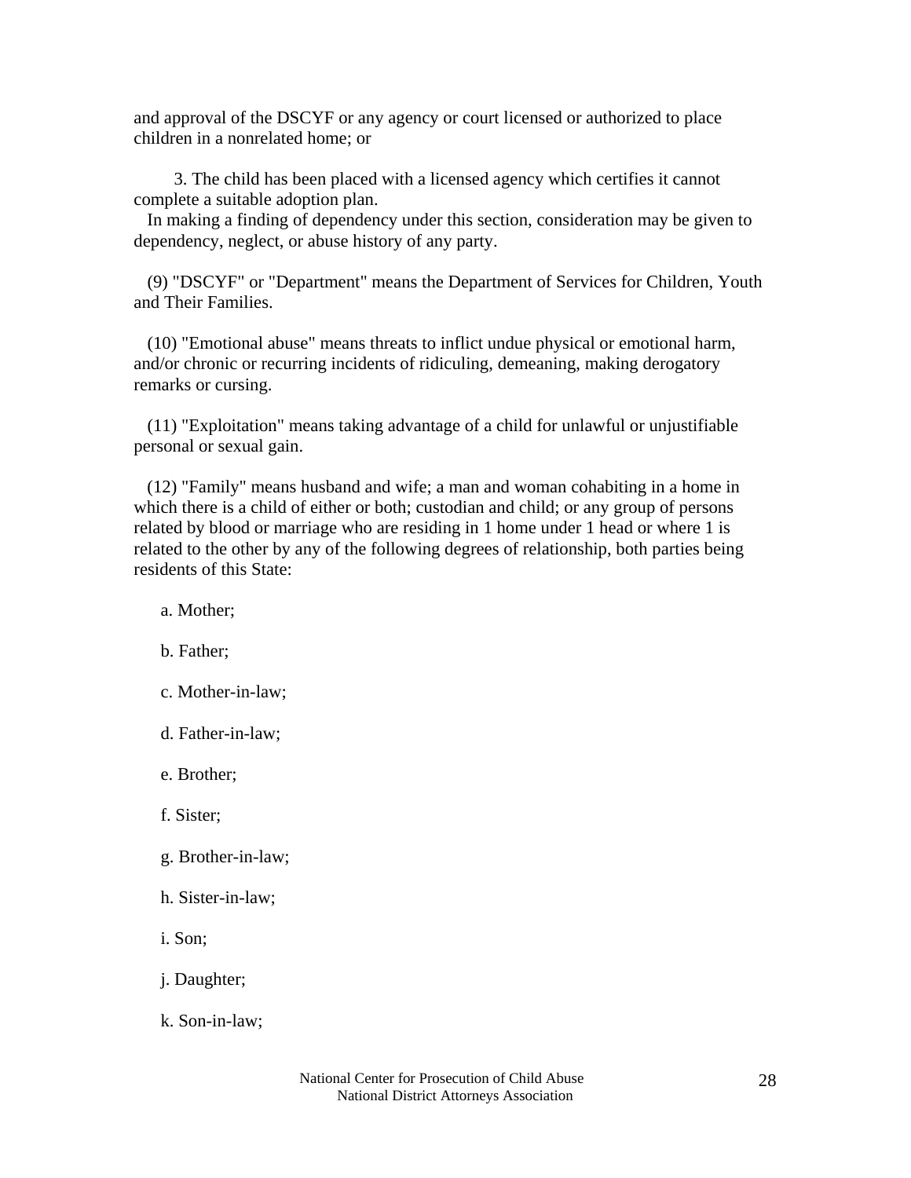and approval of the DSCYF or any agency or court licensed or authorized to place children in a nonrelated home; or

3. The child has been placed with a licensed agency which certifies it cannot complete a suitable adoption plan.

In making a finding of dependency under this section, consideration may be given to dependency, neglect, or abuse history of any party.

(9) "DSCYF" or "Department" means the Department of Services for Children, Youth and Their Families.

(10) "Emotional abuse" means threats to inflict undue physical or emotional harm, and/or chronic or recurring incidents of ridiculing, demeaning, making derogatory remarks or cursing.

(11) "Exploitation" means taking advantage of a child for unlawful or unjustifiable personal or sexual gain.

(12) "Family" means husband and wife; a man and woman cohabiting in a home in which there is a child of either or both; custodian and child; or any group of persons related by blood or marriage who are residing in 1 home under 1 head or where 1 is related to the other by any of the following degrees of relationship, both parties being residents of this State:

a. Mother;

b. Father;

c. Mother-in-law;

d. Father-in-law;

e. Brother;

f. Sister;

g. Brother-in-law;

h. Sister-in-law;

i. Son;

j. Daughter;

k. Son-in-law;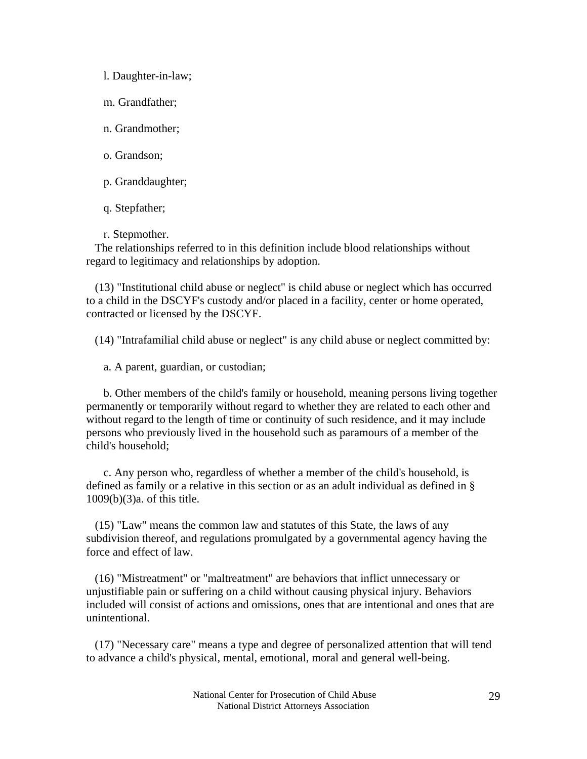l. Daughter-in-law;

m. Grandfather;

n. Grandmother;

o. Grandson;

p. Granddaughter;

q. Stepfather;

r. Stepmother.

The relationships referred to in this definition include blood relationships without regard to legitimacy and relationships by adoption.

(13) "Institutional child abuse or neglect" is child abuse or neglect which has occurred to a child in the DSCYF's custody and/or placed in a facility, center or home operated, contracted or licensed by the DSCYF.

(14) "Intrafamilial child abuse or neglect" is any child abuse or neglect committed by:

a. A parent, guardian, or custodian;

b. Other members of the child's family or household, meaning persons living together permanently or temporarily without regard to whether they are related to each other and without regard to the length of time or continuity of such residence, and it may include persons who previously lived in the household such as paramours of a member of the child's household;

c. Any person who, regardless of whether a member of the child's household, is defined as family or a relative in this section or as an adult individual as defined in § 1009(b)(3)a. of this title.

(15) "Law" means the common law and statutes of this State, the laws of any subdivision thereof, and regulations promulgated by a governmental agency having the force and effect of law.

(16) "Mistreatment" or "maltreatment" are behaviors that inflict unnecessary or unjustifiable pain or suffering on a child without causing physical injury. Behaviors included will consist of actions and omissions, ones that are intentional and ones that are unintentional.

(17) "Necessary care" means a type and degree of personalized attention that will tend to advance a child's physical, mental, emotional, moral and general well-being.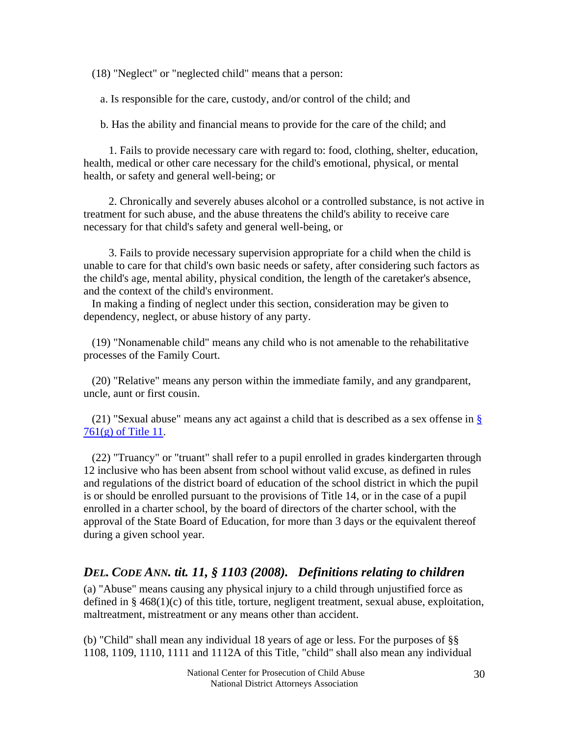(18) "Neglect" or "neglected child" means that a person:

a. Is responsible for the care, custody, and/or control of the child; and

b. Has the ability and financial means to provide for the care of the child; and

1. Fails to provide necessary care with regard to: food, clothing, shelter, education, health, medical or other care necessary for the child's emotional, physical, or mental health, or safety and general well-being; or

2. Chronically and severely abuses alcohol or a controlled substance, is not active in treatment for such abuse, and the abuse threatens the child's ability to receive care necessary for that child's safety and general well-being, or

3. Fails to provide necessary supervision appropriate for a child when the child is unable to care for that child's own basic needs or safety, after considering such factors as the child's age, mental ability, physical condition, the length of the caretaker's absence, and the context of the child's environment.

In making a finding of neglect under this section, consideration may be given to dependency, neglect, or abuse history of any party.

(19) "Nonamenable child" means any child who is not amenable to the rehabilitative processes of the Family Court.

(20) "Relative" means any person within the immediate family, and any grandparent, uncle, aunt or first cousin.

(21) "Sexual abuse" means any act against a child that is described as a sex offense in § 761(g) of Title 11.

(22) "Truancy" or "truant" shall refer to a pupil enrolled in grades kindergarten through 12 inclusive who has been absent from school without valid excuse, as defined in rules and regulations of the district board of education of the school district in which the pupil is or should be enrolled pursuant to the provisions of Title 14, or in the case of a pupil enrolled in a charter school, by the board of directors of the charter school, with the approval of the State Board of Education, for more than 3 days or the equivalent thereof during a given school year.

## *DEL. CODE ANN. tit. 11, § 1103 (2008). Definitions relating to children*

(a) "Abuse" means causing any physical injury to a child through unjustified force as defined in § 468(1)(c) of this title, torture, negligent treatment, sexual abuse, exploitation, maltreatment, mistreatment or any means other than accident.

(b) "Child" shall mean any individual 18 years of age or less. For the purposes of §§ 1108, 1109, 1110, 1111 and 1112A of this Title, "child" shall also mean any individual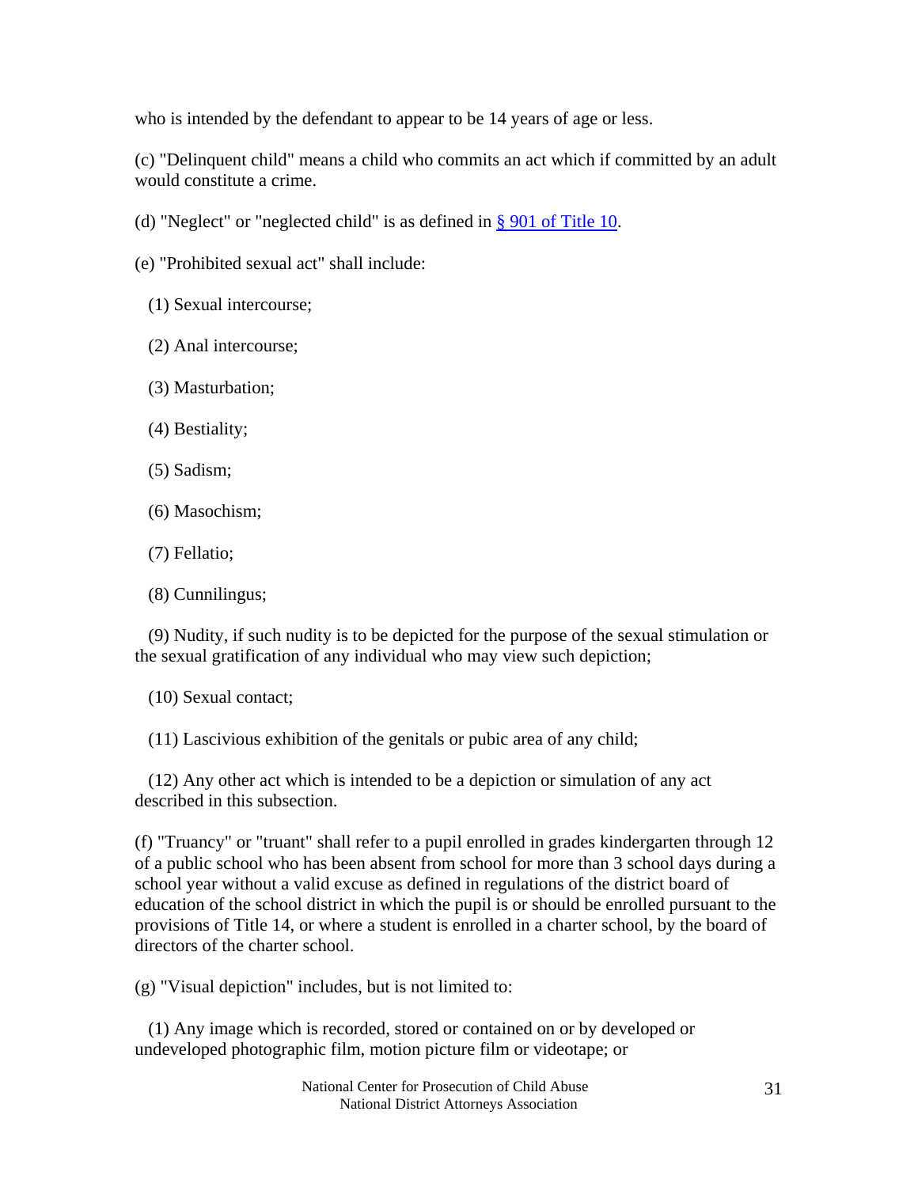who is intended by the defendant to appear to be 14 years of age or less.

(c) "Delinquent child" means a child who commits an act which if committed by an adult would constitute a crime.

(d) "Neglect" or "neglected child" is as defined in § 901 of Title 10.

(e) "Prohibited sexual act" shall include:

(1) Sexual intercourse;

(2) Anal intercourse;

(3) Masturbation;

(4) Bestiality;

(5) Sadism;

(6) Masochism;

(7) Fellatio;

(8) Cunnilingus;

(9) Nudity, if such nudity is to be depicted for the purpose of the sexual stimulation or the sexual gratification of any individual who may view such depiction;

(10) Sexual contact;

(11) Lascivious exhibition of the genitals or pubic area of any child;

(12) Any other act which is intended to be a depiction or simulation of any act described in this subsection.

(f) "Truancy" or "truant" shall refer to a pupil enrolled in grades kindergarten through 12 of a public school who has been absent from school for more than 3 school days during a school year without a valid excuse as defined in regulations of the district board of education of the school district in which the pupil is or should be enrolled pursuant to the provisions of Title 14, or where a student is enrolled in a charter school, by the board of directors of the charter school.

(g) "Visual depiction" includes, but is not limited to:

(1) Any image which is recorded, stored or contained on or by developed or undeveloped photographic film, motion picture film or videotape; or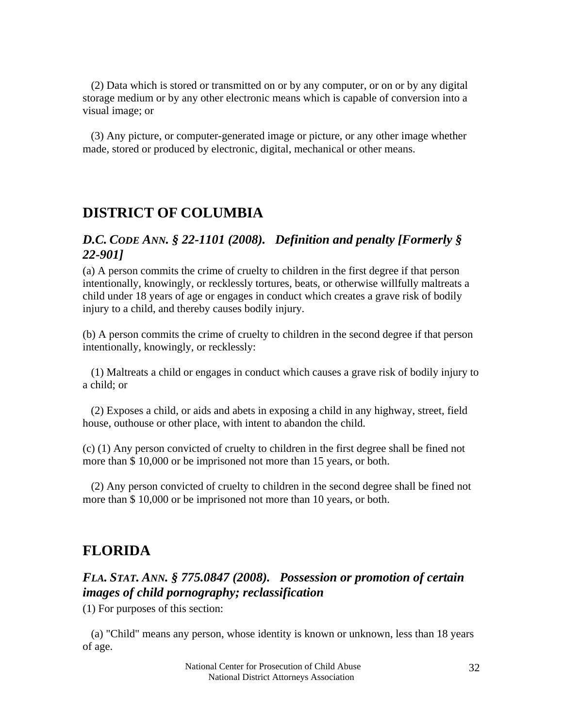(2) Data which is stored or transmitted on or by any computer, or on or by any digital storage medium or by any other electronic means which is capable of conversion into a visual image; or

(3) Any picture, or computer-generated image or picture, or any other image whether made, stored or produced by electronic, digital, mechanical or other means.

## DISTRICT OF COLUMBIA

### *D.C. CODE ANN. § 22-1101 (2008). Definition and penalty [Formerly § 22-901]*

(a) A person commits the crime of cruelty to children in the first degree if that person intentionally, knowingly, or recklessly tortures, beats, or otherwise willfully maltreats a child under 18 years of age or engages in conduct which creates a grave risk of bodily injury to a child, and thereby causes bodily injury.

(b) A person commits the crime of cruelty to children in the second degree if that person intentionally, knowingly, or recklessly:

(1) Maltreats a child or engages in conduct which causes a grave risk of bodily injury to a child; or

(2) Exposes a child, or aids and abets in exposing a child in any highway, street, field house, outhouse or other place, with intent to abandon the child.

(c) (1) Any person convicted of cruelty to children in the first degree shall be fined not more than $ 10,000 or be imprisoned not more than 15 years, or both.

(2) Any person convicted of cruelty to children in the second degree shall be fined not more than $ 10,000 or be imprisoned not more than 10 years, or both.

## FLORIDA

### *FLA. STAT. ANN. § 775.0847 (2008). Possession or promotion of certain images of child pornography; reclassification*

(1) For purposes of this section:

(a) "Child" means any person, whose identity is known or unknown, less than 18 years of age.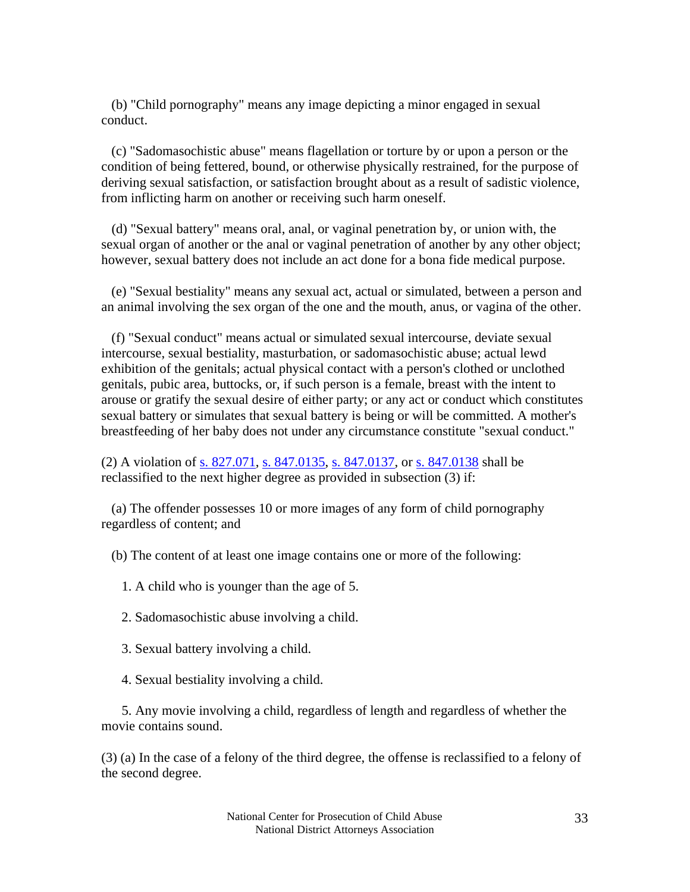(b) "Child pornography" means any image depicting a minor engaged in sexual conduct.

(c) "Sadomasochistic abuse" means flagellation or torture by or upon a person or the condition of being fettered, bound, or otherwise physically restrained, for the purpose of deriving sexual satisfaction, or satisfaction brought about as a result of sadistic violence, from inflicting harm on another or receiving such harm oneself.

(d) "Sexual battery" means oral, anal, or vaginal penetration by, or union with, the sexual organ of another or the anal or vaginal penetration of another by any other object; however, sexual battery does not include an act done for a bona fide medical purpose.

(e) "Sexual bestiality" means any sexual act, actual or simulated, between a person and an animal involving the sex organ of the one and the mouth, anus, or vagina of the other.

(f) "Sexual conduct" means actual or simulated sexual intercourse, deviate sexual intercourse, sexual bestiality, masturbation, or sadomasochistic abuse; actual lewd exhibition of the genitals; actual physical contact with a person's clothed or unclothed genitals, pubic area, buttocks, or, if such person is a female, breast with the intent to arouse or gratify the sexual desire of either party; or any act or conduct which constitutes sexual battery or simulates that sexual battery is being or will be committed. A mother's breastfeeding of her baby does not under any circumstance constitute "sexual conduct."

(2) A violation of s. 827.071, s. 847.0135, s. 847.0137, or s. 847.0138 shall be reclassified to the next higher degree as provided in subsection (3) if:

(a) The offender possesses 10 or more images of any form of child pornography regardless of content; and

(b) The content of at least one image contains one or more of the following:

1. A child who is younger than the age of 5.

2. Sadomasochistic abuse involving a child.

3. Sexual battery involving a child.

4. Sexual bestiality involving a child.

5. Any movie involving a child, regardless of length and regardless of whether the movie contains sound.

(3) (a) In the case of a felony of the third degree, the offense is reclassified to a felony of the second degree.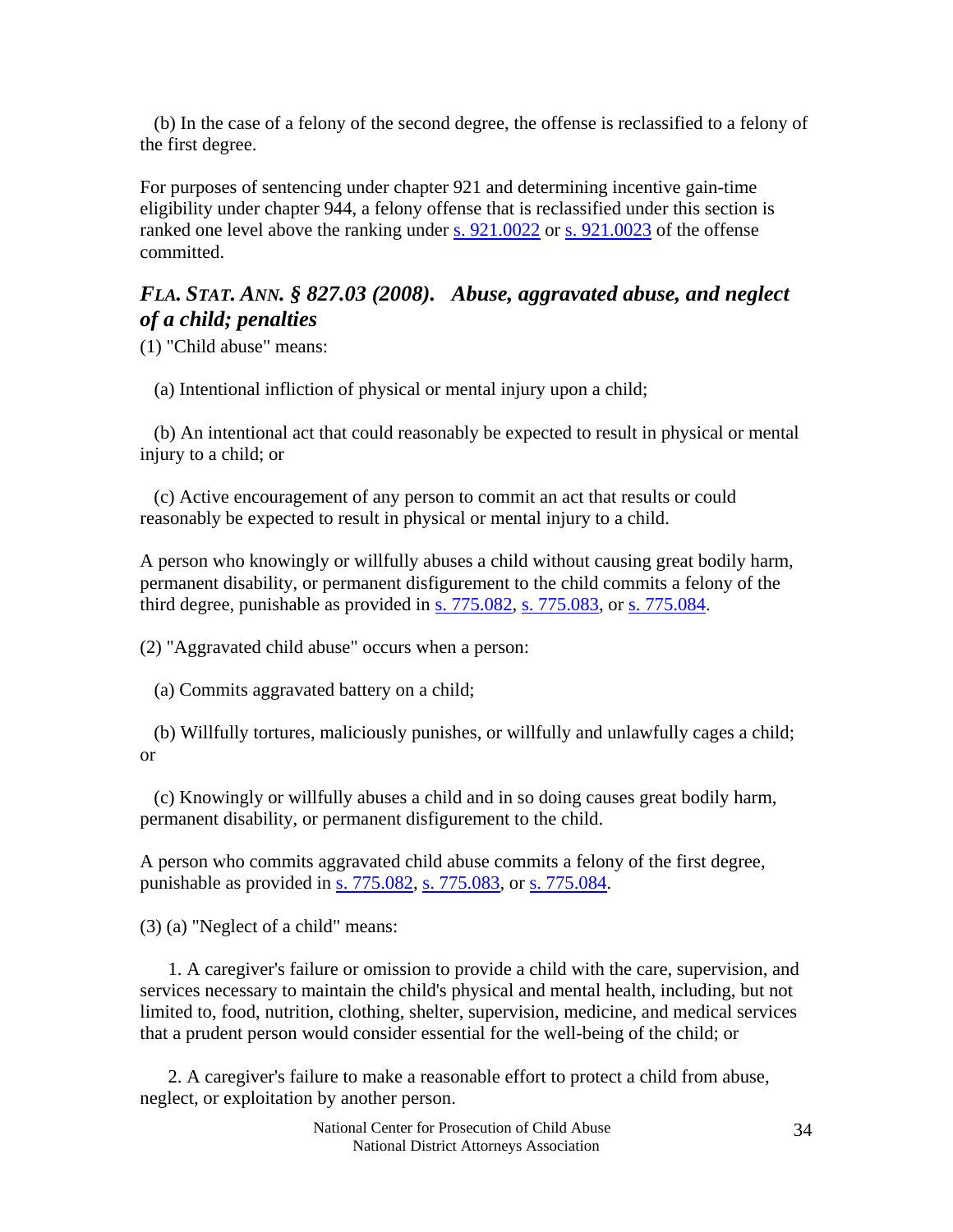(b) In the case of a felony of the second degree, the offense is reclassified to a felony of the first degree.

For purposes of sentencing under chapter 921 and determining incentive gain-time eligibility under chapter 944, a felony offense that is reclassified under this section is ranked one level above the ranking under s. 921.0022 or s. 921.0023 of the offense committed.

### *FLA. STAT. ANN. § 827.03 (2008). Abuse, aggravated abuse, and neglect of a child; penalties*

(1) "Child abuse" means:

(a) Intentional infliction of physical or mental injury upon a child;

(b) An intentional act that could reasonably be expected to result in physical or mental injury to a child; or

(c) Active encouragement of any person to commit an act that results or could reasonably be expected to result in physical or mental injury to a child.

A person who knowingly or willfully abuses a child without causing great bodily harm, permanent disability, or permanent disfigurement to the child commits a felony of the third degree, punishable as provided in s. 775.082, s. 775.083, or s. 775.084.

(2) "Aggravated child abuse" occurs when a person:

(a) Commits aggravated battery on a child;

(b) Willfully tortures, maliciously punishes, or willfully and unlawfully cages a child; or

(c) Knowingly or willfully abuses a child and in so doing causes great bodily harm, permanent disability, or permanent disfigurement to the child.

A person who commits aggravated child abuse commits a felony of the first degree, punishable as provided in s. 775.082, s. 775.083, or s. 775.084.

(3) (a) "Neglect of a child" means:

1. A caregiver's failure or omission to provide a child with the care, supervision, and services necessary to maintain the child's physical and mental health, including, but not limited to, food, nutrition, clothing, shelter, supervision, medicine, and medical services that a prudent person would consider essential for the well-being of the child; or

2. A caregiver's failure to make a reasonable effort to protect a child from abuse, neglect, or exploitation by another person.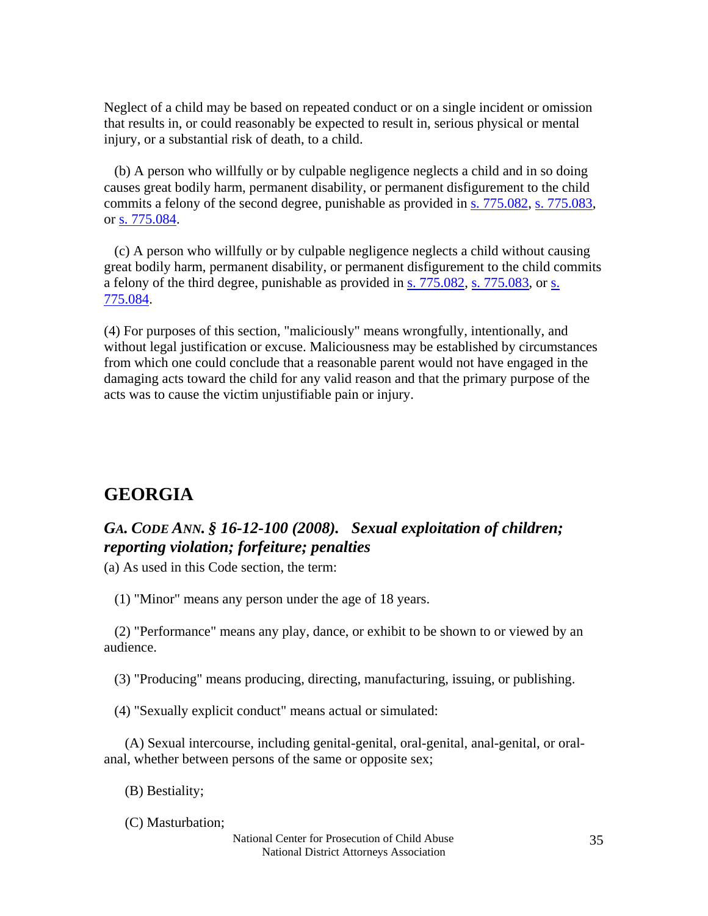Neglect of a child may be based on repeated conduct or on a single incident or omission that results in, or could reasonably be expected to result in, serious physical or mental injury, or a substantial risk of death, to a child.

(b) A person who willfully or by culpable negligence neglects a child and in so doing causes great bodily harm, permanent disability, or permanent disfigurement to the child commits a felony of the second degree, punishable as provided in s. 775.082, s. 775.083, or s. 775.084.

(c) A person who willfully or by culpable negligence neglects a child without causing great bodily harm, permanent disability, or permanent disfigurement to the child commits a felony of the third degree, punishable as provided in s. 775.082, s. 775.083, or s. 775.084.

(4) For purposes of this section, "maliciously" means wrongfully, intentionally, and without legal justification or excuse. Maliciousness may be established by circumstances from which one could conclude that a reasonable parent would not have engaged in the damaging acts toward the child for any valid reason and that the primary purpose of the acts was to cause the victim unjustifiable pain or injury.

## GEORGIA

### *GA. CODE ANN. § 16-12-100 (2008). Sexual exploitation of children; reporting violation; forfeiture; penalties*

(a) As used in this Code section, the term:

(1) "Minor" means any person under the age of 18 years.

(2) "Performance" means any play, dance, or exhibit to be shown to or viewed by an audience.

(3) "Producing" means producing, directing, manufacturing, issuing, or publishing.

(4) "Sexually explicit conduct" means actual or simulated:

(A) Sexual intercourse, including genital-genital, oral-genital, anal-genital, or oral-anal, whether between persons of the same or opposite sex;

(B) Bestiality;

(C) Masturbation;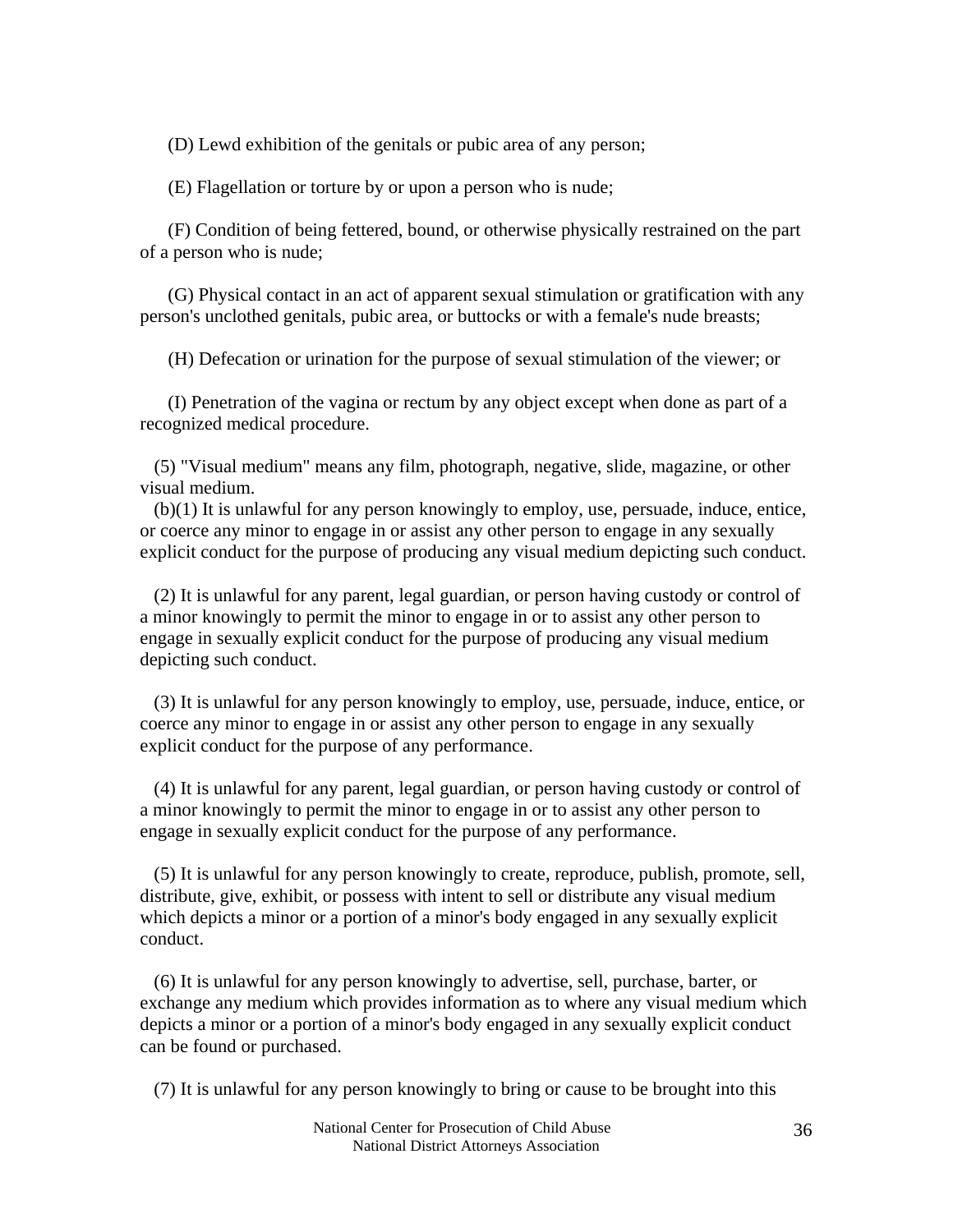(D) Lewd exhibition of the genitals or pubic area of any person;

(E) Flagellation or torture by or upon a person who is nude;

(F) Condition of being fettered, bound, or otherwise physically restrained on the part of a person who is nude;

(G) Physical contact in an act of apparent sexual stimulation or gratification with any person's unclothed genitals, pubic area, or buttocks or with a female's nude breasts;

(H) Defecation or urination for the purpose of sexual stimulation of the viewer; or

(I) Penetration of the vagina or rectum by any object except when done as part of a recognized medical procedure.

(5) "Visual medium" means any film, photograph, negative, slide, magazine, or other visual medium.

(b)(1) It is unlawful for any person knowingly to employ, use, persuade, induce, entice, or coerce any minor to engage in or assist any other person to engage in any sexually explicit conduct for the purpose of producing any visual medium depicting such conduct.

(2) It is unlawful for any parent, legal guardian, or person having custody or control of a minor knowingly to permit the minor to engage in or to assist any other person to engage in sexually explicit conduct for the purpose of producing any visual medium depicting such conduct.

(3) It is unlawful for any person knowingly to employ, use, persuade, induce, entice, or coerce any minor to engage in or assist any other person to engage in any sexually explicit conduct for the purpose of any performance.

(4) It is unlawful for any parent, legal guardian, or person having custody or control of a minor knowingly to permit the minor to engage in or to assist any other person to engage in sexually explicit conduct for the purpose of any performance.

(5) It is unlawful for any person knowingly to create, reproduce, publish, promote, sell, distribute, give, exhibit, or possess with intent to sell or distribute any visual medium which depicts a minor or a portion of a minor's body engaged in any sexually explicit conduct.

(6) It is unlawful for any person knowingly to advertise, sell, purchase, barter, or exchange any medium which provides information as to where any visual medium which depicts a minor or a portion of a minor's body engaged in any sexually explicit conduct can be found or purchased.

(7) It is unlawful for any person knowingly to bring or cause to be brought into this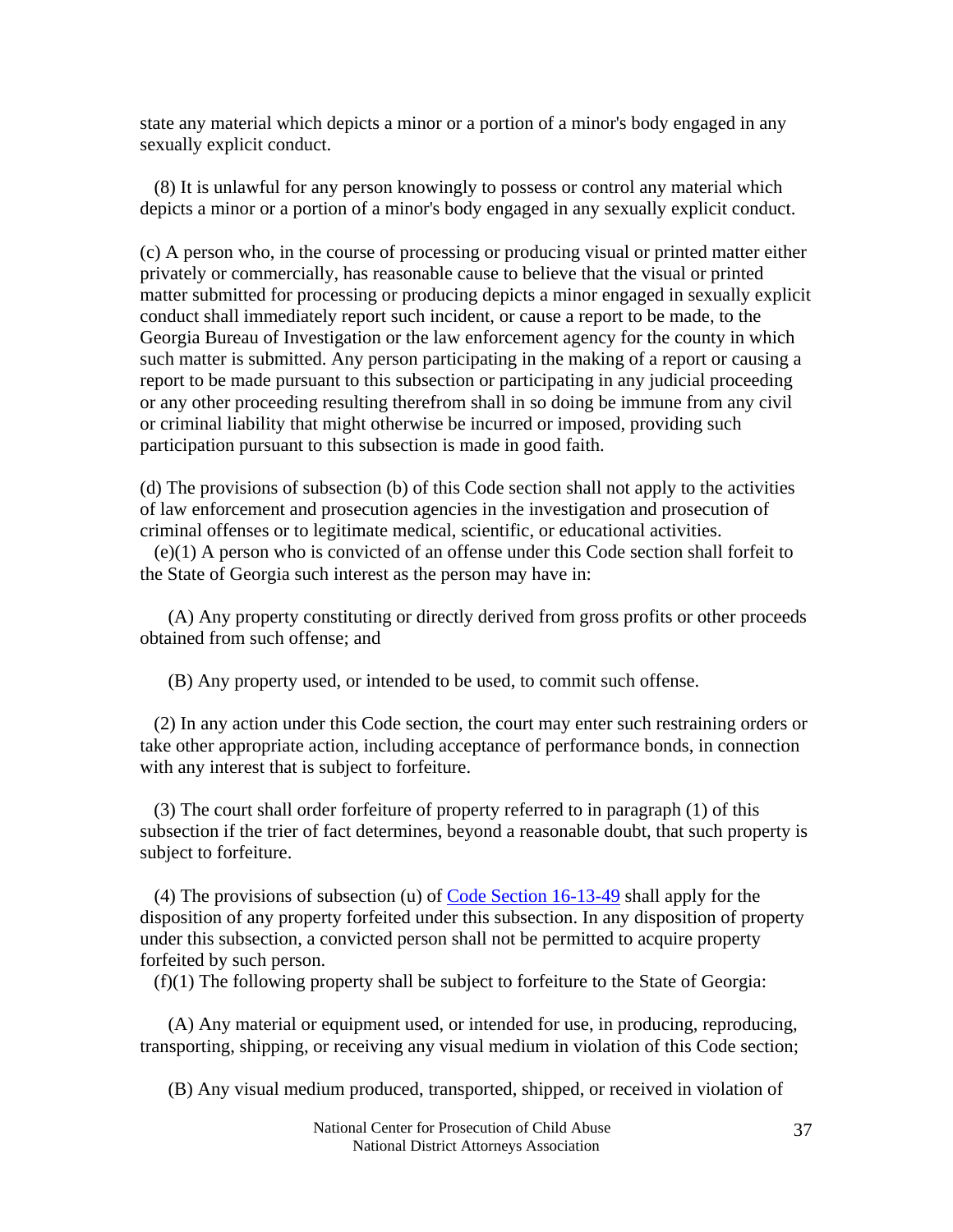state any material which depicts a minor or a portion of a minor's body engaged in any sexually explicit conduct.

(8) It is unlawful for any person knowingly to possess or control any material which depicts a minor or a portion of a minor's body engaged in any sexually explicit conduct.

(c) A person who, in the course of processing or producing visual or printed matter either privately or commercially, has reasonable cause to believe that the visual or printed matter submitted for processing or producing depicts a minor engaged in sexually explicit conduct shall immediately report such incident, or cause a report to be made, to the Georgia Bureau of Investigation or the law enforcement agency for the county in which such matter is submitted. Any person participating in the making of a report or causing a report to be made pursuant to this subsection or participating in any judicial proceeding or any other proceeding resulting therefrom shall in so doing be immune from any civil or criminal liability that might otherwise be incurred or imposed, providing such participation pursuant to this subsection is made in good faith.

(d) The provisions of subsection (b) of this Code section shall not apply to the activities of law enforcement and prosecution agencies in the investigation and prosecution of criminal offenses or to legitimate medical, scientific, or educational activities.

(e)(1) A person who is convicted of an offense under this Code section shall forfeit to the State of Georgia such interest as the person may have in:

(A) Any property constituting or directly derived from gross profits or other proceeds obtained from such offense; and

(B) Any property used, or intended to be used, to commit such offense.

(2) In any action under this Code section, the court may enter such restraining orders or take other appropriate action, including acceptance of performance bonds, in connection with any interest that is subject to forfeiture.

(3) The court shall order forfeiture of property referred to in paragraph (1) of this subsection if the trier of fact determines, beyond a reasonable doubt, that such property is subject to forfeiture.

(4) The provisions of subsection (u) of Code Section 16-13-49 shall apply for the disposition of any property forfeited under this subsection. In any disposition of property under this subsection, a convicted person shall not be permitted to acquire property forfeited by such person.

(f)(1) The following property shall be subject to forfeiture to the State of Georgia:

(A) Any material or equipment used, or intended for use, in producing, reproducing, transporting, shipping, or receiving any visual medium in violation of this Code section;

(B) Any visual medium produced, transported, shipped, or received in violation of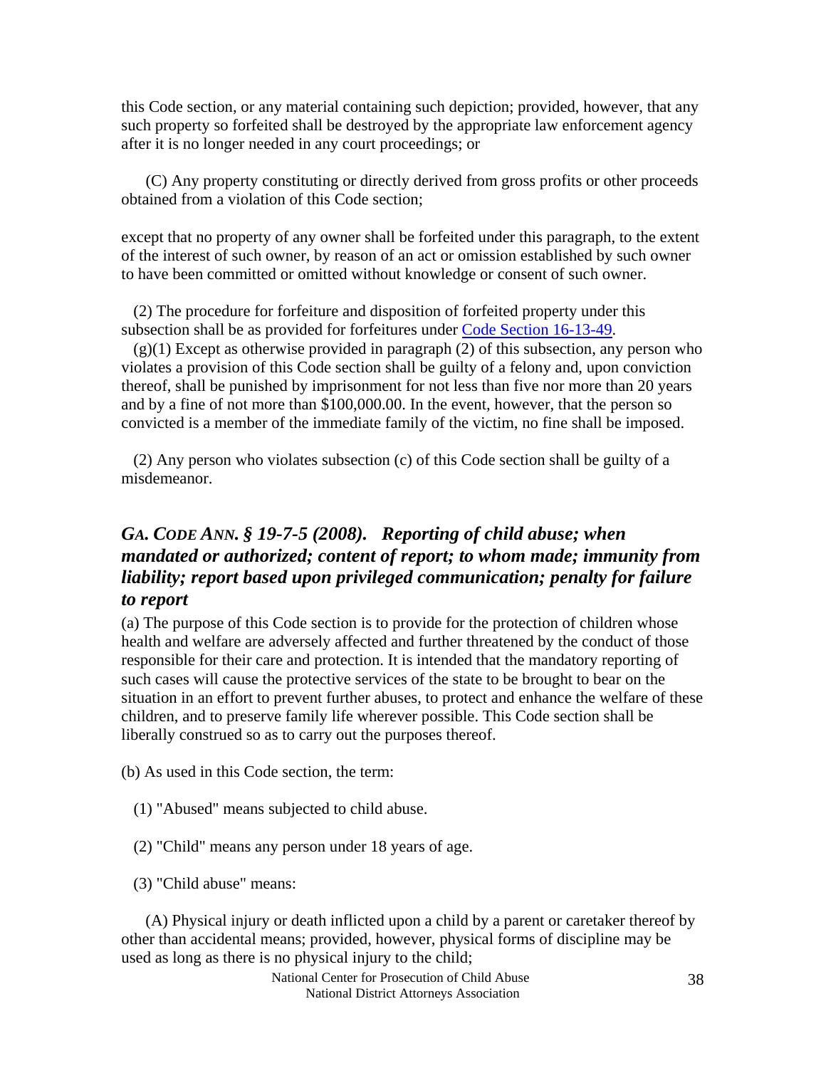this Code section, or any material containing such depiction; provided, however, that any such property so forfeited shall be destroyed by the appropriate law enforcement agency after it is no longer needed in any court proceedings; or

(C) Any property constituting or directly derived from gross profits or other proceeds obtained from a violation of this Code section;

except that no property of any owner shall be forfeited under this paragraph, to the extent of the interest of such owner, by reason of an act or omission established by such owner to have been committed or omitted without knowledge or consent of such owner.

(2) The procedure for forfeiture and disposition of forfeited property under this subsection shall be as provided for forfeitures under [Code Section 16-13-49](Code Section 16-13-49).

(g)(1) Except as otherwise provided in paragraph (2) of this subsection, any person who violates a provision of this Code section shall be guilty of a felony and, upon conviction thereof, shall be punished by imprisonment for not less than five nor more than 20 years and by a fine of not more than $100,000.00. In the event, however, that the person so convicted is a member of the immediate family of the victim, no fine shall be imposed.

(2) Any person who violates subsection (c) of this Code section shall be guilty of a misdemeanor.

### *GA. CODE ANN. § 19-7-5 (2008). Reporting of child abuse; when mandated or authorized; content of report; to whom made; immunity from liability; report based upon privileged communication; penalty for failure to report*

(a) The purpose of this Code section is to provide for the protection of children whose health and welfare are adversely affected and further threatened by the conduct of those responsible for their care and protection. It is intended that the mandatory reporting of such cases will cause the protective services of the state to be brought to bear on the situation in an effort to prevent further abuses, to protect and enhance the welfare of these children, and to preserve family life wherever possible. This Code section shall be liberally construed so as to carry out the purposes thereof.

(b) As used in this Code section, the term:

(1) "Abused" means subjected to child abuse.

(2) "Child" means any person under 18 years of age.

(3) "Child abuse" means:

(A) Physical injury or death inflicted upon a child by a parent or caretaker thereof by other than accidental means; provided, however, physical forms of discipline may be used as long as there is no physical injury to the child;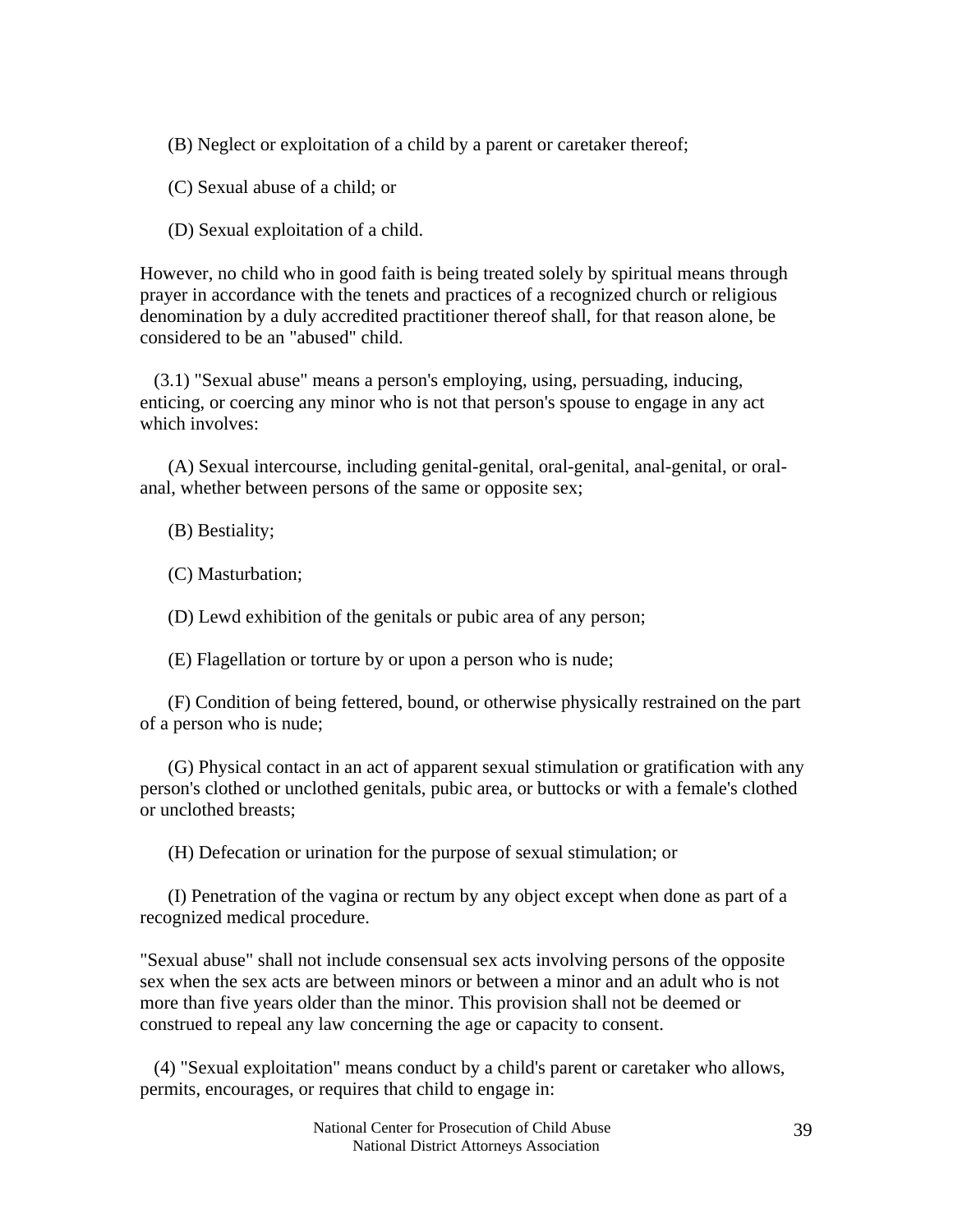(B) Neglect or exploitation of a child by a parent or caretaker thereof;

(C) Sexual abuse of a child; or

(D) Sexual exploitation of a child.

However, no child who in good faith is being treated solely by spiritual means through prayer in accordance with the tenets and practices of a recognized church or religious denomination by a duly accredited practitioner thereof shall, for that reason alone, be considered to be an "abused" child.

(3.1) "Sexual abuse" means a person's employing, using, persuading, inducing, enticing, or coercing any minor who is not that person's spouse to engage in any act which involves:

(A) Sexual intercourse, including genital-genital, oral-genital, anal-genital, or oral-anal, whether between persons of the same or opposite sex;

(B) Bestiality;

(C) Masturbation;

(D) Lewd exhibition of the genitals or pubic area of any person;

(E) Flagellation or torture by or upon a person who is nude;

(F) Condition of being fettered, bound, or otherwise physically restrained on the part of a person who is nude;

(G) Physical contact in an act of apparent sexual stimulation or gratification with any person's clothed or unclothed genitals, pubic area, or buttocks or with a female's clothed or unclothed breasts;

(H) Defecation or urination for the purpose of sexual stimulation; or

(I) Penetration of the vagina or rectum by any object except when done as part of a recognized medical procedure.

"Sexual abuse" shall not include consensual sex acts involving persons of the opposite sex when the sex acts are between minors or between a minor and an adult who is not more than five years older than the minor. This provision shall not be deemed or construed to repeal any law concerning the age or capacity to consent.

(4) "Sexual exploitation" means conduct by a child's parent or caretaker who allows, permits, encourages, or requires that child to engage in: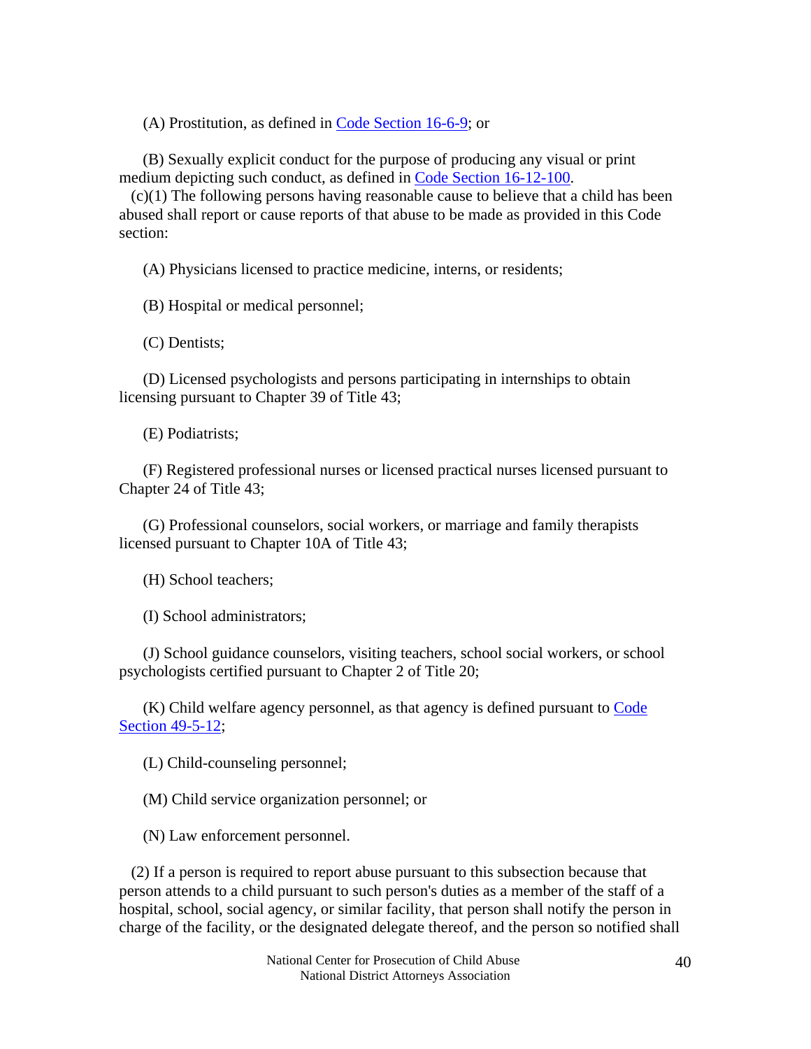(A) Prostitution, as defined in Code Section 16-6-9; or

(B) Sexually explicit conduct for the purpose of producing any visual or print medium depicting such conduct, as defined in Code Section 16-12-100.

(c)(1) The following persons having reasonable cause to believe that a child has been abused shall report or cause reports of that abuse to be made as provided in this Code section:

(A) Physicians licensed to practice medicine, interns, or residents;

(B) Hospital or medical personnel;

(C) Dentists;

(D) Licensed psychologists and persons participating in internships to obtain licensing pursuant to Chapter 39 of Title 43;

(E) Podiatrists;

(F) Registered professional nurses or licensed practical nurses licensed pursuant to Chapter 24 of Title 43;

(G) Professional counselors, social workers, or marriage and family therapists licensed pursuant to Chapter 10A of Title 43;

(H) School teachers;

(I) School administrators;

(J) School guidance counselors, visiting teachers, school social workers, or school psychologists certified pursuant to Chapter 2 of Title 20;

(K) Child welfare agency personnel, as that agency is defined pursuant to Code Section 49-5-12;

(L) Child-counseling personnel;

(M) Child service organization personnel; or

(N) Law enforcement personnel.

(2) If a person is required to report abuse pursuant to this subsection because that person attends to a child pursuant to such person's duties as a member of the staff of a hospital, school, social agency, or similar facility, that person shall notify the person in charge of the facility, or the designated delegate thereof, and the person so notified shall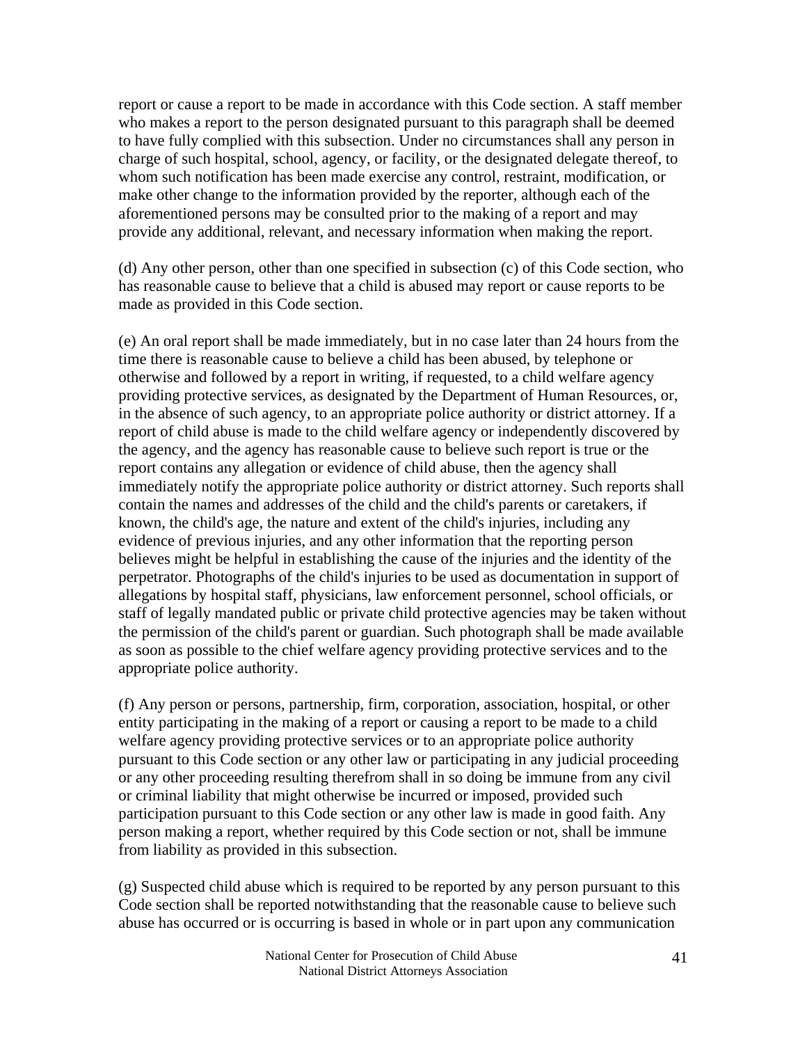report or cause a report to be made in accordance with this Code section. A staff member who makes a report to the person designated pursuant to this paragraph shall be deemed to have fully complied with this subsection. Under no circumstances shall any person in charge of such hospital, school, agency, or facility, or the designated delegate thereof, to whom such notification has been made exercise any control, restraint, modification, or make other change to the information provided by the reporter, although each of the aforementioned persons may be consulted prior to the making of a report and may provide any additional, relevant, and necessary information when making the report.

(d) Any other person, other than one specified in subsection (c) of this Code section, who has reasonable cause to believe that a child is abused may report or cause reports to be made as provided in this Code section.

(e) An oral report shall be made immediately, but in no case later than 24 hours from the time there is reasonable cause to believe a child has been abused, by telephone or otherwise and followed by a report in writing, if requested, to a child welfare agency providing protective services, as designated by the Department of Human Resources, or, in the absence of such agency, to an appropriate police authority or district attorney. If a report of child abuse is made to the child welfare agency or independently discovered by the agency, and the agency has reasonable cause to believe such report is true or the report contains any allegation or evidence of child abuse, then the agency shall immediately notify the appropriate police authority or district attorney. Such reports shall contain the names and addresses of the child and the child's parents or caretakers, if known, the child's age, the nature and extent of the child's injuries, including any evidence of previous injuries, and any other information that the reporting person believes might be helpful in establishing the cause of the injuries and the identity of the perpetrator. Photographs of the child's injuries to be used as documentation in support of allegations by hospital staff, physicians, law enforcement personnel, school officials, or staff of legally mandated public or private child protective agencies may be taken without the permission of the child's parent or guardian. Such photograph shall be made available as soon as possible to the chief welfare agency providing protective services and to the appropriate police authority.

(f) Any person or persons, partnership, firm, corporation, association, hospital, or other entity participating in the making of a report or causing a report to be made to a child welfare agency providing protective services or to an appropriate police authority pursuant to this Code section or any other law or participating in any judicial proceeding or any other proceeding resulting therefrom shall in so doing be immune from any civil or criminal liability that might otherwise be incurred or imposed, provided such participation pursuant to this Code section or any other law is made in good faith. Any person making a report, whether required by this Code section or not, shall be immune from liability as provided in this subsection.

(g) Suspected child abuse which is required to be reported by any person pursuant to this Code section shall be reported notwithstanding that the reasonable cause to believe such abuse has occurred or is occurring is based in whole or in part upon any communication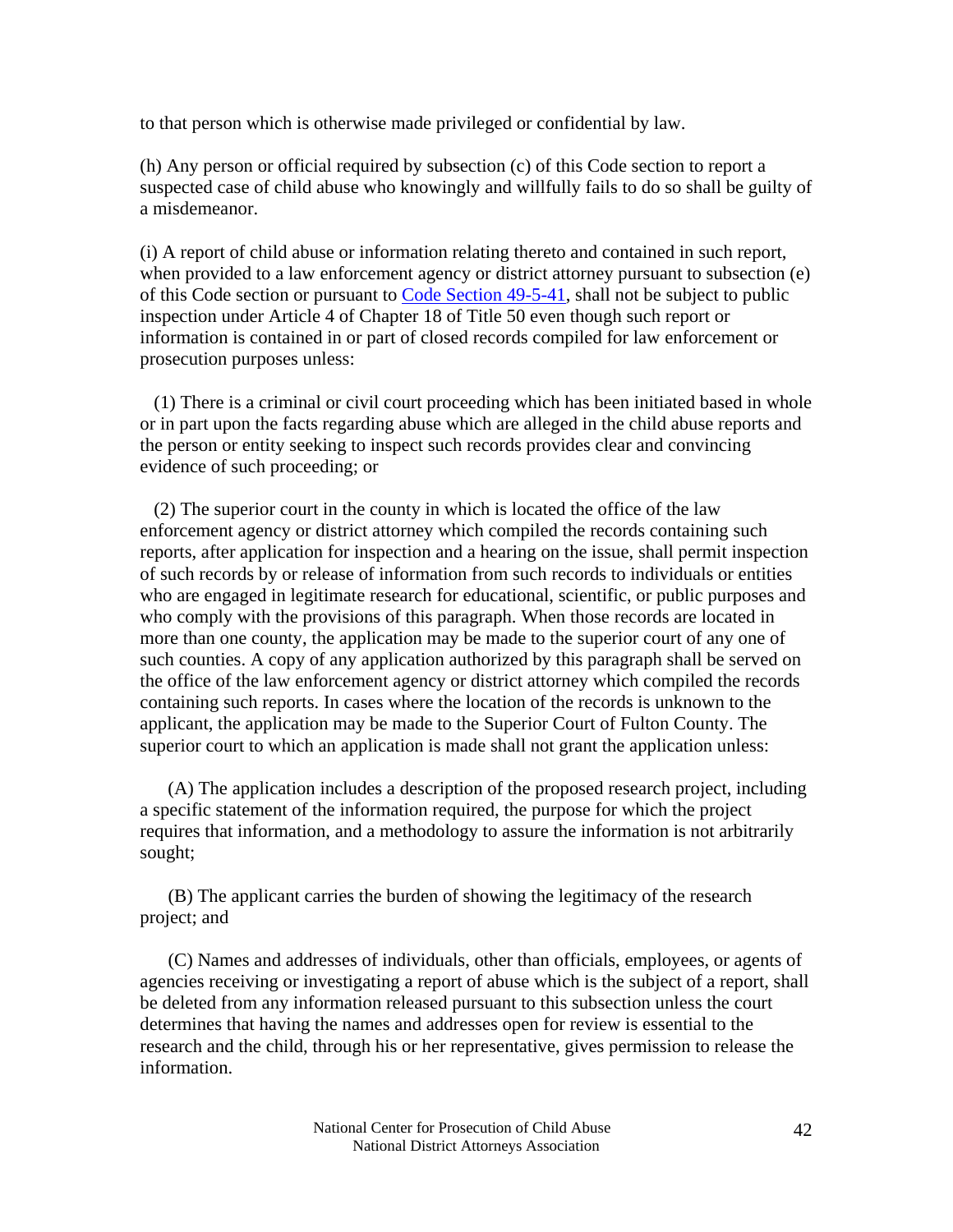to that person which is otherwise made privileged or confidential by law.

(h) Any person or official required by subsection (c) of this Code section to report a suspected case of child abuse who knowingly and willfully fails to do so shall be guilty of a misdemeanor.

(i) A report of child abuse or information relating thereto and contained in such report, when provided to a law enforcement agency or district attorney pursuant to subsection (e) of this Code section or pursuant to [Code Section 49-5-41](), shall not be subject to public inspection under Article 4 of Chapter 18 of Title 50 even though such report or information is contained in or part of closed records compiled for law enforcement or prosecution purposes unless:

(1) There is a criminal or civil court proceeding which has been initiated based in whole or in part upon the facts regarding abuse which are alleged in the child abuse reports and the person or entity seeking to inspect such records provides clear and convincing evidence of such proceeding; or

(2) The superior court in the county in which is located the office of the law enforcement agency or district attorney which compiled the records containing such reports, after application for inspection and a hearing on the issue, shall permit inspection of such records by or release of information from such records to individuals or entities who are engaged in legitimate research for educational, scientific, or public purposes and who comply with the provisions of this paragraph. When those records are located in more than one county, the application may be made to the superior court of any one of such counties. A copy of any application authorized by this paragraph shall be served on the office of the law enforcement agency or district attorney which compiled the records containing such reports. In cases where the location of the records is unknown to the applicant, the application may be made to the Superior Court of Fulton County. The superior court to which an application is made shall not grant the application unless:

(A) The application includes a description of the proposed research project, including a specific statement of the information required, the purpose for which the project requires that information, and a methodology to assure the information is not arbitrarily sought;

(B) The applicant carries the burden of showing the legitimacy of the research project; and

(C) Names and addresses of individuals, other than officials, employees, or agents of agencies receiving or investigating a report of abuse which is the subject of a report, shall be deleted from any information released pursuant to this subsection unless the court determines that having the names and addresses open for review is essential to the research and the child, through his or her representative, gives permission to release the information.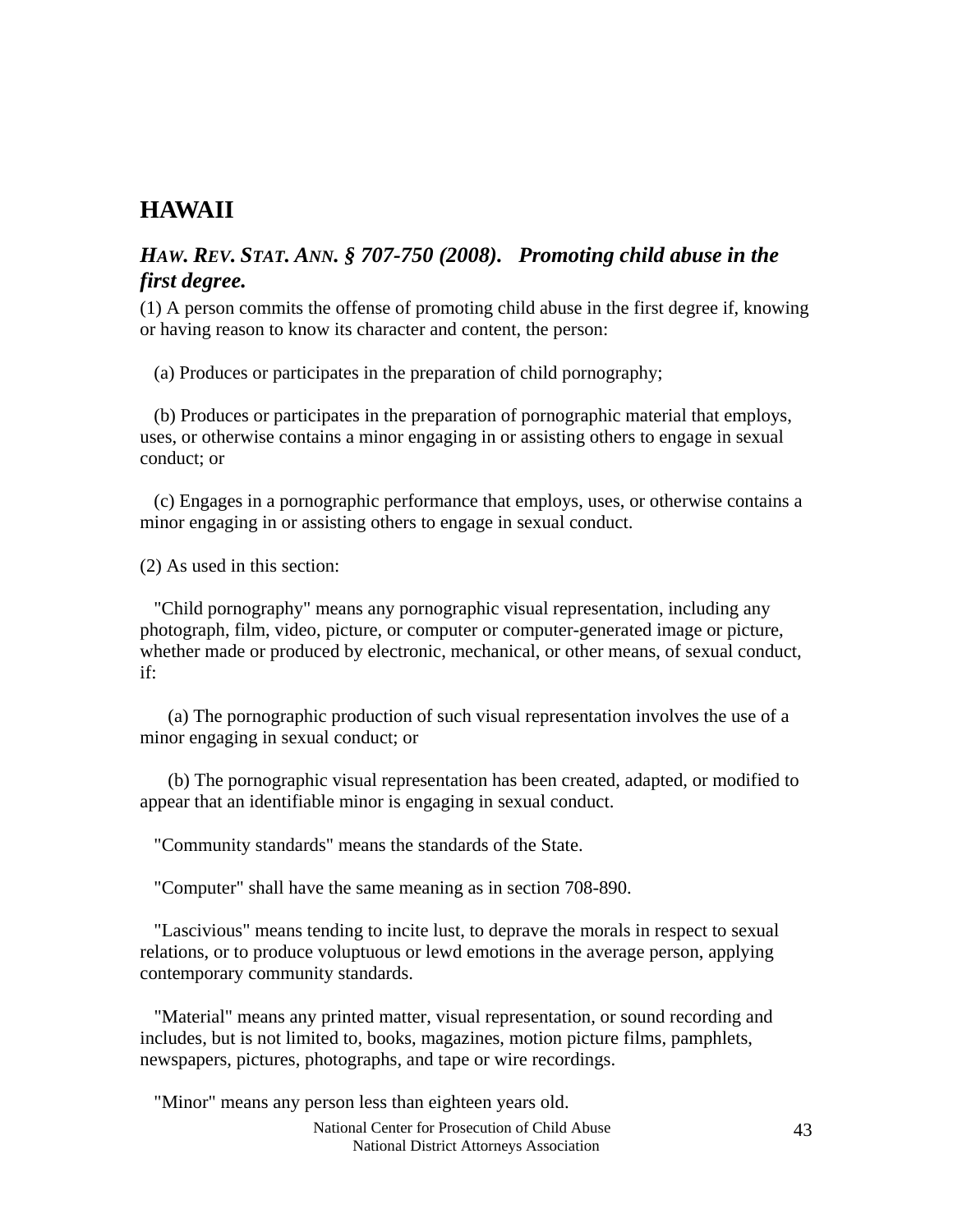## HAWAII

### *HAW. REV. STAT. ANN. § 707-750 (2008). Promoting child abuse in the first degree.*

(1) A person commits the offense of promoting child abuse in the first degree if, knowing or having reason to know its character and content, the person:

(a) Produces or participates in the preparation of child pornography;

(b) Produces or participates in the preparation of pornographic material that employs, uses, or otherwise contains a minor engaging in or assisting others to engage in sexual conduct; or

(c) Engages in a pornographic performance that employs, uses, or otherwise contains a minor engaging in or assisting others to engage in sexual conduct.

(2) As used in this section:

"Child pornography" means any pornographic visual representation, including any photograph, film, video, picture, or computer or computer-generated image or picture, whether made or produced by electronic, mechanical, or other means, of sexual conduct, if:

(a) The pornographic production of such visual representation involves the use of a minor engaging in sexual conduct; or

(b) The pornographic visual representation has been created, adapted, or modified to appear that an identifiable minor is engaging in sexual conduct.

"Community standards" means the standards of the State.

"Computer" shall have the same meaning as in section 708-890.

"Lascivious" means tending to incite lust, to deprave the morals in respect to sexual relations, or to produce voluptuous or lewd emotions in the average person, applying contemporary community standards.

"Material" means any printed matter, visual representation, or sound recording and includes, but is not limited to, books, magazines, motion picture films, pamphlets, newspapers, pictures, photographs, and tape or wire recordings.

"Minor" means any person less than eighteen years old.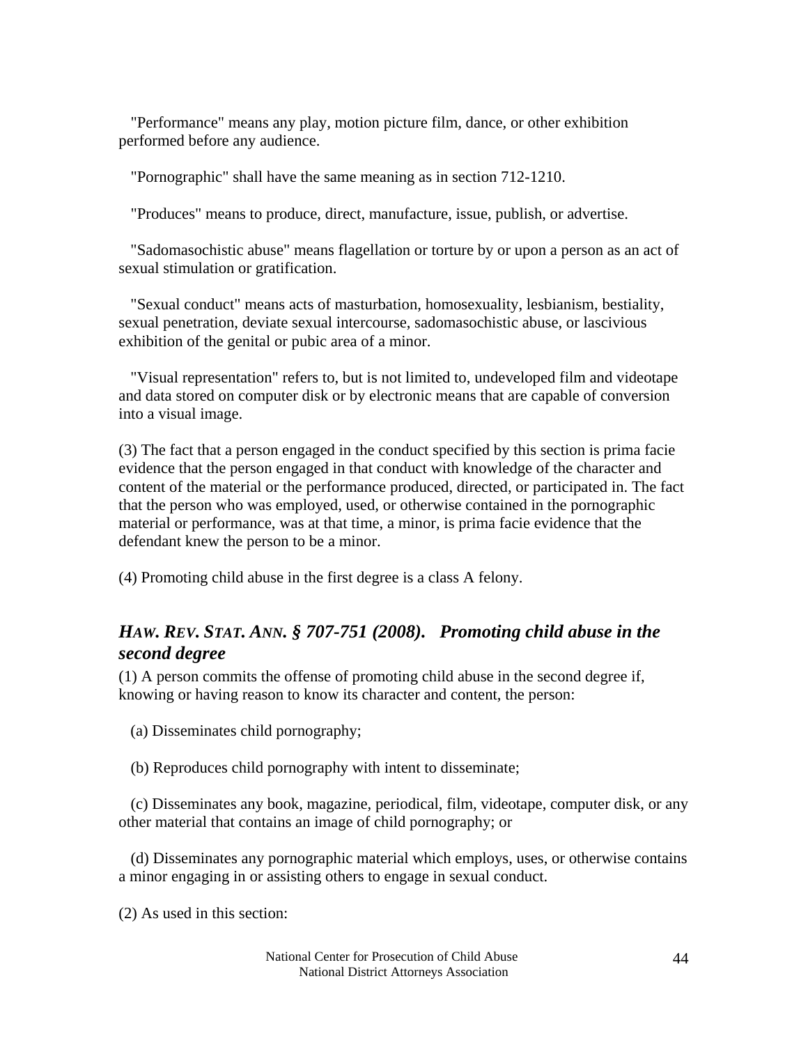"Performance" means any play, motion picture film, dance, or other exhibition performed before any audience.

"Pornographic" shall have the same meaning as in section 712-1210.

"Produces" means to produce, direct, manufacture, issue, publish, or advertise.

"Sadomasochistic abuse" means flagellation or torture by or upon a person as an act of sexual stimulation or gratification.

"Sexual conduct" means acts of masturbation, homosexuality, lesbianism, bestiality, sexual penetration, deviate sexual intercourse, sadomasochistic abuse, or lascivious exhibition of the genital or pubic area of a minor.

"Visual representation" refers to, but is not limited to, undeveloped film and videotape and data stored on computer disk or by electronic means that are capable of conversion into a visual image.

(3) The fact that a person engaged in the conduct specified by this section is prima facie evidence that the person engaged in that conduct with knowledge of the character and content of the material or the performance produced, directed, or participated in. The fact that the person who was employed, used, or otherwise contained in the pornographic material or performance, was at that time, a minor, is prima facie evidence that the defendant knew the person to be a minor.

(4) Promoting child abuse in the first degree is a class A felony.

### *HAW. REV. STAT. ANN. § 707-751 (2008). Promoting child abuse in the second degree*

(1) A person commits the offense of promoting child abuse in the second degree if, knowing or having reason to know its character and content, the person:

(a) Disseminates child pornography;

(b) Reproduces child pornography with intent to disseminate;

(c) Disseminates any book, magazine, periodical, film, videotape, computer disk, or any other material that contains an image of child pornography; or

(d) Disseminates any pornographic material which employs, uses, or otherwise contains a minor engaging in or assisting others to engage in sexual conduct.

(2) As used in this section: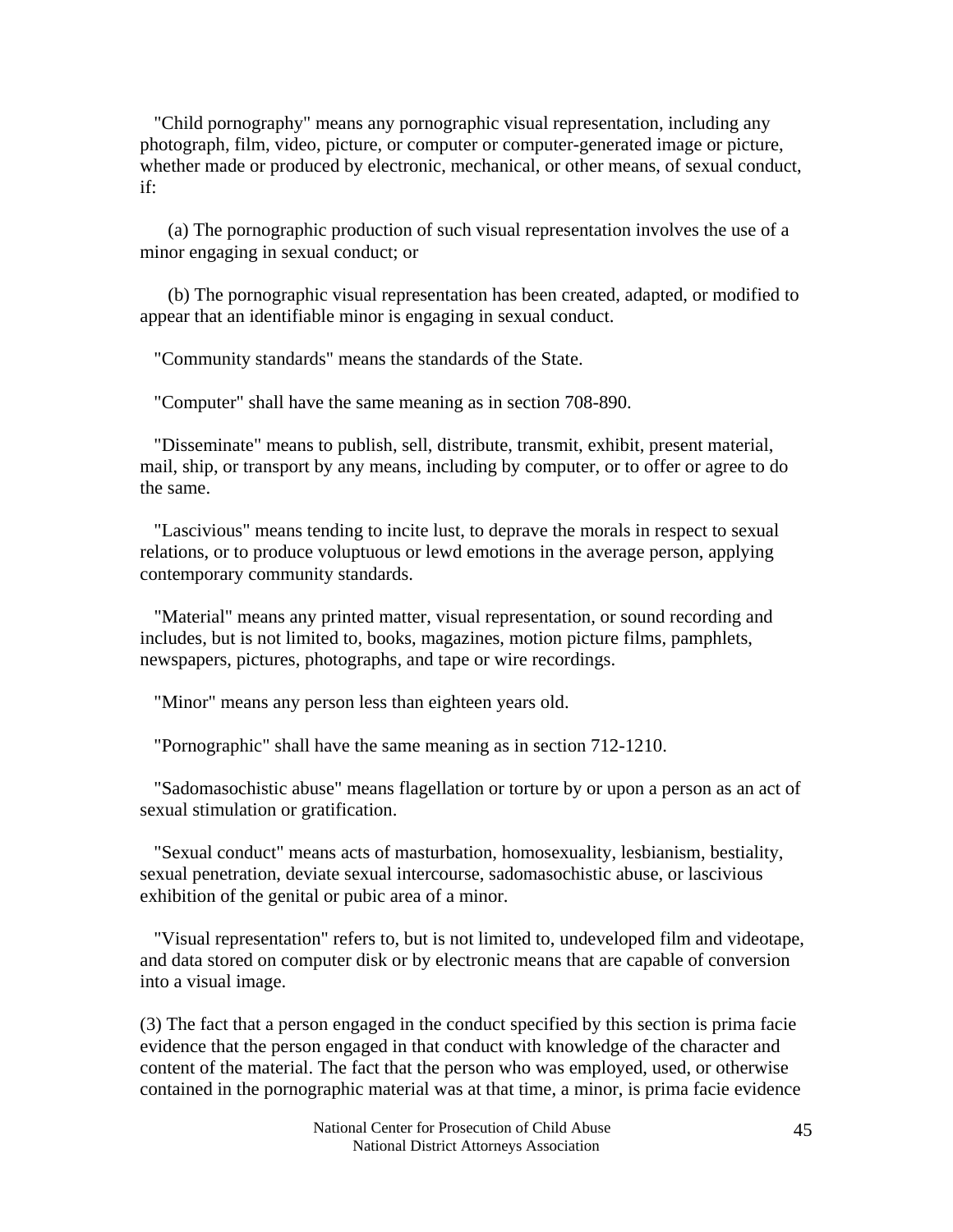"Child pornography" means any pornographic visual representation, including any photograph, film, video, picture, or computer or computer-generated image or picture, whether made or produced by electronic, mechanical, or other means, of sexual conduct, if:

(a) The pornographic production of such visual representation involves the use of a minor engaging in sexual conduct; or

(b) The pornographic visual representation has been created, adapted, or modified to appear that an identifiable minor is engaging in sexual conduct.

"Community standards" means the standards of the State.

"Computer" shall have the same meaning as in section 708-890.

"Disseminate" means to publish, sell, distribute, transmit, exhibit, present material, mail, ship, or transport by any means, including by computer, or to offer or agree to do the same.

"Lascivious" means tending to incite lust, to deprave the morals in respect to sexual relations, or to produce voluptuous or lewd emotions in the average person, applying contemporary community standards.

"Material" means any printed matter, visual representation, or sound recording and includes, but is not limited to, books, magazines, motion picture films, pamphlets, newspapers, pictures, photographs, and tape or wire recordings.

"Minor" means any person less than eighteen years old.

"Pornographic" shall have the same meaning as in section 712-1210.

"Sadomasochistic abuse" means flagellation or torture by or upon a person as an act of sexual stimulation or gratification.

"Sexual conduct" means acts of masturbation, homosexuality, lesbianism, bestiality, sexual penetration, deviate sexual intercourse, sadomasochistic abuse, or lascivious exhibition of the genital or pubic area of a minor.

"Visual representation" refers to, but is not limited to, undeveloped film and videotape, and data stored on computer disk or by electronic means that are capable of conversion into a visual image.

(3) The fact that a person engaged in the conduct specified by this section is prima facie evidence that the person engaged in that conduct with knowledge of the character and content of the material. The fact that the person who was employed, used, or otherwise contained in the pornographic material was at that time, a minor, is prima facie evidence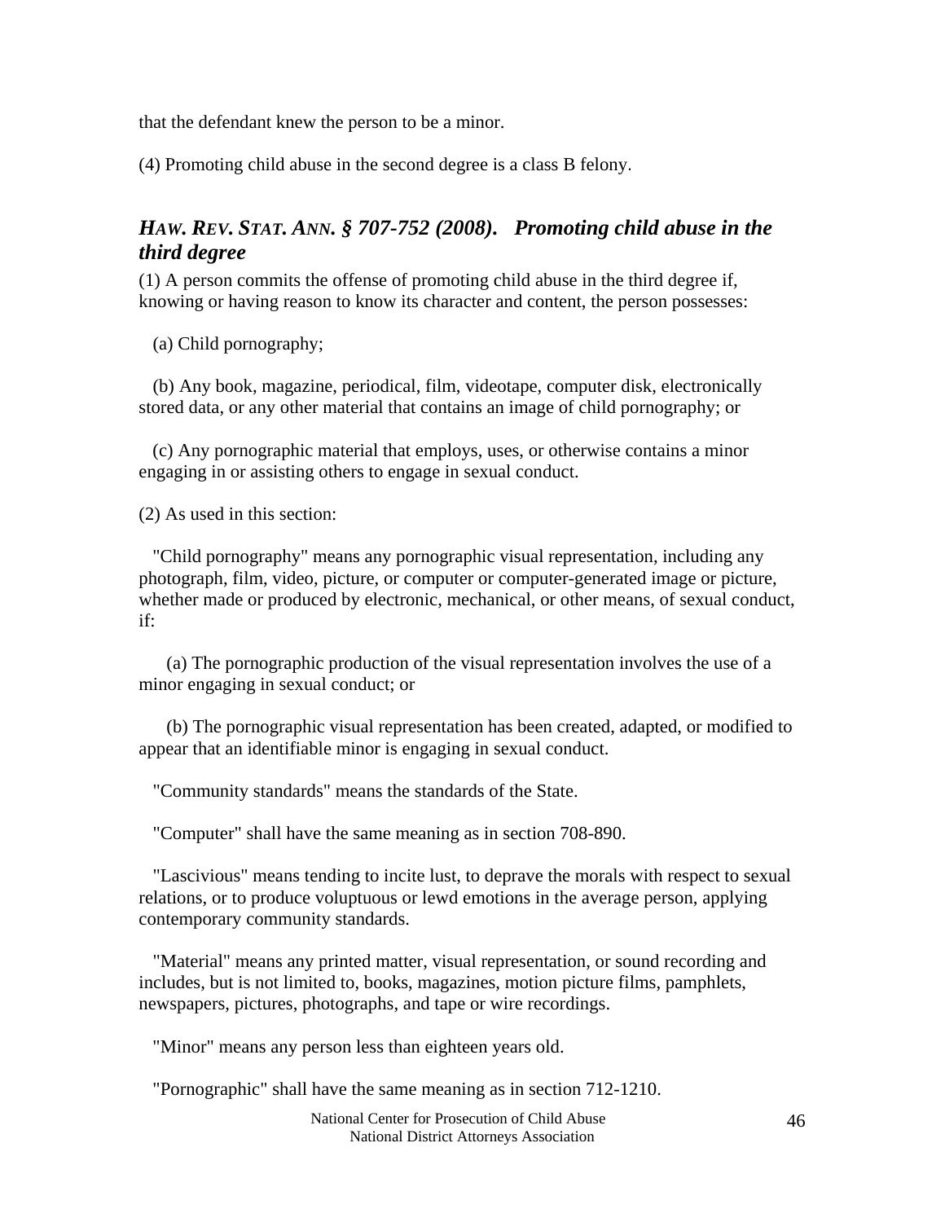that the defendant knew the person to be a minor.

(4) Promoting child abuse in the second degree is a class B felony.

### *HAW. REV. STAT. ANN. § 707-752 (2008). Promoting child abuse in the third degree*

(1) A person commits the offense of promoting child abuse in the third degree if, knowing or having reason to know its character and content, the person possesses:

(a) Child pornography;

(b) Any book, magazine, periodical, film, videotape, computer disk, electronically stored data, or any other material that contains an image of child pornography; or

(c) Any pornographic material that employs, uses, or otherwise contains a minor engaging in or assisting others to engage in sexual conduct.

(2) As used in this section:

"Child pornography" means any pornographic visual representation, including any photograph, film, video, picture, or computer or computer-generated image or picture, whether made or produced by electronic, mechanical, or other means, of sexual conduct, if:

(a) The pornographic production of the visual representation involves the use of a minor engaging in sexual conduct; or

(b) The pornographic visual representation has been created, adapted, or modified to appear that an identifiable minor is engaging in sexual conduct.

"Community standards" means the standards of the State.

"Computer" shall have the same meaning as in section 708-890.

"Lascivious" means tending to incite lust, to deprave the morals with respect to sexual relations, or to produce voluptuous or lewd emotions in the average person, applying contemporary community standards.

"Material" means any printed matter, visual representation, or sound recording and includes, but is not limited to, books, magazines, motion picture films, pamphlets, newspapers, pictures, photographs, and tape or wire recordings.

"Minor" means any person less than eighteen years old.

"Pornographic" shall have the same meaning as in section 712-1210.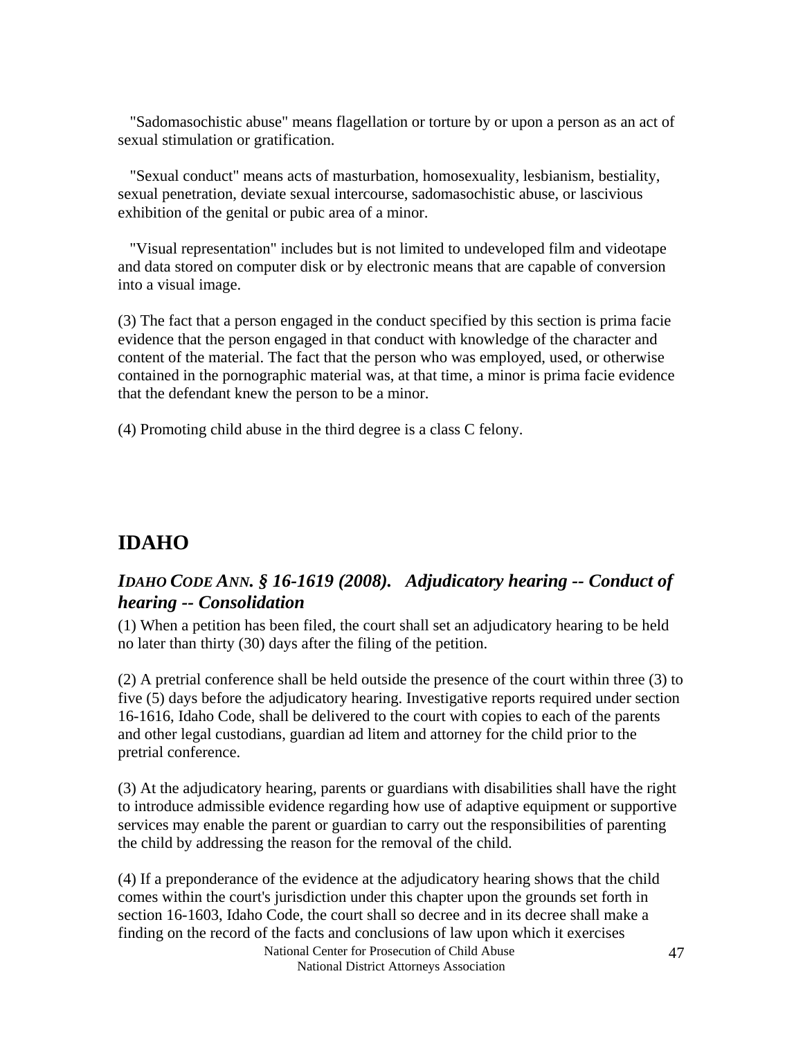"Sadomasochistic abuse" means flagellation or torture by or upon a person as an act of sexual stimulation or gratification.

"Sexual conduct" means acts of masturbation, homosexuality, lesbianism, bestiality, sexual penetration, deviate sexual intercourse, sadomasochistic abuse, or lascivious exhibition of the genital or pubic area of a minor.

"Visual representation" includes but is not limited to undeveloped film and videotape and data stored on computer disk or by electronic means that are capable of conversion into a visual image.

(3) The fact that a person engaged in the conduct specified by this section is prima facie evidence that the person engaged in that conduct with knowledge of the character and content of the material. The fact that the person who was employed, used, or otherwise contained in the pornographic material was, at that time, a minor is prima facie evidence that the defendant knew the person to be a minor.

(4) Promoting child abuse in the third degree is a class C felony.

## IDAHO

### *IDAHO CODE ANN. § 16-1619 (2008). Adjudicatory hearing -- Conduct of hearing -- Consolidation*

(1) When a petition has been filed, the court shall set an adjudicatory hearing to be held no later than thirty (30) days after the filing of the petition.

(2) A pretrial conference shall be held outside the presence of the court within three (3) to five (5) days before the adjudicatory hearing. Investigative reports required under section 16-1616, Idaho Code, shall be delivered to the court with copies to each of the parents and other legal custodians, guardian ad litem and attorney for the child prior to the pretrial conference.

(3) At the adjudicatory hearing, parents or guardians with disabilities shall have the right to introduce admissible evidence regarding how use of adaptive equipment or supportive services may enable the parent or guardian to carry out the responsibilities of parenting the child by addressing the reason for the removal of the child.

(4) If a preponderance of the evidence at the adjudicatory hearing shows that the child comes within the court's jurisdiction under this chapter upon the grounds set forth in section 16-1603, Idaho Code, the court shall so decree and in its decree shall make a finding on the record of the facts and conclusions of law upon which it exercises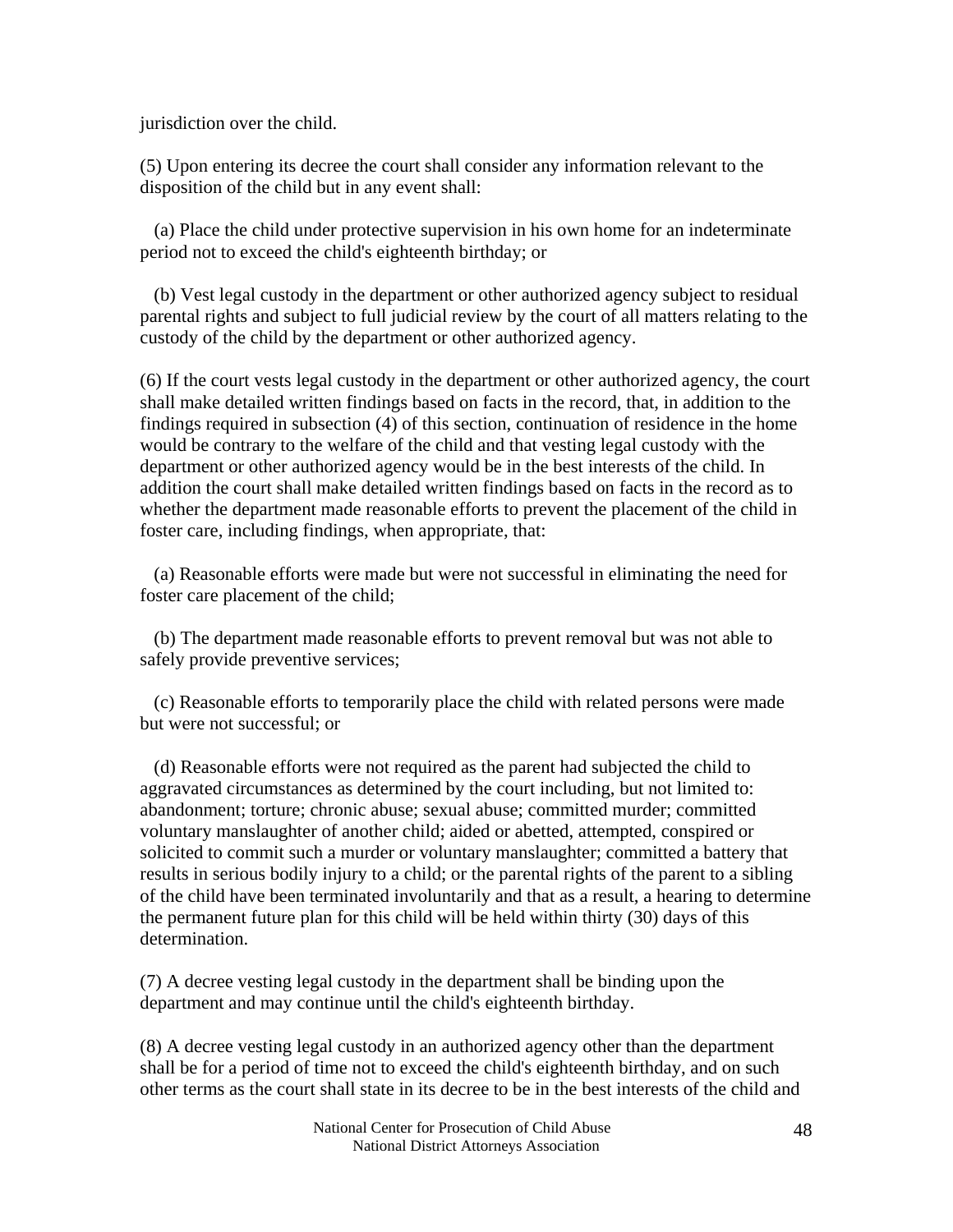jurisdiction over the child.

(5) Upon entering its decree the court shall consider any information relevant to the disposition of the child but in any event shall:

(a) Place the child under protective supervision in his own home for an indeterminate period not to exceed the child's eighteenth birthday; or

(b) Vest legal custody in the department or other authorized agency subject to residual parental rights and subject to full judicial review by the court of all matters relating to the custody of the child by the department or other authorized agency.

(6) If the court vests legal custody in the department or other authorized agency, the court shall make detailed written findings based on facts in the record, that, in addition to the findings required in subsection (4) of this section, continuation of residence in the home would be contrary to the welfare of the child and that vesting legal custody with the department or other authorized agency would be in the best interests of the child. In addition the court shall make detailed written findings based on facts in the record as to whether the department made reasonable efforts to prevent the placement of the child in foster care, including findings, when appropriate, that:

(a) Reasonable efforts were made but were not successful in eliminating the need for foster care placement of the child;

(b) The department made reasonable efforts to prevent removal but was not able to safely provide preventive services;

(c) Reasonable efforts to temporarily place the child with related persons were made but were not successful; or

(d) Reasonable efforts were not required as the parent had subjected the child to aggravated circumstances as determined by the court including, but not limited to: abandonment; torture; chronic abuse; sexual abuse; committed murder; committed voluntary manslaughter of another child; aided or abetted, attempted, conspired or solicited to commit such a murder or voluntary manslaughter; committed a battery that results in serious bodily injury to a child; or the parental rights of the parent to a sibling of the child have been terminated involuntarily and that as a result, a hearing to determine the permanent future plan for this child will be held within thirty (30) days of this determination.

(7) A decree vesting legal custody in the department shall be binding upon the department and may continue until the child's eighteenth birthday.

(8) A decree vesting legal custody in an authorized agency other than the department shall be for a period of time not to exceed the child's eighteenth birthday, and on such other terms as the court shall state in its decree to be in the best interests of the child and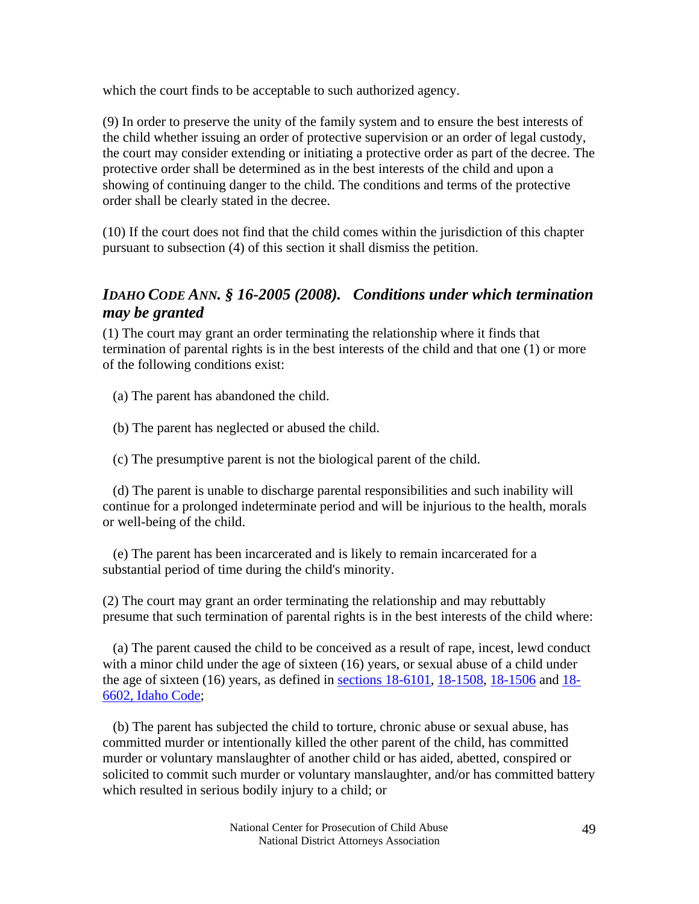which the court finds to be acceptable to such authorized agency.

(9) In order to preserve the unity of the family system and to ensure the best interests of the child whether issuing an order of protective supervision or an order of legal custody, the court may consider extending or initiating a protective order as part of the decree. The protective order shall be determined as in the best interests of the child and upon a showing of continuing danger to the child. The conditions and terms of the protective order shall be clearly stated in the decree.

(10) If the court does not find that the child comes within the jurisdiction of this chapter pursuant to subsection (4) of this section it shall dismiss the petition.

### *IDAHO CODE ANN. § 16-2005 (2008). Conditions under which termination may be granted*

(1) The court may grant an order terminating the relationship where it finds that termination of parental rights is in the best interests of the child and that one (1) or more of the following conditions exist:

(a) The parent has abandoned the child.

(b) The parent has neglected or abused the child.

(c) The presumptive parent is not the biological parent of the child.

(d) The parent is unable to discharge parental responsibilities and such inability will continue for a prolonged indeterminate period and will be injurious to the health, morals or well-being of the child.

(e) The parent has been incarcerated and is likely to remain incarcerated for a substantial period of time during the child's minority.

(2) The court may grant an order terminating the relationship and may rebuttably presume that such termination of parental rights is in the best interests of the child where:

(a) The parent caused the child to be conceived as a result of rape, incest, lewd conduct with a minor child under the age of sixteen (16) years, or sexual abuse of a child under the age of sixteen (16) years, as defined in sections 18-6101, 18-1508, 18-1506 and 18-6602, Idaho Code;

(b) The parent has subjected the child to torture, chronic abuse or sexual abuse, has committed murder or intentionally killed the other parent of the child, has committed murder or voluntary manslaughter of another child or has aided, abetted, conspired or solicited to commit such murder or voluntary manslaughter, and/or has committed battery which resulted in serious bodily injury to a child; or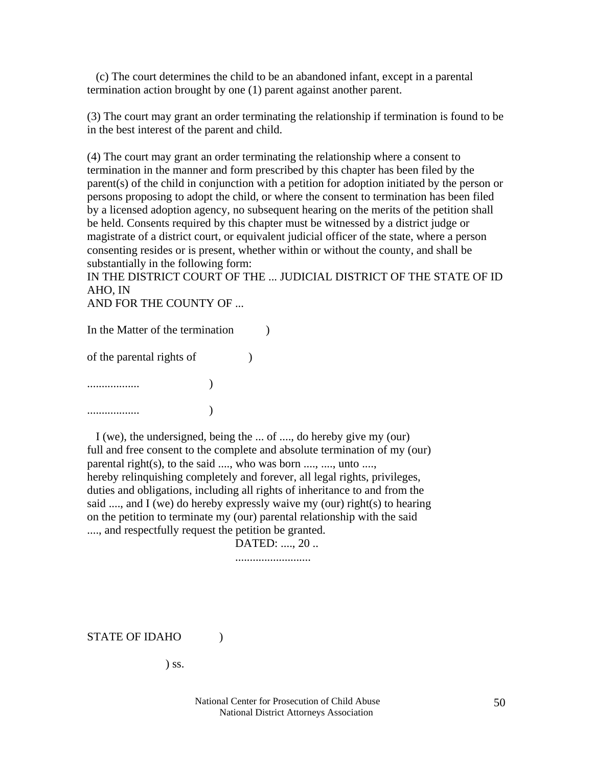(c) The court determines the child to be an abandoned infant, except in a parental termination action brought by one (1) parent against another parent.

(3) The court may grant an order terminating the relationship if termination is found to be in the best interest of the parent and child.

(4) The court may grant an order terminating the relationship where a consent to termination in the manner and form prescribed by this chapter has been filed by the parent(s) of the child in conjunction with a petition for adoption initiated by the person or persons proposing to adopt the child, or where the consent to termination has been filed by a licensed adoption agency, no subsequent hearing on the merits of the petition shall be held. Consents required by this chapter must be witnessed by a district judge or magistrate of a district court, or equivalent judicial officer of the state, where a person consenting resides or is present, whether within or without the county, and shall be substantially in the following form:

IN THE DISTRICT COURT OF THE ... JUDICIAL DISTRICT OF THE STATE OF IDAHO, IN
AND FOR THE COUNTY OF ...

In the Matter of the termination )

of the parental rights of )

.................. )

.................. )

I (we), the undersigned, being the ... of ...., do hereby give my (our) full and free consent to the complete and absolute termination of my (our) parental right(s), to the said ...., who was born ...., ...., unto ...., hereby relinquishing completely and forever, all legal rights, privileges, duties and obligations, including all rights of inheritance to and from the said ...., and I (we) do hereby expressly waive my (our) right(s) to hearing on the petition to terminate my (our) parental relationship with the said ...., and respectfully request the petition be granted.

DATED: ...., 20 ..

..........................

STATE OF IDAHO )

) ss.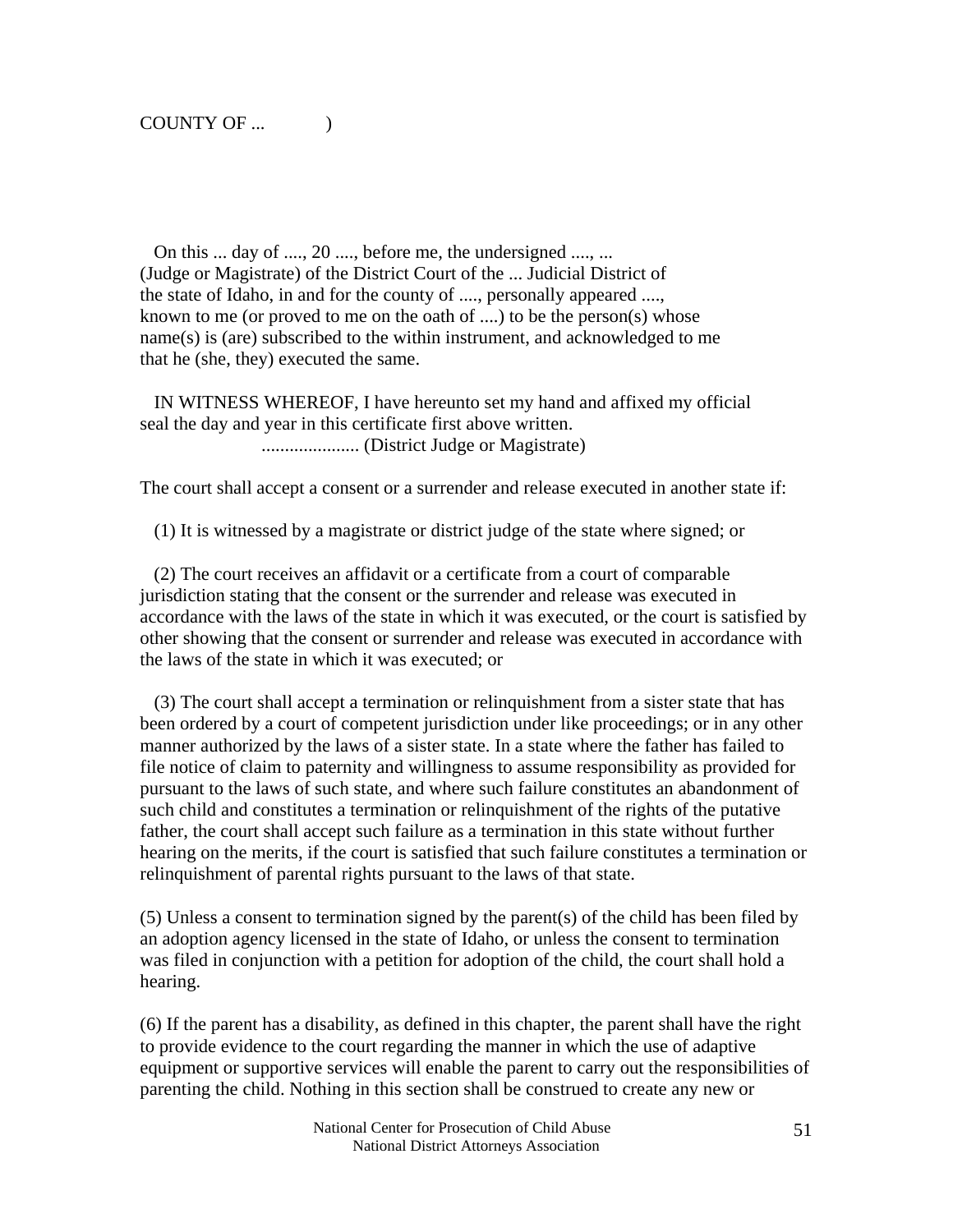COUNTY OF ... )

On this ... day of ...., 20 ...., before me, the undersigned ...., ... (Judge or Magistrate) of the District Court of the ... Judicial District of the state of Idaho, in and for the county of ...., personally appeared ...., known to me (or proved to me on the oath of ....) to be the person(s) whose name(s) is (are) subscribed to the within instrument, and acknowledged to me that he (she, they) executed the same.

IN WITNESS WHEREOF, I have hereunto set my hand and affixed my official seal the day and year in this certificate first above written.

..................... (District Judge or Magistrate)

The court shall accept a consent or a surrender and release executed in another state if:

(1) It is witnessed by a magistrate or district judge of the state where signed; or

(2) The court receives an affidavit or a certificate from a court of comparable jurisdiction stating that the consent or the surrender and release was executed in accordance with the laws of the state in which it was executed, or the court is satisfied by other showing that the consent or surrender and release was executed in accordance with the laws of the state in which it was executed; or

(3) The court shall accept a termination or relinquishment from a sister state that has been ordered by a court of competent jurisdiction under like proceedings; or in any other manner authorized by the laws of a sister state. In a state where the father has failed to file notice of claim to paternity and willingness to assume responsibility as provided for pursuant to the laws of such state, and where such failure constitutes an abandonment of such child and constitutes a termination or relinquishment of the rights of the putative father, the court shall accept such failure as a termination in this state without further hearing on the merits, if the court is satisfied that such failure constitutes a termination or relinquishment of parental rights pursuant to the laws of that state.

(5) Unless a consent to termination signed by the parent(s) of the child has been filed by an adoption agency licensed in the state of Idaho, or unless the consent to termination was filed in conjunction with a petition for adoption of the child, the court shall hold a hearing.

(6) If the parent has a disability, as defined in this chapter, the parent shall have the right to provide evidence to the court regarding the manner in which the use of adaptive equipment or supportive services will enable the parent to carry out the responsibilities of parenting the child. Nothing in this section shall be construed to create any new or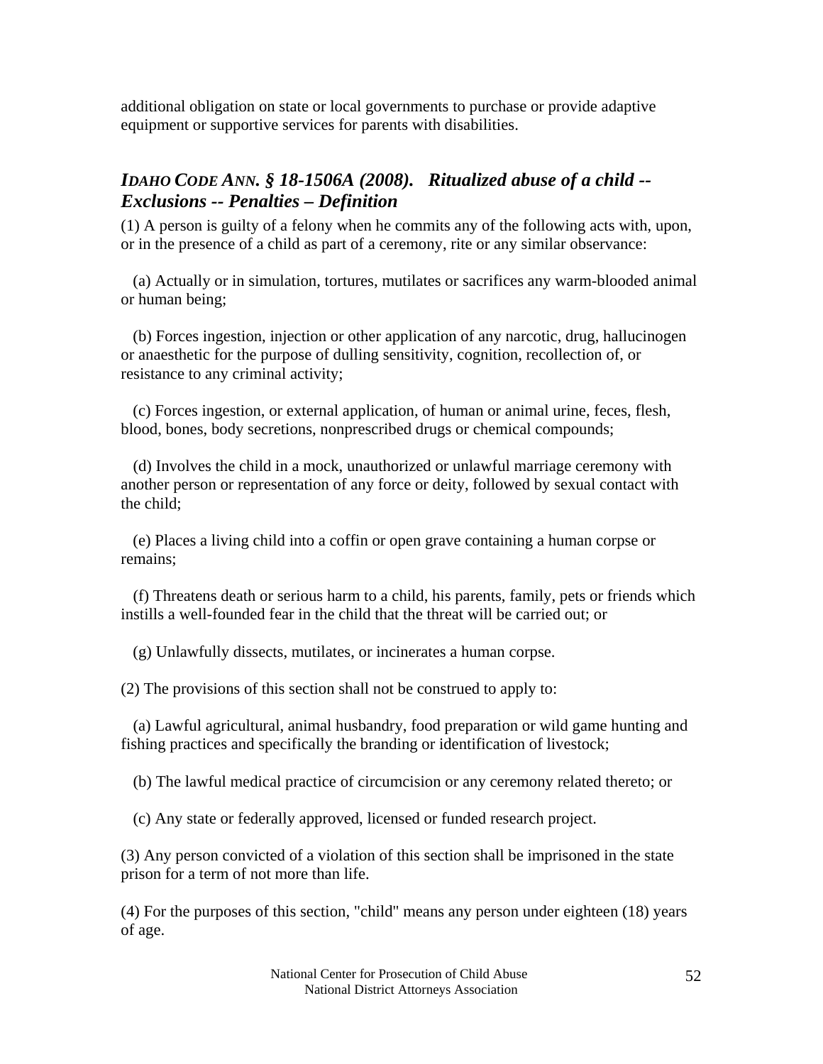additional obligation on state or local governments to purchase or provide adaptive equipment or supportive services for parents with disabilities.

### *IDAHO CODE ANN. § 18-1506A (2008). Ritualized abuse of a child -- Exclusions -- Penalties – Definition*

(1) A person is guilty of a felony when he commits any of the following acts with, upon, or in the presence of a child as part of a ceremony, rite or any similar observance:

(a) Actually or in simulation, tortures, mutilates or sacrifices any warm-blooded animal or human being;

(b) Forces ingestion, injection or other application of any narcotic, drug, hallucinogen or anaesthetic for the purpose of dulling sensitivity, cognition, recollection of, or resistance to any criminal activity;

(c) Forces ingestion, or external application, of human or animal urine, feces, flesh, blood, bones, body secretions, nonprescribed drugs or chemical compounds;

(d) Involves the child in a mock, unauthorized or unlawful marriage ceremony with another person or representation of any force or deity, followed by sexual contact with the child;

(e) Places a living child into a coffin or open grave containing a human corpse or remains;

(f) Threatens death or serious harm to a child, his parents, family, pets or friends which instills a well-founded fear in the child that the threat will be carried out; or

(g) Unlawfully dissects, mutilates, or incinerates a human corpse.

(2) The provisions of this section shall not be construed to apply to:

(a) Lawful agricultural, animal husbandry, food preparation or wild game hunting and fishing practices and specifically the branding or identification of livestock;

(b) The lawful medical practice of circumcision or any ceremony related thereto; or

(c) Any state or federally approved, licensed or funded research project.

(3) Any person convicted of a violation of this section shall be imprisoned in the state prison for a term of not more than life.

(4) For the purposes of this section, "child" means any person under eighteen (18) years of age.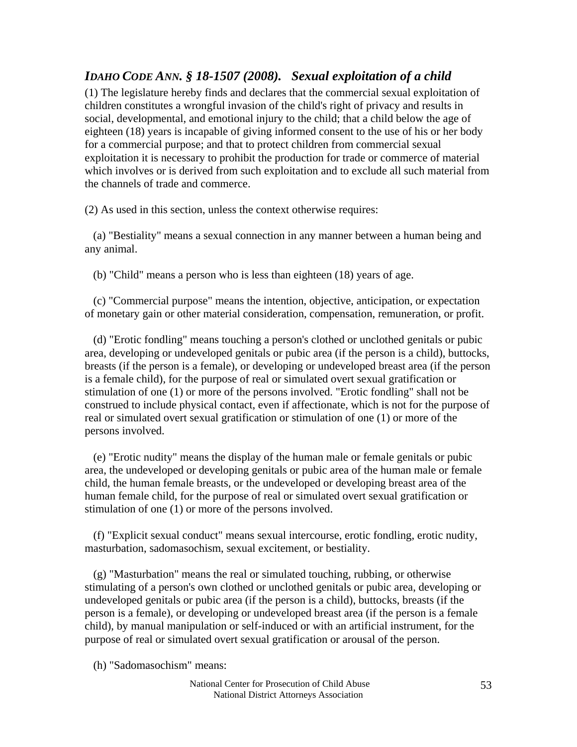## *IDAHO CODE ANN. § 18-1507 (2008). Sexual exploitation of a child*

(1) The legislature hereby finds and declares that the commercial sexual exploitation of children constitutes a wrongful invasion of the child's right of privacy and results in social, developmental, and emotional injury to the child; that a child below the age of eighteen (18) years is incapable of giving informed consent to the use of his or her body for a commercial purpose; and that to protect children from commercial sexual exploitation it is necessary to prohibit the production for trade or commerce of material which involves or is derived from such exploitation and to exclude all such material from the channels of trade and commerce.

(2) As used in this section, unless the context otherwise requires:

(a) "Bestiality" means a sexual connection in any manner between a human being and any animal.

(b) "Child" means a person who is less than eighteen (18) years of age.

(c) "Commercial purpose" means the intention, objective, anticipation, or expectation of monetary gain or other material consideration, compensation, remuneration, or profit.

(d) "Erotic fondling" means touching a person's clothed or unclothed genitals or pubic area, developing or undeveloped genitals or pubic area (if the person is a child), buttocks, breasts (if the person is a female), or developing or undeveloped breast area (if the person is a female child), for the purpose of real or simulated overt sexual gratification or stimulation of one (1) or more of the persons involved. "Erotic fondling" shall not be construed to include physical contact, even if affectionate, which is not for the purpose of real or simulated overt sexual gratification or stimulation of one (1) or more of the persons involved.

(e) "Erotic nudity" means the display of the human male or female genitals or pubic area, the undeveloped or developing genitals or pubic area of the human male or female child, the human female breasts, or the undeveloped or developing breast area of the human female child, for the purpose of real or simulated overt sexual gratification or stimulation of one (1) or more of the persons involved.

(f) "Explicit sexual conduct" means sexual intercourse, erotic fondling, erotic nudity, masturbation, sadomasochism, sexual excitement, or bestiality.

(g) "Masturbation" means the real or simulated touching, rubbing, or otherwise stimulating of a person's own clothed or unclothed genitals or pubic area, developing or undeveloped genitals or pubic area (if the person is a child), buttocks, breasts (if the person is a female), or developing or undeveloped breast area (if the person is a female child), by manual manipulation or self-induced or with an artificial instrument, for the purpose of real or simulated overt sexual gratification or arousal of the person.

(h) "Sadomasochism" means: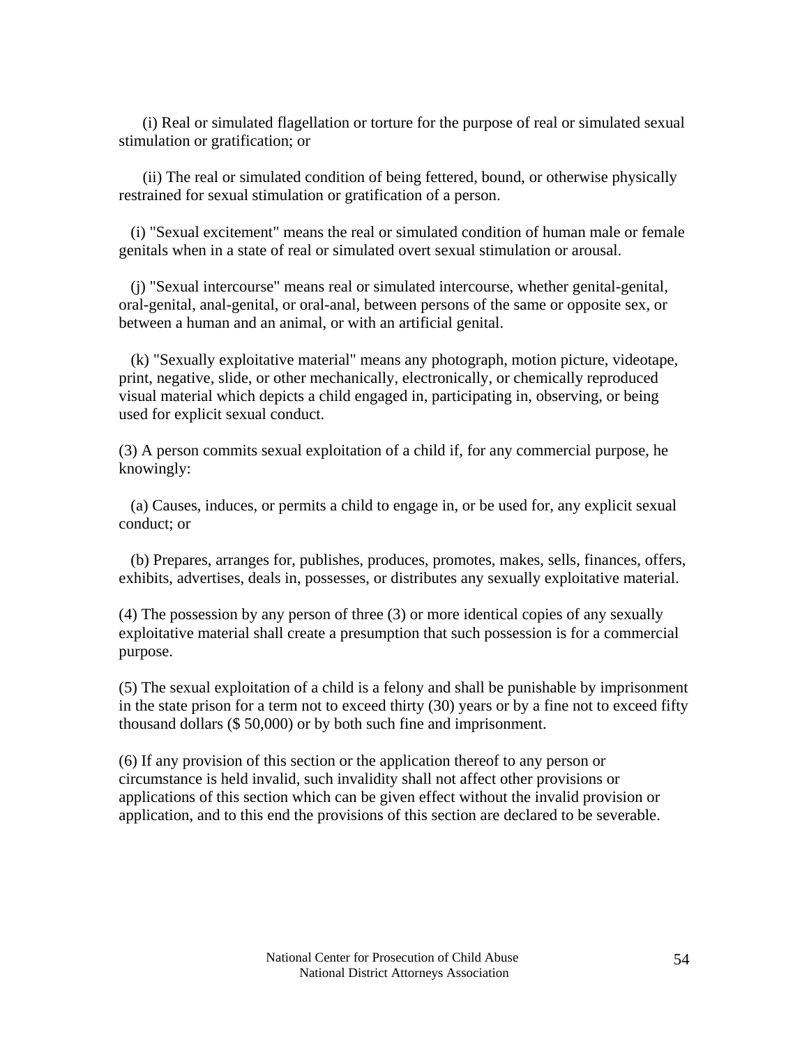(i) Real or simulated flagellation or torture for the purpose of real or simulated sexual stimulation or gratification; or

(ii) The real or simulated condition of being fettered, bound, or otherwise physically restrained for sexual stimulation or gratification of a person.

(i) "Sexual excitement" means the real or simulated condition of human male or female genitals when in a state of real or simulated overt sexual stimulation or arousal.

(j) "Sexual intercourse" means real or simulated intercourse, whether genital-genital, oral-genital, anal-genital, or oral-anal, between persons of the same or opposite sex, or between a human and an animal, or with an artificial genital.

(k) "Sexually exploitative material" means any photograph, motion picture, videotape, print, negative, slide, or other mechanically, electronically, or chemically reproduced visual material which depicts a child engaged in, participating in, observing, or being used for explicit sexual conduct.

(3) A person commits sexual exploitation of a child if, for any commercial purpose, he knowingly:

(a) Causes, induces, or permits a child to engage in, or be used for, any explicit sexual conduct; or

(b) Prepares, arranges for, publishes, produces, promotes, makes, sells, finances, offers, exhibits, advertises, deals in, possesses, or distributes any sexually exploitative material.

(4) The possession by any person of three (3) or more identical copies of any sexually exploitative material shall create a presumption that such possession is for a commercial purpose.

(5) The sexual exploitation of a child is a felony and shall be punishable by imprisonment in the state prison for a term not to exceed thirty (30) years or by a fine not to exceed fifty thousand dollars ($ 50,000) or by both such fine and imprisonment.

(6) If any provision of this section or the application thereof to any person or circumstance is held invalid, such invalidity shall not affect other provisions or applications of this section which can be given effect without the invalid provision or application, and to this end the provisions of this section are declared to be severable.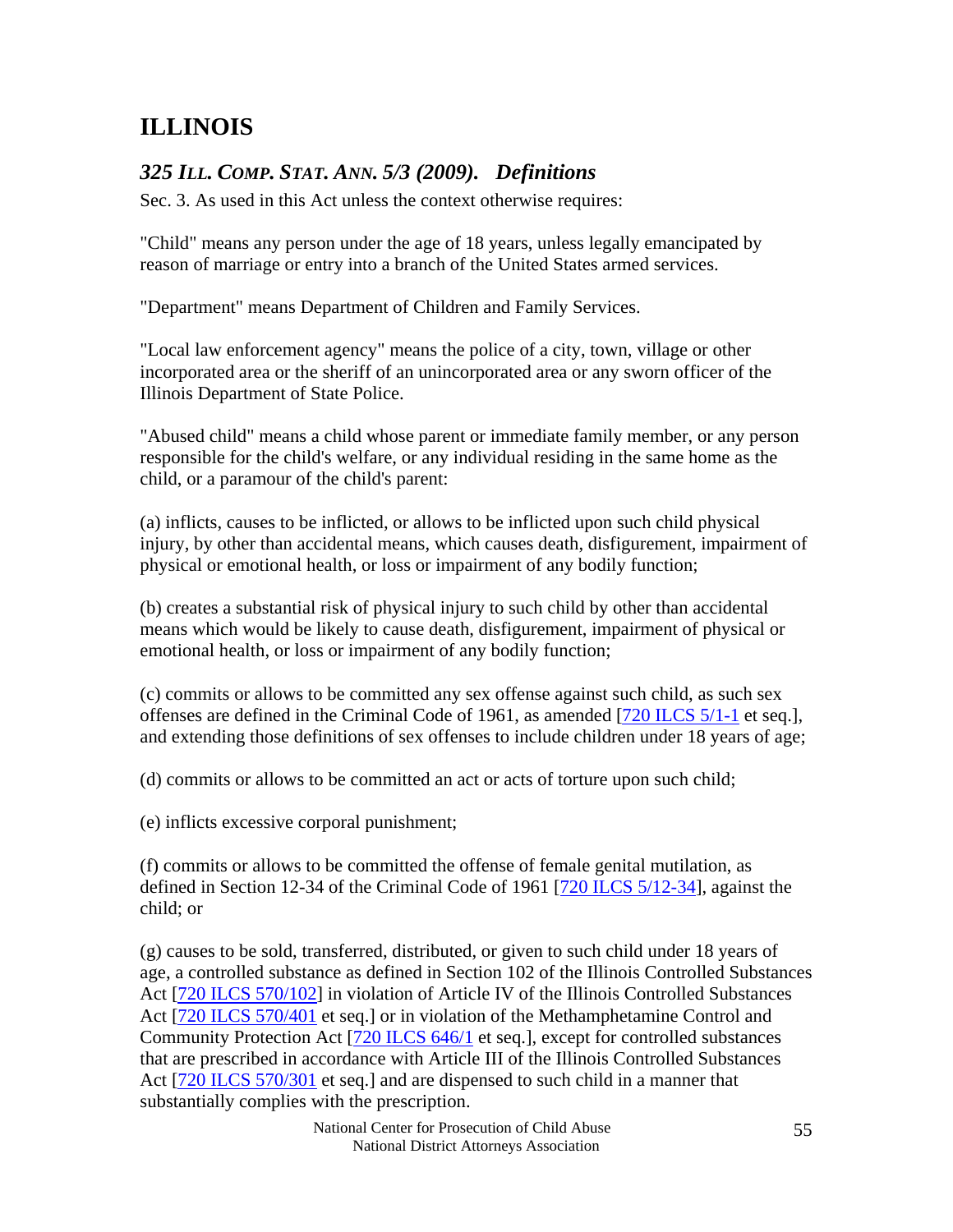# ILLINOIS

## *325 ILL. COMP. STAT. ANN. 5/3 (2009). Definitions*

Sec. 3. As used in this Act unless the context otherwise requires:

"Child" means any person under the age of 18 years, unless legally emancipated by reason of marriage or entry into a branch of the United States armed services.

"Department" means Department of Children and Family Services.

"Local law enforcement agency" means the police of a city, town, village or other incorporated area or the sheriff of an unincorporated area or any sworn officer of the Illinois Department of State Police.

"Abused child" means a child whose parent or immediate family member, or any person responsible for the child's welfare, or any individual residing in the same home as the child, or a paramour of the child's parent:

(a) inflicts, causes to be inflicted, or allows to be inflicted upon such child physical injury, by other than accidental means, which causes death, disfigurement, impairment of physical or emotional health, or loss or impairment of any bodily function;

(b) creates a substantial risk of physical injury to such child by other than accidental means which would be likely to cause death, disfigurement, impairment of physical or emotional health, or loss or impairment of any bodily function;

(c) commits or allows to be committed any sex offense against such child, as such sex offenses are defined in the Criminal Code of 1961, as amended [720 ILCS 5/1-1 et seq.], and extending those definitions of sex offenses to include children under 18 years of age;

(d) commits or allows to be committed an act or acts of torture upon such child;

(e) inflicts excessive corporal punishment;

(f) commits or allows to be committed the offense of female genital mutilation, as defined in Section 12-34 of the Criminal Code of 1961 [720 ILCS 5/12-34], against the child; or

(g) causes to be sold, transferred, distributed, or given to such child under 18 years of age, a controlled substance as defined in Section 102 of the Illinois Controlled Substances Act [720 ILCS 570/102] in violation of Article IV of the Illinois Controlled Substances Act [720 ILCS 570/401 et seq.] or in violation of the Methamphetamine Control and Community Protection Act [720 ILCS 646/1 et seq.], except for controlled substances that are prescribed in accordance with Article III of the Illinois Controlled Substances Act [720 ILCS 570/301 et seq.] and are dispensed to such child in a manner that substantially complies with the prescription.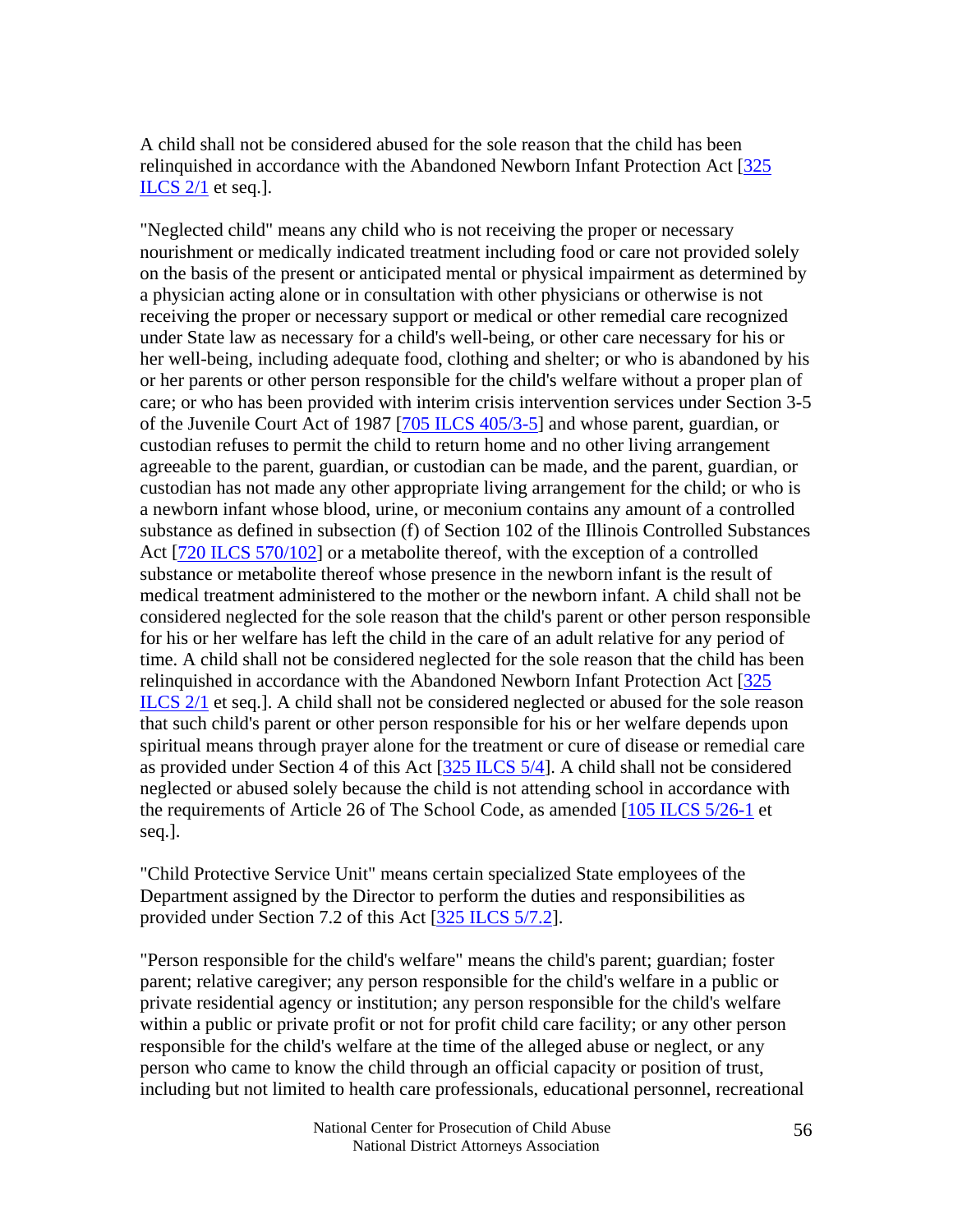A child shall not be considered abused for the sole reason that the child has been relinquished in accordance with the Abandoned Newborn Infant Protection Act [325 ILCS 2/1 et seq.].

"Neglected child" means any child who is not receiving the proper or necessary nourishment or medically indicated treatment including food or care not provided solely on the basis of the present or anticipated mental or physical impairment as determined by a physician acting alone or in consultation with other physicians or otherwise is not receiving the proper or necessary support or medical or other remedial care recognized under State law as necessary for a child's well-being, or other care necessary for his or her well-being, including adequate food, clothing and shelter; or who is abandoned by his or her parents or other person responsible for the child's welfare without a proper plan of care; or who has been provided with interim crisis intervention services under Section 3-5 of the Juvenile Court Act of 1987 [705 ILCS 405/3-5] and whose parent, guardian, or custodian refuses to permit the child to return home and no other living arrangement agreeable to the parent, guardian, or custodian can be made, and the parent, guardian, or custodian has not made any other appropriate living arrangement for the child; or who is a newborn infant whose blood, urine, or meconium contains any amount of a controlled substance as defined in subsection (f) of Section 102 of the Illinois Controlled Substances Act [720 ILCS 570/102] or a metabolite thereof, with the exception of a controlled substance or metabolite thereof whose presence in the newborn infant is the result of medical treatment administered to the mother or the newborn infant. A child shall not be considered neglected for the sole reason that the child's parent or other person responsible for his or her welfare has left the child in the care of an adult relative for any period of time. A child shall not be considered neglected for the sole reason that the child has been relinquished in accordance with the Abandoned Newborn Infant Protection Act [325 ILCS 2/1 et seq.]. A child shall not be considered neglected or abused for the sole reason that such child's parent or other person responsible for his or her welfare depends upon spiritual means through prayer alone for the treatment or cure of disease or remedial care as provided under Section 4 of this Act [325 ILCS 5/4]. A child shall not be considered neglected or abused solely because the child is not attending school in accordance with the requirements of Article 26 of The School Code, as amended [105 ILCS 5/26-1 et seq.].

"Child Protective Service Unit" means certain specialized State employees of the Department assigned by the Director to perform the duties and responsibilities as provided under Section 7.2 of this Act [325 ILCS 5/7.2].

"Person responsible for the child's welfare" means the child's parent; guardian; foster parent; relative caregiver; any person responsible for the child's welfare in a public or private residential agency or institution; any person responsible for the child's welfare within a public or private profit or not for profit child care facility; or any other person responsible for the child's welfare at the time of the alleged abuse or neglect, or any person who came to know the child through an official capacity or position of trust, including but not limited to health care professionals, educational personnel, recreational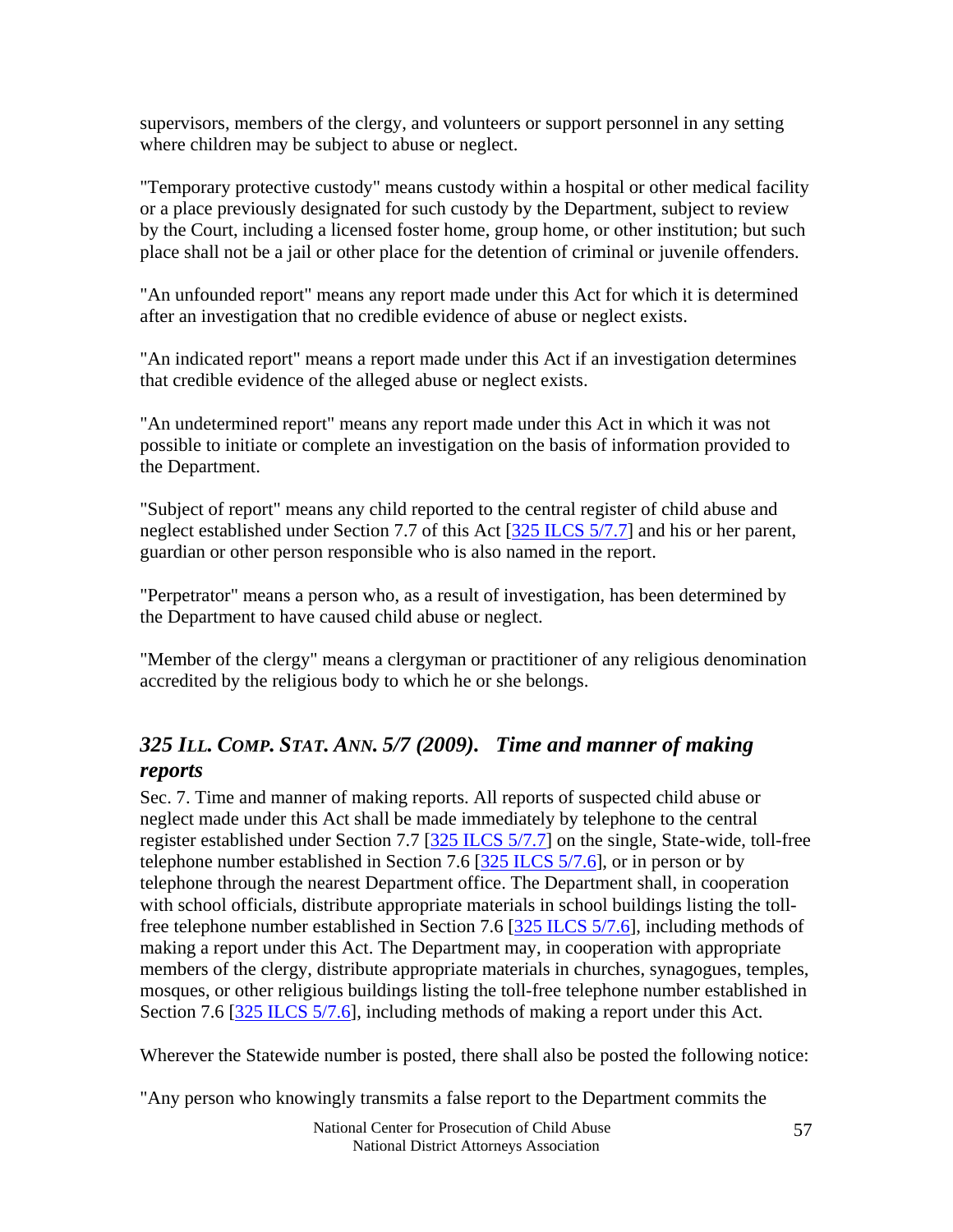supervisors, members of the clergy, and volunteers or support personnel in any setting where children may be subject to abuse or neglect.

"Temporary protective custody" means custody within a hospital or other medical facility or a place previously designated for such custody by the Department, subject to review by the Court, including a licensed foster home, group home, or other institution; but such place shall not be a jail or other place for the detention of criminal or juvenile offenders.

"An unfounded report" means any report made under this Act for which it is determined after an investigation that no credible evidence of abuse or neglect exists.

"An indicated report" means a report made under this Act if an investigation determines that credible evidence of the alleged abuse or neglect exists.

"An undetermined report" means any report made under this Act in which it was not possible to initiate or complete an investigation on the basis of information provided to the Department.

"Subject of report" means any child reported to the central register of child abuse and neglect established under Section 7.7 of this Act [325 ILCS 5/7.7] and his or her parent, guardian or other person responsible who is also named in the report.

"Perpetrator" means a person who, as a result of investigation, has been determined by the Department to have caused child abuse or neglect.

"Member of the clergy" means a clergyman or practitioner of any religious denomination accredited by the religious body to which he or she belongs.

## *325 Ill. Comp. Stat. Ann. 5/7 (2009). Time and manner of making reports*

Sec. 7. Time and manner of making reports. All reports of suspected child abuse or neglect made under this Act shall be made immediately by telephone to the central register established under Section 7.7 [325 ILCS 5/7.7] on the single, State-wide, toll-free telephone number established in Section 7.6 [325 ILCS 5/7.6], or in person or by telephone through the nearest Department office. The Department shall, in cooperation with school officials, distribute appropriate materials in school buildings listing the toll-free telephone number established in Section 7.6 [325 ILCS 5/7.6], including methods of making a report under this Act. The Department may, in cooperation with appropriate members of the clergy, distribute appropriate materials in churches, synagogues, temples, mosques, or other religious buildings listing the toll-free telephone number established in Section 7.6 [325 ILCS 5/7.6], including methods of making a report under this Act.

Wherever the Statewide number is posted, there shall also be posted the following notice:

"Any person who knowingly transmits a false report to the Department commits the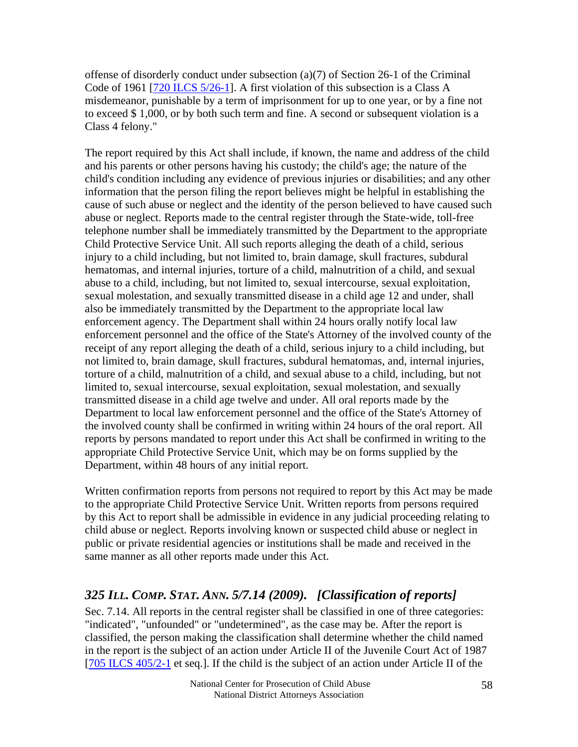offense of disorderly conduct under subsection (a)(7) of Section 26-1 of the Criminal Code of 1961 [720 ILCS 5/26-1]. A first violation of this subsection is a Class A misdemeanor, punishable by a term of imprisonment for up to one year, or by a fine not to exceed $ 1,000, or by both such term and fine. A second or subsequent violation is a Class 4 felony."

The report required by this Act shall include, if known, the name and address of the child and his parents or other persons having his custody; the child's age; the nature of the child's condition including any evidence of previous injuries or disabilities; and any other information that the person filing the report believes might be helpful in establishing the cause of such abuse or neglect and the identity of the person believed to have caused such abuse or neglect. Reports made to the central register through the State-wide, toll-free telephone number shall be immediately transmitted by the Department to the appropriate Child Protective Service Unit. All such reports alleging the death of a child, serious injury to a child including, but not limited to, brain damage, skull fractures, subdural hematomas, and internal injuries, torture of a child, malnutrition of a child, and sexual abuse to a child, including, but not limited to, sexual intercourse, sexual exploitation, sexual molestation, and sexually transmitted disease in a child age 12 and under, shall also be immediately transmitted by the Department to the appropriate local law enforcement agency. The Department shall within 24 hours orally notify local law enforcement personnel and the office of the State's Attorney of the involved county of the receipt of any report alleging the death of a child, serious injury to a child including, but not limited to, brain damage, skull fractures, subdural hematomas, and, internal injuries, torture of a child, malnutrition of a child, and sexual abuse to a child, including, but not limited to, sexual intercourse, sexual exploitation, sexual molestation, and sexually transmitted disease in a child age twelve and under. All oral reports made by the Department to local law enforcement personnel and the office of the State's Attorney of the involved county shall be confirmed in writing within 24 hours of the oral report. All reports by persons mandated to report under this Act shall be confirmed in writing to the appropriate Child Protective Service Unit, which may be on forms supplied by the Department, within 48 hours of any initial report.

Written confirmation reports from persons not required to report by this Act may be made to the appropriate Child Protective Service Unit. Written reports from persons required by this Act to report shall be admissible in evidence in any judicial proceeding relating to child abuse or neglect. Reports involving known or suspected child abuse or neglect in public or private residential agencies or institutions shall be made and received in the same manner as all other reports made under this Act.

## *325 ILL. COMP. STAT. ANN. 5/7.14 (2009). [Classification of reports]*

Sec. 7.14. All reports in the central register shall be classified in one of three categories: "indicated", "unfounded" or "undetermined", as the case may be. After the report is classified, the person making the classification shall determine whether the child named in the report is the subject of an action under Article II of the Juvenile Court Act of 1987 [705 ILCS 405/2-1 et seq.]. If the child is the subject of an action under Article II of the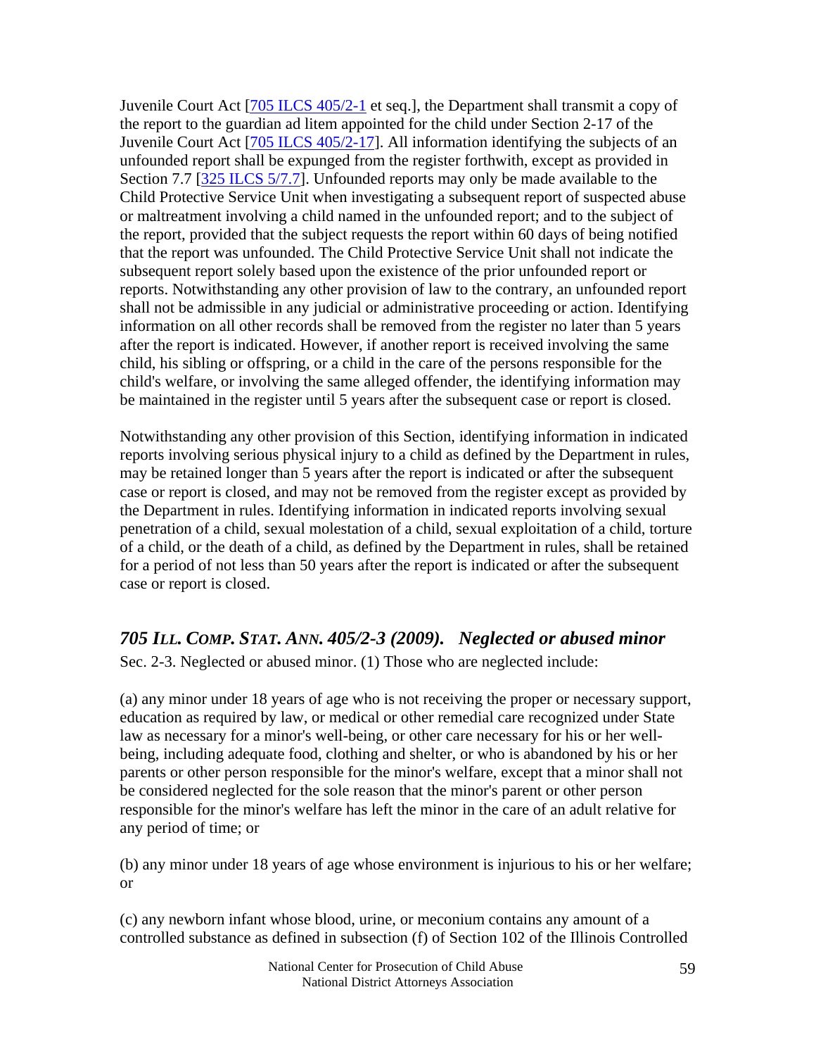Juvenile Court Act [705 ILCS 405/2-1 et seq.], the Department shall transmit a copy of the report to the guardian ad litem appointed for the child under Section 2-17 of the Juvenile Court Act [705 ILCS 405/2-17]. All information identifying the subjects of an unfounded report shall be expunged from the register forthwith, except as provided in Section 7.7 [325 ILCS 5/7.7]. Unfounded reports may only be made available to the Child Protective Service Unit when investigating a subsequent report of suspected abuse or maltreatment involving a child named in the unfounded report; and to the subject of the report, provided that the subject requests the report within 60 days of being notified that the report was unfounded. The Child Protective Service Unit shall not indicate the subsequent report solely based upon the existence of the prior unfounded report or reports. Notwithstanding any other provision of law to the contrary, an unfounded report shall not be admissible in any judicial or administrative proceeding or action. Identifying information on all other records shall be removed from the register no later than 5 years after the report is indicated. However, if another report is received involving the same child, his sibling or offspring, or a child in the care of the persons responsible for the child's welfare, or involving the same alleged offender, the identifying information may be maintained in the register until 5 years after the subsequent case or report is closed.

Notwithstanding any other provision of this Section, identifying information in indicated reports involving serious physical injury to a child as defined by the Department in rules, may be retained longer than 5 years after the report is indicated or after the subsequent case or report is closed, and may not be removed from the register except as provided by the Department in rules. Identifying information in indicated reports involving sexual penetration of a child, sexual molestation of a child, sexual exploitation of a child, torture of a child, or the death of a child, as defined by the Department in rules, shall be retained for a period of not less than 50 years after the report is indicated or after the subsequent case or report is closed.

## *705 Ill. Comp. Stat. Ann. 405/2-3 (2009). Neglected or abused minor*

Sec. 2-3. Neglected or abused minor. (1) Those who are neglected include:

(a) any minor under 18 years of age who is not receiving the proper or necessary support, education as required by law, or medical or other remedial care recognized under State law as necessary for a minor's well-being, or other care necessary for his or her well-being, including adequate food, clothing and shelter, or who is abandoned by his or her parents or other person responsible for the minor's welfare, except that a minor shall not be considered neglected for the sole reason that the minor's parent or other person responsible for the minor's welfare has left the minor in the care of an adult relative for any period of time; or

(b) any minor under 18 years of age whose environment is injurious to his or her welfare; or

(c) any newborn infant whose blood, urine, or meconium contains any amount of a controlled substance as defined in subsection (f) of Section 102 of the Illinois Controlled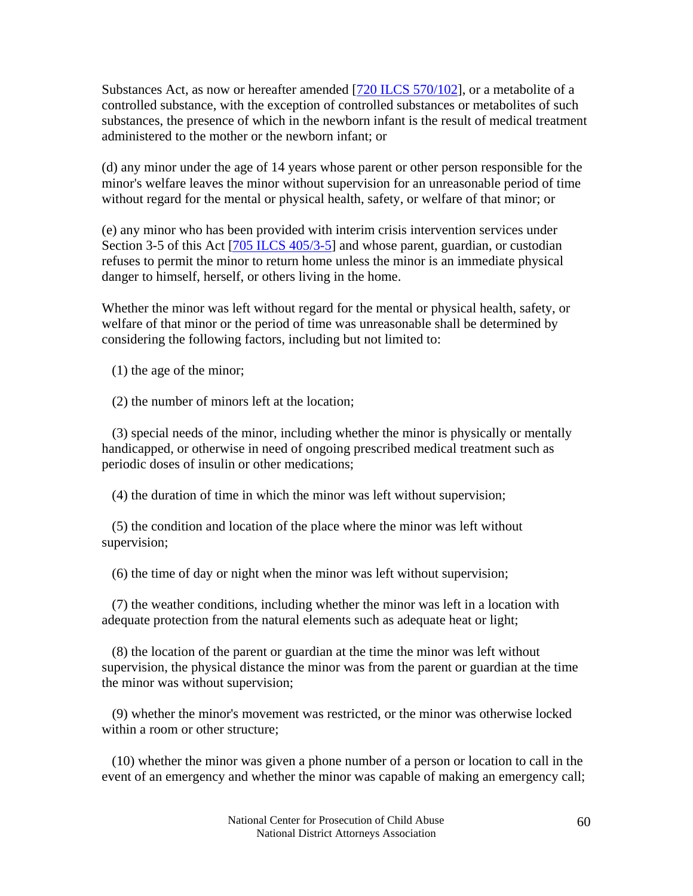Substances Act, as now or hereafter amended [720 ILCS 570/102], or a metabolite of a controlled substance, with the exception of controlled substances or metabolites of such substances, the presence of which in the newborn infant is the result of medical treatment administered to the mother or the newborn infant; or

(d) any minor under the age of 14 years whose parent or other person responsible for the minor's welfare leaves the minor without supervision for an unreasonable period of time without regard for the mental or physical health, safety, or welfare of that minor; or

(e) any minor who has been provided with interim crisis intervention services under Section 3-5 of this Act [705 ILCS 405/3-5] and whose parent, guardian, or custodian refuses to permit the minor to return home unless the minor is an immediate physical danger to himself, herself, or others living in the home.

Whether the minor was left without regard for the mental or physical health, safety, or welfare of that minor or the period of time was unreasonable shall be determined by considering the following factors, including but not limited to:

(1) the age of the minor;

(2) the number of minors left at the location;

(3) special needs of the minor, including whether the minor is physically or mentally handicapped, or otherwise in need of ongoing prescribed medical treatment such as periodic doses of insulin or other medications;

(4) the duration of time in which the minor was left without supervision;

(5) the condition and location of the place where the minor was left without supervision;

(6) the time of day or night when the minor was left without supervision;

(7) the weather conditions, including whether the minor was left in a location with adequate protection from the natural elements such as adequate heat or light;

(8) the location of the parent or guardian at the time the minor was left without supervision, the physical distance the minor was from the parent or guardian at the time the minor was without supervision;

(9) whether the minor's movement was restricted, or the minor was otherwise locked within a room or other structure;

(10) whether the minor was given a phone number of a person or location to call in the event of an emergency and whether the minor was capable of making an emergency call;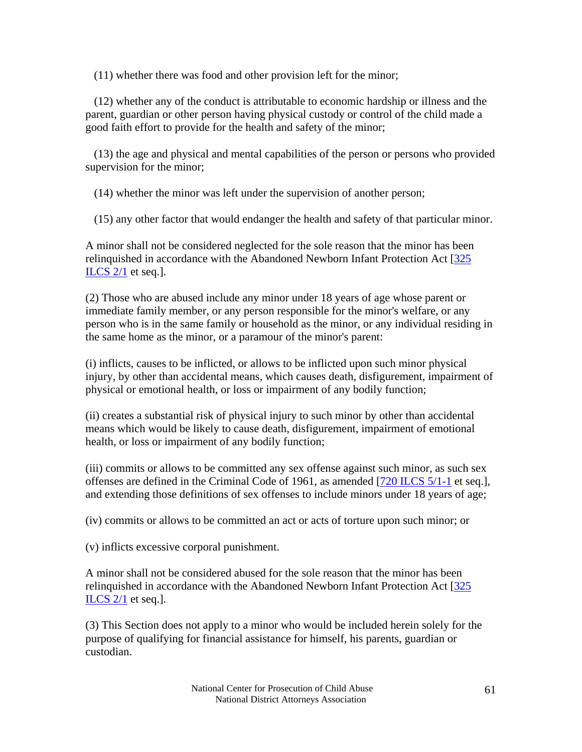(11) whether there was food and other provision left for the minor;

(12) whether any of the conduct is attributable to economic hardship or illness and the parent, guardian or other person having physical custody or control of the child made a good faith effort to provide for the health and safety of the minor;

(13) the age and physical and mental capabilities of the person or persons who provided supervision for the minor;

(14) whether the minor was left under the supervision of another person;

(15) any other factor that would endanger the health and safety of that particular minor.

A minor shall not be considered neglected for the sole reason that the minor has been relinquished in accordance with the Abandoned Newborn Infant Protection Act [325 ILCS 2/1 et seq.].

(2) Those who are abused include any minor under 18 years of age whose parent or immediate family member, or any person responsible for the minor's welfare, or any person who is in the same family or household as the minor, or any individual residing in the same home as the minor, or a paramour of the minor's parent:

(i) inflicts, causes to be inflicted, or allows to be inflicted upon such minor physical injury, by other than accidental means, which causes death, disfigurement, impairment of physical or emotional health, or loss or impairment of any bodily function;

(ii) creates a substantial risk of physical injury to such minor by other than accidental means which would be likely to cause death, disfigurement, impairment of emotional health, or loss or impairment of any bodily function;

(iii) commits or allows to be committed any sex offense against such minor, as such sex offenses are defined in the Criminal Code of 1961, as amended [720 ILCS 5/1-1 et seq.], and extending those definitions of sex offenses to include minors under 18 years of age;

(iv) commits or allows to be committed an act or acts of torture upon such minor; or

(v) inflicts excessive corporal punishment.

A minor shall not be considered abused for the sole reason that the minor has been relinquished in accordance with the Abandoned Newborn Infant Protection Act [325 ILCS 2/1 et seq.].

(3) This Section does not apply to a minor who would be included herein solely for the purpose of qualifying for financial assistance for himself, his parents, guardian or custodian.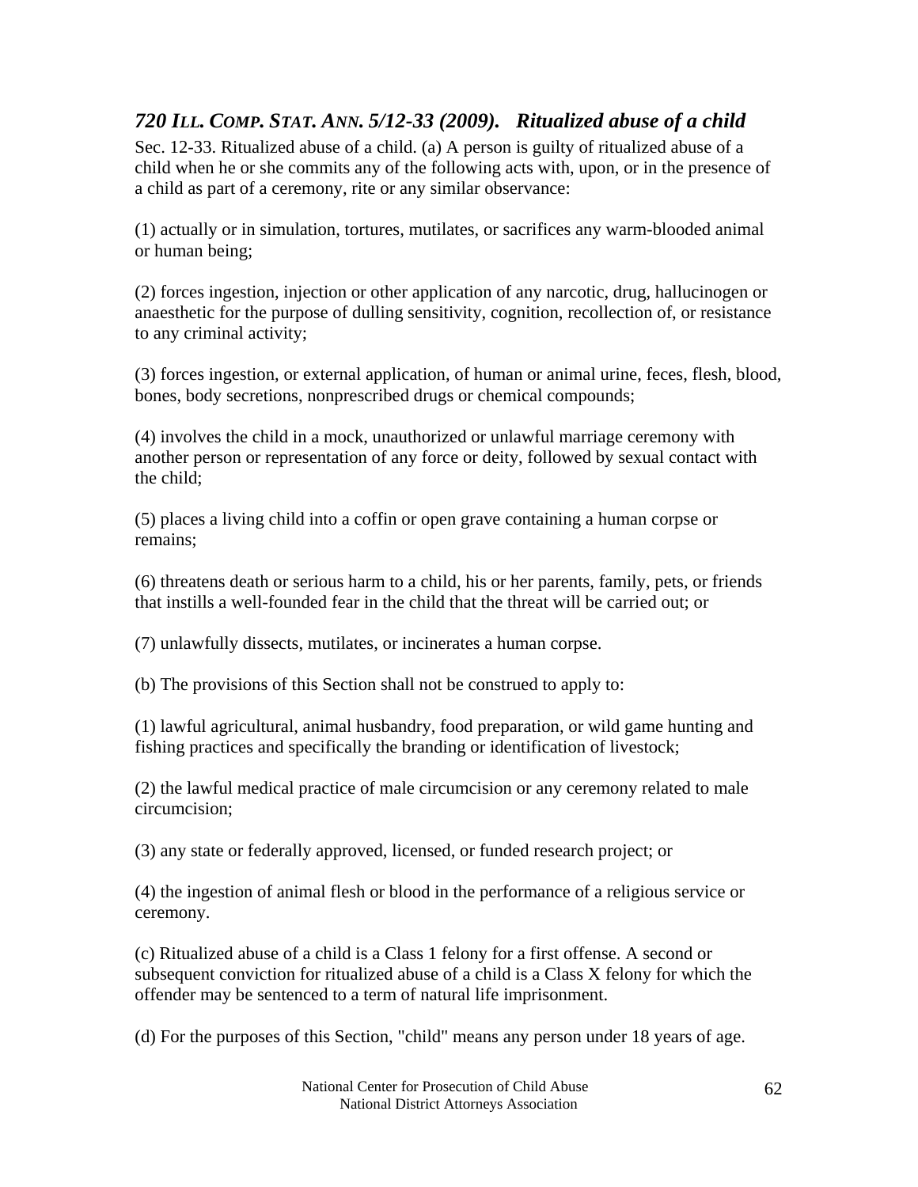## *720 ILL. COMP. STAT. ANN. 5/12-33 (2009). Ritualized abuse of a child*

Sec. 12-33. Ritualized abuse of a child. (a) A person is guilty of ritualized abuse of a child when he or she commits any of the following acts with, upon, or in the presence of a child as part of a ceremony, rite or any similar observance:

(1) actually or in simulation, tortures, mutilates, or sacrifices any warm-blooded animal or human being;

(2) forces ingestion, injection or other application of any narcotic, drug, hallucinogen or anaesthetic for the purpose of dulling sensitivity, cognition, recollection of, or resistance to any criminal activity;

(3) forces ingestion, or external application, of human or animal urine, feces, flesh, blood, bones, body secretions, nonprescribed drugs or chemical compounds;

(4) involves the child in a mock, unauthorized or unlawful marriage ceremony with another person or representation of any force or deity, followed by sexual contact with the child;

(5) places a living child into a coffin or open grave containing a human corpse or remains;

(6) threatens death or serious harm to a child, his or her parents, family, pets, or friends that instills a well-founded fear in the child that the threat will be carried out; or

(7) unlawfully dissects, mutilates, or incinerates a human corpse.

(b) The provisions of this Section shall not be construed to apply to:

(1) lawful agricultural, animal husbandry, food preparation, or wild game hunting and fishing practices and specifically the branding or identification of livestock;

(2) the lawful medical practice of male circumcision or any ceremony related to male circumcision;

(3) any state or federally approved, licensed, or funded research project; or

(4) the ingestion of animal flesh or blood in the performance of a religious service or ceremony.

(c) Ritualized abuse of a child is a Class 1 felony for a first offense. A second or subsequent conviction for ritualized abuse of a child is a Class X felony for which the offender may be sentenced to a term of natural life imprisonment.

(d) For the purposes of this Section, "child" means any person under 18 years of age.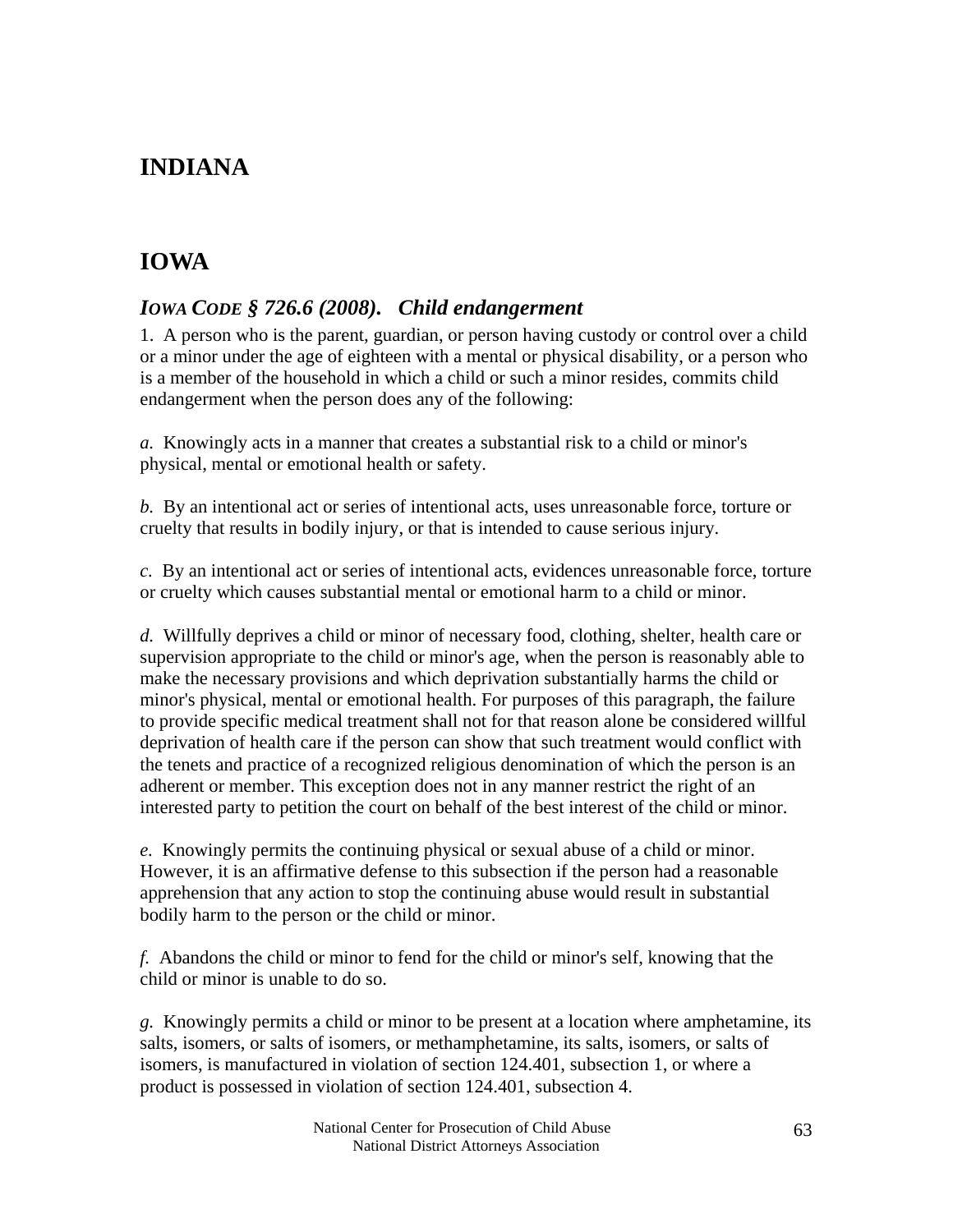# INDIANA

# IOWA

### *IOWA CODE § 726.6 (2008). Child endangerment*

1. A person who is the parent, guardian, or person having custody or control over a child or a minor under the age of eighteen with a mental or physical disability, or a person who is a member of the household in which a child or such a minor resides, commits child endangerment when the person does any of the following:

*a.* Knowingly acts in a manner that creates a substantial risk to a child or minor's physical, mental or emotional health or safety.

*b.* By an intentional act or series of intentional acts, uses unreasonable force, torture or cruelty that results in bodily injury, or that is intended to cause serious injury.

*c.* By an intentional act or series of intentional acts, evidences unreasonable force, torture or cruelty which causes substantial mental or emotional harm to a child or minor.

*d.* Willfully deprives a child or minor of necessary food, clothing, shelter, health care or supervision appropriate to the child or minor's age, when the person is reasonably able to make the necessary provisions and which deprivation substantially harms the child or minor's physical, mental or emotional health. For purposes of this paragraph, the failure to provide specific medical treatment shall not for that reason alone be considered willful deprivation of health care if the person can show that such treatment would conflict with the tenets and practice of a recognized religious denomination of which the person is an adherent or member. This exception does not in any manner restrict the right of an interested party to petition the court on behalf of the best interest of the child or minor.

*e.* Knowingly permits the continuing physical or sexual abuse of a child or minor. However, it is an affirmative defense to this subsection if the person had a reasonable apprehension that any action to stop the continuing abuse would result in substantial bodily harm to the person or the child or minor.

*f.* Abandons the child or minor to fend for the child or minor's self, knowing that the child or minor is unable to do so.

*g.* Knowingly permits a child or minor to be present at a location where amphetamine, its salts, isomers, or salts of isomers, or methamphetamine, its salts, isomers, or salts of isomers, is manufactured in violation of section 124.401, subsection 1, or where a product is possessed in violation of section 124.401, subsection 4.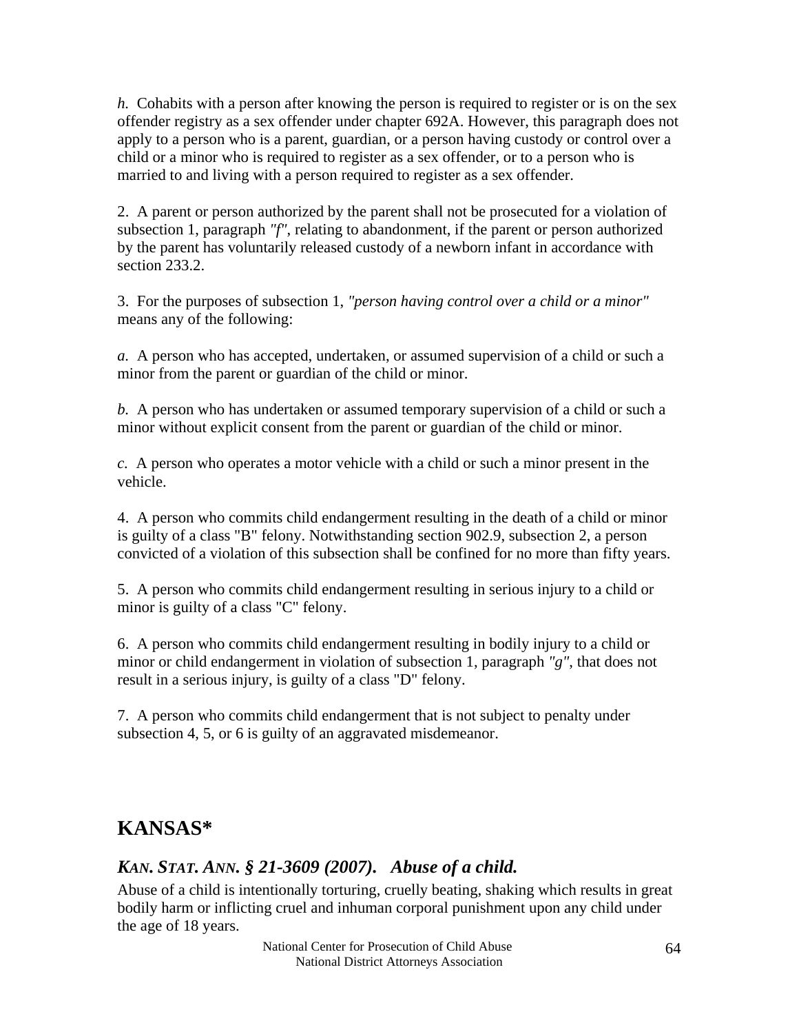*h.* Cohabits with a person after knowing the person is required to register or is on the sex offender registry as a sex offender under chapter 692A. However, this paragraph does not apply to a person who is a parent, guardian, or a person having custody or control over a child or a minor who is required to register as a sex offender, or to a person who is married to and living with a person required to register as a sex offender.

2. A parent or person authorized by the parent shall not be prosecuted for a violation of subsection 1, paragraph *"f"*, relating to abandonment, if the parent or person authorized by the parent has voluntarily released custody of a newborn infant in accordance with section 233.2.

3. For the purposes of subsection 1, *"person having control over a child or a minor"* means any of the following:

*a.* A person who has accepted, undertaken, or assumed supervision of a child or such a minor from the parent or guardian of the child or minor.

*b.* A person who has undertaken or assumed temporary supervision of a child or such a minor without explicit consent from the parent or guardian of the child or minor.

*c.* A person who operates a motor vehicle with a child or such a minor present in the vehicle.

4. A person who commits child endangerment resulting in the death of a child or minor is guilty of a class "B" felony. Notwithstanding section 902.9, subsection 2, a person convicted of a violation of this subsection shall be confined for no more than fifty years.

5. A person who commits child endangerment resulting in serious injury to a child or minor is guilty of a class "C" felony.

6. A person who commits child endangerment resulting in bodily injury to a child or minor or child endangerment in violation of subsection 1, paragraph *"g"*, that does not result in a serious injury, is guilty of a class "D" felony.

7. A person who commits child endangerment that is not subject to penalty under subsection 4, 5, or 6 is guilty of an aggravated misdemeanor.

## KANSAS*

### *KAN. STAT. ANN. § 21-3609 (2007). Abuse of a child.*

Abuse of a child is intentionally torturing, cruelly beating, shaking which results in great bodily harm or inflicting cruel and inhuman corporal punishment upon any child under the age of 18 years.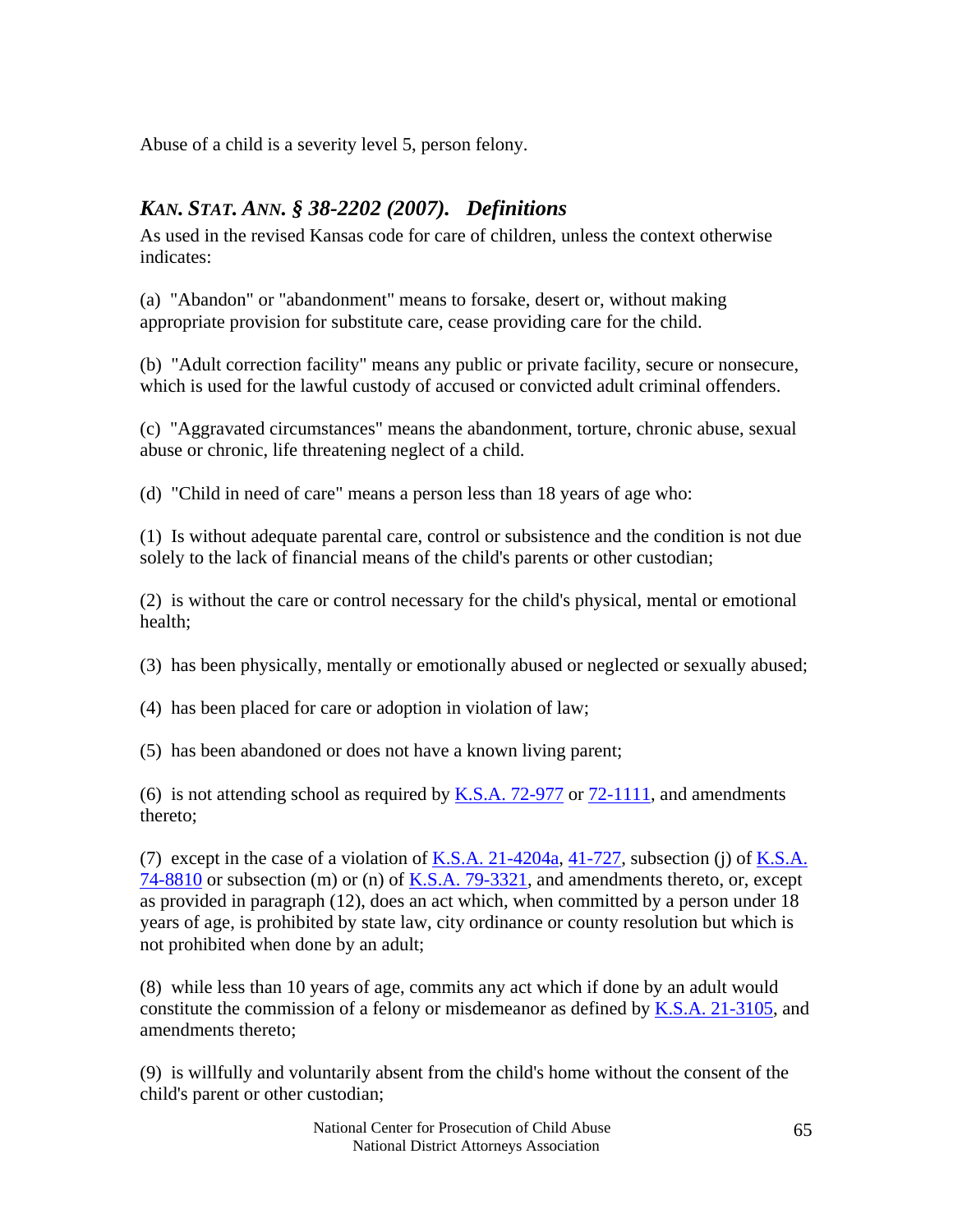Abuse of a child is a severity level 5, person felony.

### *KAN. STAT. ANN. § 38-2202 (2007). Definitions*

As used in the revised Kansas code for care of children, unless the context otherwise indicates:

(a) "Abandon" or "abandonment" means to forsake, desert or, without making appropriate provision for substitute care, cease providing care for the child.

(b) "Adult correction facility" means any public or private facility, secure or nonsecure, which is used for the lawful custody of accused or convicted adult criminal offenders.

(c) "Aggravated circumstances" means the abandonment, torture, chronic abuse, sexual abuse or chronic, life threatening neglect of a child.

(d) "Child in need of care" means a person less than 18 years of age who:

(1) Is without adequate parental care, control or subsistence and the condition is not due solely to the lack of financial means of the child's parents or other custodian;

(2) is without the care or control necessary for the child's physical, mental or emotional health;

(3) has been physically, mentally or emotionally abused or neglected or sexually abused;

(4) has been placed for care or adoption in violation of law;

(5) has been abandoned or does not have a known living parent;

(6) is not attending school as required by K.S.A. 72-977 or 72-1111, and amendments thereto;

(7) except in the case of a violation of K.S.A. 21-4204a, 41-727, subsection (j) of K.S.A. 74-8810 or subsection (m) or (n) of K.S.A. 79-3321, and amendments thereto, or, except as provided in paragraph (12), does an act which, when committed by a person under 18 years of age, is prohibited by state law, city ordinance or county resolution but which is not prohibited when done by an adult;

(8) while less than 10 years of age, commits any act which if done by an adult would constitute the commission of a felony or misdemeanor as defined by K.S.A. 21-3105, and amendments thereto;

(9) is willfully and voluntarily absent from the child's home without the consent of the child's parent or other custodian;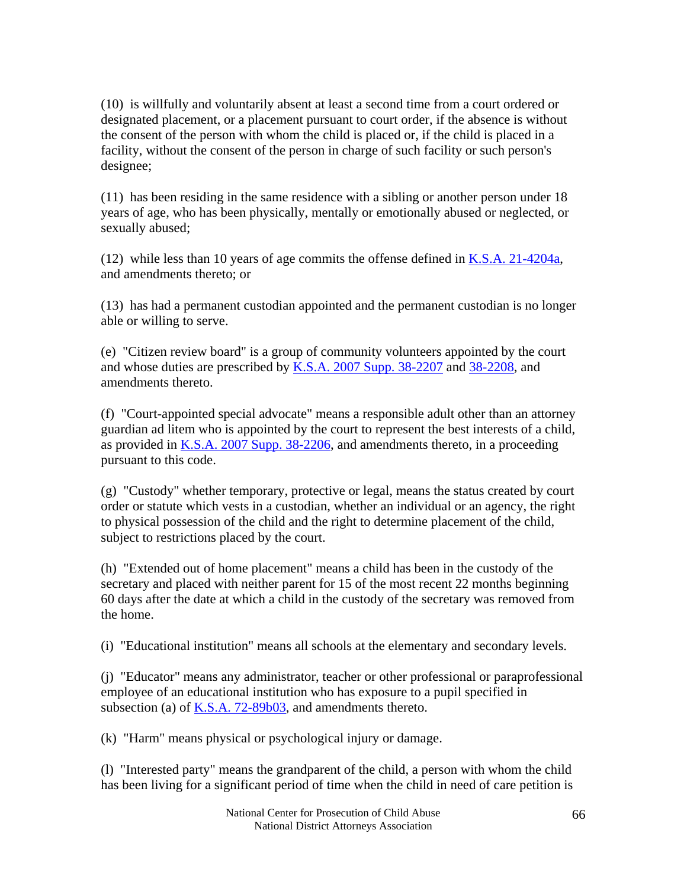(10) is willfully and voluntarily absent at least a second time from a court ordered or designated placement, or a placement pursuant to court order, if the absence is without the consent of the person with whom the child is placed or, if the child is placed in a facility, without the consent of the person in charge of such facility or such person's designee;

(11) has been residing in the same residence with a sibling or another person under 18 years of age, who has been physically, mentally or emotionally abused or neglected, or sexually abused;

(12) while less than 10 years of age commits the offense defined in K.S.A. 21-4204a, and amendments thereto; or

(13) has had a permanent custodian appointed and the permanent custodian is no longer able or willing to serve.

(e) "Citizen review board" is a group of community volunteers appointed by the court and whose duties are prescribed by K.S.A. 2007 Supp. 38-2207 and 38-2208, and amendments thereto.

(f) "Court-appointed special advocate" means a responsible adult other than an attorney guardian ad litem who is appointed by the court to represent the best interests of a child, as provided in K.S.A. 2007 Supp. 38-2206, and amendments thereto, in a proceeding pursuant to this code.

(g) "Custody" whether temporary, protective or legal, means the status created by court order or statute which vests in a custodian, whether an individual or an agency, the right to physical possession of the child and the right to determine placement of the child, subject to restrictions placed by the court.

(h) "Extended out of home placement" means a child has been in the custody of the secretary and placed with neither parent for 15 of the most recent 22 months beginning 60 days after the date at which a child in the custody of the secretary was removed from the home.

(i) "Educational institution" means all schools at the elementary and secondary levels.

(j) "Educator" means any administrator, teacher or other professional or paraprofessional employee of an educational institution who has exposure to a pupil specified in subsection (a) of K.S.A. 72-89b03, and amendments thereto.

(k) "Harm" means physical or psychological injury or damage.

(l) "Interested party" means the grandparent of the child, a person with whom the child has been living for a significant period of time when the child in need of care petition is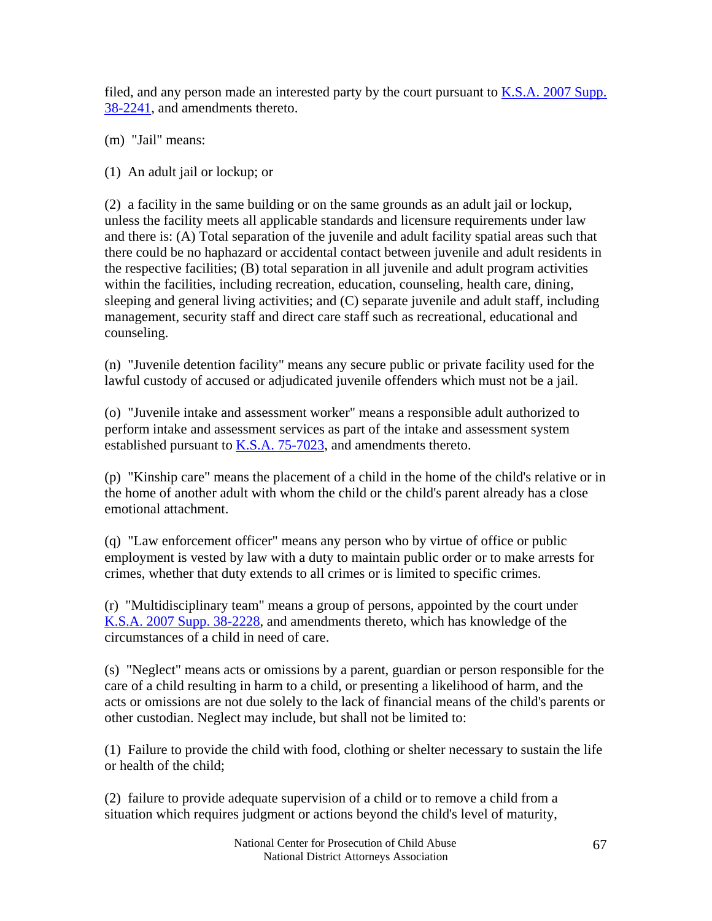filed, and any person made an interested party by the court pursuant to K.S.A. 2007 Supp. 38-2241, and amendments thereto.

(m) "Jail" means:

(1) An adult jail or lockup; or

(2) a facility in the same building or on the same grounds as an adult jail or lockup, unless the facility meets all applicable standards and licensure requirements under law and there is: (A) Total separation of the juvenile and adult facility spatial areas such that there could be no haphazard or accidental contact between juvenile and adult residents in the respective facilities; (B) total separation in all juvenile and adult program activities within the facilities, including recreation, education, counseling, health care, dining, sleeping and general living activities; and (C) separate juvenile and adult staff, including management, security staff and direct care staff such as recreational, educational and counseling.

(n) "Juvenile detention facility" means any secure public or private facility used for the lawful custody of accused or adjudicated juvenile offenders which must not be a jail.

(o) "Juvenile intake and assessment worker" means a responsible adult authorized to perform intake and assessment services as part of the intake and assessment system established pursuant to K.S.A. 75-7023, and amendments thereto.

(p) "Kinship care" means the placement of a child in the home of the child's relative or in the home of another adult with whom the child or the child's parent already has a close emotional attachment.

(q) "Law enforcement officer" means any person who by virtue of office or public employment is vested by law with a duty to maintain public order or to make arrests for crimes, whether that duty extends to all crimes or is limited to specific crimes.

(r) "Multidisciplinary team" means a group of persons, appointed by the court under K.S.A. 2007 Supp. 38-2228, and amendments thereto, which has knowledge of the circumstances of a child in need of care.

(s) "Neglect" means acts or omissions by a parent, guardian or person responsible for the care of a child resulting in harm to a child, or presenting a likelihood of harm, and the acts or omissions are not due solely to the lack of financial means of the child's parents or other custodian. Neglect may include, but shall not be limited to:

(1) Failure to provide the child with food, clothing or shelter necessary to sustain the life or health of the child;

(2) failure to provide adequate supervision of a child or to remove a child from a situation which requires judgment or actions beyond the child's level of maturity,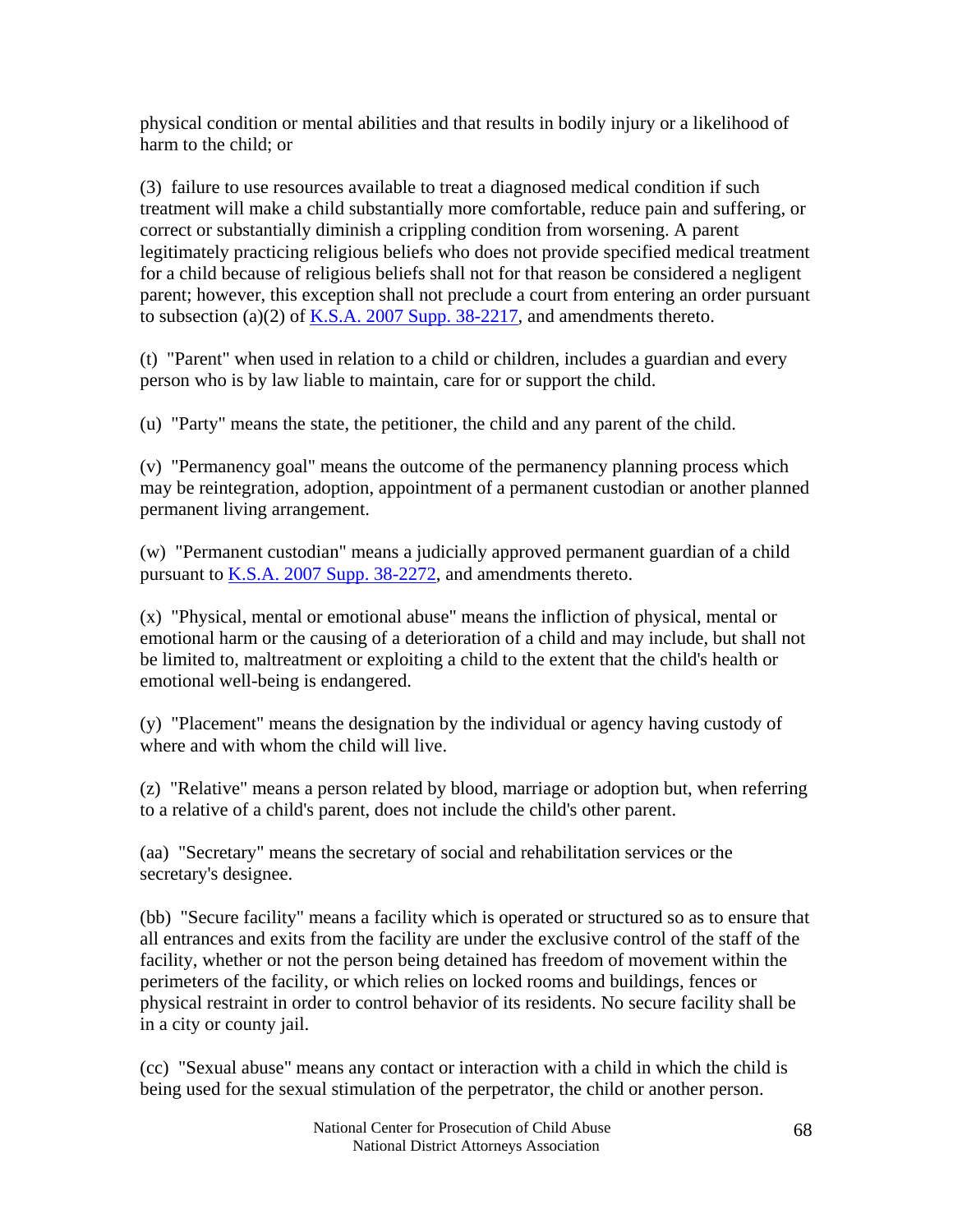physical condition or mental abilities and that results in bodily injury or a likelihood of harm to the child; or

(3) failure to use resources available to treat a diagnosed medical condition if such treatment will make a child substantially more comfortable, reduce pain and suffering, or correct or substantially diminish a crippling condition from worsening. A parent legitimately practicing religious beliefs who does not provide specified medical treatment for a child because of religious beliefs shall not for that reason be considered a negligent parent; however, this exception shall not preclude a court from entering an order pursuant to subsection (a)(2) of K.S.A. 2007 Supp. 38-2217, and amendments thereto.

(t) "Parent" when used in relation to a child or children, includes a guardian and every person who is by law liable to maintain, care for or support the child.

(u) "Party" means the state, the petitioner, the child and any parent of the child.

(v) "Permanency goal" means the outcome of the permanency planning process which may be reintegration, adoption, appointment of a permanent custodian or another planned permanent living arrangement.

(w) "Permanent custodian" means a judicially approved permanent guardian of a child pursuant to K.S.A. 2007 Supp. 38-2272, and amendments thereto.

(x) "Physical, mental or emotional abuse" means the infliction of physical, mental or emotional harm or the causing of a deterioration of a child and may include, but shall not be limited to, maltreatment or exploiting a child to the extent that the child's health or emotional well-being is endangered.

(y) "Placement" means the designation by the individual or agency having custody of where and with whom the child will live.

(z) "Relative" means a person related by blood, marriage or adoption but, when referring to a relative of a child's parent, does not include the child's other parent.

(aa) "Secretary" means the secretary of social and rehabilitation services or the secretary's designee.

(bb) "Secure facility" means a facility which is operated or structured so as to ensure that all entrances and exits from the facility are under the exclusive control of the staff of the facility, whether or not the person being detained has freedom of movement within the perimeters of the facility, or which relies on locked rooms and buildings, fences or physical restraint in order to control behavior of its residents. No secure facility shall be in a city or county jail.

(cc) "Sexual abuse" means any contact or interaction with a child in which the child is being used for the sexual stimulation of the perpetrator, the child or another person.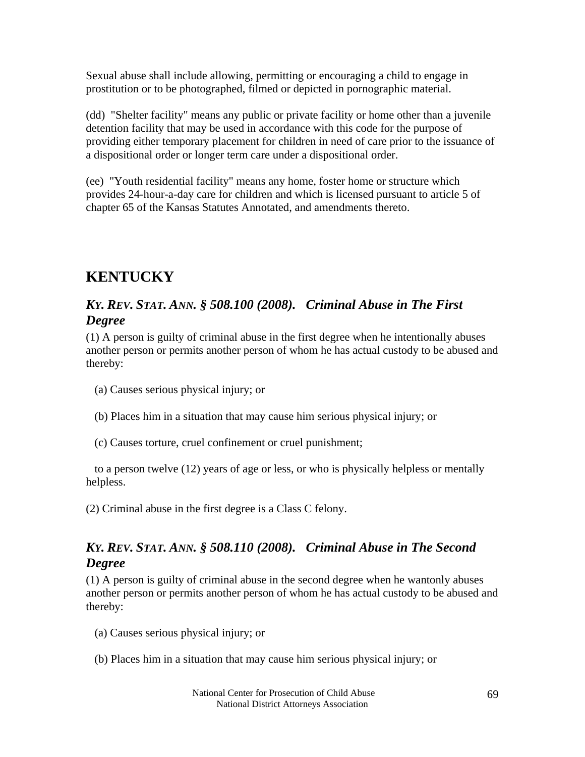Sexual abuse shall include allowing, permitting or encouraging a child to engage in prostitution or to be photographed, filmed or depicted in pornographic material.

(dd) "Shelter facility" means any public or private facility or home other than a juvenile detention facility that may be used in accordance with this code for the purpose of providing either temporary placement for children in need of care prior to the issuance of a dispositional order or longer term care under a dispositional order.

(ee) "Youth residential facility" means any home, foster home or structure which provides 24-hour-a-day care for children and which is licensed pursuant to article 5 of chapter 65 of the Kansas Statutes Annotated, and amendments thereto.

## KENTUCKY

### *KY. REV. STAT. ANN. § 508.100 (2008). Criminal Abuse in The First Degree*

(1) A person is guilty of criminal abuse in the first degree when he intentionally abuses another person or permits another person of whom he has actual custody to be abused and thereby:

(a) Causes serious physical injury; or

(b) Places him in a situation that may cause him serious physical injury; or

(c) Causes torture, cruel confinement or cruel punishment;

to a person twelve (12) years of age or less, or who is physically helpless or mentally helpless.

(2) Criminal abuse in the first degree is a Class C felony.

### *KY. REV. STAT. ANN. § 508.110 (2008). Criminal Abuse in The Second Degree*

(1) A person is guilty of criminal abuse in the second degree when he wantonly abuses another person or permits another person of whom he has actual custody to be abused and thereby:

(a) Causes serious physical injury; or

(b) Places him in a situation that may cause him serious physical injury; or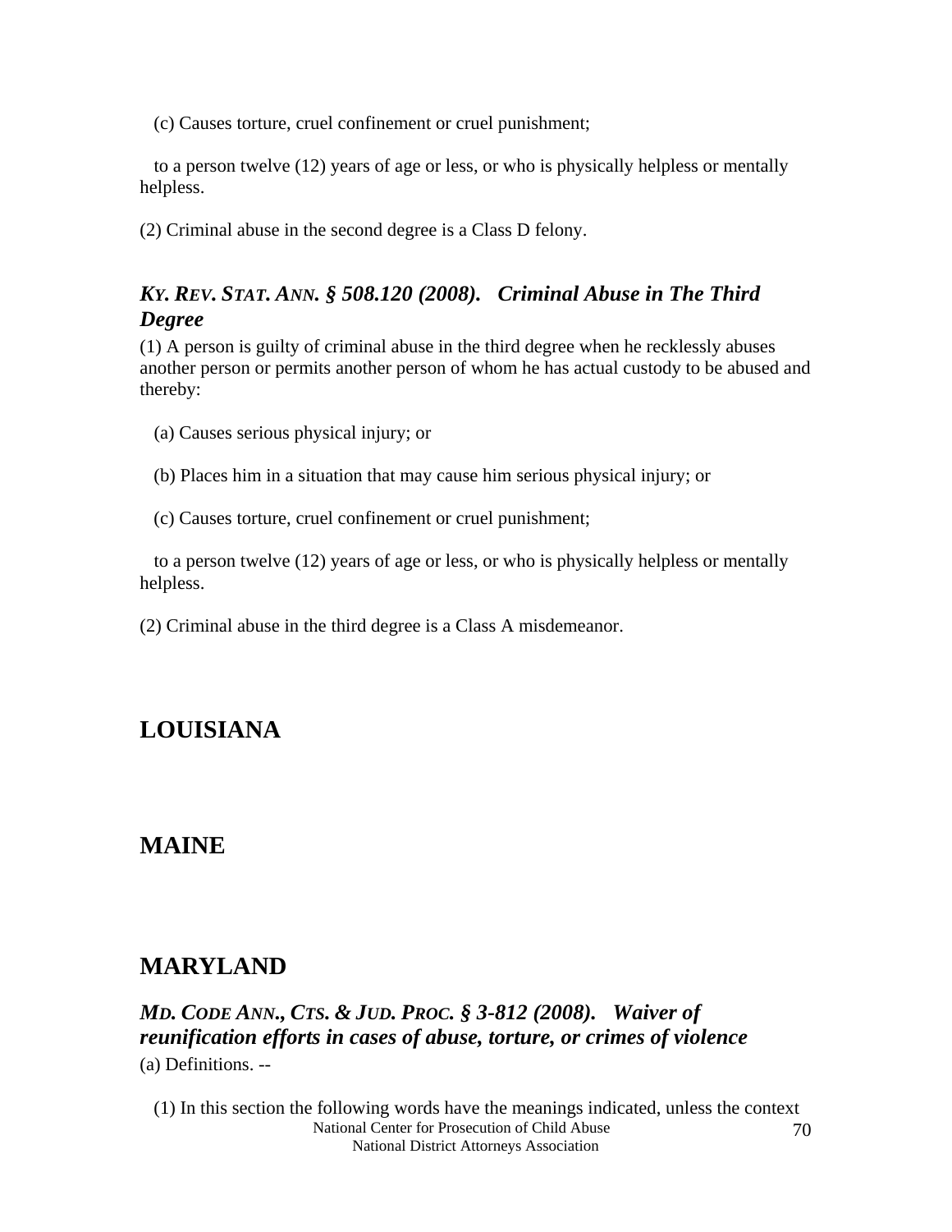(c) Causes torture, cruel confinement or cruel punishment;

to a person twelve (12) years of age or less, or who is physically helpless or mentally helpless.

(2) Criminal abuse in the second degree is a Class D felony.

### *KY. REV. STAT. ANN. § 508.120 (2008). Criminal Abuse in The Third Degree*

(1) A person is guilty of criminal abuse in the third degree when he recklessly abuses another person or permits another person of whom he has actual custody to be abused and thereby:

(a) Causes serious physical injury; or

(b) Places him in a situation that may cause him serious physical injury; or

(c) Causes torture, cruel confinement or cruel punishment;

to a person twelve (12) years of age or less, or who is physically helpless or mentally helpless.

(2) Criminal abuse in the third degree is a Class A misdemeanor.

## LOUISIANA

## MAINE

## MARYLAND

### *MD. CODE ANN., CTS. & JUD. PROC. § 3-812 (2008). Waiver of reunification efforts in cases of abuse, torture, or crimes of violence*

(a) Definitions. --

(1) In this section the following words have the meanings indicated, unless the context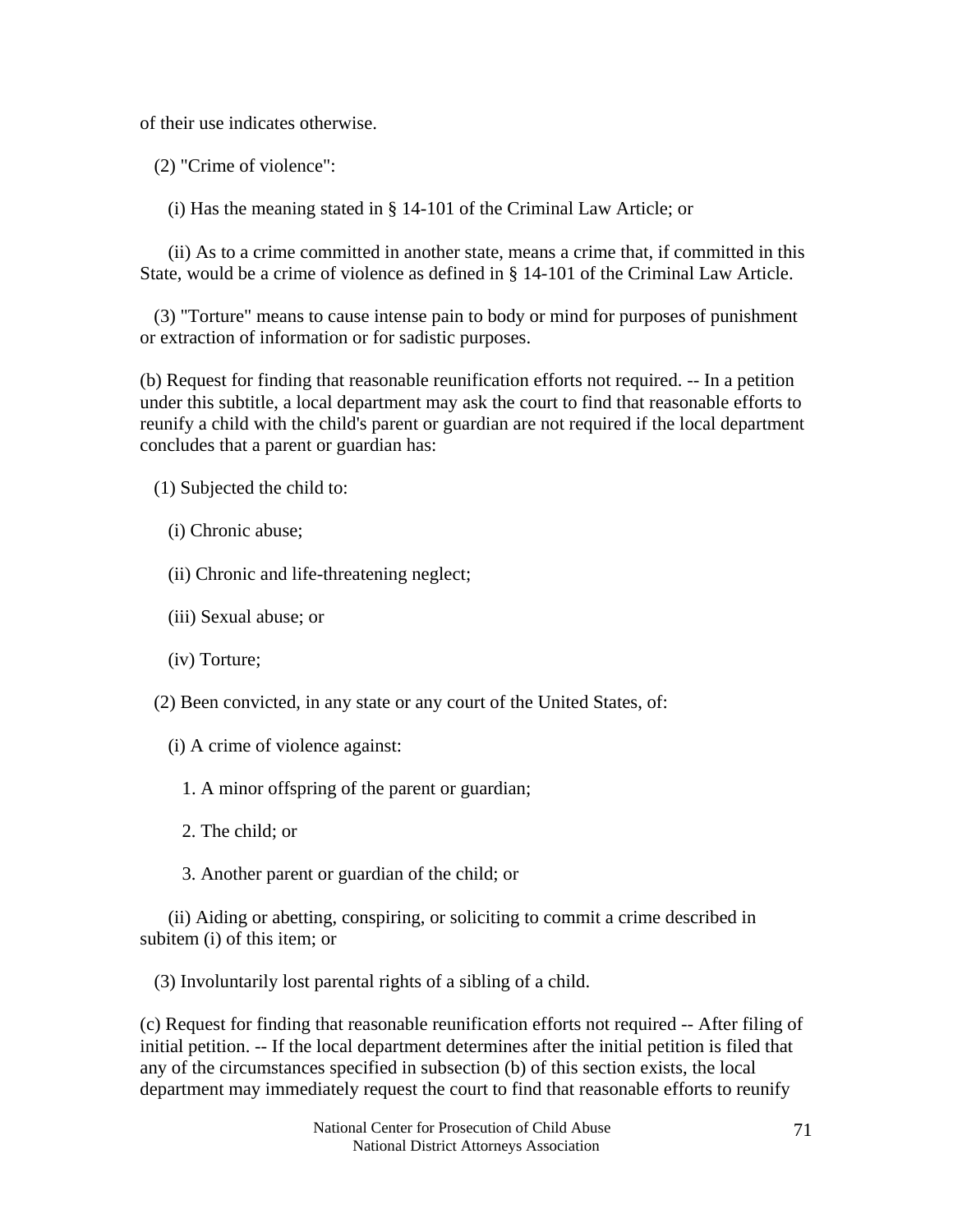of their use indicates otherwise.

(2) "Crime of violence":

(i) Has the meaning stated in § 14-101 of the Criminal Law Article; or

(ii) As to a crime committed in another state, means a crime that, if committed in this State, would be a crime of violence as defined in § 14-101 of the Criminal Law Article.

(3) "Torture" means to cause intense pain to body or mind for purposes of punishment or extraction of information or for sadistic purposes.

(b) Request for finding that reasonable reunification efforts not required. -- In a petition under this subtitle, a local department may ask the court to find that reasonable efforts to reunify a child with the child's parent or guardian are not required if the local department concludes that a parent or guardian has:

(1) Subjected the child to:

(i) Chronic abuse;

(ii) Chronic and life-threatening neglect;

(iii) Sexual abuse; or

(iv) Torture;

(2) Been convicted, in any state or any court of the United States, of:

(i) A crime of violence against:

1. A minor offspring of the parent or guardian;

2. The child; or

3. Another parent or guardian of the child; or

(ii) Aiding or abetting, conspiring, or soliciting to commit a crime described in subitem (i) of this item; or

(3) Involuntarily lost parental rights of a sibling of a child.

(c) Request for finding that reasonable reunification efforts not required -- After filing of initial petition. -- If the local department determines after the initial petition is filed that any of the circumstances specified in subsection (b) of this section exists, the local department may immediately request the court to find that reasonable efforts to reunify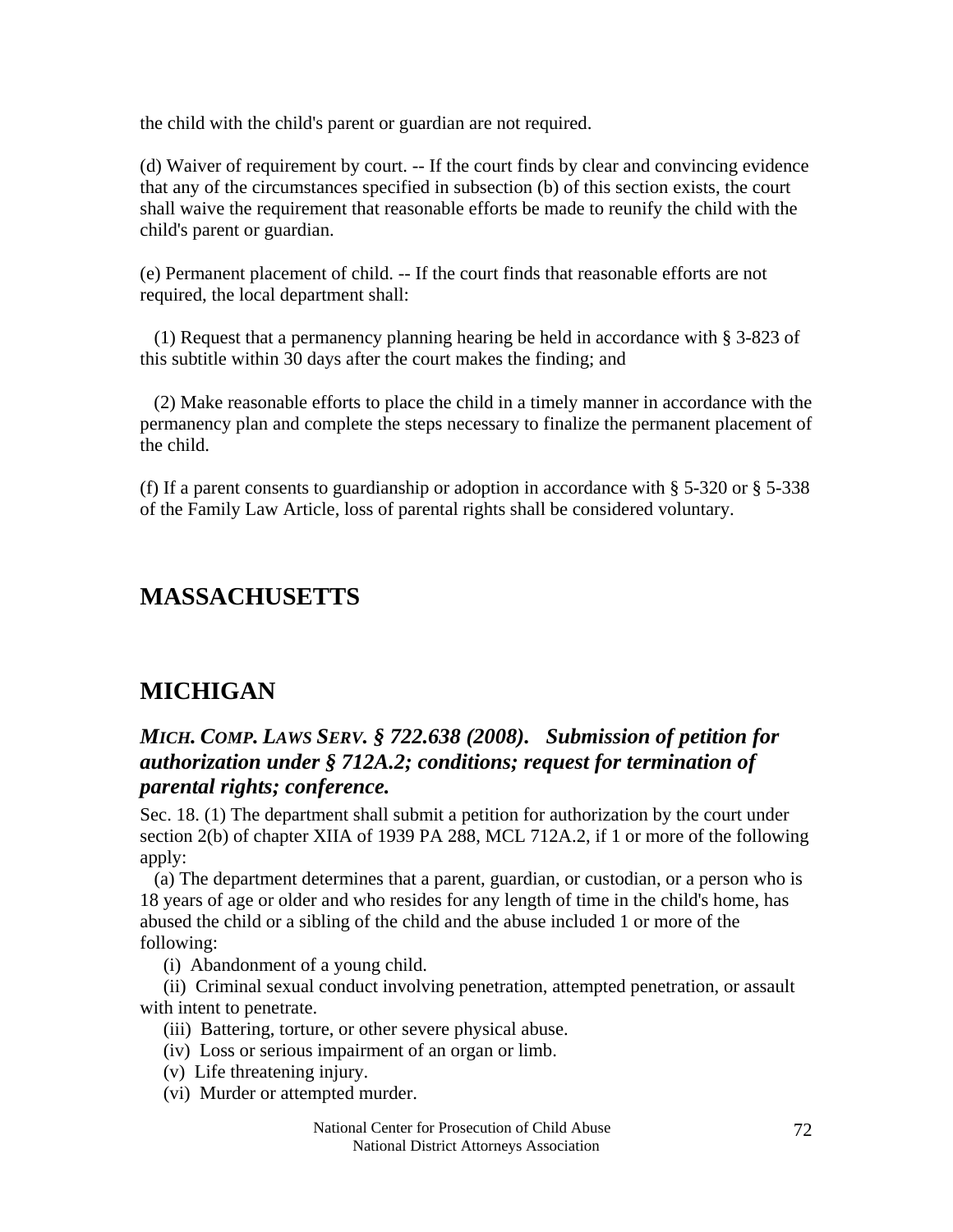the child with the child's parent or guardian are not required.

(d) Waiver of requirement by court. -- If the court finds by clear and convincing evidence that any of the circumstances specified in subsection (b) of this section exists, the court shall waive the requirement that reasonable efforts be made to reunify the child with the child's parent or guardian.

(e) Permanent placement of child. -- If the court finds that reasonable efforts are not required, the local department shall:

(1) Request that a permanency planning hearing be held in accordance with § 3-823 of this subtitle within 30 days after the court makes the finding; and

(2) Make reasonable efforts to place the child in a timely manner in accordance with the permanency plan and complete the steps necessary to finalize the permanent placement of the child.

(f) If a parent consents to guardianship or adoption in accordance with § 5-320 or § 5-338 of the Family Law Article, loss of parental rights shall be considered voluntary.

## MASSACHUSETTS

## MICHIGAN

### *MICH. COMP. LAWS SERV. § 722.638 (2008). Submission of petition for authorization under § 712A.2; conditions; request for termination of parental rights; conference.*

Sec. 18. (1) The department shall submit a petition for authorization by the court under section 2(b) of chapter XIIA of 1939 PA 288, MCL 712A.2, if 1 or more of the following apply:

(a) The department determines that a parent, guardian, or custodian, or a person who is 18 years of age or older and who resides for any length of time in the child's home, has abused the child or a sibling of the child and the abuse included 1 or more of the following:

(i) Abandonment of a young child.

(ii) Criminal sexual conduct involving penetration, attempted penetration, or assault with intent to penetrate.

(iii) Battering, torture, or other severe physical abuse.

(iv) Loss or serious impairment of an organ or limb.

(v) Life threatening injury.

(vi) Murder or attempted murder.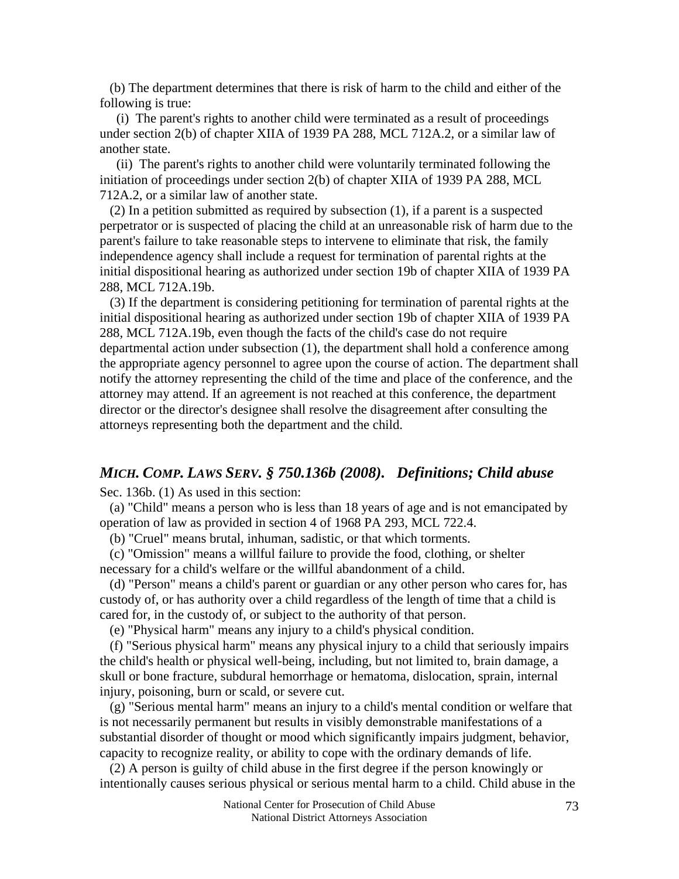(b) The department determines that there is risk of harm to the child and either of the following is true:

(i) The parent's rights to another child were terminated as a result of proceedings under section 2(b) of chapter XIIA of 1939 PA 288, MCL 712A.2, or a similar law of another state.

(ii) The parent's rights to another child were voluntarily terminated following the initiation of proceedings under section 2(b) of chapter XIIA of 1939 PA 288, MCL 712A.2, or a similar law of another state.

(2) In a petition submitted as required by subsection (1), if a parent is a suspected perpetrator or is suspected of placing the child at an unreasonable risk of harm due to the parent's failure to take reasonable steps to intervene to eliminate that risk, the family independence agency shall include a request for termination of parental rights at the initial dispositional hearing as authorized under section 19b of chapter XIIA of 1939 PA 288, MCL 712A.19b.

(3) If the department is considering petitioning for termination of parental rights at the initial dispositional hearing as authorized under section 19b of chapter XIIA of 1939 PA 288, MCL 712A.19b, even though the facts of the child's case do not require departmental action under subsection (1), the department shall hold a conference among the appropriate agency personnel to agree upon the course of action. The department shall notify the attorney representing the child of the time and place of the conference, and the attorney may attend. If an agreement is not reached at this conference, the department director or the director's designee shall resolve the disagreement after consulting the attorneys representing both the department and the child.

## *MICH. COMP. LAWS SERV. § 750.136b (2008). Definitions; Child abuse*

Sec. 136b. (1) As used in this section:

(a) "Child" means a person who is less than 18 years of age and is not emancipated by operation of law as provided in section 4 of 1968 PA 293, MCL 722.4.

(b) "Cruel" means brutal, inhuman, sadistic, or that which torments.

(c) "Omission" means a willful failure to provide the food, clothing, or shelter necessary for a child's welfare or the willful abandonment of a child.

(d) "Person" means a child's parent or guardian or any other person who cares for, has custody of, or has authority over a child regardless of the length of time that a child is cared for, in the custody of, or subject to the authority of that person.

(e) "Physical harm" means any injury to a child's physical condition.

(f) "Serious physical harm" means any physical injury to a child that seriously impairs the child's health or physical well-being, including, but not limited to, brain damage, a skull or bone fracture, subdural hemorrhage or hematoma, dislocation, sprain, internal injury, poisoning, burn or scald, or severe cut.

(g) "Serious mental harm" means an injury to a child's mental condition or welfare that is not necessarily permanent but results in visibly demonstrable manifestations of a substantial disorder of thought or mood which significantly impairs judgment, behavior, capacity to recognize reality, or ability to cope with the ordinary demands of life.

(2) A person is guilty of child abuse in the first degree if the person knowingly or intentionally causes serious physical or serious mental harm to a child. Child abuse in the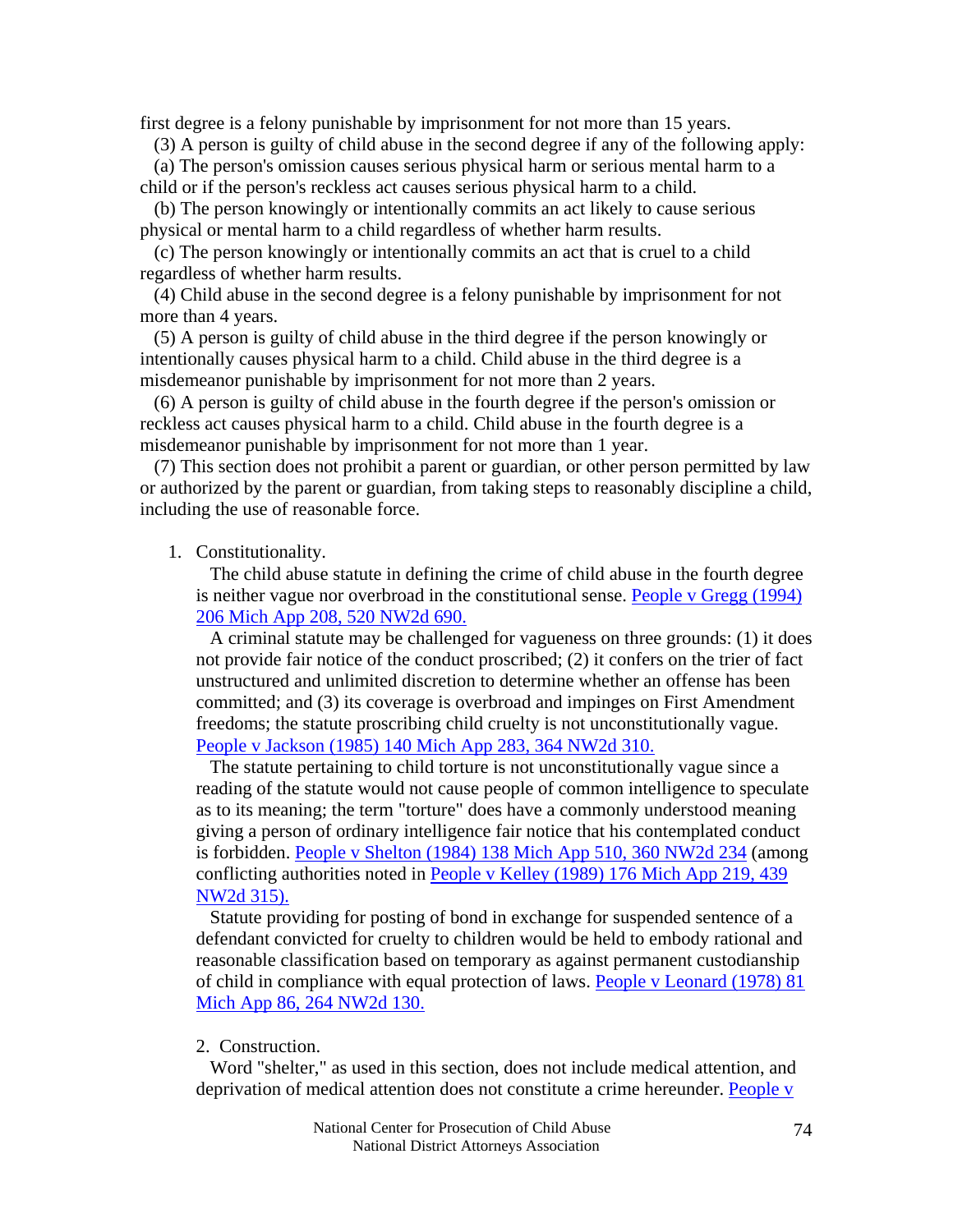first degree is a felony punishable by imprisonment for not more than 15 years.

(3) A person is guilty of child abuse in the second degree if any of the following apply:

(a) The person's omission causes serious physical harm or serious mental harm to a child or if the person's reckless act causes serious physical harm to a child.

(b) The person knowingly or intentionally commits an act likely to cause serious physical or mental harm to a child regardless of whether harm results.

(c) The person knowingly or intentionally commits an act that is cruel to a child regardless of whether harm results.

(4) Child abuse in the second degree is a felony punishable by imprisonment for not more than 4 years.

(5) A person is guilty of child abuse in the third degree if the person knowingly or intentionally causes physical harm to a child. Child abuse in the third degree is a misdemeanor punishable by imprisonment for not more than 2 years.

(6) A person is guilty of child abuse in the fourth degree if the person's omission or reckless act causes physical harm to a child. Child abuse in the fourth degree is a misdemeanor punishable by imprisonment for not more than 1 year.

(7) This section does not prohibit a parent or guardian, or other person permitted by law or authorized by the parent or guardian, from taking steps to reasonably discipline a child, including the use of reasonable force.

1. Constitutionality.

   The child abuse statute in defining the crime of child abuse in the fourth degree is neither vague nor overbroad in the constitutional sense. People v Gregg (1994) 206 Mich App 208, 520 NW2d 690.

   A criminal statute may be challenged for vagueness on three grounds: (1) it does not provide fair notice of the conduct proscribed; (2) it confers on the trier of fact unstructured and unlimited discretion to determine whether an offense has been committed; and (3) its coverage is overbroad and impinges on First Amendment freedoms; the statute proscribing child cruelty is not unconstitutionally vague. People v Jackson (1985) 140 Mich App 283, 364 NW2d 310.

   The statute pertaining to child torture is not unconstitutionally vague since a reading of the statute would not cause people of common intelligence to speculate as to its meaning; the term "torture" does have a commonly understood meaning giving a person of ordinary intelligence fair notice that his contemplated conduct is forbidden. People v Shelton (1984) 138 Mich App 510, 360 NW2d 234 (among conflicting authorities noted in People v Kelley (1989) 176 Mich App 219, 439 NW2d 315).

   Statute providing for posting of bond in exchange for suspended sentence of a defendant convicted for cruelty to children would be held to embody rational and reasonable classification based on temporary as against permanent custodianship of child in compliance with equal protection of laws. People v Leonard (1978) 81 Mich App 86, 264 NW2d 130.

2. Construction.

   Word "shelter," as used in this section, does not include medical attention, and deprivation of medical attention does not constitute a crime hereunder. People v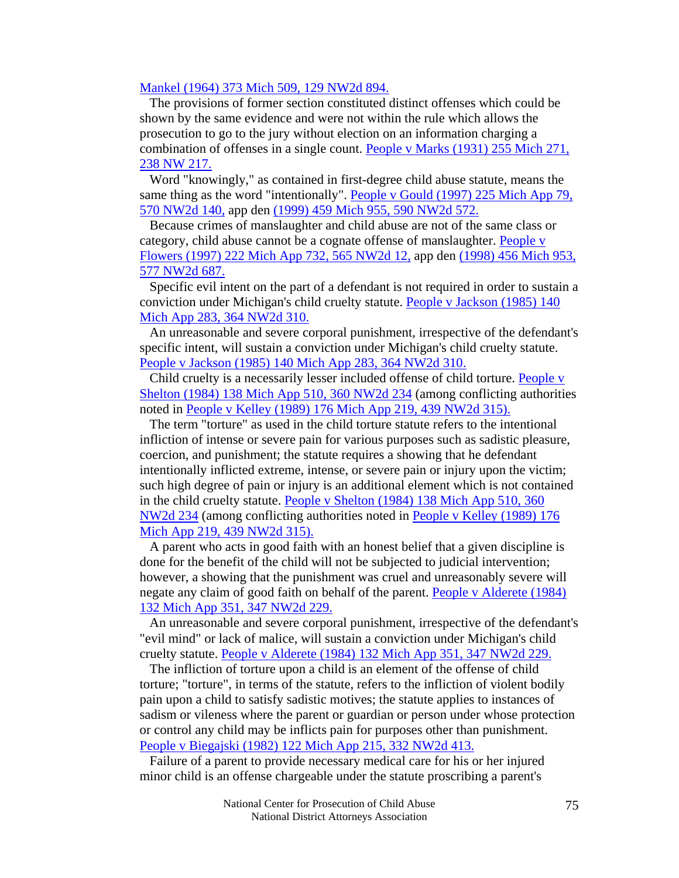Mankel (1964) 373 Mich 509, 129 NW2d 894.

The provisions of former section constituted distinct offenses which could be shown by the same evidence and were not within the rule which allows the prosecution to go to the jury without election on an information charging a combination of offenses in a single count. People v Marks (1931) 255 Mich 271, 238 NW 217.

Word "knowingly," as contained in first-degree child abuse statute, means the same thing as the word "intentionally". People v Gould (1997) 225 Mich App 79, 570 NW2d 140, app den (1999) 459 Mich 955, 590 NW2d 572.

Because crimes of manslaughter and child abuse are not of the same class or category, child abuse cannot be a cognate offense of manslaughter. People v Flowers (1997) 222 Mich App 732, 565 NW2d 12, app den (1998) 456 Mich 953, 577 NW2d 687.

Specific evil intent on the part of a defendant is not required in order to sustain a conviction under Michigan's child cruelty statute. People v Jackson (1985) 140 Mich App 283, 364 NW2d 310.

An unreasonable and severe corporal punishment, irrespective of the defendant's specific intent, will sustain a conviction under Michigan's child cruelty statute. People v Jackson (1985) 140 Mich App 283, 364 NW2d 310.

Child cruelty is a necessarily lesser included offense of child torture. People v Shelton (1984) 138 Mich App 510, 360 NW2d 234 (among conflicting authorities noted in People v Kelley (1989) 176 Mich App 219, 439 NW2d 315).

The term "torture" as used in the child torture statute refers to the intentional infliction of intense or severe pain for various purposes such as sadistic pleasure, coercion, and punishment; the statute requires a showing that he defendant intentionally inflicted extreme, intense, or severe pain or injury upon the victim; such high degree of pain or injury is an additional element which is not contained in the child cruelty statute. People v Shelton (1984) 138 Mich App 510, 360 NW2d 234 (among conflicting authorities noted in People v Kelley (1989) 176 Mich App 219, 439 NW2d 315).

A parent who acts in good faith with an honest belief that a given discipline is done for the benefit of the child will not be subjected to judicial intervention; however, a showing that the punishment was cruel and unreasonably severe will negate any claim of good faith on behalf of the parent. People v Alderete (1984) 132 Mich App 351, 347 NW2d 229.

An unreasonable and severe corporal punishment, irrespective of the defendant's "evil mind" or lack of malice, will sustain a conviction under Michigan's child cruelty statute. People v Alderete (1984) 132 Mich App 351, 347 NW2d 229.

The infliction of torture upon a child is an element of the offense of child torture; "torture", in terms of the statute, refers to the infliction of violent bodily pain upon a child to satisfy sadistic motives; the statute applies to instances of sadism or vileness where the parent or guardian or person under whose protection or control any child may be inflicts pain for purposes other than punishment. People v Biegajski (1982) 122 Mich App 215, 332 NW2d 413.

Failure of a parent to provide necessary medical care for his or her injured minor child is an offense chargeable under the statute proscribing a parent's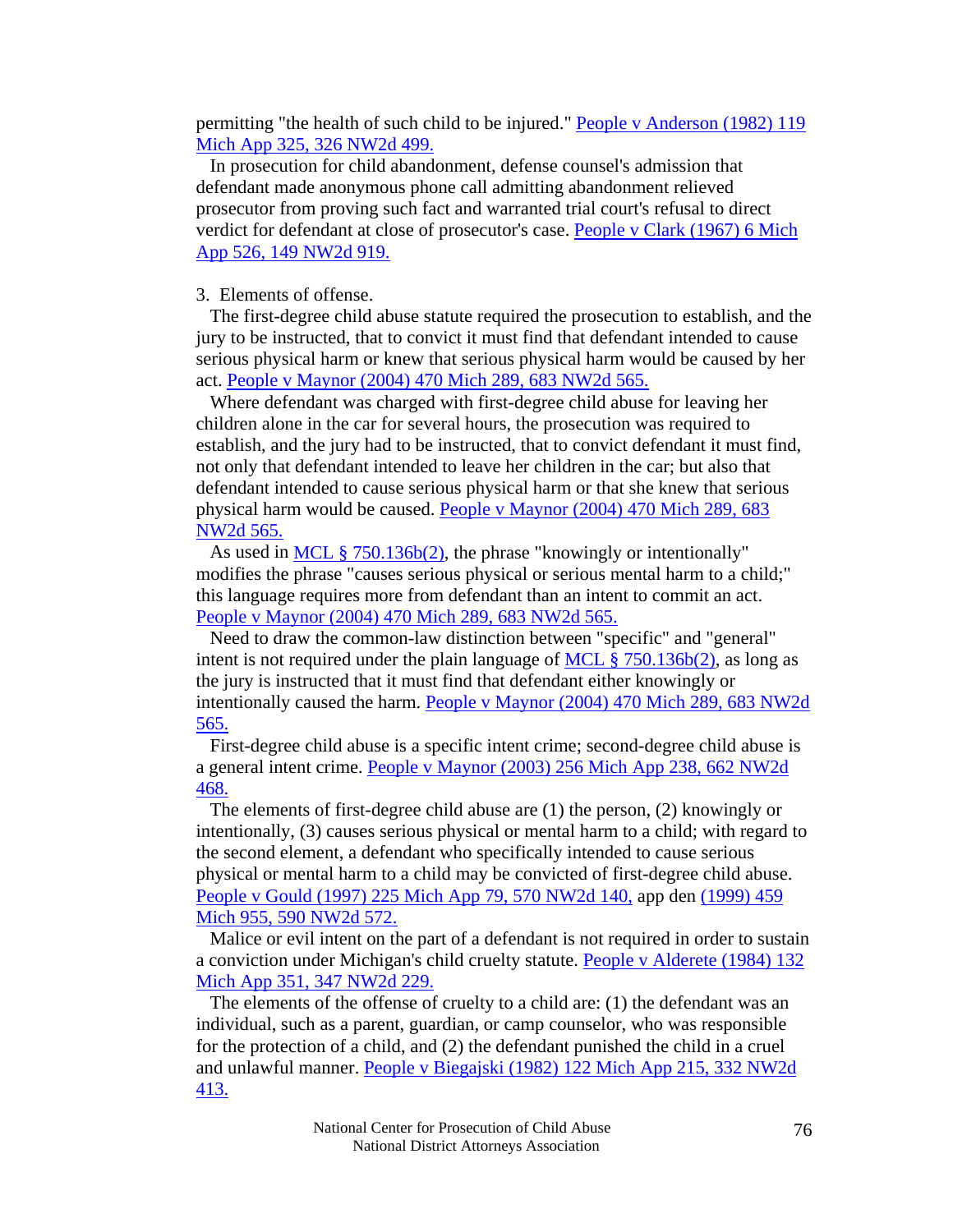permitting "the health of such child to be injured." People v Anderson (1982) 119 Mich App 325, 326 NW2d 499.

In prosecution for child abandonment, defense counsel's admission that defendant made anonymous phone call admitting abandonment relieved prosecutor from proving such fact and warranted trial court's refusal to direct verdict for defendant at close of prosecutor's case. People v Clark (1967) 6 Mich App 526, 149 NW2d 919.

3. Elements of offense.

The first-degree child abuse statute required the prosecution to establish, and the jury to be instructed, that to convict it must find that defendant intended to cause serious physical harm or knew that serious physical harm would be caused by her act. People v Maynor (2004) 470 Mich 289, 683 NW2d 565.

Where defendant was charged with first-degree child abuse for leaving her children alone in the car for several hours, the prosecution was required to establish, and the jury had to be instructed, that to convict defendant it must find, not only that defendant intended to leave her children in the car; but also that defendant intended to cause serious physical harm or that she knew that serious physical harm would be caused. People v Maynor (2004) 470 Mich 289, 683 NW2d 565.

As used in MCL § 750.136b(2), the phrase "knowingly or intentionally" modifies the phrase "causes serious physical or serious mental harm to a child;" this language requires more from defendant than an intent to commit an act. People v Maynor (2004) 470 Mich 289, 683 NW2d 565.

Need to draw the common-law distinction between "specific" and "general" intent is not required under the plain language of MCL § 750.136b(2), as long as the jury is instructed that it must find that defendant either knowingly or intentionally caused the harm. People v Maynor (2004) 470 Mich 289, 683 NW2d 565.

First-degree child abuse is a specific intent crime; second-degree child abuse is a general intent crime. People v Maynor (2003) 256 Mich App 238, 662 NW2d 468.

The elements of first-degree child abuse are (1) the person, (2) knowingly or intentionally, (3) causes serious physical or mental harm to a child; with regard to the second element, a defendant who specifically intended to cause serious physical or mental harm to a child may be convicted of first-degree child abuse. People v Gould (1997) 225 Mich App 79, 570 NW2d 140, app den (1999) 459 Mich 955, 590 NW2d 572.

Malice or evil intent on the part of a defendant is not required in order to sustain a conviction under Michigan's child cruelty statute. People v Alderete (1984) 132 Mich App 351, 347 NW2d 229.

The elements of the offense of cruelty to a child are: (1) the defendant was an individual, such as a parent, guardian, or camp counselor, who was responsible for the protection of a child, and (2) the defendant punished the child in a cruel and unlawful manner. People v Biegajski (1982) 122 Mich App 215, 332 NW2d 413.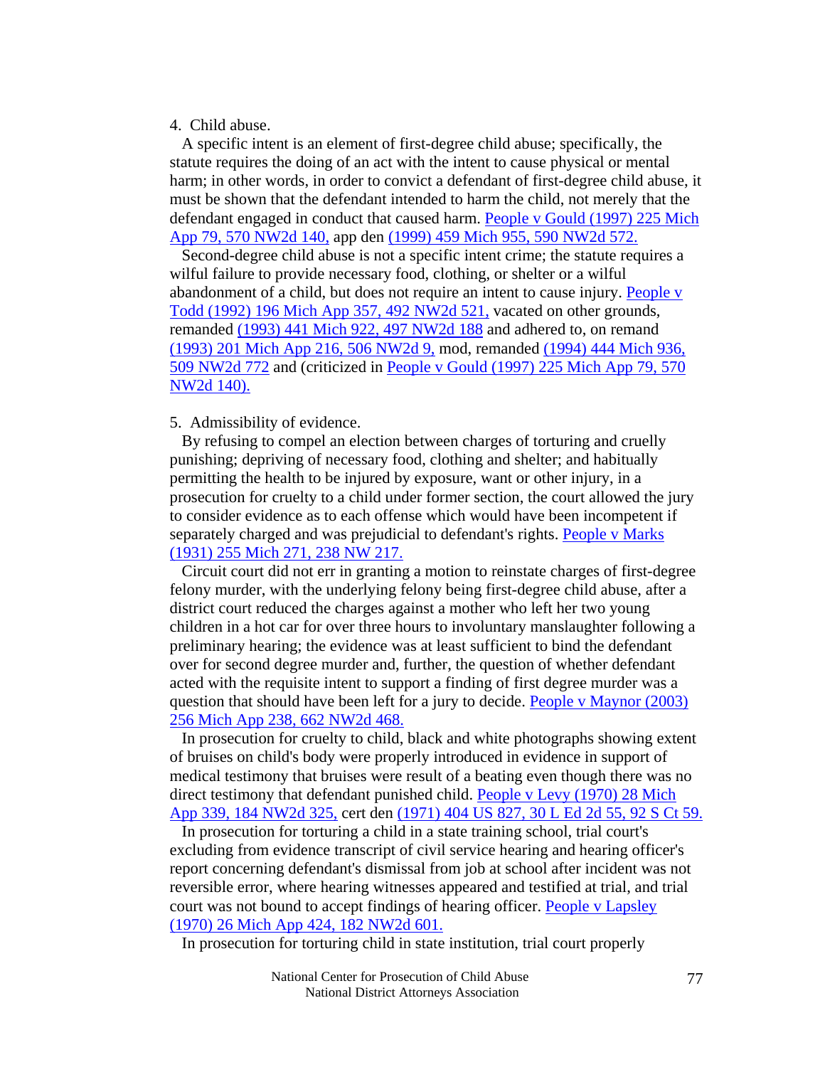4. Child abuse.

A specific intent is an element of first-degree child abuse; specifically, the statute requires the doing of an act with the intent to cause physical or mental harm; in other words, in order to convict a defendant of first-degree child abuse, it must be shown that the defendant intended to harm the child, not merely that the defendant engaged in conduct that caused harm. People v Gould (1997) 225 Mich App 79, 570 NW2d 140, app den (1999) 459 Mich 955, 590 NW2d 572.

Second-degree child abuse is not a specific intent crime; the statute requires a wilful failure to provide necessary food, clothing, or shelter or a wilful abandonment of a child, but does not require an intent to cause injury. People v Todd (1992) 196 Mich App 357, 492 NW2d 521, vacated on other grounds, remanded (1993) 441 Mich 922, 497 NW2d 188 and adhered to, on remand (1993) 201 Mich App 216, 506 NW2d 9, mod, remanded (1994) 444 Mich 936, 509 NW2d 772 and (criticized in People v Gould (1997) 225 Mich App 79, 570 NW2d 140).

5. Admissibility of evidence.

By refusing to compel an election between charges of torturing and cruelly punishing; depriving of necessary food, clothing and shelter; and habitually permitting the health to be injured by exposure, want or other injury, in a prosecution for cruelty to a child under former section, the court allowed the jury to consider evidence as to each offense which would have been incompetent if separately charged and was prejudicial to defendant's rights. People v Marks (1931) 255 Mich 271, 238 NW 217.

Circuit court did not err in granting a motion to reinstate charges of first-degree felony murder, with the underlying felony being first-degree child abuse, after a district court reduced the charges against a mother who left her two young children in a hot car for over three hours to involuntary manslaughter following a preliminary hearing; the evidence was at least sufficient to bind the defendant over for second degree murder and, further, the question of whether defendant acted with the requisite intent to support a finding of first degree murder was a question that should have been left for a jury to decide. People v Maynor (2003) 256 Mich App 238, 662 NW2d 468.

In prosecution for cruelty to child, black and white photographs showing extent of bruises on child's body were properly introduced in evidence in support of medical testimony that bruises were result of a beating even though there was no direct testimony that defendant punished child. People v Levy (1970) 28 Mich App 339, 184 NW2d 325, cert den (1971) 404 US 827, 30 L Ed 2d 55, 92 S Ct 59.

In prosecution for torturing a child in a state training school, trial court's excluding from evidence transcript of civil service hearing and hearing officer's report concerning defendant's dismissal from job at school after incident was not reversible error, where hearing witnesses appeared and testified at trial, and trial court was not bound to accept findings of hearing officer. People v Lapsley (1970) 26 Mich App 424, 182 NW2d 601.

In prosecution for torturing child in state institution, trial court properly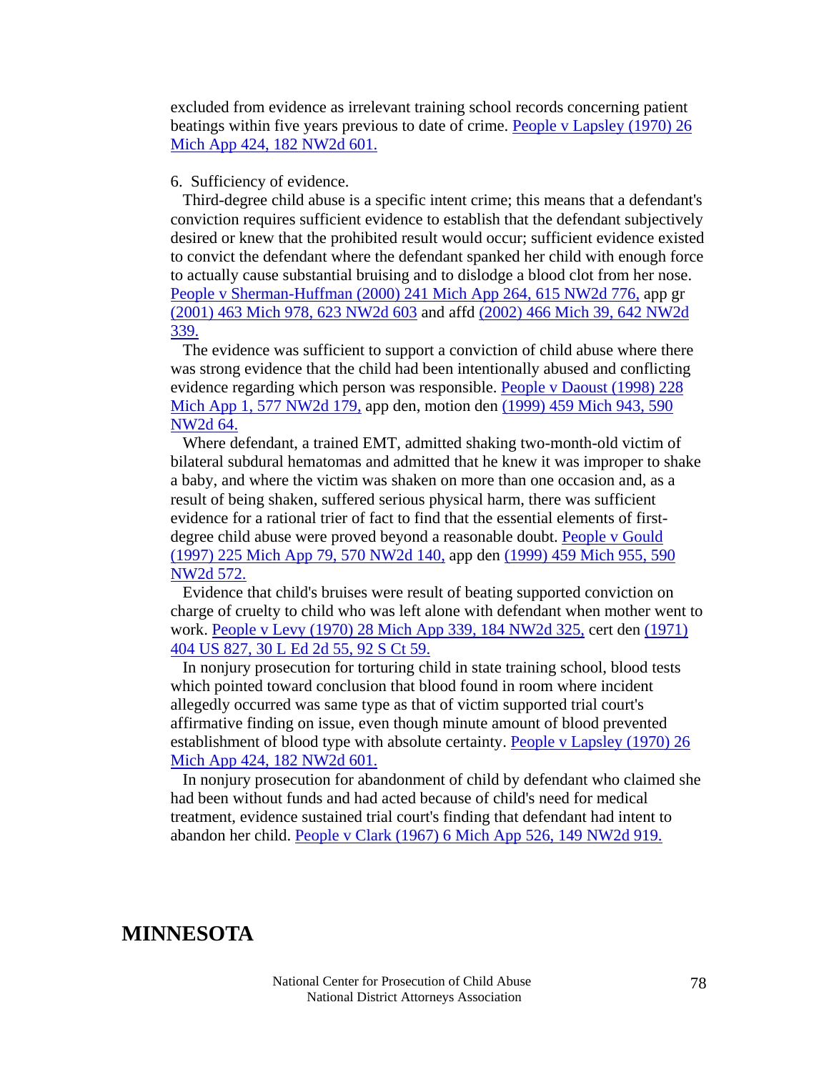excluded from evidence as irrelevant training school records concerning patient beatings within five years previous to date of crime. People v Lapsley (1970) 26 Mich App 424, 182 NW2d 601.

6. Sufficiency of evidence.

Third-degree child abuse is a specific intent crime; this means that a defendant's conviction requires sufficient evidence to establish that the defendant subjectively desired or knew that the prohibited result would occur; sufficient evidence existed to convict the defendant where the defendant spanked her child with enough force to actually cause substantial bruising and to dislodge a blood clot from her nose. People v Sherman-Huffman (2000) 241 Mich App 264, 615 NW2d 776, app gr (2001) 463 Mich 978, 623 NW2d 603 and affd (2002) 466 Mich 39, 642 NW2d 339.

The evidence was sufficient to support a conviction of child abuse where there was strong evidence that the child had been intentionally abused and conflicting evidence regarding which person was responsible. People v Daoust (1998) 228 Mich App 1, 577 NW2d 179, app den, motion den (1999) 459 Mich 943, 590 NW2d 64.

Where defendant, a trained EMT, admitted shaking two-month-old victim of bilateral subdural hematomas and admitted that he knew it was improper to shake a baby, and where the victim was shaken on more than one occasion and, as a result of being shaken, suffered serious physical harm, there was sufficient evidence for a rational trier of fact to find that the essential elements of first-degree child abuse were proved beyond a reasonable doubt. People v Gould (1997) 225 Mich App 79, 570 NW2d 140, app den (1999) 459 Mich 955, 590 NW2d 572.

Evidence that child's bruises were result of beating supported conviction on charge of cruelty to child who was left alone with defendant when mother went to work. People v Levy (1970) 28 Mich App 339, 184 NW2d 325, cert den (1971) 404 US 827, 30 L Ed 2d 55, 92 S Ct 59.

In nonjury prosecution for torturing child in state training school, blood tests which pointed toward conclusion that blood found in room where incident allegedly occurred was same type as that of victim supported trial court's affirmative finding on issue, even though minute amount of blood prevented establishment of blood type with absolute certainty. People v Lapsley (1970) 26 Mich App 424, 182 NW2d 601.

In nonjury prosecution for abandonment of child by defendant who claimed she had been without funds and had acted because of child's need for medical treatment, evidence sustained trial court's finding that defendant had intent to abandon her child. People v Clark (1967) 6 Mich App 526, 149 NW2d 919.

# MINNESOTA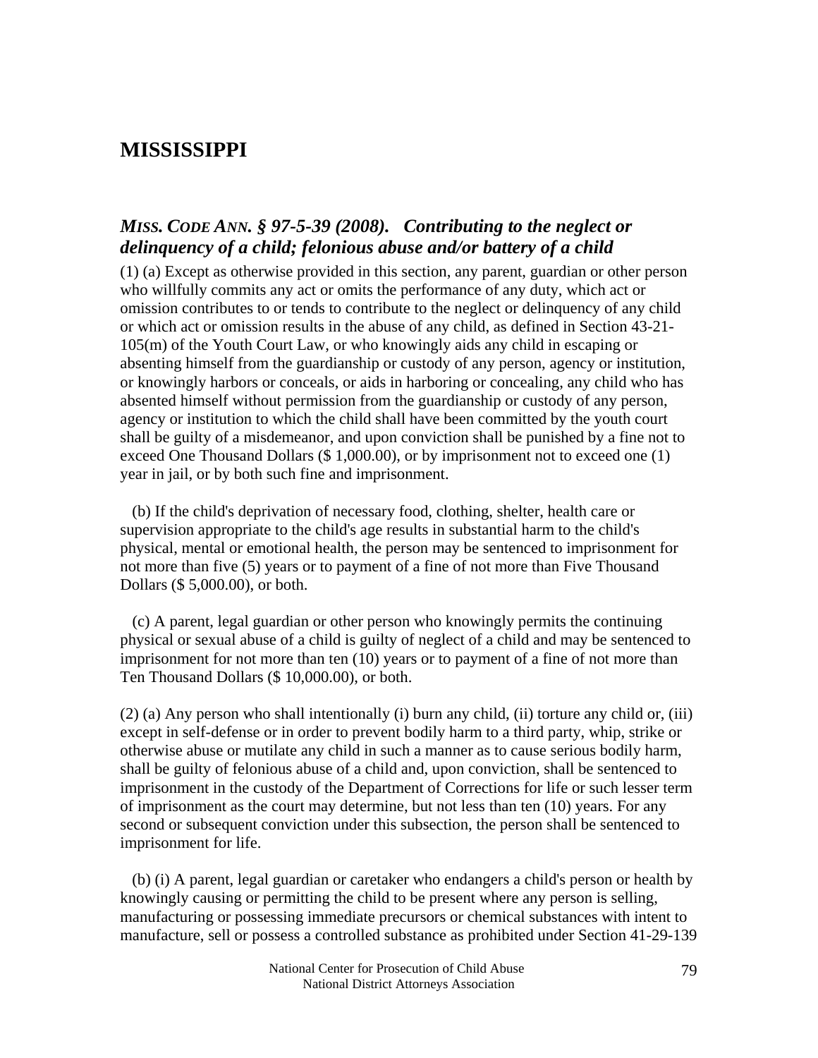# MISSISSIPPI

### *MISS. CODE ANN. § 97-5-39 (2008). Contributing to the neglect or delinquency of a child; felonious abuse and/or battery of a child*

(1) (a) Except as otherwise provided in this section, any parent, guardian or other person who willfully commits any act or omits the performance of any duty, which act or omission contributes to or tends to contribute to the neglect or delinquency of any child or which act or omission results in the abuse of any child, as defined in Section 43-21-105(m) of the Youth Court Law, or who knowingly aids any child in escaping or absenting himself from the guardianship or custody of any person, agency or institution, or knowingly harbors or conceals, or aids in harboring or concealing, any child who has absented himself without permission from the guardianship or custody of any person, agency or institution to which the child shall have been committed by the youth court shall be guilty of a misdemeanor, and upon conviction shall be punished by a fine not to exceed One Thousand Dollars ($ 1,000.00), or by imprisonment not to exceed one (1) year in jail, or by both such fine and imprisonment.

(b) If the child's deprivation of necessary food, clothing, shelter, health care or supervision appropriate to the child's age results in substantial harm to the child's physical, mental or emotional health, the person may be sentenced to imprisonment for not more than five (5) years or to payment of a fine of not more than Five Thousand Dollars ($ 5,000.00), or both.

(c) A parent, legal guardian or other person who knowingly permits the continuing physical or sexual abuse of a child is guilty of neglect of a child and may be sentenced to imprisonment for not more than ten (10) years or to payment of a fine of not more than Ten Thousand Dollars ($ 10,000.00), or both.

(2) (a) Any person who shall intentionally (i) burn any child, (ii) torture any child or, (iii) except in self-defense or in order to prevent bodily harm to a third party, whip, strike or otherwise abuse or mutilate any child in such a manner as to cause serious bodily harm, shall be guilty of felonious abuse of a child and, upon conviction, shall be sentenced to imprisonment in the custody of the Department of Corrections for life or such lesser term of imprisonment as the court may determine, but not less than ten (10) years. For any second or subsequent conviction under this subsection, the person shall be sentenced to imprisonment for life.

(b) (i) A parent, legal guardian or caretaker who endangers a child's person or health by knowingly causing or permitting the child to be present where any person is selling, manufacturing or possessing immediate precursors or chemical substances with intent to manufacture, sell or possess a controlled substance as prohibited under Section 41-29-139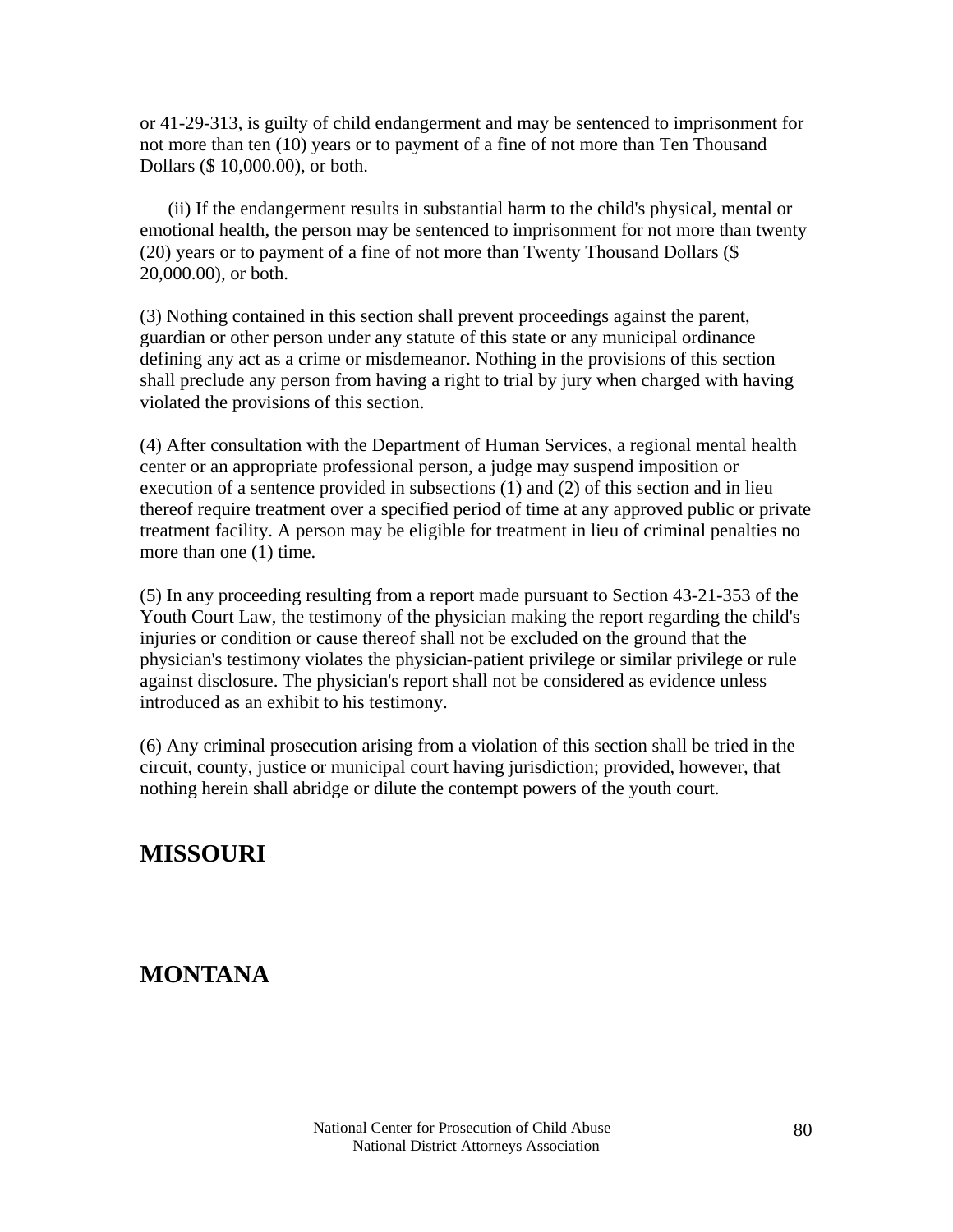or 41-29-313, is guilty of child endangerment and may be sentenced to imprisonment for not more than ten (10) years or to payment of a fine of not more than Ten Thousand Dollars ($ 10,000.00), or both.

(ii) If the endangerment results in substantial harm to the child's physical, mental or emotional health, the person may be sentenced to imprisonment for not more than twenty (20) years or to payment of a fine of not more than Twenty Thousand Dollars ($ 20,000.00), or both.

(3) Nothing contained in this section shall prevent proceedings against the parent, guardian or other person under any statute of this state or any municipal ordinance defining any act as a crime or misdemeanor. Nothing in the provisions of this section shall preclude any person from having a right to trial by jury when charged with having violated the provisions of this section.

(4) After consultation with the Department of Human Services, a regional mental health center or an appropriate professional person, a judge may suspend imposition or execution of a sentence provided in subsections (1) and (2) of this section and in lieu thereof require treatment over a specified period of time at any approved public or private treatment facility. A person may be eligible for treatment in lieu of criminal penalties no more than one (1) time.

(5) In any proceeding resulting from a report made pursuant to Section 43-21-353 of the Youth Court Law, the testimony of the physician making the report regarding the child's injuries or condition or cause thereof shall not be excluded on the ground that the physician's testimony violates the physician-patient privilege or similar privilege or rule against disclosure. The physician's report shall not be considered as evidence unless introduced as an exhibit to his testimony.

(6) Any criminal prosecution arising from a violation of this section shall be tried in the circuit, county, justice or municipal court having jurisdiction; provided, however, that nothing herein shall abridge or dilute the contempt powers of the youth court.

## MISSOURI

## MONTANA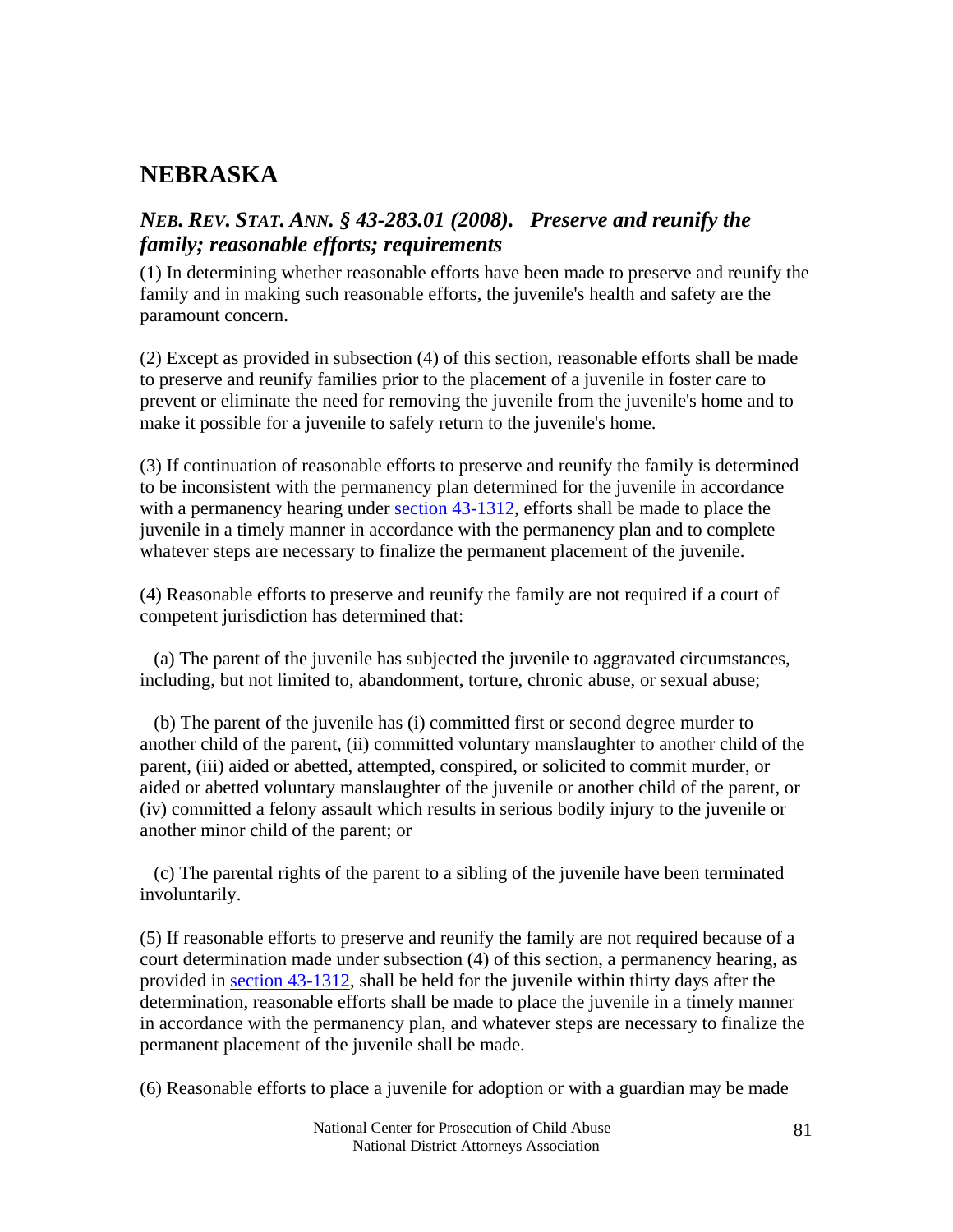## NEBRASKA

### *NEB. REV. STAT. ANN. § 43-283.01 (2008). Preserve and reunify the family; reasonable efforts; requirements*

(1) In determining whether reasonable efforts have been made to preserve and reunify the family and in making such reasonable efforts, the juvenile's health and safety are the paramount concern.

(2) Except as provided in subsection (4) of this section, reasonable efforts shall be made to preserve and reunify families prior to the placement of a juvenile in foster care to prevent or eliminate the need for removing the juvenile from the juvenile's home and to make it possible for a juvenile to safely return to the juvenile's home.

(3) If continuation of reasonable efforts to preserve and reunify the family is determined to be inconsistent with the permanency plan determined for the juvenile in accordance with a permanency hearing under section 43-1312, efforts shall be made to place the juvenile in a timely manner in accordance with the permanency plan and to complete whatever steps are necessary to finalize the permanent placement of the juvenile.

(4) Reasonable efforts to preserve and reunify the family are not required if a court of competent jurisdiction has determined that:

(a) The parent of the juvenile has subjected the juvenile to aggravated circumstances, including, but not limited to, abandonment, torture, chronic abuse, or sexual abuse;

(b) The parent of the juvenile has (i) committed first or second degree murder to another child of the parent, (ii) committed voluntary manslaughter to another child of the parent, (iii) aided or abetted, attempted, conspired, or solicited to commit murder, or aided or abetted voluntary manslaughter of the juvenile or another child of the parent, or (iv) committed a felony assault which results in serious bodily injury to the juvenile or another minor child of the parent; or

(c) The parental rights of the parent to a sibling of the juvenile have been terminated involuntarily.

(5) If reasonable efforts to preserve and reunify the family are not required because of a court determination made under subsection (4) of this section, a permanency hearing, as provided in section 43-1312, shall be held for the juvenile within thirty days after the determination, reasonable efforts shall be made to place the juvenile in a timely manner in accordance with the permanency plan, and whatever steps are necessary to finalize the permanent placement of the juvenile shall be made.

(6) Reasonable efforts to place a juvenile for adoption or with a guardian may be made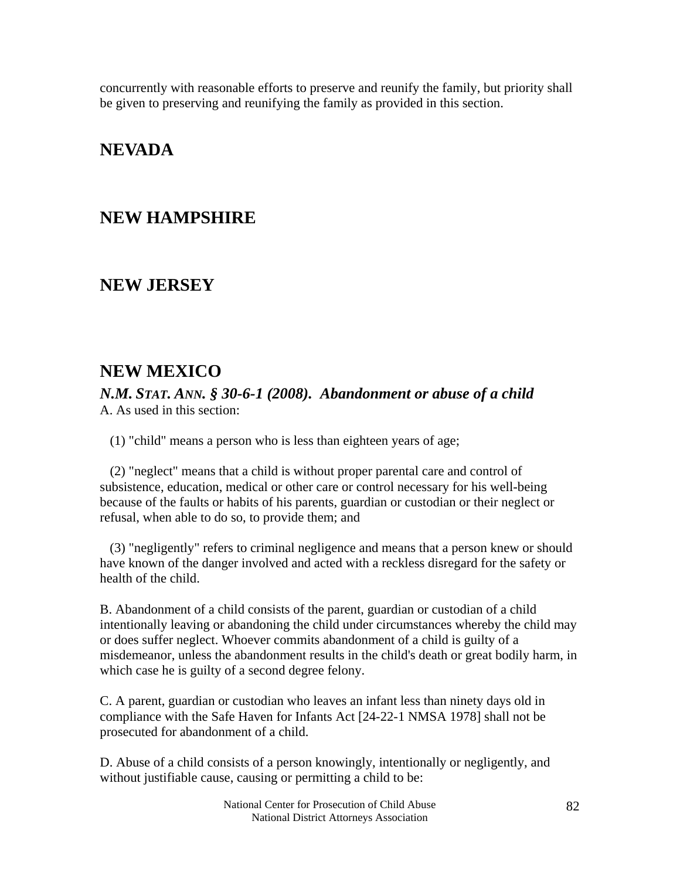concurrently with reasonable efforts to preserve and reunify the family, but priority shall be given to preserving and reunifying the family as provided in this section.

## NEVADA

## NEW HAMPSHIRE

## NEW JERSEY

## NEW MEXICO

### *N.M. STAT. ANN. § 30-6-1 (2008). Abandonment or abuse of a child*

A. As used in this section:

(1) "child" means a person who is less than eighteen years of age;

(2) "neglect" means that a child is without proper parental care and control of subsistence, education, medical or other care or control necessary for his well-being because of the faults or habits of his parents, guardian or custodian or their neglect or refusal, when able to do so, to provide them; and

(3) "negligently" refers to criminal negligence and means that a person knew or should have known of the danger involved and acted with a reckless disregard for the safety or health of the child.

B. Abandonment of a child consists of the parent, guardian or custodian of a child intentionally leaving or abandoning the child under circumstances whereby the child may or does suffer neglect. Whoever commits abandonment of a child is guilty of a misdemeanor, unless the abandonment results in the child's death or great bodily harm, in which case he is guilty of a second degree felony.

C. A parent, guardian or custodian who leaves an infant less than ninety days old in compliance with the Safe Haven for Infants Act [24-22-1 NMSA 1978] shall not be prosecuted for abandonment of a child.

D. Abuse of a child consists of a person knowingly, intentionally or negligently, and without justifiable cause, causing or permitting a child to be: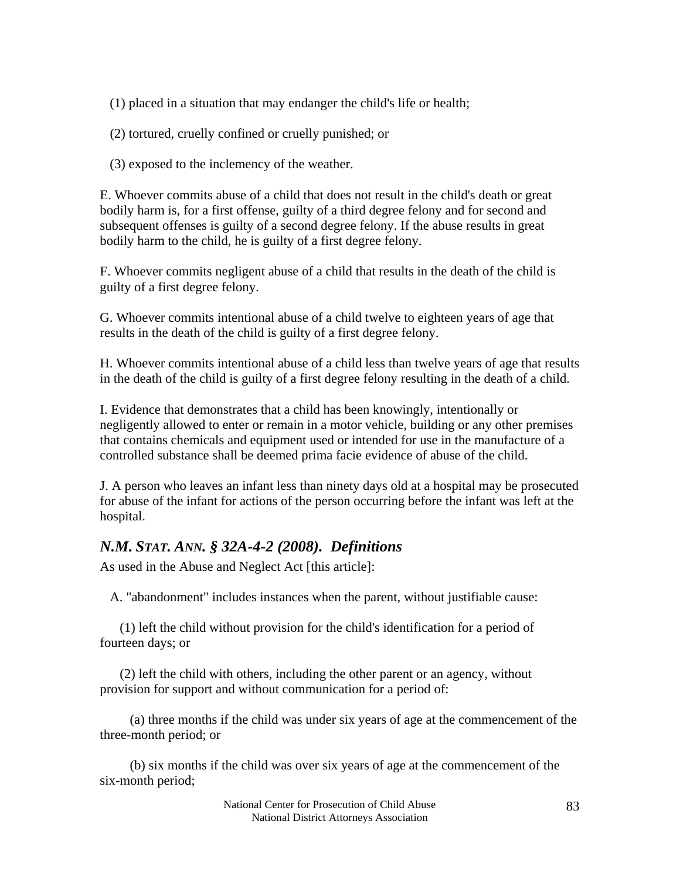(1) placed in a situation that may endanger the child's life or health;

(2) tortured, cruelly confined or cruelly punished; or

(3) exposed to the inclemency of the weather.

E. Whoever commits abuse of a child that does not result in the child's death or great bodily harm is, for a first offense, guilty of a third degree felony and for second and subsequent offenses is guilty of a second degree felony. If the abuse results in great bodily harm to the child, he is guilty of a first degree felony.

F. Whoever commits negligent abuse of a child that results in the death of the child is guilty of a first degree felony.

G. Whoever commits intentional abuse of a child twelve to eighteen years of age that results in the death of the child is guilty of a first degree felony.

H. Whoever commits intentional abuse of a child less than twelve years of age that results in the death of the child is guilty of a first degree felony resulting in the death of a child.

I. Evidence that demonstrates that a child has been knowingly, intentionally or negligently allowed to enter or remain in a motor vehicle, building or any other premises that contains chemicals and equipment used or intended for use in the manufacture of a controlled substance shall be deemed prima facie evidence of abuse of the child.

J. A person who leaves an infant less than ninety days old at a hospital may be prosecuted for abuse of the infant for actions of the person occurring before the infant was left at the hospital.

### *N.M. Stat. Ann. § 32A-4-2 (2008). Definitions*

As used in the Abuse and Neglect Act [this article]:

A. "abandonment" includes instances when the parent, without justifiable cause:

(1) left the child without provision for the child's identification for a period of fourteen days; or

(2) left the child with others, including the other parent or an agency, without provision for support and without communication for a period of:

(a) three months if the child was under six years of age at the commencement of the three-month period; or

(b) six months if the child was over six years of age at the commencement of the six-month period;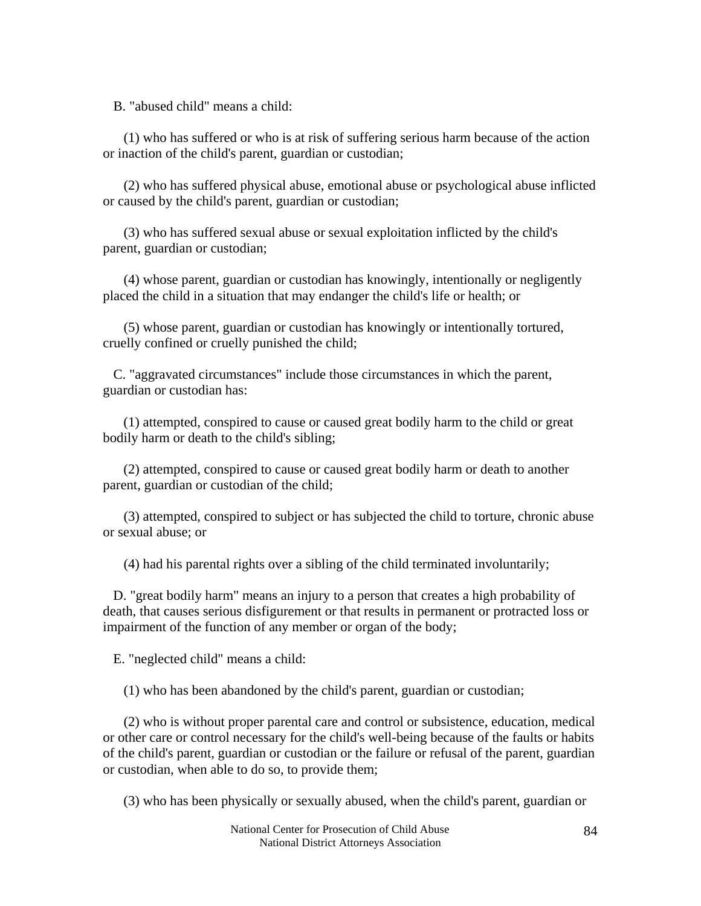B. "abused child" means a child:

(1) who has suffered or who is at risk of suffering serious harm because of the action or inaction of the child's parent, guardian or custodian;

(2) who has suffered physical abuse, emotional abuse or psychological abuse inflicted or caused by the child's parent, guardian or custodian;

(3) who has suffered sexual abuse or sexual exploitation inflicted by the child's parent, guardian or custodian;

(4) whose parent, guardian or custodian has knowingly, intentionally or negligently placed the child in a situation that may endanger the child's life or health; or

(5) whose parent, guardian or custodian has knowingly or intentionally tortured, cruelly confined or cruelly punished the child;

C. "aggravated circumstances" include those circumstances in which the parent, guardian or custodian has:

(1) attempted, conspired to cause or caused great bodily harm to the child or great bodily harm or death to the child's sibling;

(2) attempted, conspired to cause or caused great bodily harm or death to another parent, guardian or custodian of the child;

(3) attempted, conspired to subject or has subjected the child to torture, chronic abuse or sexual abuse; or

(4) had his parental rights over a sibling of the child terminated involuntarily;

D. "great bodily harm" means an injury to a person that creates a high probability of death, that causes serious disfigurement or that results in permanent or protracted loss or impairment of the function of any member or organ of the body;

E. "neglected child" means a child:

(1) who has been abandoned by the child's parent, guardian or custodian;

(2) who is without proper parental care and control or subsistence, education, medical or other care or control necessary for the child's well-being because of the faults or habits of the child's parent, guardian or custodian or the failure or refusal of the parent, guardian or custodian, when able to do so, to provide them;

(3) who has been physically or sexually abused, when the child's parent, guardian or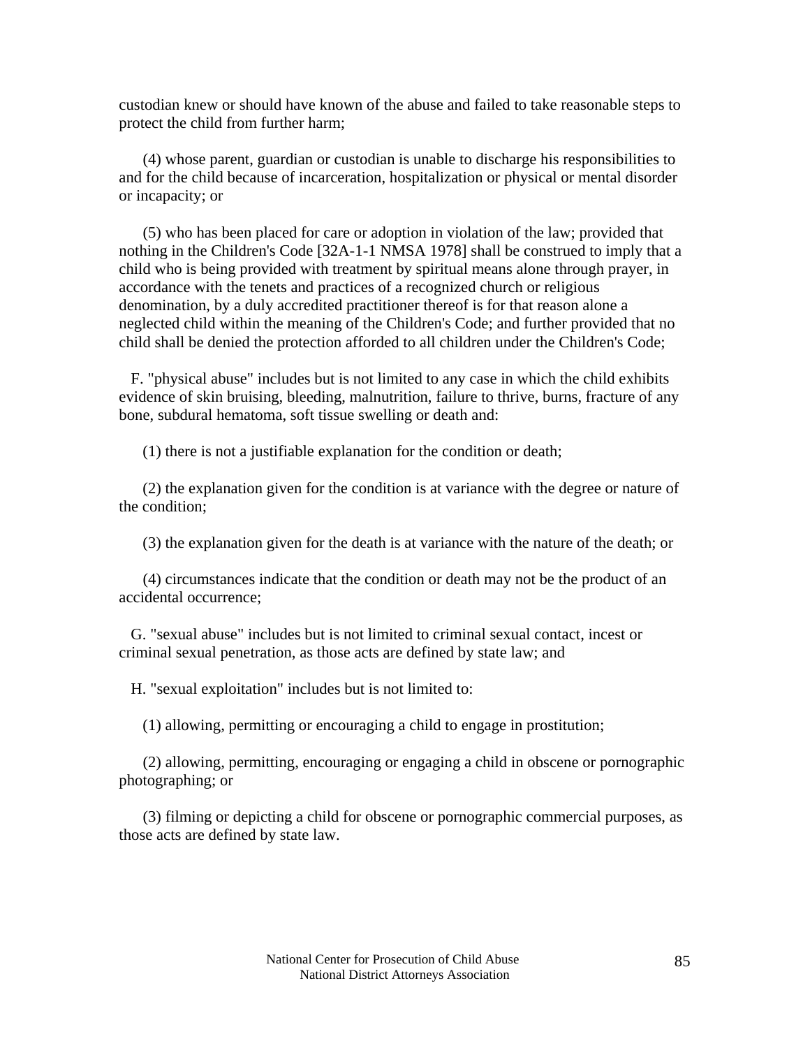custodian knew or should have known of the abuse and failed to take reasonable steps to protect the child from further harm;

(4) whose parent, guardian or custodian is unable to discharge his responsibilities to and for the child because of incarceration, hospitalization or physical or mental disorder or incapacity; or

(5) who has been placed for care or adoption in violation of the law; provided that nothing in the Children's Code [32A-1-1 NMSA 1978] shall be construed to imply that a child who is being provided with treatment by spiritual means alone through prayer, in accordance with the tenets and practices of a recognized church or religious denomination, by a duly accredited practitioner thereof is for that reason alone a neglected child within the meaning of the Children's Code; and further provided that no child shall be denied the protection afforded to all children under the Children's Code;

F. "physical abuse" includes but is not limited to any case in which the child exhibits evidence of skin bruising, bleeding, malnutrition, failure to thrive, burns, fracture of any bone, subdural hematoma, soft tissue swelling or death and:

(1) there is not a justifiable explanation for the condition or death;

(2) the explanation given for the condition is at variance with the degree or nature of the condition;

(3) the explanation given for the death is at variance with the nature of the death; or

(4) circumstances indicate that the condition or death may not be the product of an accidental occurrence;

G. "sexual abuse" includes but is not limited to criminal sexual contact, incest or criminal sexual penetration, as those acts are defined by state law; and

H. "sexual exploitation" includes but is not limited to:

(1) allowing, permitting or encouraging a child to engage in prostitution;

(2) allowing, permitting, encouraging or engaging a child in obscene or pornographic photographing; or

(3) filming or depicting a child for obscene or pornographic commercial purposes, as those acts are defined by state law.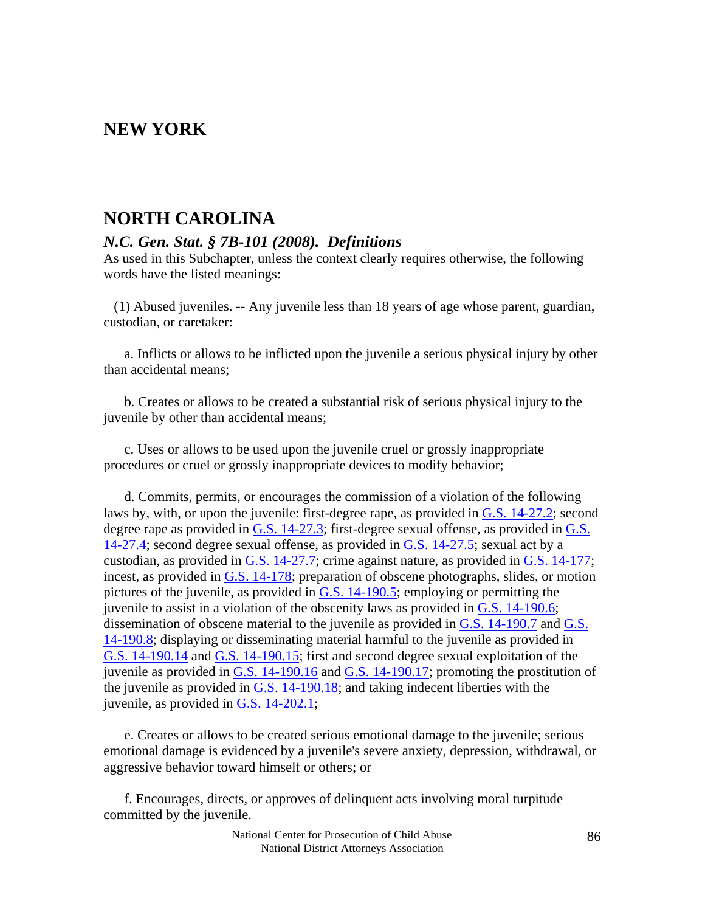## NEW YORK

## NORTH CAROLINA

### *N.C. Gen. Stat. § 7B-101 (2008). Definitions*

As used in this Subchapter, unless the context clearly requires otherwise, the following words have the listed meanings:

(1) Abused juveniles. -- Any juvenile less than 18 years of age whose parent, guardian, custodian, or caretaker:

a. Inflicts or allows to be inflicted upon the juvenile a serious physical injury by other than accidental means;

b. Creates or allows to be created a substantial risk of serious physical injury to the juvenile by other than accidental means;

c. Uses or allows to be used upon the juvenile cruel or grossly inappropriate procedures or cruel or grossly inappropriate devices to modify behavior;

d. Commits, permits, or encourages the commission of a violation of the following laws by, with, or upon the juvenile: first-degree rape, as provided in G.S. 14-27.2; second degree rape as provided in G.S. 14-27.3; first-degree sexual offense, as provided in G.S. 14-27.4; second degree sexual offense, as provided in G.S. 14-27.5; sexual act by a custodian, as provided in G.S. 14-27.7; crime against nature, as provided in G.S. 14-177; incest, as provided in G.S. 14-178; preparation of obscene photographs, slides, or motion pictures of the juvenile, as provided in G.S. 14-190.5; employing or permitting the juvenile to assist in a violation of the obscenity laws as provided in G.S. 14-190.6; dissemination of obscene material to the juvenile as provided in G.S. 14-190.7 and G.S. 14-190.8; displaying or disseminating material harmful to the juvenile as provided in G.S. 14-190.14 and G.S. 14-190.15; first and second degree sexual exploitation of the juvenile as provided in G.S. 14-190.16 and G.S. 14-190.17; promoting the prostitution of the juvenile as provided in G.S. 14-190.18; and taking indecent liberties with the juvenile, as provided in G.S. 14-202.1;

e. Creates or allows to be created serious emotional damage to the juvenile; serious emotional damage is evidenced by a juvenile's severe anxiety, depression, withdrawal, or aggressive behavior toward himself or others; or

f. Encourages, directs, or approves of delinquent acts involving moral turpitude committed by the juvenile.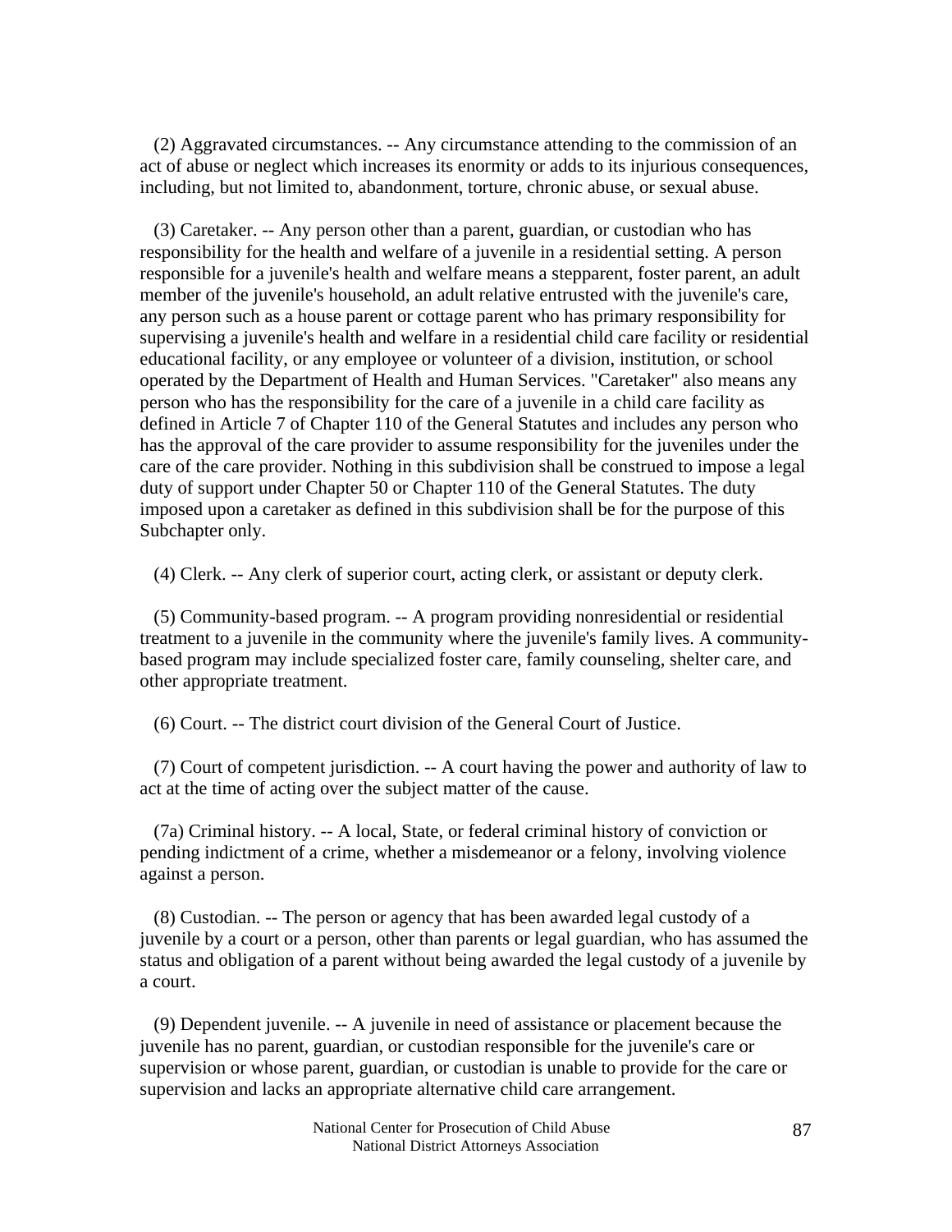(2) Aggravated circumstances. -- Any circumstance attending to the commission of an act of abuse or neglect which increases its enormity or adds to its injurious consequences, including, but not limited to, abandonment, torture, chronic abuse, or sexual abuse.

(3) Caretaker. -- Any person other than a parent, guardian, or custodian who has responsibility for the health and welfare of a juvenile in a residential setting. A person responsible for a juvenile's health and welfare means a stepparent, foster parent, an adult member of the juvenile's household, an adult relative entrusted with the juvenile's care, any person such as a house parent or cottage parent who has primary responsibility for supervising a juvenile's health and welfare in a residential child care facility or residential educational facility, or any employee or volunteer of a division, institution, or school operated by the Department of Health and Human Services. "Caretaker" also means any person who has the responsibility for the care of a juvenile in a child care facility as defined in Article 7 of Chapter 110 of the General Statutes and includes any person who has the approval of the care provider to assume responsibility for the juveniles under the care of the care provider. Nothing in this subdivision shall be construed to impose a legal duty of support under Chapter 50 or Chapter 110 of the General Statutes. The duty imposed upon a caretaker as defined in this subdivision shall be for the purpose of this Subchapter only.

(4) Clerk. -- Any clerk of superior court, acting clerk, or assistant or deputy clerk.

(5) Community-based program. -- A program providing nonresidential or residential treatment to a juvenile in the community where the juvenile's family lives. A community-based program may include specialized foster care, family counseling, shelter care, and other appropriate treatment.

(6) Court. -- The district court division of the General Court of Justice.

(7) Court of competent jurisdiction. -- A court having the power and authority of law to act at the time of acting over the subject matter of the cause.

(7a) Criminal history. -- A local, State, or federal criminal history of conviction or pending indictment of a crime, whether a misdemeanor or a felony, involving violence against a person.

(8) Custodian. -- The person or agency that has been awarded legal custody of a juvenile by a court or a person, other than parents or legal guardian, who has assumed the status and obligation of a parent without being awarded the legal custody of a juvenile by a court.

(9) Dependent juvenile. -- A juvenile in need of assistance or placement because the juvenile has no parent, guardian, or custodian responsible for the juvenile's care or supervision or whose parent, guardian, or custodian is unable to provide for the care or supervision and lacks an appropriate alternative child care arrangement.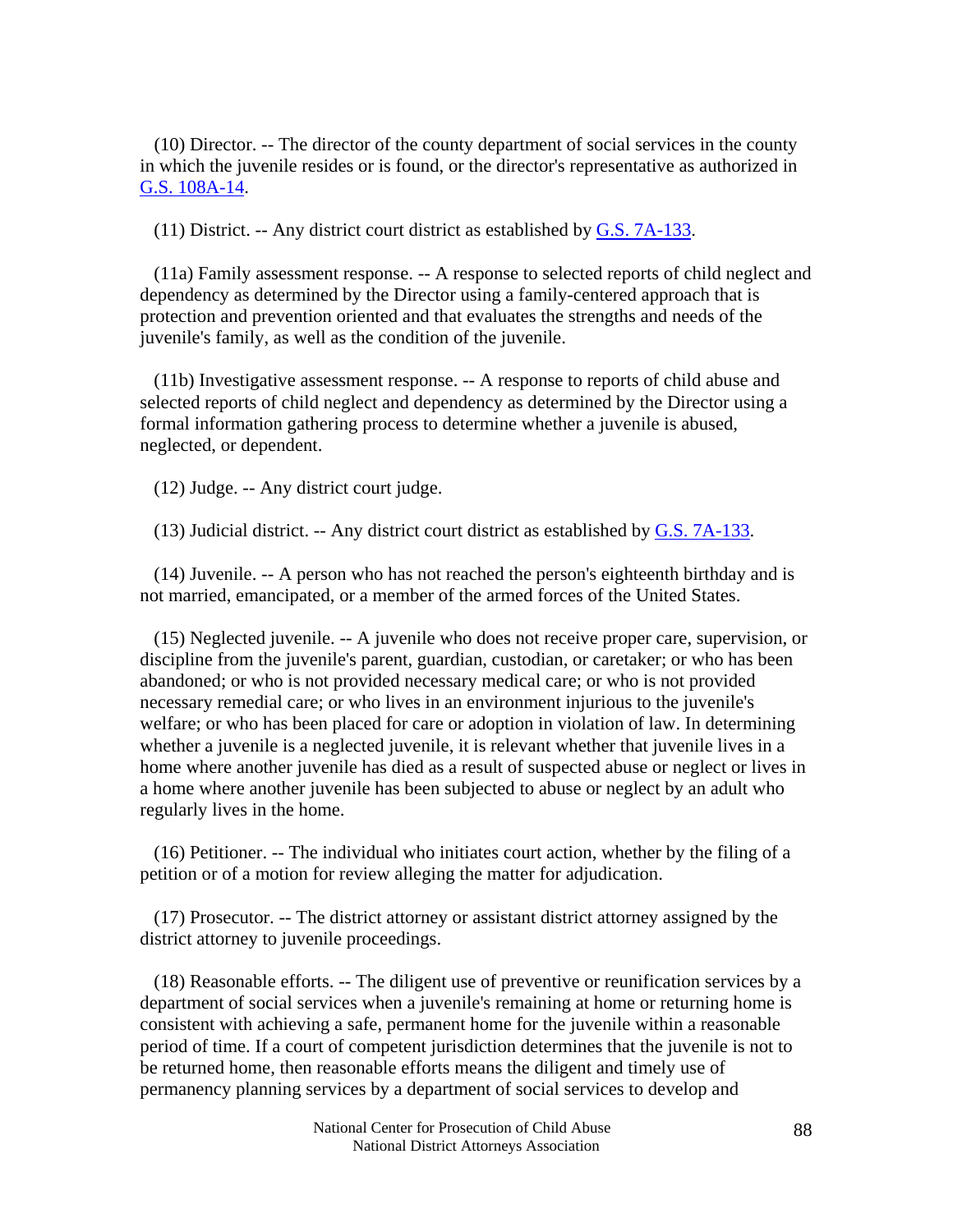(10) Director. -- The director of the county department of social services in the county in which the juvenile resides or is found, or the director's representative as authorized in G.S. 108A-14.

(11) District. -- Any district court district as established by G.S. 7A-133.

(11a) Family assessment response. -- A response to selected reports of child neglect and dependency as determined by the Director using a family-centered approach that is protection and prevention oriented and that evaluates the strengths and needs of the juvenile's family, as well as the condition of the juvenile.

(11b) Investigative assessment response. -- A response to reports of child abuse and selected reports of child neglect and dependency as determined by the Director using a formal information gathering process to determine whether a juvenile is abused, neglected, or dependent.

(12) Judge. -- Any district court judge.

(13) Judicial district. -- Any district court district as established by G.S. 7A-133.

(14) Juvenile. -- A person who has not reached the person's eighteenth birthday and is not married, emancipated, or a member of the armed forces of the United States.

(15) Neglected juvenile. -- A juvenile who does not receive proper care, supervision, or discipline from the juvenile's parent, guardian, custodian, or caretaker; or who has been abandoned; or who is not provided necessary medical care; or who is not provided necessary remedial care; or who lives in an environment injurious to the juvenile's welfare; or who has been placed for care or adoption in violation of law. In determining whether a juvenile is a neglected juvenile, it is relevant whether that juvenile lives in a home where another juvenile has died as a result of suspected abuse or neglect or lives in a home where another juvenile has been subjected to abuse or neglect by an adult who regularly lives in the home.

(16) Petitioner. -- The individual who initiates court action, whether by the filing of a petition or of a motion for review alleging the matter for adjudication.

(17) Prosecutor. -- The district attorney or assistant district attorney assigned by the district attorney to juvenile proceedings.

(18) Reasonable efforts. -- The diligent use of preventive or reunification services by a department of social services when a juvenile's remaining at home or returning home is consistent with achieving a safe, permanent home for the juvenile within a reasonable period of time. If a court of competent jurisdiction determines that the juvenile is not to be returned home, then reasonable efforts means the diligent and timely use of permanency planning services by a department of social services to develop and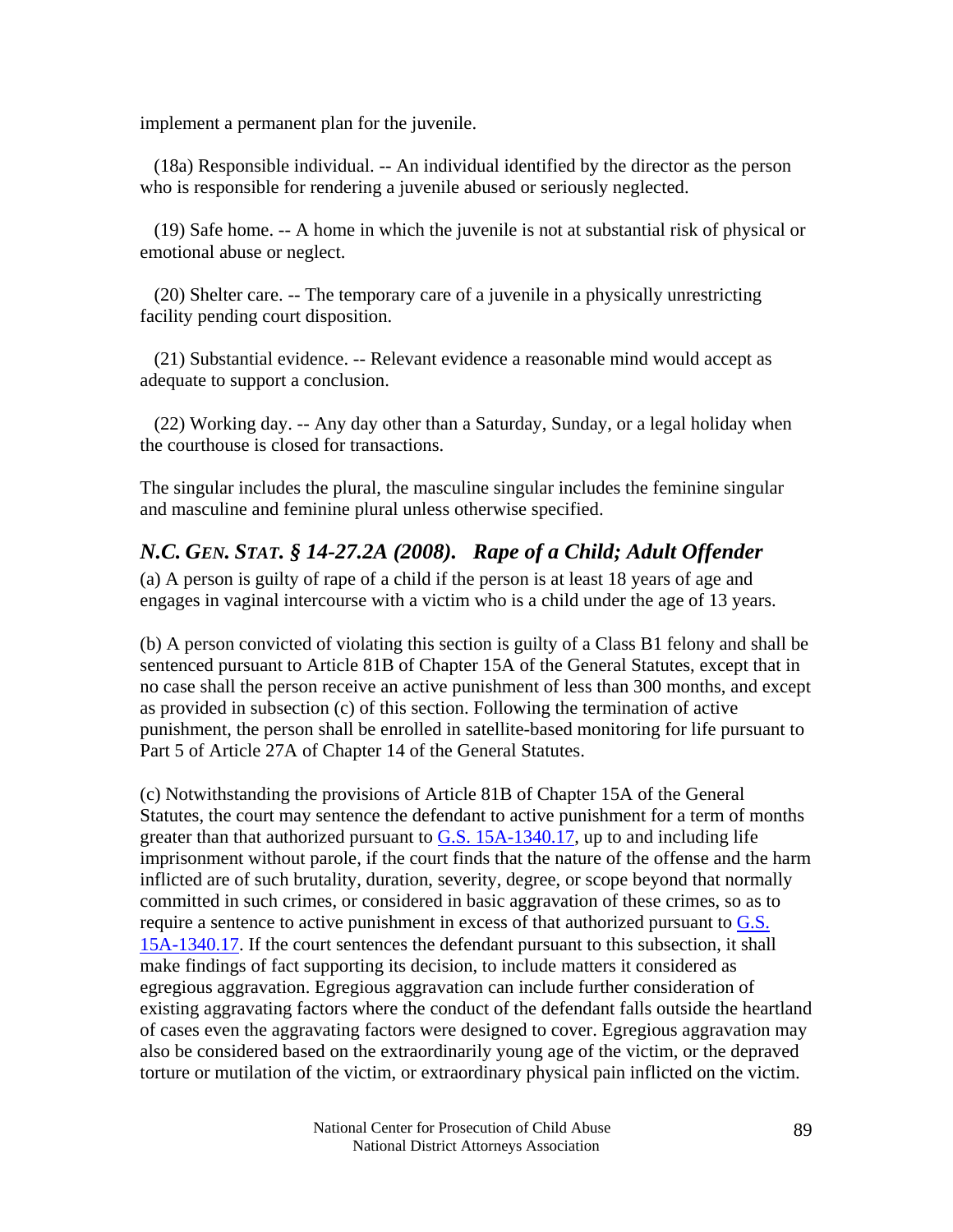implement a permanent plan for the juvenile.

(18a) Responsible individual. -- An individual identified by the director as the person who is responsible for rendering a juvenile abused or seriously neglected.

(19) Safe home. -- A home in which the juvenile is not at substantial risk of physical or emotional abuse or neglect.

(20) Shelter care. -- The temporary care of a juvenile in a physically unrestricting facility pending court disposition.

(21) Substantial evidence. -- Relevant evidence a reasonable mind would accept as adequate to support a conclusion.

(22) Working day. -- Any day other than a Saturday, Sunday, or a legal holiday when the courthouse is closed for transactions.

The singular includes the plural, the masculine singular includes the feminine singular and masculine and feminine plural unless otherwise specified.

## *N.C. GEN. STAT. § 14-27.2A (2008). Rape of a Child; Adult Offender*

(a) A person is guilty of rape of a child if the person is at least 18 years of age and engages in vaginal intercourse with a victim who is a child under the age of 13 years.

(b) A person convicted of violating this section is guilty of a Class B1 felony and shall be sentenced pursuant to Article 81B of Chapter 15A of the General Statutes, except that in no case shall the person receive an active punishment of less than 300 months, and except as provided in subsection (c) of this section. Following the termination of active punishment, the person shall be enrolled in satellite-based monitoring for life pursuant to Part 5 of Article 27A of Chapter 14 of the General Statutes.

(c) Notwithstanding the provisions of Article 81B of Chapter 15A of the General Statutes, the court may sentence the defendant to active punishment for a term of months greater than that authorized pursuant to G.S. 15A-1340.17, up to and including life imprisonment without parole, if the court finds that the nature of the offense and the harm inflicted are of such brutality, duration, severity, degree, or scope beyond that normally committed in such crimes, or considered in basic aggravation of these crimes, so as to require a sentence to active punishment in excess of that authorized pursuant to G.S. 15A-1340.17. If the court sentences the defendant pursuant to this subsection, it shall make findings of fact supporting its decision, to include matters it considered as egregious aggravation. Egregious aggravation can include further consideration of existing aggravating factors where the conduct of the defendant falls outside the heartland of cases even the aggravating factors were designed to cover. Egregious aggravation may also be considered based on the extraordinarily young age of the victim, or the depraved torture or mutilation of the victim, or extraordinary physical pain inflicted on the victim.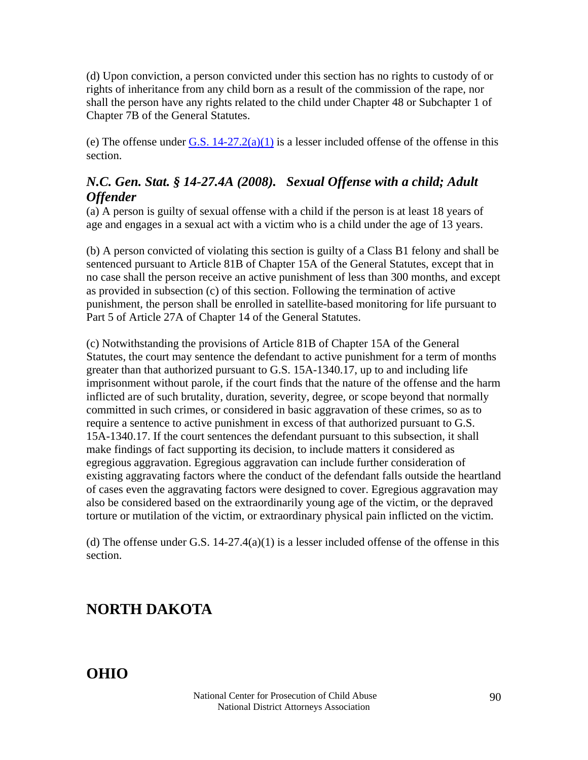(d) Upon conviction, a person convicted under this section has no rights to custody of or rights of inheritance from any child born as a result of the commission of the rape, nor shall the person have any rights related to the child under Chapter 48 or Subchapter 1 of Chapter 7B of the General Statutes.

(e) The offense under G.S. 14-27.2(a)(1) is a lesser included offense of the offense in this section.

### *N.C. Gen. Stat. § 14-27.4A (2008). Sexual Offense with a child; Adult Offender*

(a) A person is guilty of sexual offense with a child if the person is at least 18 years of age and engages in a sexual act with a victim who is a child under the age of 13 years.

(b) A person convicted of violating this section is guilty of a Class B1 felony and shall be sentenced pursuant to Article 81B of Chapter 15A of the General Statutes, except that in no case shall the person receive an active punishment of less than 300 months, and except as provided in subsection (c) of this section. Following the termination of active punishment, the person shall be enrolled in satellite-based monitoring for life pursuant to Part 5 of Article 27A of Chapter 14 of the General Statutes.

(c) Notwithstanding the provisions of Article 81B of Chapter 15A of the General Statutes, the court may sentence the defendant to active punishment for a term of months greater than that authorized pursuant to G.S. 15A-1340.17, up to and including life imprisonment without parole, if the court finds that the nature of the offense and the harm inflicted are of such brutality, duration, severity, degree, or scope beyond that normally committed in such crimes, or considered in basic aggravation of these crimes, so as to require a sentence to active punishment in excess of that authorized pursuant to G.S. 15A-1340.17. If the court sentences the defendant pursuant to this subsection, it shall make findings of fact supporting its decision, to include matters it considered as egregious aggravation. Egregious aggravation can include further consideration of existing aggravating factors where the conduct of the defendant falls outside the heartland of cases even the aggravating factors were designed to cover. Egregious aggravation may also be considered based on the extraordinarily young age of the victim, or the depraved torture or mutilation of the victim, or extraordinary physical pain inflicted on the victim.

(d) The offense under G.S. 14-27.4(a)(1) is a lesser included offense of the offense in this section.

## NORTH DAKOTA

## OHIO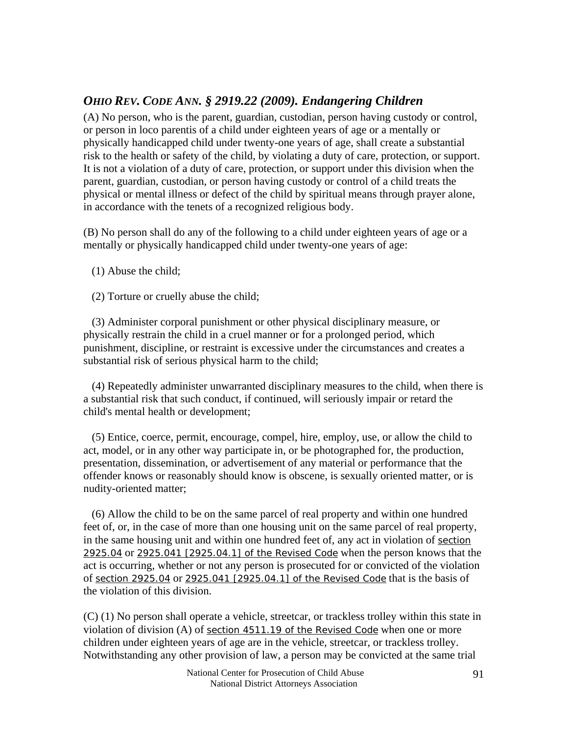### *OHIO REV. CODE ANN. § 2919.22 (2009). Endangering Children*

(A) No person, who is the parent, guardian, custodian, person having custody or control, or person in loco parentis of a child under eighteen years of age or a mentally or physically handicapped child under twenty-one years of age, shall create a substantial risk to the health or safety of the child, by violating a duty of care, protection, or support. It is not a violation of a duty of care, protection, or support under this division when the parent, guardian, custodian, or person having custody or control of a child treats the physical or mental illness or defect of the child by spiritual means through prayer alone, in accordance with the tenets of a recognized religious body.

(B) No person shall do any of the following to a child under eighteen years of age or a mentally or physically handicapped child under twenty-one years of age:

(1) Abuse the child;

(2) Torture or cruelly abuse the child;

(3) Administer corporal punishment or other physical disciplinary measure, or physically restrain the child in a cruel manner or for a prolonged period, which punishment, discipline, or restraint is excessive under the circumstances and creates a substantial risk of serious physical harm to the child;

(4) Repeatedly administer unwarranted disciplinary measures to the child, when there is a substantial risk that such conduct, if continued, will seriously impair or retard the child's mental health or development;

(5) Entice, coerce, permit, encourage, compel, hire, employ, use, or allow the child to act, model, or in any other way participate in, or be photographed for, the production, presentation, dissemination, or advertisement of any material or performance that the offender knows or reasonably should know is obscene, is sexually oriented matter, or is nudity-oriented matter;

(6) Allow the child to be on the same parcel of real property and within one hundred feet of, or, in the case of more than one housing unit on the same parcel of real property, in the same housing unit and within one hundred feet of, any act in violation of section 2925.04 or 2925.041 [2925.04.1] of the Revised Code when the person knows that the act is occurring, whether or not any person is prosecuted for or convicted of the violation of section 2925.04 or 2925.041 [2925.04.1] of the Revised Code that is the basis of the violation of this division.

(C) (1) No person shall operate a vehicle, streetcar, or trackless trolley within this state in violation of division (A) of section 4511.19 of the Revised Code when one or more children under eighteen years of age are in the vehicle, streetcar, or trackless trolley. Notwithstanding any other provision of law, a person may be convicted at the same trial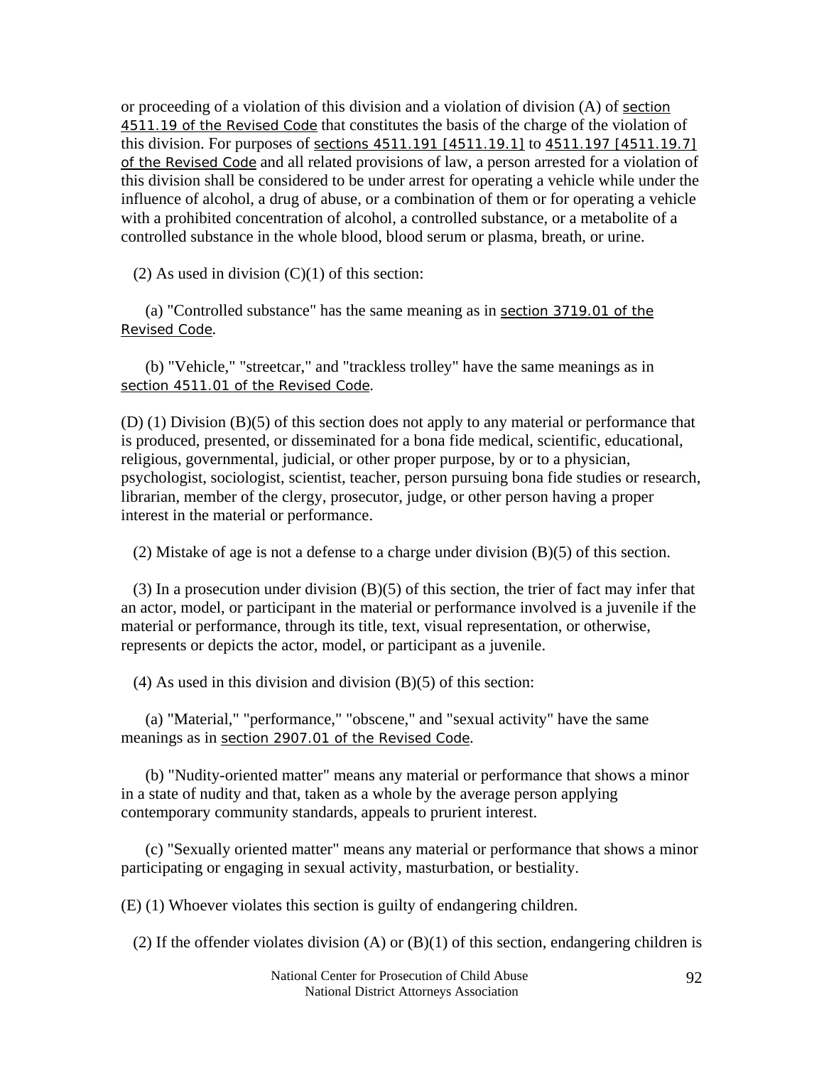or proceeding of a violation of this division and a violation of division (A) of section 4511.19 of the Revised Code that constitutes the basis of the charge of the violation of this division. For purposes of sections 4511.191 [4511.19.1] to 4511.197 [4511.19.7] of the Revised Code and all related provisions of law, a person arrested for a violation of this division shall be considered to be under arrest for operating a vehicle while under the influence of alcohol, a drug of abuse, or a combination of them or for operating a vehicle with a prohibited concentration of alcohol, a controlled substance, or a metabolite of a controlled substance in the whole blood, blood serum or plasma, breath, or urine.

(2) As used in division (C)(1) of this section:

(a) "Controlled substance" has the same meaning as in section 3719.01 of the Revised Code.

(b) "Vehicle," "streetcar," and "trackless trolley" have the same meanings as in section 4511.01 of the Revised Code.

(D) (1) Division (B)(5) of this section does not apply to any material or performance that is produced, presented, or disseminated for a bona fide medical, scientific, educational, religious, governmental, judicial, or other proper purpose, by or to a physician, psychologist, sociologist, scientist, teacher, person pursuing bona fide studies or research, librarian, member of the clergy, prosecutor, judge, or other person having a proper interest in the material or performance.

(2) Mistake of age is not a defense to a charge under division (B)(5) of this section.

(3) In a prosecution under division (B)(5) of this section, the trier of fact may infer that an actor, model, or participant in the material or performance involved is a juvenile if the material or performance, through its title, text, visual representation, or otherwise, represents or depicts the actor, model, or participant as a juvenile.

(4) As used in this division and division (B)(5) of this section:

(a) "Material," "performance," "obscene," and "sexual activity" have the same meanings as in section 2907.01 of the Revised Code.

(b) "Nudity-oriented matter" means any material or performance that shows a minor in a state of nudity and that, taken as a whole by the average person applying contemporary community standards, appeals to prurient interest.

(c) "Sexually oriented matter" means any material or performance that shows a minor participating or engaging in sexual activity, masturbation, or bestiality.

(E) (1) Whoever violates this section is guilty of endangering children.

(2) If the offender violates division (A) or (B)(1) of this section, endangering children is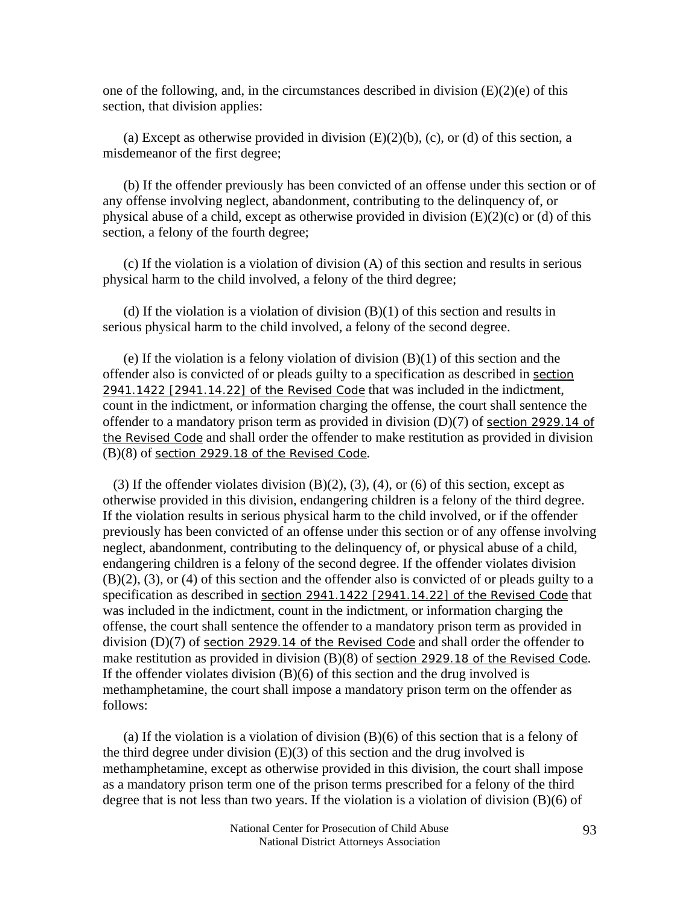one of the following, and, in the circumstances described in division (E)(2)(e) of this section, that division applies:

(a) Except as otherwise provided in division (E)(2)(b), (c), or (d) of this section, a misdemeanor of the first degree;

(b) If the offender previously has been convicted of an offense under this section or of any offense involving neglect, abandonment, contributing to the delinquency of, or physical abuse of a child, except as otherwise provided in division (E)(2)(c) or (d) of this section, a felony of the fourth degree;

(c) If the violation is a violation of division (A) of this section and results in serious physical harm to the child involved, a felony of the third degree;

(d) If the violation is a violation of division (B)(1) of this section and results in serious physical harm to the child involved, a felony of the second degree.

(e) If the violation is a felony violation of division (B)(1) of this section and the offender also is convicted of or pleads guilty to a specification as described in section 2941.1422 [2941.14.22] of the Revised Code that was included in the indictment, count in the indictment, or information charging the offense, the court shall sentence the offender to a mandatory prison term as provided in division (D)(7) of section 2929.14 of the Revised Code and shall order the offender to make restitution as provided in division (B)(8) of section 2929.18 of the Revised Code.

(3) If the offender violates division (B)(2), (3), (4), or (6) of this section, except as otherwise provided in this division, endangering children is a felony of the third degree. If the violation results in serious physical harm to the child involved, or if the offender previously has been convicted of an offense under this section or of any offense involving neglect, abandonment, contributing to the delinquency of, or physical abuse of a child, endangering children is a felony of the second degree. If the offender violates division (B)(2), (3), or (4) of this section and the offender also is convicted of or pleads guilty to a specification as described in section 2941.1422 [2941.14.22] of the Revised Code that was included in the indictment, count in the indictment, or information charging the offense, the court shall sentence the offender to a mandatory prison term as provided in division (D)(7) of section 2929.14 of the Revised Code and shall order the offender to make restitution as provided in division (B)(8) of section 2929.18 of the Revised Code. If the offender violates division (B)(6) of this section and the drug involved is methamphetamine, the court shall impose a mandatory prison term on the offender as follows:

(a) If the violation is a violation of division (B)(6) of this section that is a felony of the third degree under division (E)(3) of this section and the drug involved is methamphetamine, except as otherwise provided in this division, the court shall impose as a mandatory prison term one of the prison terms prescribed for a felony of the third degree that is not less than two years. If the violation is a violation of division (B)(6) of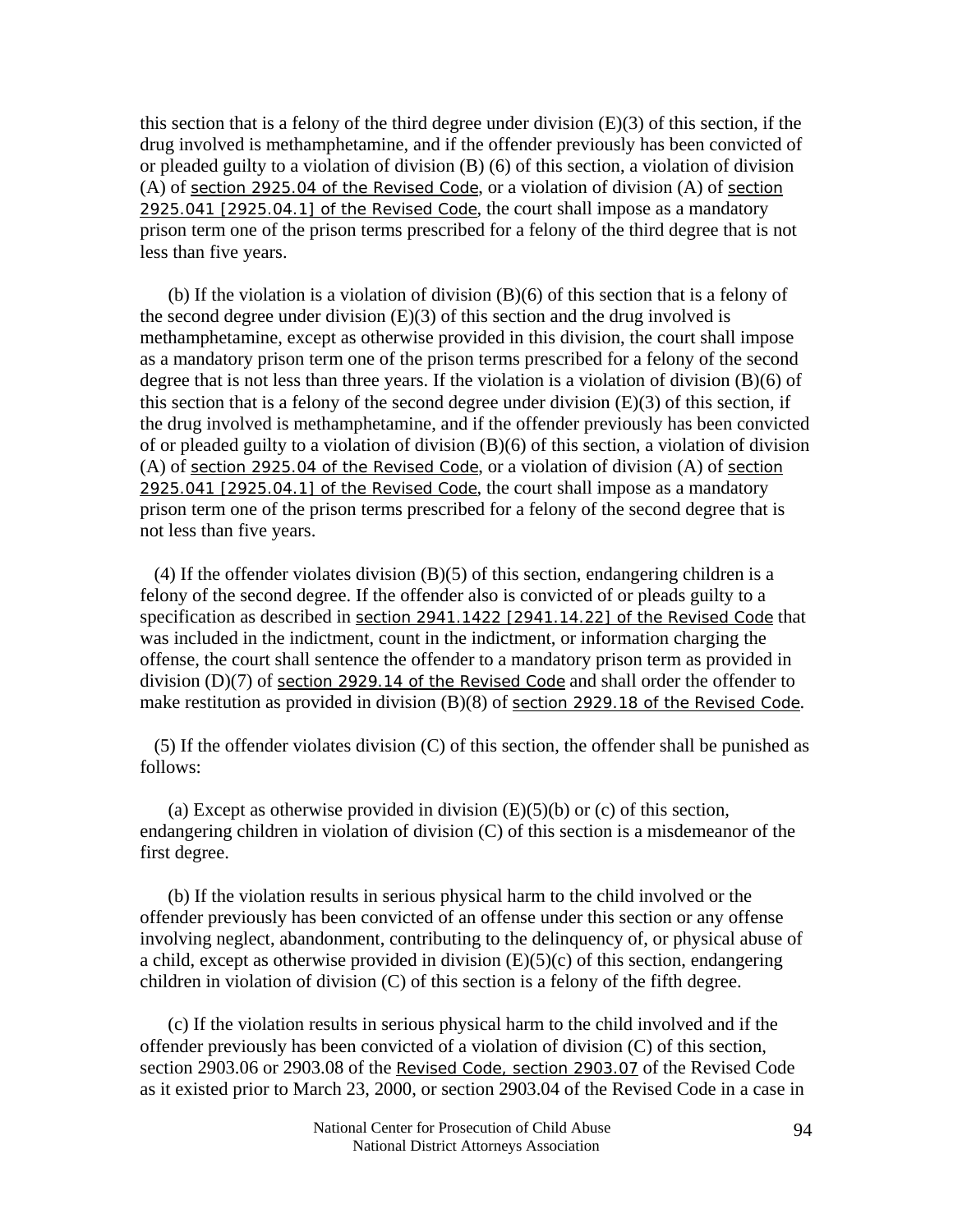this section that is a felony of the third degree under division (E)(3) of this section, if the drug involved is methamphetamine, and if the offender previously has been convicted of or pleaded guilty to a violation of division (B) (6) of this section, a violation of division (A) of section 2925.04 of the Revised Code, or a violation of division (A) of section 2925.041 [2925.04.1] of the Revised Code, the court shall impose as a mandatory prison term one of the prison terms prescribed for a felony of the third degree that is not less than five years.

(b) If the violation is a violation of division (B)(6) of this section that is a felony of the second degree under division (E)(3) of this section and the drug involved is methamphetamine, except as otherwise provided in this division, the court shall impose as a mandatory prison term one of the prison terms prescribed for a felony of the second degree that is not less than three years. If the violation is a violation of division (B)(6) of this section that is a felony of the second degree under division (E)(3) of this section, if the drug involved is methamphetamine, and if the offender previously has been convicted of or pleaded guilty to a violation of division (B)(6) of this section, a violation of division (A) of section 2925.04 of the Revised Code, or a violation of division (A) of section 2925.041 [2925.04.1] of the Revised Code, the court shall impose as a mandatory prison term one of the prison terms prescribed for a felony of the second degree that is not less than five years.

(4) If the offender violates division (B)(5) of this section, endangering children is a felony of the second degree. If the offender also is convicted of or pleads guilty to a specification as described in section 2941.1422 [2941.14.22] of the Revised Code that was included in the indictment, count in the indictment, or information charging the offense, the court shall sentence the offender to a mandatory prison term as provided in division (D)(7) of section 2929.14 of the Revised Code and shall order the offender to make restitution as provided in division (B)(8) of section 2929.18 of the Revised Code.

(5) If the offender violates division (C) of this section, the offender shall be punished as follows:

(a) Except as otherwise provided in division (E)(5)(b) or (c) of this section, endangering children in violation of division (C) of this section is a misdemeanor of the first degree.

(b) If the violation results in serious physical harm to the child involved or the offender previously has been convicted of an offense under this section or any offense involving neglect, abandonment, contributing to the delinquency of, or physical abuse of a child, except as otherwise provided in division (E)(5)(c) of this section, endangering children in violation of division (C) of this section is a felony of the fifth degree.

(c) If the violation results in serious physical harm to the child involved and if the offender previously has been convicted of a violation of division (C) of this section, section 2903.06 or 2903.08 of the Revised Code, section 2903.07 of the Revised Code as it existed prior to March 23, 2000, or section 2903.04 of the Revised Code in a case in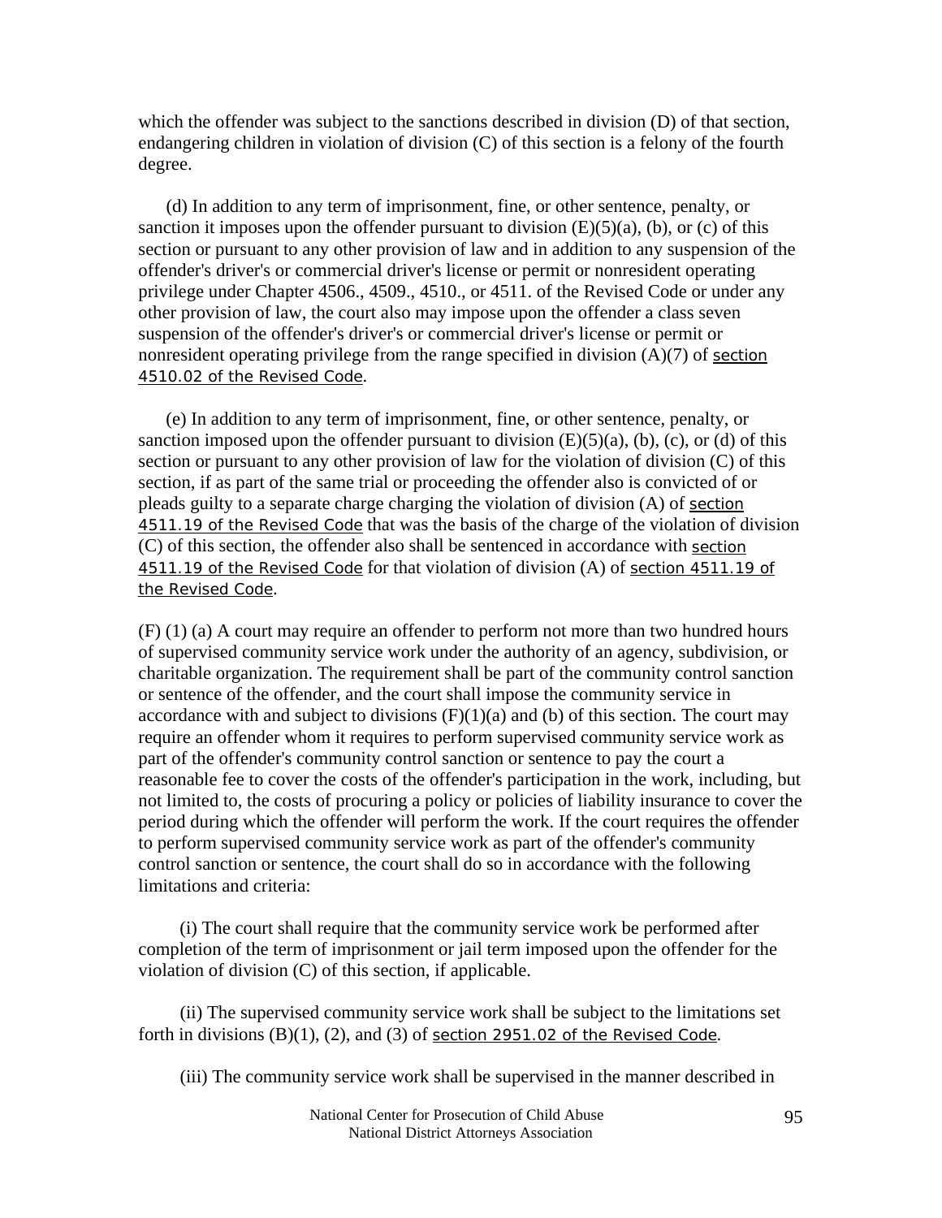which the offender was subject to the sanctions described in division (D) of that section, endangering children in violation of division (C) of this section is a felony of the fourth degree.

(d) In addition to any term of imprisonment, fine, or other sentence, penalty, or sanction it imposes upon the offender pursuant to division (E)(5)(a), (b), or (c) of this section or pursuant to any other provision of law and in addition to any suspension of the offender's driver's or commercial driver's license or permit or nonresident operating privilege under Chapter 4506., 4509., 4510., or 4511. of the Revised Code or under any other provision of law, the court also may impose upon the offender a class seven suspension of the offender's driver's or commercial driver's license or permit or nonresident operating privilege from the range specified in division (A)(7) of section 4510.02 of the Revised Code.

(e) In addition to any term of imprisonment, fine, or other sentence, penalty, or sanction imposed upon the offender pursuant to division (E)(5)(a), (b), (c), or (d) of this section or pursuant to any other provision of law for the violation of division (C) of this section, if as part of the same trial or proceeding the offender also is convicted of or pleads guilty to a separate charge charging the violation of division (A) of section 4511.19 of the Revised Code that was the basis of the charge of the violation of division (C) of this section, the offender also shall be sentenced in accordance with section 4511.19 of the Revised Code for that violation of division (A) of section 4511.19 of the Revised Code.

(F) (1) (a) A court may require an offender to perform not more than two hundred hours of supervised community service work under the authority of an agency, subdivision, or charitable organization. The requirement shall be part of the community control sanction or sentence of the offender, and the court shall impose the community service in accordance with and subject to divisions (F)(1)(a) and (b) of this section. The court may require an offender whom it requires to perform supervised community service work as part of the offender's community control sanction or sentence to pay the court a reasonable fee to cover the costs of the offender's participation in the work, including, but not limited to, the costs of procuring a policy or policies of liability insurance to cover the period during which the offender will perform the work. If the court requires the offender to perform supervised community service work as part of the offender's community control sanction or sentence, the court shall do so in accordance with the following limitations and criteria:

(i) The court shall require that the community service work be performed after completion of the term of imprisonment or jail term imposed upon the offender for the violation of division (C) of this section, if applicable.

(ii) The supervised community service work shall be subject to the limitations set forth in divisions (B)(1), (2), and (3) of section 2951.02 of the Revised Code.

(iii) The community service work shall be supervised in the manner described in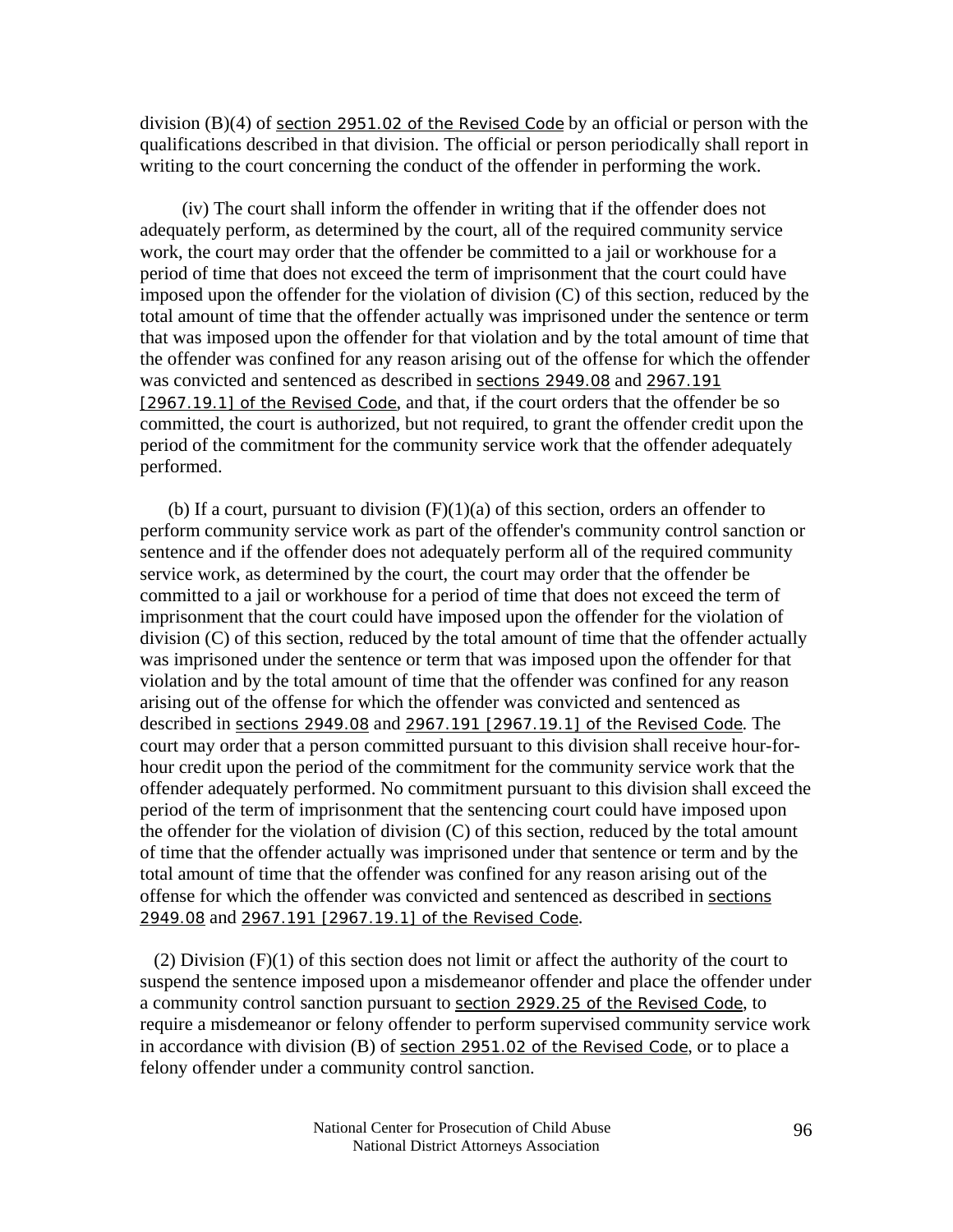division (B)(4) of section 2951.02 of the Revised Code by an official or person with the qualifications described in that division. The official or person periodically shall report in writing to the court concerning the conduct of the offender in performing the work.

(iv) The court shall inform the offender in writing that if the offender does not adequately perform, as determined by the court, all of the required community service work, the court may order that the offender be committed to a jail or workhouse for a period of time that does not exceed the term of imprisonment that the court could have imposed upon the offender for the violation of division (C) of this section, reduced by the total amount of time that the offender actually was imprisoned under the sentence or term that was imposed upon the offender for that violation and by the total amount of time that the offender was confined for any reason arising out of the offense for which the offender was convicted and sentenced as described in sections 2949.08 and 2967.191 [2967.19.1] of the Revised Code, and that, if the court orders that the offender be so committed, the court is authorized, but not required, to grant the offender credit upon the period of the commitment for the community service work that the offender adequately performed.

(b) If a court, pursuant to division (F)(1)(a) of this section, orders an offender to perform community service work as part of the offender's community control sanction or sentence and if the offender does not adequately perform all of the required community service work, as determined by the court, the court may order that the offender be committed to a jail or workhouse for a period of time that does not exceed the term of imprisonment that the court could have imposed upon the offender for the violation of division (C) of this section, reduced by the total amount of time that the offender actually was imprisoned under the sentence or term that was imposed upon the offender for that violation and by the total amount of time that the offender was confined for any reason arising out of the offense for which the offender was convicted and sentenced as described in sections 2949.08 and 2967.191 [2967.19.1] of the Revised Code. The court may order that a person committed pursuant to this division shall receive hour-for-hour credit upon the period of the commitment for the community service work that the offender adequately performed. No commitment pursuant to this division shall exceed the period of the term of imprisonment that the sentencing court could have imposed upon the offender for the violation of division (C) of this section, reduced by the total amount of time that the offender actually was imprisoned under that sentence or term and by the total amount of time that the offender was confined for any reason arising out of the offense for which the offender was convicted and sentenced as described in sections 2949.08 and 2967.191 [2967.19.1] of the Revised Code.

(2) Division (F)(1) of this section does not limit or affect the authority of the court to suspend the sentence imposed upon a misdemeanor offender and place the offender under a community control sanction pursuant to section 2929.25 of the Revised Code, to require a misdemeanor or felony offender to perform supervised community service work in accordance with division (B) of section 2951.02 of the Revised Code, or to place a felony offender under a community control sanction.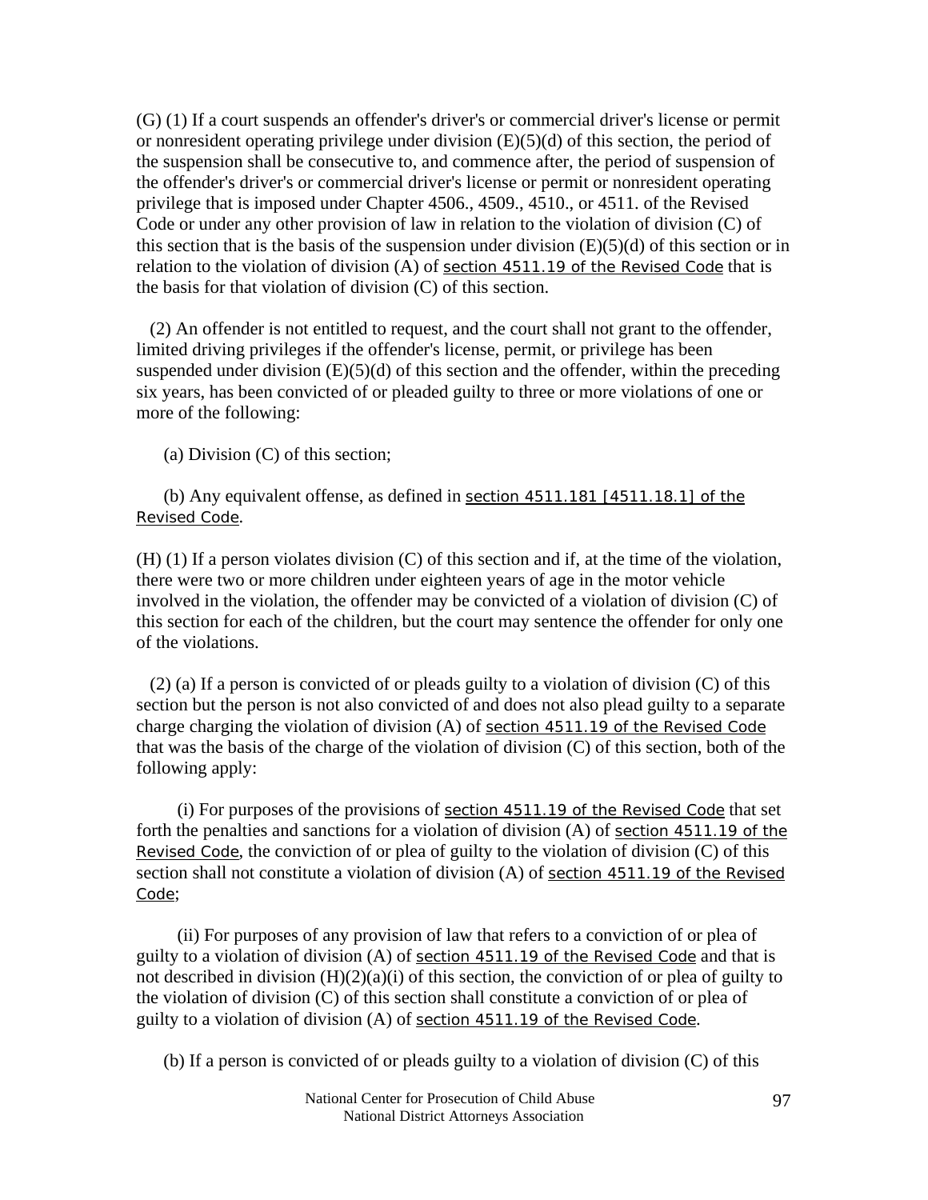(G) (1) If a court suspends an offender's driver's or commercial driver's license or permit or nonresident operating privilege under division (E)(5)(d) of this section, the period of the suspension shall be consecutive to, and commence after, the period of suspension of the offender's driver's or commercial driver's license or permit or nonresident operating privilege that is imposed under Chapter 4506., 4509., 4510., or 4511. of the Revised Code or under any other provision of law in relation to the violation of division (C) of this section that is the basis of the suspension under division (E)(5)(d) of this section or in relation to the violation of division (A) of section 4511.19 of the Revised Code that is the basis for that violation of division (C) of this section.

(2) An offender is not entitled to request, and the court shall not grant to the offender, limited driving privileges if the offender's license, permit, or privilege has been suspended under division (E)(5)(d) of this section and the offender, within the preceding six years, has been convicted of or pleaded guilty to three or more violations of one or more of the following:

(a) Division (C) of this section;

(b) Any equivalent offense, as defined in section 4511.181 [4511.18.1] of the Revised Code.

(H) (1) If a person violates division (C) of this section and if, at the time of the violation, there were two or more children under eighteen years of age in the motor vehicle involved in the violation, the offender may be convicted of a violation of division (C) of this section for each of the children, but the court may sentence the offender for only one of the violations.

(2) (a) If a person is convicted of or pleads guilty to a violation of division (C) of this section but the person is not also convicted of and does not also plead guilty to a separate charge charging the violation of division (A) of section 4511.19 of the Revised Code that was the basis of the charge of the violation of division (C) of this section, both of the following apply:

(i) For purposes of the provisions of section 4511.19 of the Revised Code that set forth the penalties and sanctions for a violation of division (A) of section 4511.19 of the Revised Code, the conviction of or plea of guilty to the violation of division (C) of this section shall not constitute a violation of division (A) of section 4511.19 of the Revised Code;

(ii) For purposes of any provision of law that refers to a conviction of or plea of guilty to a violation of division (A) of section 4511.19 of the Revised Code and that is not described in division (H)(2)(a)(i) of this section, the conviction of or plea of guilty to the violation of division (C) of this section shall constitute a conviction of or plea of guilty to a violation of division (A) of section 4511.19 of the Revised Code.

(b) If a person is convicted of or pleads guilty to a violation of division (C) of this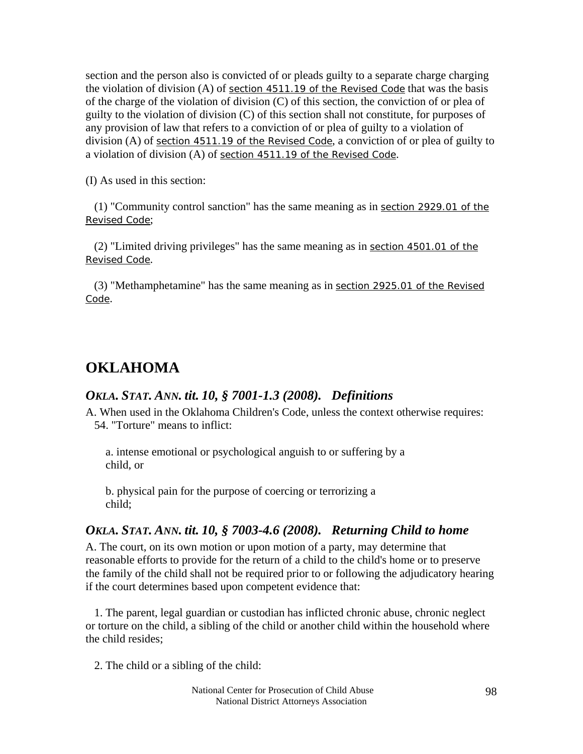section and the person also is convicted of or pleads guilty to a separate charge charging the violation of division (A) of section 4511.19 of the Revised Code that was the basis of the charge of the violation of division (C) of this section, the conviction of or plea of guilty to the violation of division (C) of this section shall not constitute, for purposes of any provision of law that refers to a conviction of or plea of guilty to a violation of division (A) of section 4511.19 of the Revised Code, a conviction of or plea of guilty to a violation of division (A) of section 4511.19 of the Revised Code.

(I) As used in this section:

(1) "Community control sanction" has the same meaning as in section 2929.01 of the Revised Code;

(2) "Limited driving privileges" has the same meaning as in section 4501.01 of the Revised Code.

(3) "Methamphetamine" has the same meaning as in section 2925.01 of the Revised Code.

# OKLAHOMA

### *OKLA. STAT. ANN. tit. 10, § 7001-1.3 (2008). Definitions*

A. When used in the Oklahoma Children's Code, unless the context otherwise requires:
54. "Torture" means to inflict:

a. intense emotional or psychological anguish to or suffering by a child, or

b. physical pain for the purpose of coercing or terrorizing a child;

### *OKLA. STAT. ANN. tit. 10, § 7003-4.6 (2008). Returning Child to home*

A. The court, on its own motion or upon motion of a party, may determine that reasonable efforts to provide for the return of a child to the child's home or to preserve the family of the child shall not be required prior to or following the adjudicatory hearing if the court determines based upon competent evidence that:

1. The parent, legal guardian or custodian has inflicted chronic abuse, chronic neglect or torture on the child, a sibling of the child or another child within the household where the child resides;

2. The child or a sibling of the child: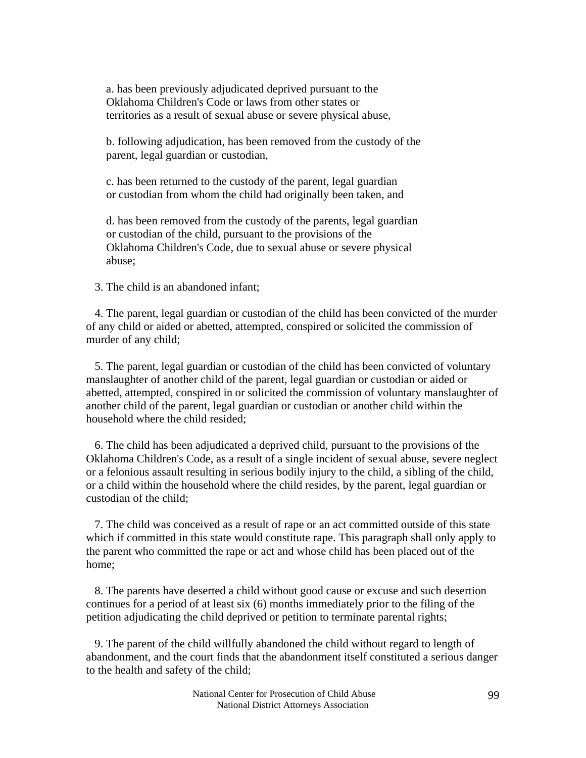a. has been previously adjudicated deprived pursuant to the Oklahoma Children's Code or laws from other states or territories as a result of sexual abuse or severe physical abuse,

b. following adjudication, has been removed from the custody of the parent, legal guardian or custodian,

c. has been returned to the custody of the parent, legal guardian or custodian from whom the child had originally been taken, and

d. has been removed from the custody of the parents, legal guardian or custodian of the child, pursuant to the provisions of the Oklahoma Children's Code, due to sexual abuse or severe physical abuse;

3. The child is an abandoned infant;

4. The parent, legal guardian or custodian of the child has been convicted of the murder of any child or aided or abetted, attempted, conspired or solicited the commission of murder of any child;

5. The parent, legal guardian or custodian of the child has been convicted of voluntary manslaughter of another child of the parent, legal guardian or custodian or aided or abetted, attempted, conspired in or solicited the commission of voluntary manslaughter of another child of the parent, legal guardian or custodian or another child within the household where the child resided;

6. The child has been adjudicated a deprived child, pursuant to the provisions of the Oklahoma Children's Code, as a result of a single incident of sexual abuse, severe neglect or a felonious assault resulting in serious bodily injury to the child, a sibling of the child, or a child within the household where the child resides, by the parent, legal guardian or custodian of the child;

7. The child was conceived as a result of rape or an act committed outside of this state which if committed in this state would constitute rape. This paragraph shall only apply to the parent who committed the rape or act and whose child has been placed out of the home;

8. The parents have deserted a child without good cause or excuse and such desertion continues for a period of at least six (6) months immediately prior to the filing of the petition adjudicating the child deprived or petition to terminate parental rights;

9. The parent of the child willfully abandoned the child without regard to length of abandonment, and the court finds that the abandonment itself constituted a serious danger to the health and safety of the child;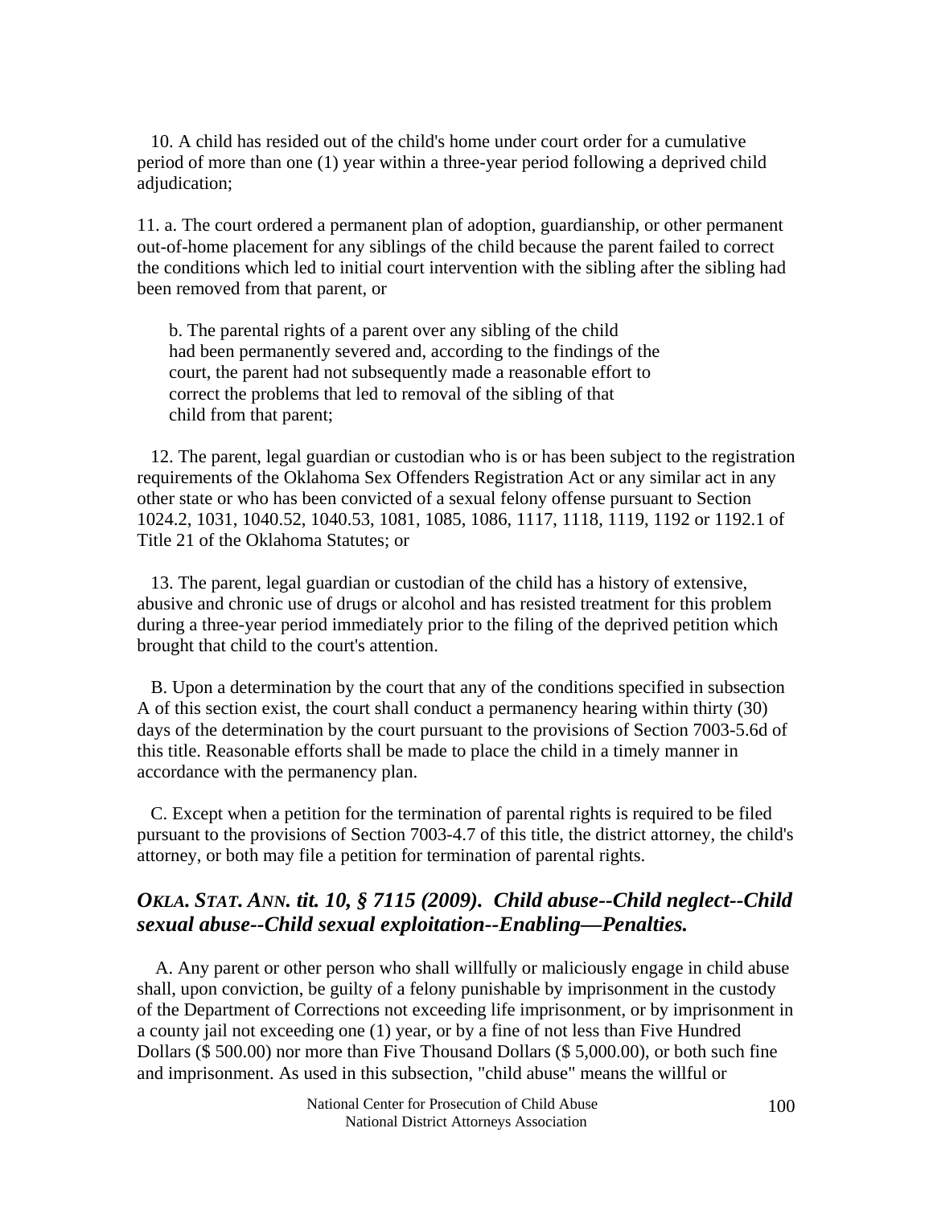10. A child has resided out of the child's home under court order for a cumulative period of more than one (1) year within a three-year period following a deprived child adjudication;

11. a. The court ordered a permanent plan of adoption, guardianship, or other permanent out-of-home placement for any siblings of the child because the parent failed to correct the conditions which led to initial court intervention with the sibling after the sibling had been removed from that parent, or

b. The parental rights of a parent over any sibling of the child had been permanently severed and, according to the findings of the court, the parent had not subsequently made a reasonable effort to correct the problems that led to removal of the sibling of that child from that parent;

12. The parent, legal guardian or custodian who is or has been subject to the registration requirements of the Oklahoma Sex Offenders Registration Act or any similar act in any other state or who has been convicted of a sexual felony offense pursuant to Section 1024.2, 1031, 1040.52, 1040.53, 1081, 1085, 1086, 1117, 1118, 1119, 1192 or 1192.1 of Title 21 of the Oklahoma Statutes; or

13. The parent, legal guardian or custodian of the child has a history of extensive, abusive and chronic use of drugs or alcohol and has resisted treatment for this problem during a three-year period immediately prior to the filing of the deprived petition which brought that child to the court's attention.

B. Upon a determination by the court that any of the conditions specified in subsection A of this section exist, the court shall conduct a permanency hearing within thirty (30) days of the determination by the court pursuant to the provisions of Section 7003-5.6d of this title. Reasonable efforts shall be made to place the child in a timely manner in accordance with the permanency plan.

C. Except when a petition for the termination of parental rights is required to be filed pursuant to the provisions of Section 7003-4.7 of this title, the district attorney, the child's attorney, or both may file a petition for termination of parental rights.

## *OKLA. STAT. ANN. tit. 10, § 7115 (2009). Child abuse--Child neglect--Child sexual abuse--Child sexual exploitation--Enabling—Penalties.*

A. Any parent or other person who shall willfully or maliciously engage in child abuse shall, upon conviction, be guilty of a felony punishable by imprisonment in the custody of the Department of Corrections not exceeding life imprisonment, or by imprisonment in a county jail not exceeding one (1) year, or by a fine of not less than Five Hundred Dollars ($ 500.00) nor more than Five Thousand Dollars ($ 5,000.00), or both such fine and imprisonment. As used in this subsection, "child abuse" means the willful or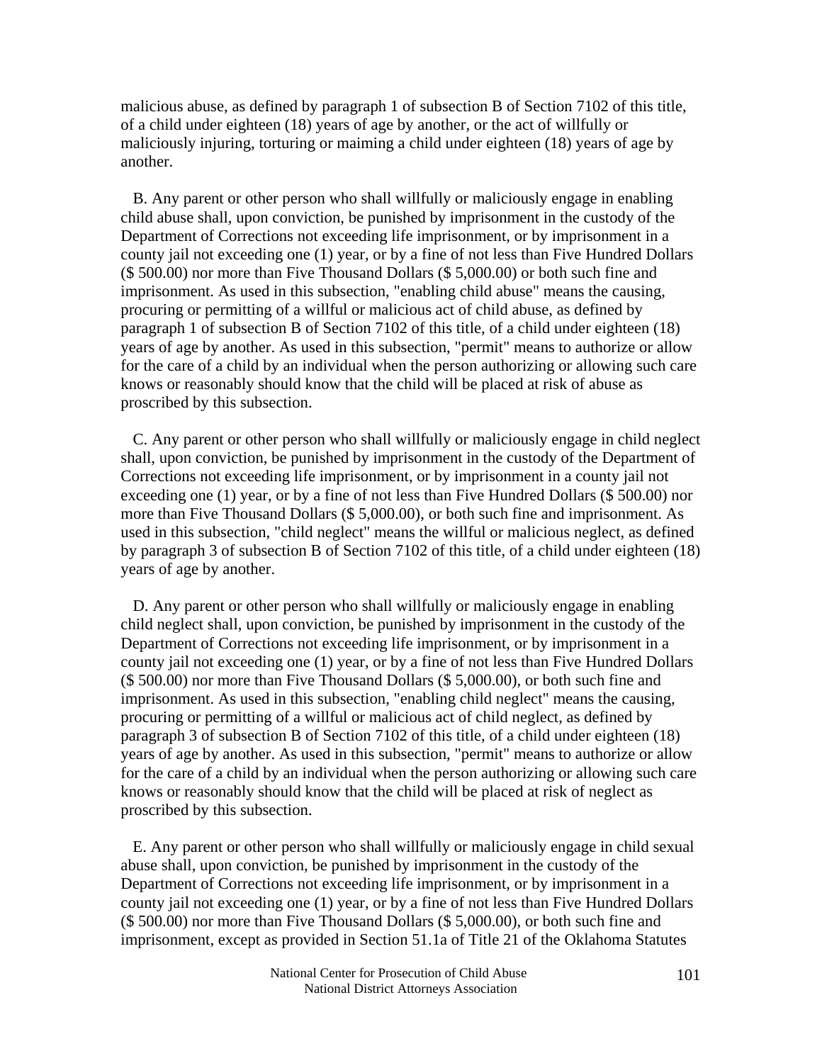malicious abuse, as defined by paragraph 1 of subsection B of Section 7102 of this title, of a child under eighteen (18) years of age by another, or the act of willfully or maliciously injuring, torturing or maiming a child under eighteen (18) years of age by another.

B. Any parent or other person who shall willfully or maliciously engage in enabling child abuse shall, upon conviction, be punished by imprisonment in the custody of the Department of Corrections not exceeding life imprisonment, or by imprisonment in a county jail not exceeding one (1) year, or by a fine of not less than Five Hundred Dollars ($ 500.00) nor more than Five Thousand Dollars ($ 5,000.00) or both such fine and imprisonment. As used in this subsection, "enabling child abuse" means the causing, procuring or permitting of a willful or malicious act of child abuse, as defined by paragraph 1 of subsection B of Section 7102 of this title, of a child under eighteen (18) years of age by another. As used in this subsection, "permit" means to authorize or allow for the care of a child by an individual when the person authorizing or allowing such care knows or reasonably should know that the child will be placed at risk of abuse as proscribed by this subsection.

C. Any parent or other person who shall willfully or maliciously engage in child neglect shall, upon conviction, be punished by imprisonment in the custody of the Department of Corrections not exceeding life imprisonment, or by imprisonment in a county jail not exceeding one (1) year, or by a fine of not less than Five Hundred Dollars ($ 500.00) nor more than Five Thousand Dollars ($ 5,000.00), or both such fine and imprisonment. As used in this subsection, "child neglect" means the willful or malicious neglect, as defined by paragraph 3 of subsection B of Section 7102 of this title, of a child under eighteen (18) years of age by another.

D. Any parent or other person who shall willfully or maliciously engage in enabling child neglect shall, upon conviction, be punished by imprisonment in the custody of the Department of Corrections not exceeding life imprisonment, or by imprisonment in a county jail not exceeding one (1) year, or by a fine of not less than Five Hundred Dollars ($ 500.00) nor more than Five Thousand Dollars ($ 5,000.00), or both such fine and imprisonment. As used in this subsection, "enabling child neglect" means the causing, procuring or permitting of a willful or malicious act of child neglect, as defined by paragraph 3 of subsection B of Section 7102 of this title, of a child under eighteen (18) years of age by another. As used in this subsection, "permit" means to authorize or allow for the care of a child by an individual when the person authorizing or allowing such care knows or reasonably should know that the child will be placed at risk of neglect as proscribed by this subsection.

E. Any parent or other person who shall willfully or maliciously engage in child sexual abuse shall, upon conviction, be punished by imprisonment in the custody of the Department of Corrections not exceeding life imprisonment, or by imprisonment in a county jail not exceeding one (1) year, or by a fine of not less than Five Hundred Dollars ($ 500.00) nor more than Five Thousand Dollars ($ 5,000.00), or both such fine and imprisonment, except as provided in Section 51.1a of Title 21 of the Oklahoma Statutes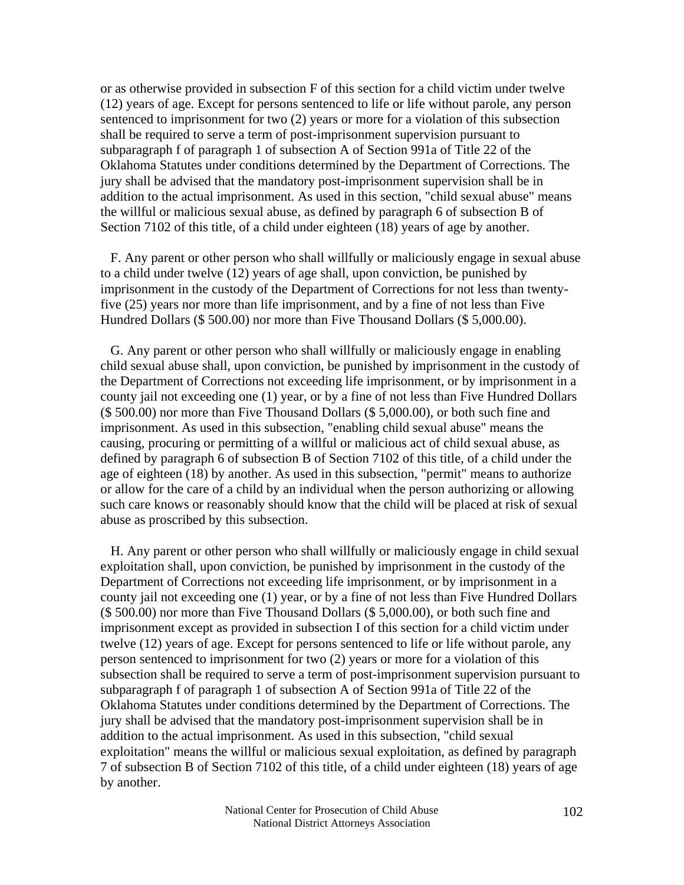or as otherwise provided in subsection F of this section for a child victim under twelve (12) years of age. Except for persons sentenced to life or life without parole, any person sentenced to imprisonment for two (2) years or more for a violation of this subsection shall be required to serve a term of post-imprisonment supervision pursuant to subparagraph f of paragraph 1 of subsection A of Section 991a of Title 22 of the Oklahoma Statutes under conditions determined by the Department of Corrections. The jury shall be advised that the mandatory post-imprisonment supervision shall be in addition to the actual imprisonment. As used in this section, "child sexual abuse" means the willful or malicious sexual abuse, as defined by paragraph 6 of subsection B of Section 7102 of this title, of a child under eighteen (18) years of age by another.

F. Any parent or other person who shall willfully or maliciously engage in sexual abuse to a child under twelve (12) years of age shall, upon conviction, be punished by imprisonment in the custody of the Department of Corrections for not less than twenty-five (25) years nor more than life imprisonment, and by a fine of not less than Five Hundred Dollars ($ 500.00) nor more than Five Thousand Dollars ($ 5,000.00).

G. Any parent or other person who shall willfully or maliciously engage in enabling child sexual abuse shall, upon conviction, be punished by imprisonment in the custody of the Department of Corrections not exceeding life imprisonment, or by imprisonment in a county jail not exceeding one (1) year, or by a fine of not less than Five Hundred Dollars ($ 500.00) nor more than Five Thousand Dollars ($ 5,000.00), or both such fine and imprisonment. As used in this subsection, "enabling child sexual abuse" means the causing, procuring or permitting of a willful or malicious act of child sexual abuse, as defined by paragraph 6 of subsection B of Section 7102 of this title, of a child under the age of eighteen (18) by another. As used in this subsection, "permit" means to authorize or allow for the care of a child by an individual when the person authorizing or allowing such care knows or reasonably should know that the child will be placed at risk of sexual abuse as proscribed by this subsection.

H. Any parent or other person who shall willfully or maliciously engage in child sexual exploitation shall, upon conviction, be punished by imprisonment in the custody of the Department of Corrections not exceeding life imprisonment, or by imprisonment in a county jail not exceeding one (1) year, or by a fine of not less than Five Hundred Dollars ($ 500.00) nor more than Five Thousand Dollars ($ 5,000.00), or both such fine and imprisonment except as provided in subsection I of this section for a child victim under twelve (12) years of age. Except for persons sentenced to life or life without parole, any person sentenced to imprisonment for two (2) years or more for a violation of this subsection shall be required to serve a term of post-imprisonment supervision pursuant to subparagraph f of paragraph 1 of subsection A of Section 991a of Title 22 of the Oklahoma Statutes under conditions determined by the Department of Corrections. The jury shall be advised that the mandatory post-imprisonment supervision shall be in addition to the actual imprisonment. As used in this subsection, "child sexual exploitation" means the willful or malicious sexual exploitation, as defined by paragraph 7 of subsection B of Section 7102 of this title, of a child under eighteen (18) years of age by another.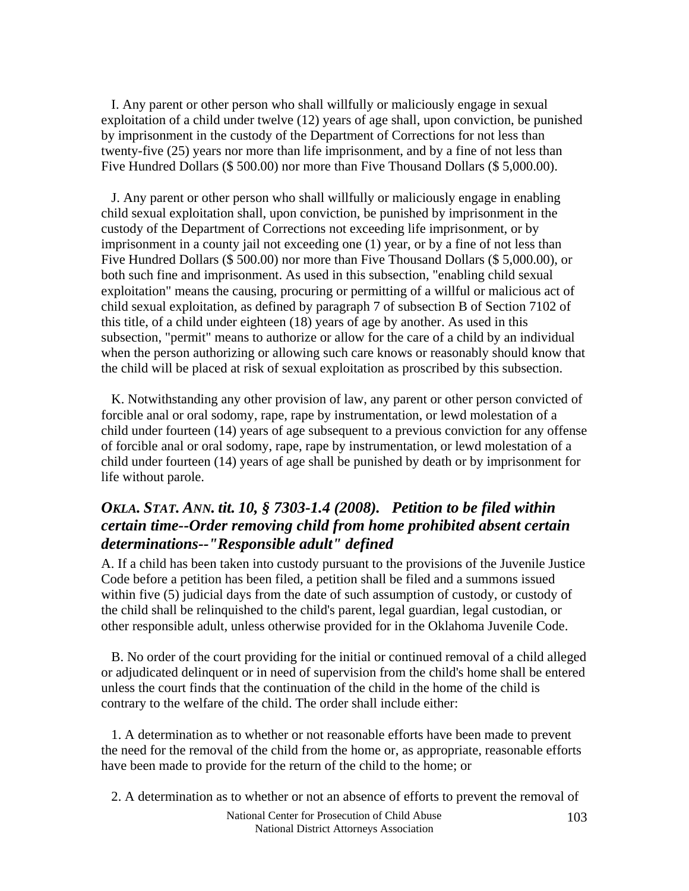I. Any parent or other person who shall willfully or maliciously engage in sexual exploitation of a child under twelve (12) years of age shall, upon conviction, be punished by imprisonment in the custody of the Department of Corrections for not less than twenty-five (25) years nor more than life imprisonment, and by a fine of not less than Five Hundred Dollars ($ 500.00) nor more than Five Thousand Dollars ($ 5,000.00).

J. Any parent or other person who shall willfully or maliciously engage in enabling child sexual exploitation shall, upon conviction, be punished by imprisonment in the custody of the Department of Corrections not exceeding life imprisonment, or by imprisonment in a county jail not exceeding one (1) year, or by a fine of not less than Five Hundred Dollars ($ 500.00) nor more than Five Thousand Dollars ($ 5,000.00), or both such fine and imprisonment. As used in this subsection, "enabling child sexual exploitation" means the causing, procuring or permitting of a willful or malicious act of child sexual exploitation, as defined by paragraph 7 of subsection B of Section 7102 of this title, of a child under eighteen (18) years of age by another. As used in this subsection, "permit" means to authorize or allow for the care of a child by an individual when the person authorizing or allowing such care knows or reasonably should know that the child will be placed at risk of sexual exploitation as proscribed by this subsection.

K. Notwithstanding any other provision of law, any parent or other person convicted of forcible anal or oral sodomy, rape, rape by instrumentation, or lewd molestation of a child under fourteen (14) years of age subsequent to a previous conviction for any offense of forcible anal or oral sodomy, rape, rape by instrumentation, or lewd molestation of a child under fourteen (14) years of age shall be punished by death or by imprisonment for life without parole.

### *OKLA. STAT. ANN. tit. 10, § 7303-1.4 (2008). Petition to be filed within certain time--Order removing child from home prohibited absent certain determinations--"Responsible adult" defined*

A. If a child has been taken into custody pursuant to the provisions of the Juvenile Justice Code before a petition has been filed, a petition shall be filed and a summons issued within five (5) judicial days from the date of such assumption of custody, or custody of the child shall be relinquished to the child's parent, legal guardian, legal custodian, or other responsible adult, unless otherwise provided for in the Oklahoma Juvenile Code.

B. No order of the court providing for the initial or continued removal of a child alleged or adjudicated delinquent or in need of supervision from the child's home shall be entered unless the court finds that the continuation of the child in the home of the child is contrary to the welfare of the child. The order shall include either:

1. A determination as to whether or not reasonable efforts have been made to prevent the need for the removal of the child from the home or, as appropriate, reasonable efforts have been made to provide for the return of the child to the home; or

2. A determination as to whether or not an absence of efforts to prevent the removal of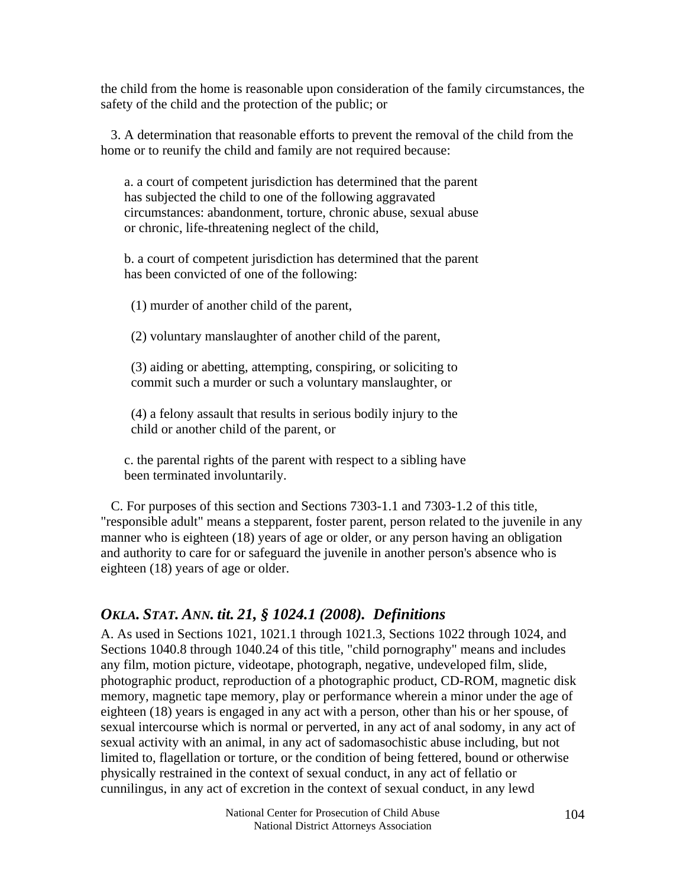the child from the home is reasonable upon consideration of the family circumstances, the safety of the child and the protection of the public; or

3. A determination that reasonable efforts to prevent the removal of the child from the home or to reunify the child and family are not required because:

a. a court of competent jurisdiction has determined that the parent has subjected the child to one of the following aggravated circumstances: abandonment, torture, chronic abuse, sexual abuse or chronic, life-threatening neglect of the child,

b. a court of competent jurisdiction has determined that the parent has been convicted of one of the following:

(1) murder of another child of the parent,

(2) voluntary manslaughter of another child of the parent,

(3) aiding or abetting, attempting, conspiring, or soliciting to commit such a murder or such a voluntary manslaughter, or

(4) a felony assault that results in serious bodily injury to the child or another child of the parent, or

c. the parental rights of the parent with respect to a sibling have been terminated involuntarily.

C. For purposes of this section and Sections 7303-1.1 and 7303-1.2 of this title, "responsible adult" means a stepparent, foster parent, person related to the juvenile in any manner who is eighteen (18) years of age or older, or any person having an obligation and authority to care for or safeguard the juvenile in another person's absence who is eighteen (18) years of age or older.

## *OKLA. STAT. ANN. tit. 21, § 1024.1 (2008). Definitions*

A. As used in Sections 1021, 1021.1 through 1021.3, Sections 1022 through 1024, and Sections 1040.8 through 1040.24 of this title, "child pornography" means and includes any film, motion picture, videotape, photograph, negative, undeveloped film, slide, photographic product, reproduction of a photographic product, CD-ROM, magnetic disk memory, magnetic tape memory, play or performance wherein a minor under the age of eighteen (18) years is engaged in any act with a person, other than his or her spouse, of sexual intercourse which is normal or perverted, in any act of anal sodomy, in any act of sexual activity with an animal, in any act of sadomasochistic abuse including, but not limited to, flagellation or torture, or the condition of being fettered, bound or otherwise physically restrained in the context of sexual conduct, in any act of fellatio or cunnilingus, in any act of excretion in the context of sexual conduct, in any lewd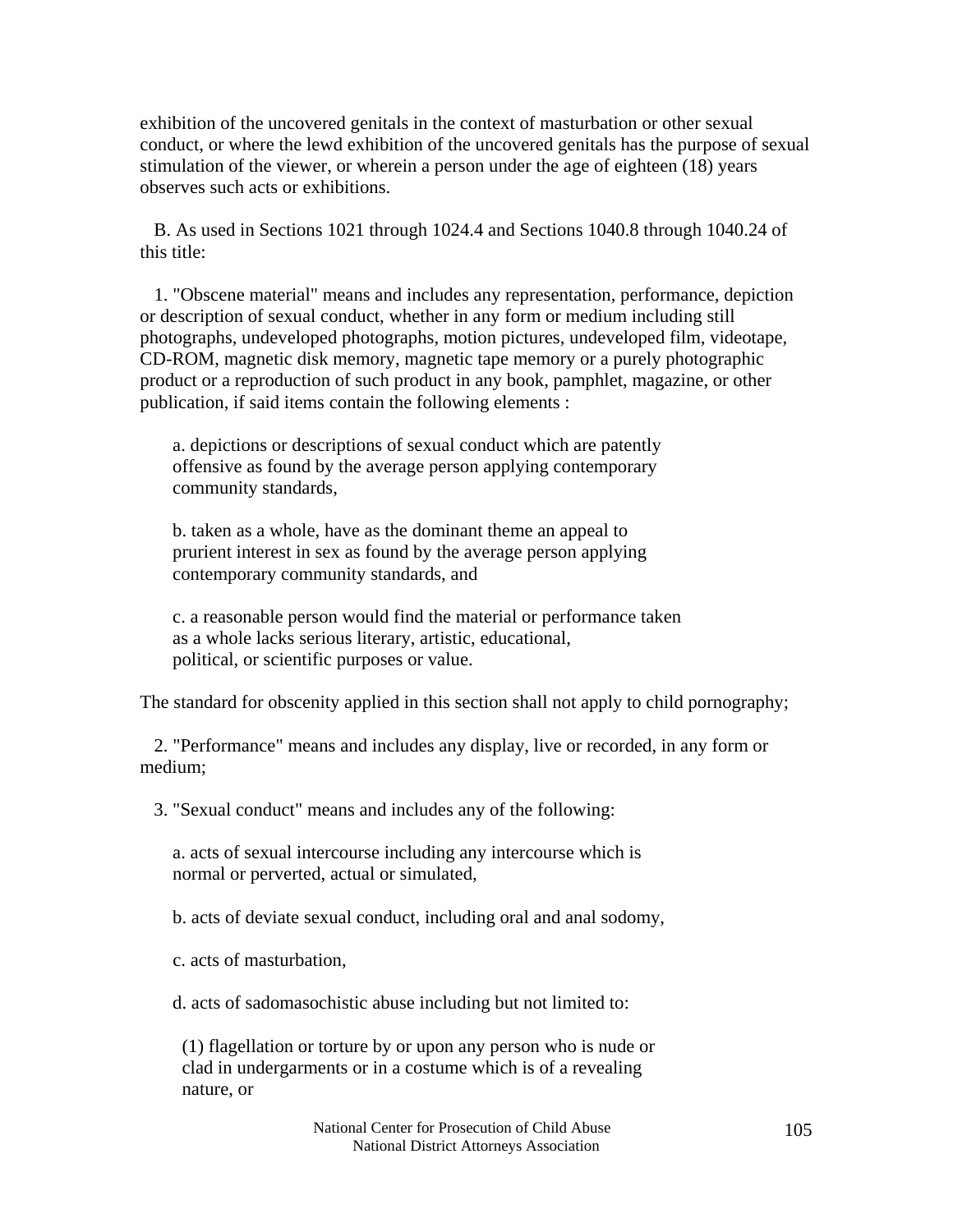exhibition of the uncovered genitals in the context of masturbation or other sexual conduct, or where the lewd exhibition of the uncovered genitals has the purpose of sexual stimulation of the viewer, or wherein a person under the age of eighteen (18) years observes such acts or exhibitions.

B. As used in Sections 1021 through 1024.4 and Sections 1040.8 through 1040.24 of this title:

1. "Obscene material" means and includes any representation, performance, depiction or description of sexual conduct, whether in any form or medium including still photographs, undeveloped photographs, motion pictures, undeveloped film, videotape, CD-ROM, magnetic disk memory, magnetic tape memory or a purely photographic product or a reproduction of such product in any book, pamphlet, magazine, or other publication, if said items contain the following elements :

a. depictions or descriptions of sexual conduct which are patently offensive as found by the average person applying contemporary community standards,

b. taken as a whole, have as the dominant theme an appeal to prurient interest in sex as found by the average person applying contemporary community standards, and

c. a reasonable person would find the material or performance taken as a whole lacks serious literary, artistic, educational, political, or scientific purposes or value.

The standard for obscenity applied in this section shall not apply to child pornography;

2. "Performance" means and includes any display, live or recorded, in any form or medium;

3. "Sexual conduct" means and includes any of the following:

a. acts of sexual intercourse including any intercourse which is normal or perverted, actual or simulated,

b. acts of deviate sexual conduct, including oral and anal sodomy,

c. acts of masturbation,

d. acts of sadomasochistic abuse including but not limited to:

(1) flagellation or torture by or upon any person who is nude or clad in undergarments or in a costume which is of a revealing nature, or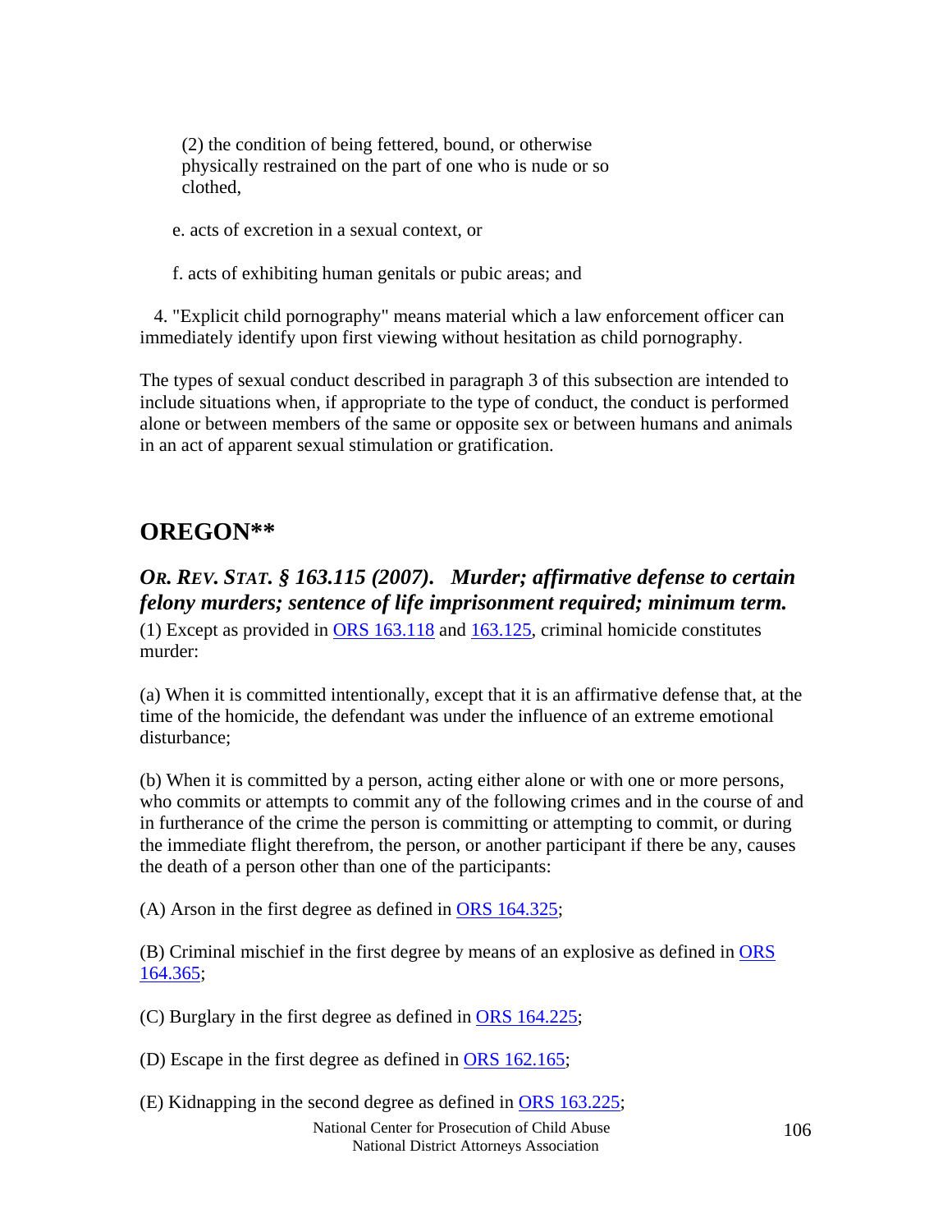(2) the condition of being fettered, bound, or otherwise physically restrained on the part of one who is nude or so clothed,

e. acts of excretion in a sexual context, or

f. acts of exhibiting human genitals or pubic areas; and

4. "Explicit child pornography" means material which a law enforcement officer can immediately identify upon first viewing without hesitation as child pornography.

The types of sexual conduct described in paragraph 3 of this subsection are intended to include situations when, if appropriate to the type of conduct, the conduct is performed alone or between members of the same or opposite sex or between humans and animals in an act of apparent sexual stimulation or gratification.

## OREGON**

### *OR. REV. STAT. § 163.115 (2007). Murder; affirmative defense to certain felony murders; sentence of life imprisonment required; minimum term.*

(1) Except as provided in ORS 163.118 and 163.125, criminal homicide constitutes murder:

(a) When it is committed intentionally, except that it is an affirmative defense that, at the time of the homicide, the defendant was under the influence of an extreme emotional disturbance;

(b) When it is committed by a person, acting either alone or with one or more persons, who commits or attempts to commit any of the following crimes and in the course of and in furtherance of the crime the person is committing or attempting to commit, or during the immediate flight therefrom, the person, or another participant if there be any, causes the death of a person other than one of the participants:

(A) Arson in the first degree as defined in ORS 164.325;

(B) Criminal mischief in the first degree by means of an explosive as defined in ORS 164.365;

(C) Burglary in the first degree as defined in ORS 164.225;

(D) Escape in the first degree as defined in ORS 162.165;

(E) Kidnapping in the second degree as defined in ORS 163.225;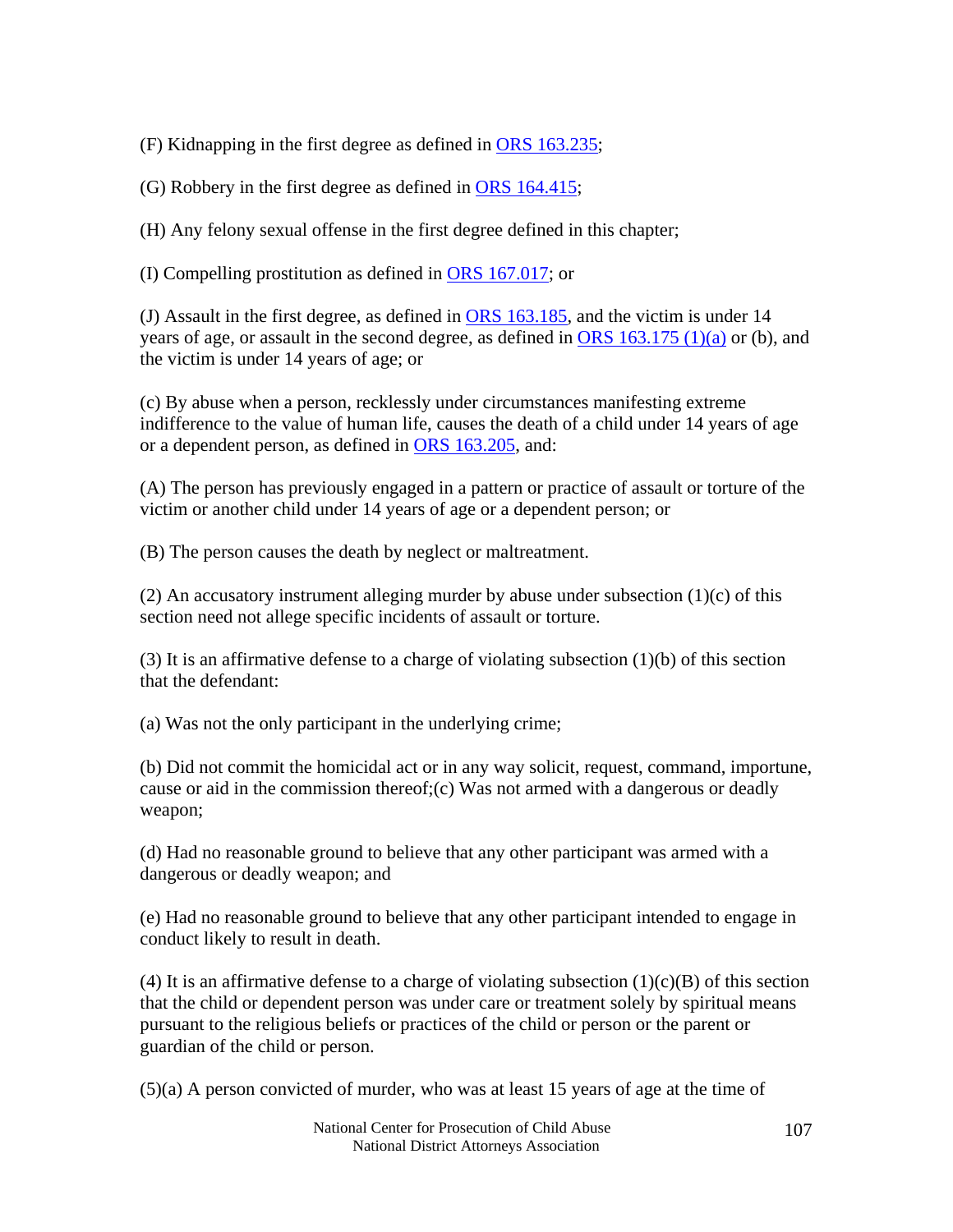(F) Kidnapping in the first degree as defined in ORS 163.235;

(G) Robbery in the first degree as defined in ORS 164.415;

(H) Any felony sexual offense in the first degree defined in this chapter;

(I) Compelling prostitution as defined in ORS 167.017; or

(J) Assault in the first degree, as defined in ORS 163.185, and the victim is under 14 years of age, or assault in the second degree, as defined in ORS 163.175 (1)(a) or (b), and the victim is under 14 years of age; or

(c) By abuse when a person, recklessly under circumstances manifesting extreme indifference to the value of human life, causes the death of a child under 14 years of age or a dependent person, as defined in ORS 163.205, and:

(A) The person has previously engaged in a pattern or practice of assault or torture of the victim or another child under 14 years of age or a dependent person; or

(B) The person causes the death by neglect or maltreatment.

(2) An accusatory instrument alleging murder by abuse under subsection (1)(c) of this section need not allege specific incidents of assault or torture.

(3) It is an affirmative defense to a charge of violating subsection (1)(b) of this section that the defendant:

(a) Was not the only participant in the underlying crime;

(b) Did not commit the homicidal act or in any way solicit, request, command, importune, cause or aid in the commission thereof;(c) Was not armed with a dangerous or deadly weapon;

(d) Had no reasonable ground to believe that any other participant was armed with a dangerous or deadly weapon; and

(e) Had no reasonable ground to believe that any other participant intended to engage in conduct likely to result in death.

(4) It is an affirmative defense to a charge of violating subsection (1)(c)(B) of this section that the child or dependent person was under care or treatment solely by spiritual means pursuant to the religious beliefs or practices of the child or person or the parent or guardian of the child or person.

(5)(a) A person convicted of murder, who was at least 15 years of age at the time of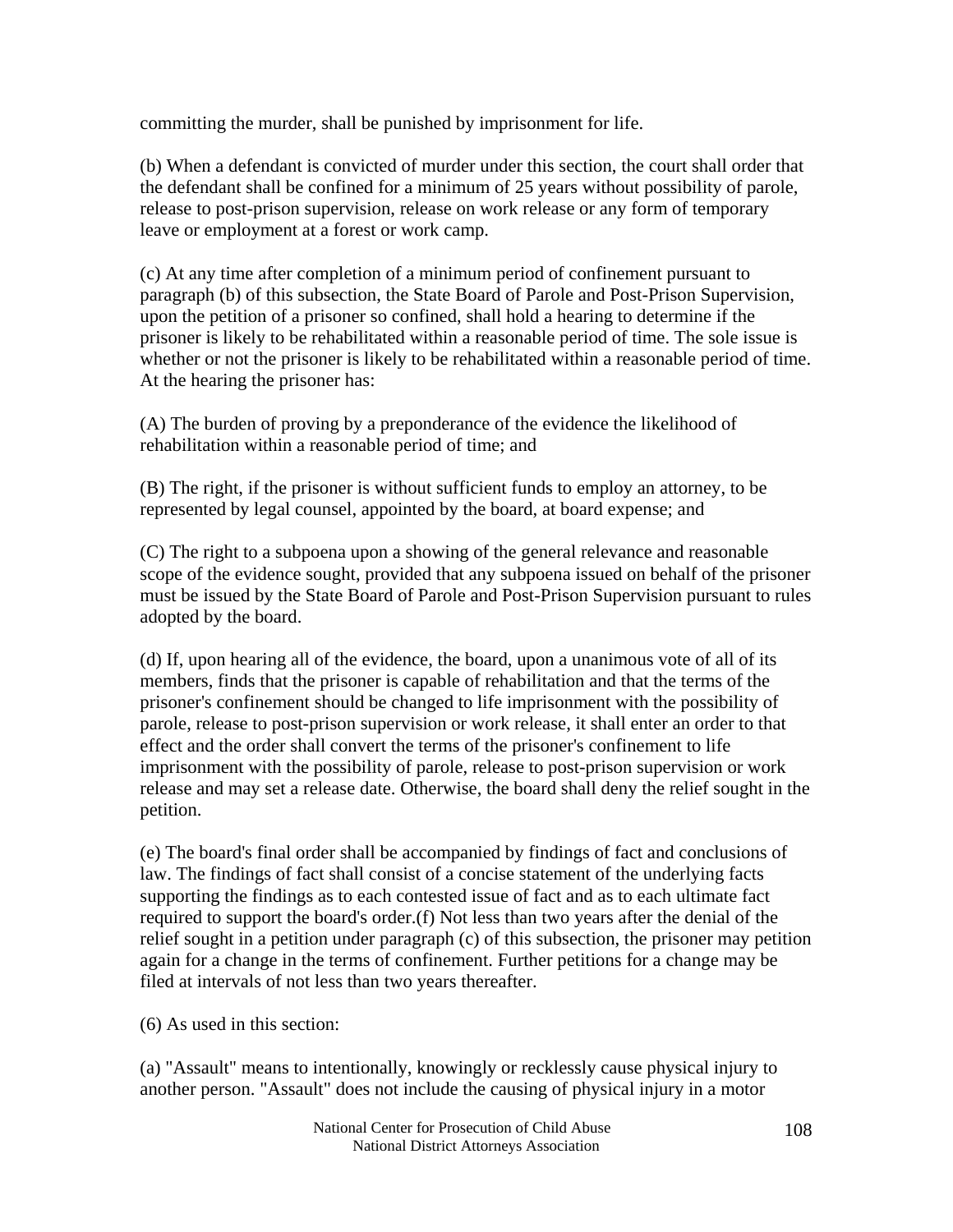committing the murder, shall be punished by imprisonment for life.

(b) When a defendant is convicted of murder under this section, the court shall order that the defendant shall be confined for a minimum of 25 years without possibility of parole, release to post-prison supervision, release on work release or any form of temporary leave or employment at a forest or work camp.

(c) At any time after completion of a minimum period of confinement pursuant to paragraph (b) of this subsection, the State Board of Parole and Post-Prison Supervision, upon the petition of a prisoner so confined, shall hold a hearing to determine if the prisoner is likely to be rehabilitated within a reasonable period of time. The sole issue is whether or not the prisoner is likely to be rehabilitated within a reasonable period of time. At the hearing the prisoner has:

(A) The burden of proving by a preponderance of the evidence the likelihood of rehabilitation within a reasonable period of time; and

(B) The right, if the prisoner is without sufficient funds to employ an attorney, to be represented by legal counsel, appointed by the board, at board expense; and

(C) The right to a subpoena upon a showing of the general relevance and reasonable scope of the evidence sought, provided that any subpoena issued on behalf of the prisoner must be issued by the State Board of Parole and Post-Prison Supervision pursuant to rules adopted by the board.

(d) If, upon hearing all of the evidence, the board, upon a unanimous vote of all of its members, finds that the prisoner is capable of rehabilitation and that the terms of the prisoner's confinement should be changed to life imprisonment with the possibility of parole, release to post-prison supervision or work release, it shall enter an order to that effect and the order shall convert the terms of the prisoner's confinement to life imprisonment with the possibility of parole, release to post-prison supervision or work release and may set a release date. Otherwise, the board shall deny the relief sought in the petition.

(e) The board's final order shall be accompanied by findings of fact and conclusions of law. The findings of fact shall consist of a concise statement of the underlying facts supporting the findings as to each contested issue of fact and as to each ultimate fact required to support the board's order.(f) Not less than two years after the denial of the relief sought in a petition under paragraph (c) of this subsection, the prisoner may petition again for a change in the terms of confinement. Further petitions for a change may be filed at intervals of not less than two years thereafter.

(6) As used in this section:

(a) "Assault" means to intentionally, knowingly or recklessly cause physical injury to another person. "Assault" does not include the causing of physical injury in a motor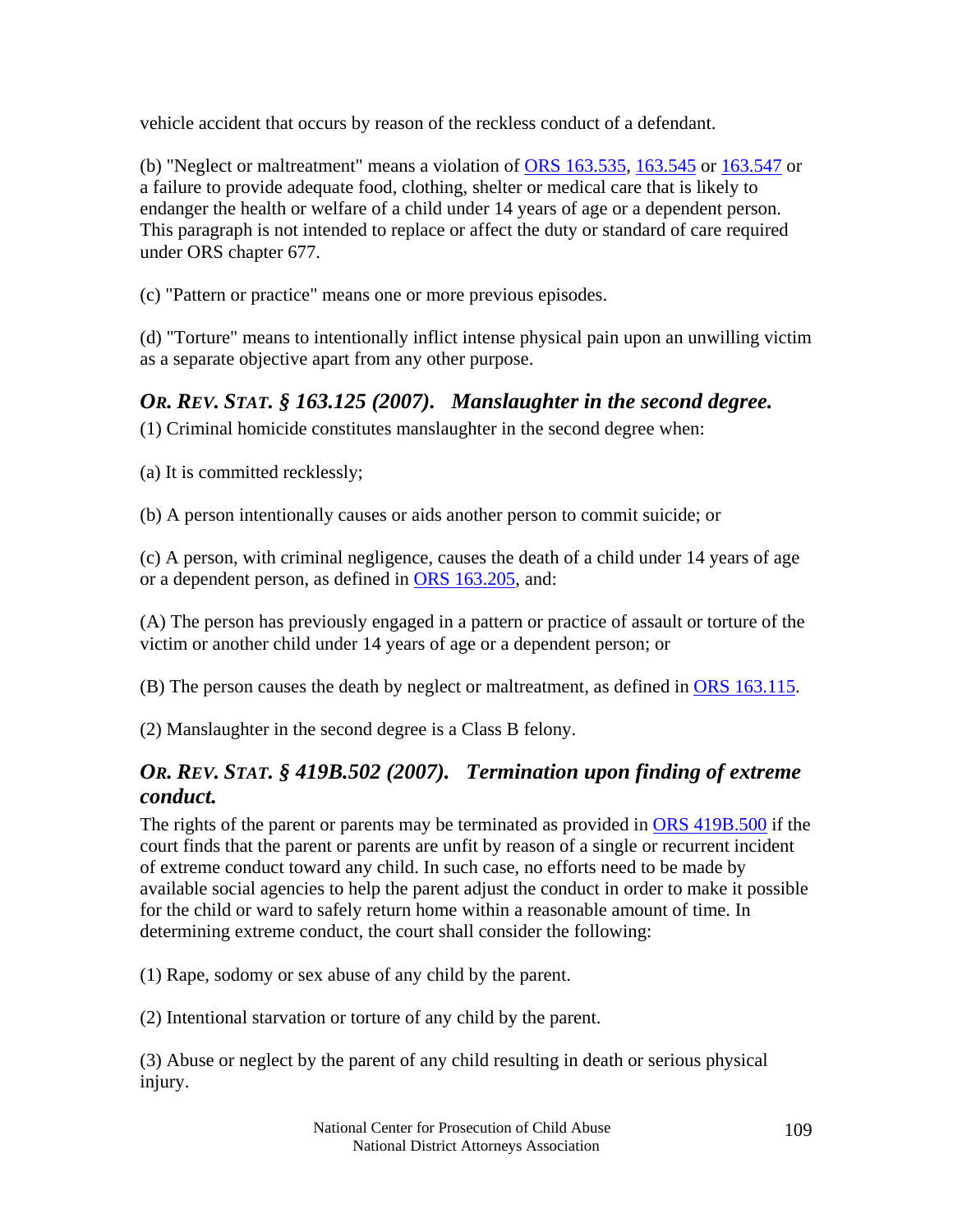vehicle accident that occurs by reason of the reckless conduct of a defendant.

(b) "Neglect or maltreatment" means a violation of ORS 163.535, 163.545 or 163.547 or a failure to provide adequate food, clothing, shelter or medical care that is likely to endanger the health or welfare of a child under 14 years of age or a dependent person. This paragraph is not intended to replace or affect the duty or standard of care required under ORS chapter 677.

(c) "Pattern or practice" means one or more previous episodes.

(d) "Torture" means to intentionally inflict intense physical pain upon an unwilling victim as a separate objective apart from any other purpose.

### *OR. REV. STAT. § 163.125 (2007). Manslaughter in the second degree.*

(1) Criminal homicide constitutes manslaughter in the second degree when:

(a) It is committed recklessly;

(b) A person intentionally causes or aids another person to commit suicide; or

(c) A person, with criminal negligence, causes the death of a child under 14 years of age or a dependent person, as defined in ORS 163.205, and:

(A) The person has previously engaged in a pattern or practice of assault or torture of the victim or another child under 14 years of age or a dependent person; or

(B) The person causes the death by neglect or maltreatment, as defined in ORS 163.115.

(2) Manslaughter in the second degree is a Class B felony.

### *OR. REV. STAT. § 419B.502 (2007). Termination upon finding of extreme conduct.*

The rights of the parent or parents may be terminated as provided in ORS 419B.500 if the court finds that the parent or parents are unfit by reason of a single or recurrent incident of extreme conduct toward any child. In such case, no efforts need to be made by available social agencies to help the parent adjust the conduct in order to make it possible for the child or ward to safely return home within a reasonable amount of time. In determining extreme conduct, the court shall consider the following:

(1) Rape, sodomy or sex abuse of any child by the parent.

(2) Intentional starvation or torture of any child by the parent.

(3) Abuse or neglect by the parent of any child resulting in death or serious physical injury.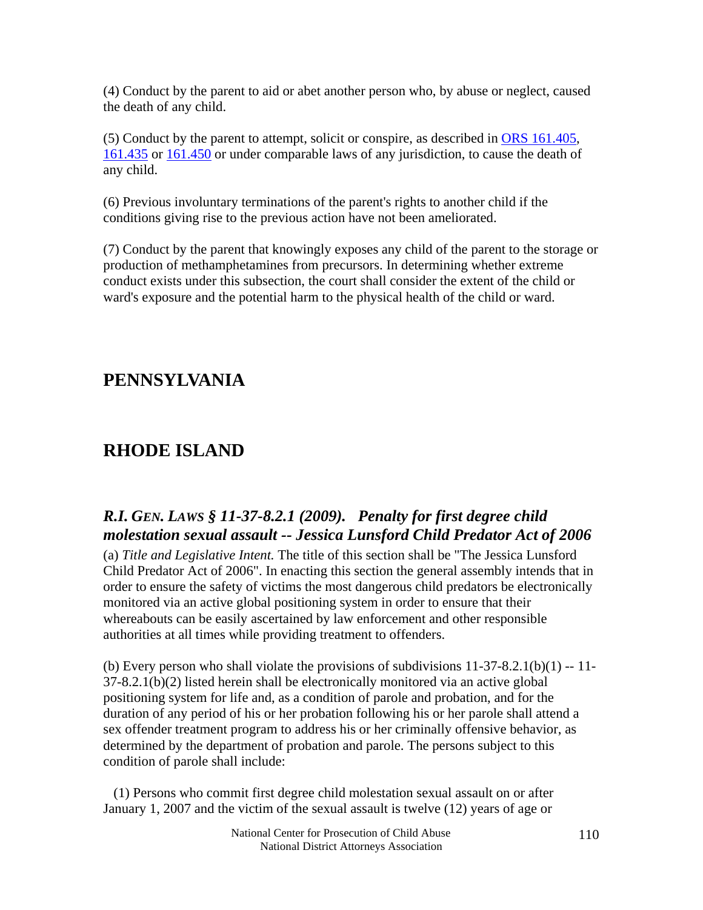(4) Conduct by the parent to aid or abet another person who, by abuse or neglect, caused the death of any child.

(5) Conduct by the parent to attempt, solicit or conspire, as described in [ORS 161.405](), [161.435]() or [161.450]() or under comparable laws of any jurisdiction, to cause the death of any child.

(6) Previous involuntary terminations of the parent's rights to another child if the conditions giving rise to the previous action have not been ameliorated.

(7) Conduct by the parent that knowingly exposes any child of the parent to the storage or production of methamphetamines from precursors. In determining whether extreme conduct exists under this subsection, the court shall consider the extent of the child or ward's exposure and the potential harm to the physical health of the child or ward.

## PENNSYLVANIA

## RHODE ISLAND

### *R.I. GEN. LAWS § 11-37-8.2.1 (2009). Penalty for first degree child molestation sexual assault -- Jessica Lunsford Child Predator Act of 2006*

(a) *Title and Legislative Intent.* The title of this section shall be "The Jessica Lunsford Child Predator Act of 2006". In enacting this section the general assembly intends that in order to ensure the safety of victims the most dangerous child predators be electronically monitored via an active global positioning system in order to ensure that their whereabouts can be easily ascertained by law enforcement and other responsible authorities at all times while providing treatment to offenders.

(b) Every person who shall violate the provisions of subdivisions 11-37-8.2.1(b)(1) -- 11-37-8.2.1(b)(2) listed herein shall be electronically monitored via an active global positioning system for life and, as a condition of parole and probation, and for the duration of any period of his or her probation following his or her parole shall attend a sex offender treatment program to address his or her criminally offensive behavior, as determined by the department of probation and parole. The persons subject to this condition of parole shall include:

(1) Persons who commit first degree child molestation sexual assault on or after January 1, 2007 and the victim of the sexual assault is twelve (12) years of age or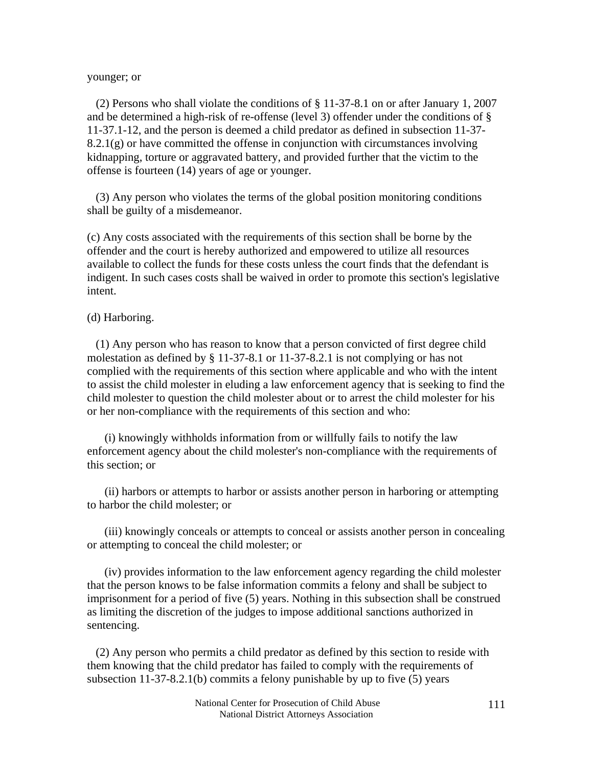younger; or

(2) Persons who shall violate the conditions of § 11-37-8.1 on or after January 1, 2007 and be determined a high-risk of re-offense (level 3) offender under the conditions of § 11-37.1-12, and the person is deemed a child predator as defined in subsection 11-37-8.2.1(g) or have committed the offense in conjunction with circumstances involving kidnapping, torture or aggravated battery, and provided further that the victim to the offense is fourteen (14) years of age or younger.

(3) Any person who violates the terms of the global position monitoring conditions shall be guilty of a misdemeanor.

(c) Any costs associated with the requirements of this section shall be borne by the offender and the court is hereby authorized and empowered to utilize all resources available to collect the funds for these costs unless the court finds that the defendant is indigent. In such cases costs shall be waived in order to promote this section's legislative intent.

(d) Harboring.

(1) Any person who has reason to know that a person convicted of first degree child molestation as defined by § 11-37-8.1 or 11-37-8.2.1 is not complying or has not complied with the requirements of this section where applicable and who with the intent to assist the child molester in eluding a law enforcement agency that is seeking to find the child molester to question the child molester about or to arrest the child molester for his or her non-compliance with the requirements of this section and who:

(i) knowingly withholds information from or willfully fails to notify the law enforcement agency about the child molester's non-compliance with the requirements of this section; or

(ii) harbors or attempts to harbor or assists another person in harboring or attempting to harbor the child molester; or

(iii) knowingly conceals or attempts to conceal or assists another person in concealing or attempting to conceal the child molester; or

(iv) provides information to the law enforcement agency regarding the child molester that the person knows to be false information commits a felony and shall be subject to imprisonment for a period of five (5) years. Nothing in this subsection shall be construed as limiting the discretion of the judges to impose additional sanctions authorized in sentencing.

(2) Any person who permits a child predator as defined by this section to reside with them knowing that the child predator has failed to comply with the requirements of subsection 11-37-8.2.1(b) commits a felony punishable by up to five (5) years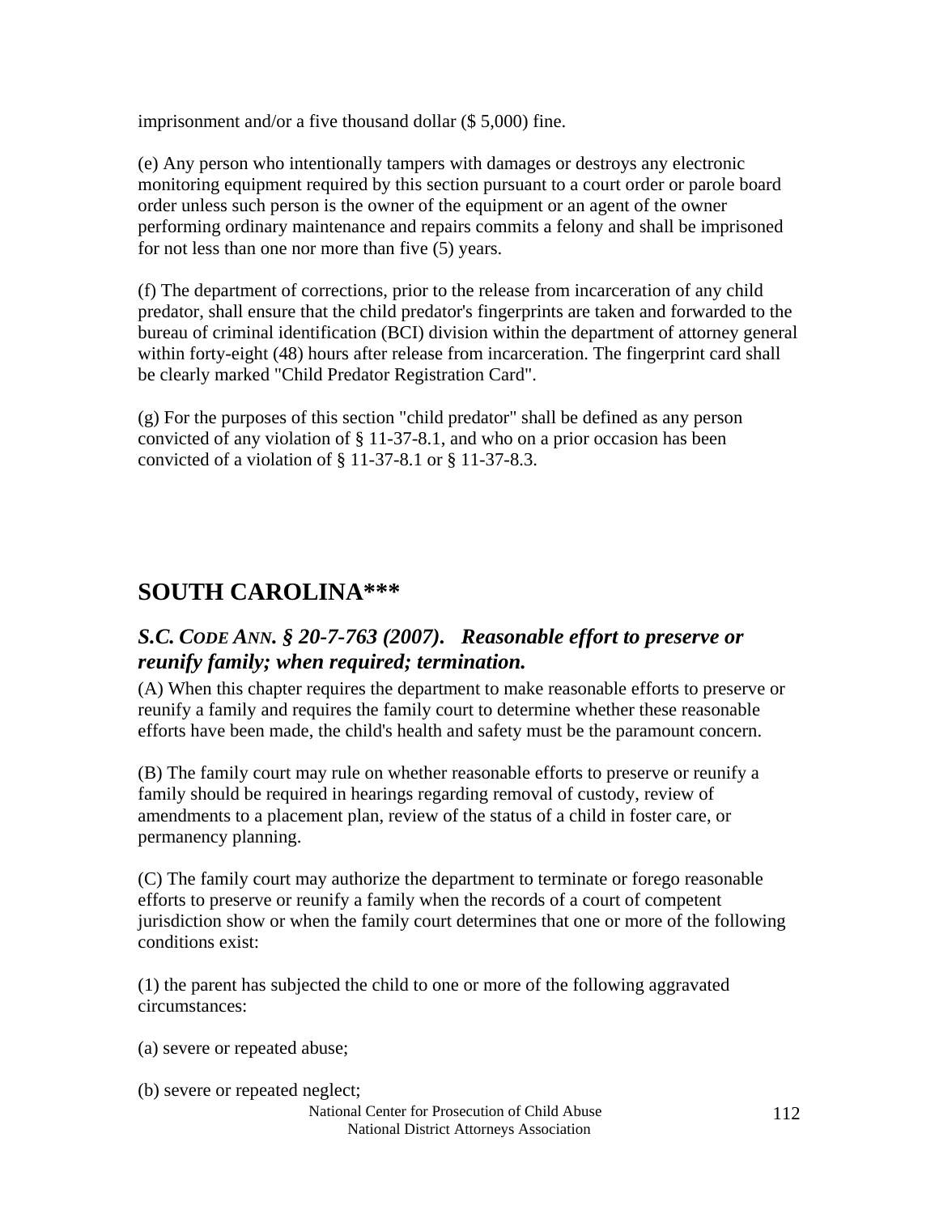imprisonment and/or a five thousand dollar ($ 5,000) fine.

(e) Any person who intentionally tampers with damages or destroys any electronic monitoring equipment required by this section pursuant to a court order or parole board order unless such person is the owner of the equipment or an agent of the owner performing ordinary maintenance and repairs commits a felony and shall be imprisoned for not less than one nor more than five (5) years.

(f) The department of corrections, prior to the release from incarceration of any child predator, shall ensure that the child predator's fingerprints are taken and forwarded to the bureau of criminal identification (BCI) division within the department of attorney general within forty-eight (48) hours after release from incarceration. The fingerprint card shall be clearly marked "Child Predator Registration Card".

(g) For the purposes of this section "child predator" shall be defined as any person convicted of any violation of § 11-37-8.1, and who on a prior occasion has been convicted of a violation of § 11-37-8.1 or § 11-37-8.3.

# SOUTH CAROLINA***

## *S.C. CODE ANN. § 20-7-763 (2007). Reasonable effort to preserve or reunify family; when required; termination.*

(A) When this chapter requires the department to make reasonable efforts to preserve or reunify a family and requires the family court to determine whether these reasonable efforts have been made, the child's health and safety must be the paramount concern.

(B) The family court may rule on whether reasonable efforts to preserve or reunify a family should be required in hearings regarding removal of custody, review of amendments to a placement plan, review of the status of a child in foster care, or permanency planning.

(C) The family court may authorize the department to terminate or forego reasonable efforts to preserve or reunify a family when the records of a court of competent jurisdiction show or when the family court determines that one or more of the following conditions exist:

(1) the parent has subjected the child to one or more of the following aggravated circumstances:

(a) severe or repeated abuse;

(b) severe or repeated neglect;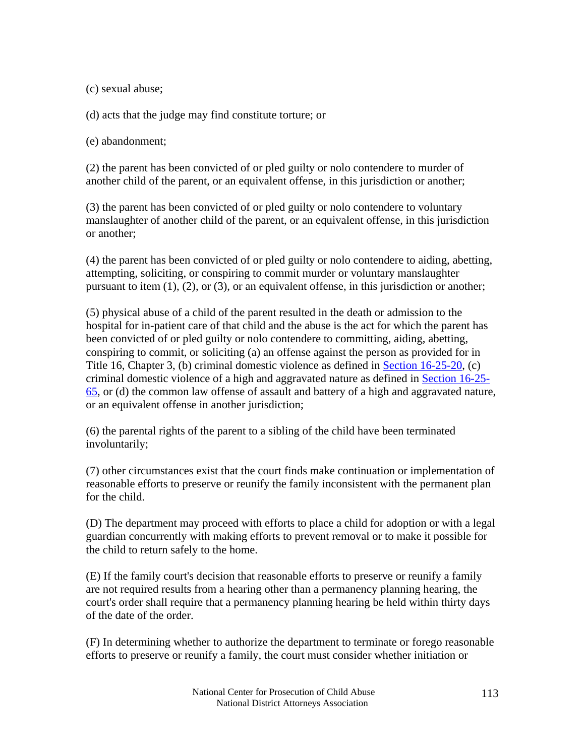(c) sexual abuse;

(d) acts that the judge may find constitute torture; or

(e) abandonment;

(2) the parent has been convicted of or pled guilty or nolo contendere to murder of another child of the parent, or an equivalent offense, in this jurisdiction or another;

(3) the parent has been convicted of or pled guilty or nolo contendere to voluntary manslaughter of another child of the parent, or an equivalent offense, in this jurisdiction or another;

(4) the parent has been convicted of or pled guilty or nolo contendere to aiding, abetting, attempting, soliciting, or conspiring to commit murder or voluntary manslaughter pursuant to item (1), (2), or (3), or an equivalent offense, in this jurisdiction or another;

(5) physical abuse of a child of the parent resulted in the death or admission to the hospital for in-patient care of that child and the abuse is the act for which the parent has been convicted of or pled guilty or nolo contendere to committing, aiding, abetting, conspiring to commit, or soliciting (a) an offense against the person as provided for in Title 16, Chapter 3, (b) criminal domestic violence as defined in Section 16-25-20, (c) criminal domestic violence of a high and aggravated nature as defined in Section 16-25-65, or (d) the common law offense of assault and battery of a high and aggravated nature, or an equivalent offense in another jurisdiction;

(6) the parental rights of the parent to a sibling of the child have been terminated involuntarily;

(7) other circumstances exist that the court finds make continuation or implementation of reasonable efforts to preserve or reunify the family inconsistent with the permanent plan for the child.

(D) The department may proceed with efforts to place a child for adoption or with a legal guardian concurrently with making efforts to prevent removal or to make it possible for the child to return safely to the home.

(E) If the family court's decision that reasonable efforts to preserve or reunify a family are not required results from a hearing other than a permanency planning hearing, the court's order shall require that a permanency planning hearing be held within thirty days of the date of the order.

(F) In determining whether to authorize the department to terminate or forego reasonable efforts to preserve or reunify a family, the court must consider whether initiation or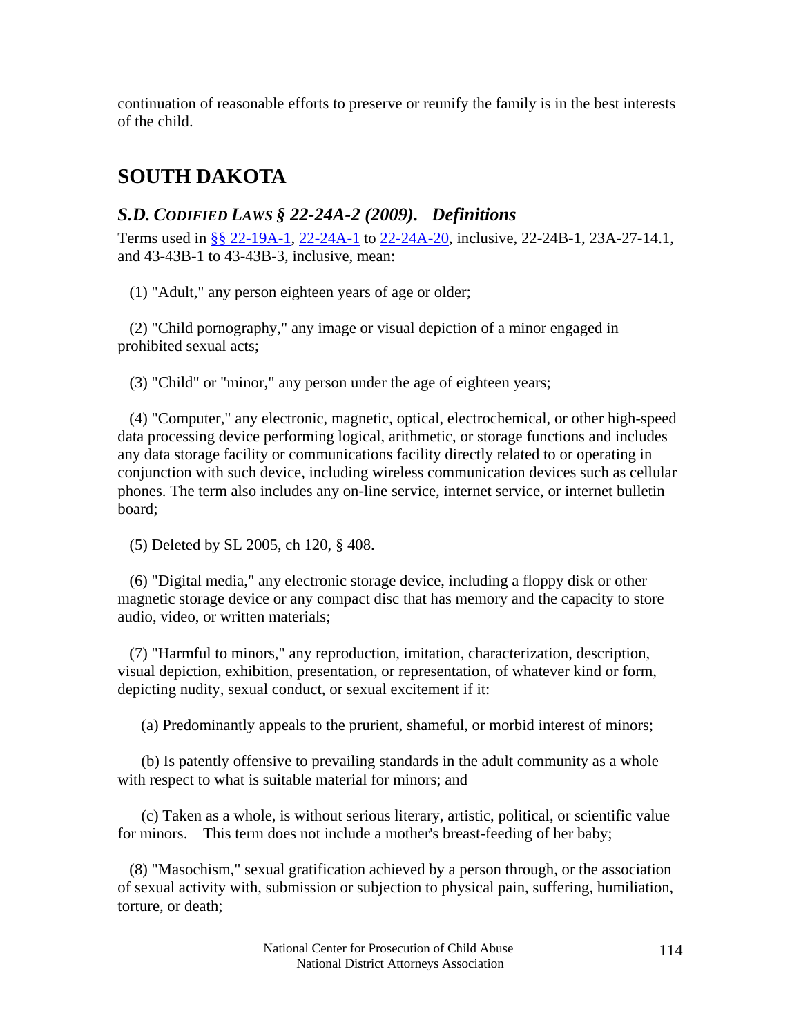continuation of reasonable efforts to preserve or reunify the family is in the best interests of the child.

## SOUTH DAKOTA

### *S.D. CODIFIED LAWS § 22-24A-2 (2009). Definitions*

Terms used in §§ 22-19A-1, 22-24A-1 to 22-24A-20, inclusive, 22-24B-1, 23A-27-14.1, and 43-43B-1 to 43-43B-3, inclusive, mean:

(1) "Adult," any person eighteen years of age or older;

(2) "Child pornography," any image or visual depiction of a minor engaged in prohibited sexual acts;

(3) "Child" or "minor," any person under the age of eighteen years;

(4) "Computer," any electronic, magnetic, optical, electrochemical, or other high-speed data processing device performing logical, arithmetic, or storage functions and includes any data storage facility or communications facility directly related to or operating in conjunction with such device, including wireless communication devices such as cellular phones. The term also includes any on-line service, internet service, or internet bulletin board;

(5) Deleted by SL 2005, ch 120, § 408.

(6) "Digital media," any electronic storage device, including a floppy disk or other magnetic storage device or any compact disc that has memory and the capacity to store audio, video, or written materials;

(7) "Harmful to minors," any reproduction, imitation, characterization, description, visual depiction, exhibition, presentation, or representation, of whatever kind or form, depicting nudity, sexual conduct, or sexual excitement if it:

(a) Predominantly appeals to the prurient, shameful, or morbid interest of minors;

(b) Is patently offensive to prevailing standards in the adult community as a whole with respect to what is suitable material for minors; and

(c) Taken as a whole, is without serious literary, artistic, political, or scientific value for minors. This term does not include a mother's breast-feeding of her baby;

(8) "Masochism," sexual gratification achieved by a person through, or the association of sexual activity with, submission or subjection to physical pain, suffering, humiliation, torture, or death;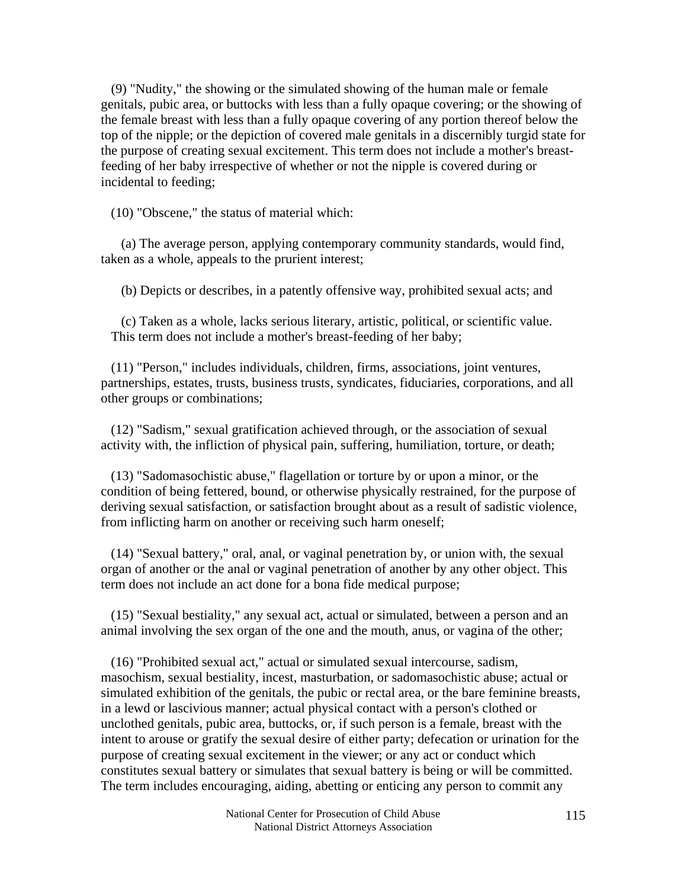(9) "Nudity," the showing or the simulated showing of the human male or female genitals, pubic area, or buttocks with less than a fully opaque covering; or the showing of the female breast with less than a fully opaque covering of any portion thereof below the top of the nipple; or the depiction of covered male genitals in a discernibly turgid state for the purpose of creating sexual excitement. This term does not include a mother's breast-feeding of her baby irrespective of whether or not the nipple is covered during or incidental to feeding;

(10) "Obscene," the status of material which:

(a) The average person, applying contemporary community standards, would find, taken as a whole, appeals to the prurient interest;

(b) Depicts or describes, in a patently offensive way, prohibited sexual acts; and

(c) Taken as a whole, lacks serious literary, artistic, political, or scientific value. This term does not include a mother's breast-feeding of her baby;

(11) "Person," includes individuals, children, firms, associations, joint ventures, partnerships, estates, trusts, business trusts, syndicates, fiduciaries, corporations, and all other groups or combinations;

(12) "Sadism," sexual gratification achieved through, or the association of sexual activity with, the infliction of physical pain, suffering, humiliation, torture, or death;

(13) "Sadomasochistic abuse," flagellation or torture by or upon a minor, or the condition of being fettered, bound, or otherwise physically restrained, for the purpose of deriving sexual satisfaction, or satisfaction brought about as a result of sadistic violence, from inflicting harm on another or receiving such harm oneself;

(14) "Sexual battery," oral, anal, or vaginal penetration by, or union with, the sexual organ of another or the anal or vaginal penetration of another by any other object. This term does not include an act done for a bona fide medical purpose;

(15) "Sexual bestiality," any sexual act, actual or simulated, between a person and an animal involving the sex organ of the one and the mouth, anus, or vagina of the other;

(16) "Prohibited sexual act," actual or simulated sexual intercourse, sadism, masochism, sexual bestiality, incest, masturbation, or sadomasochistic abuse; actual or simulated exhibition of the genitals, the pubic or rectal area, or the bare feminine breasts, in a lewd or lascivious manner; actual physical contact with a person's clothed or unclothed genitals, pubic area, buttocks, or, if such person is a female, breast with the intent to arouse or gratify the sexual desire of either party; defecation or urination for the purpose of creating sexual excitement in the viewer; or any act or conduct which constitutes sexual battery or simulates that sexual battery is being or will be committed. The term includes encouraging, aiding, abetting or enticing any person to commit any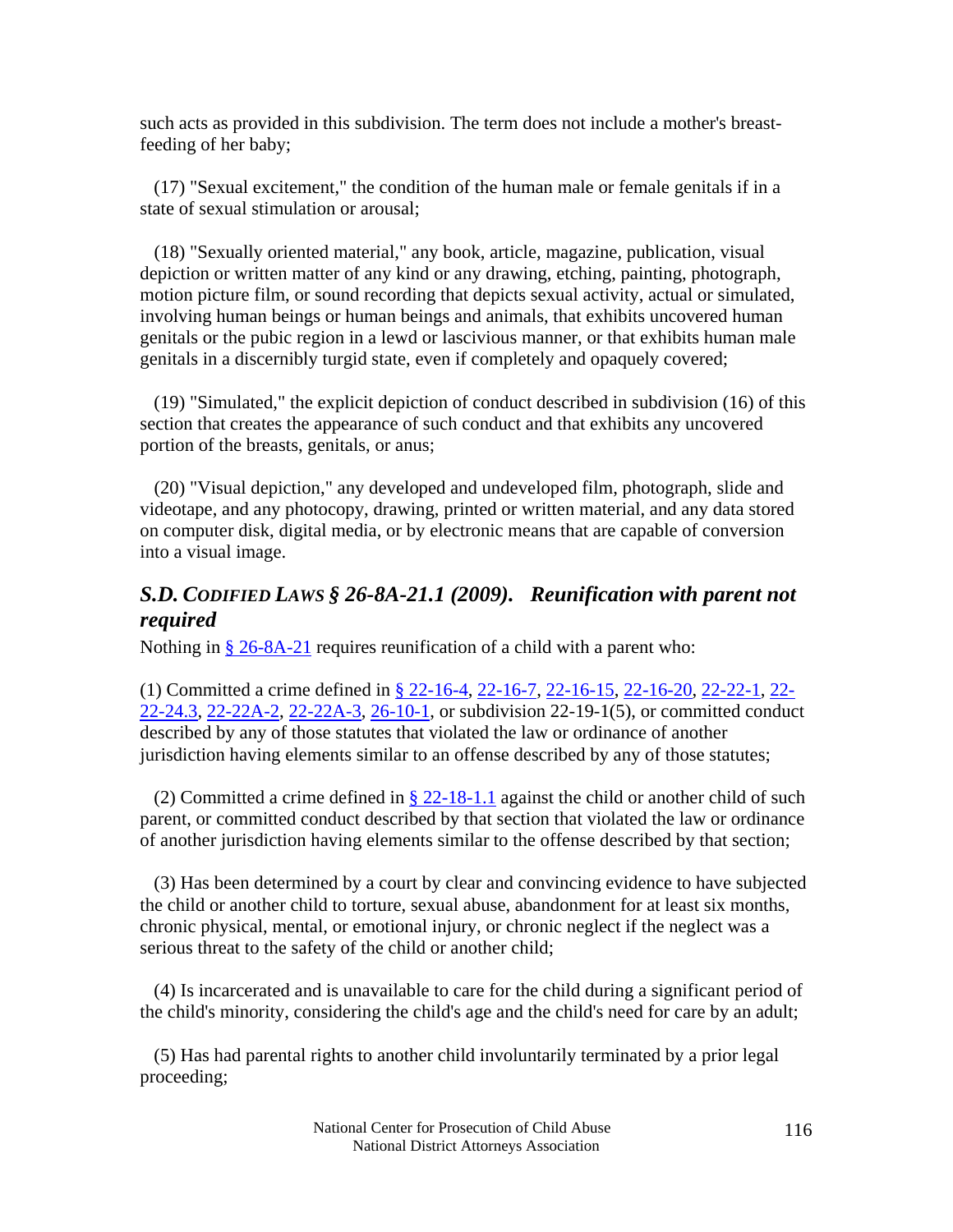such acts as provided in this subdivision. The term does not include a mother's breast-feeding of her baby;

(17) "Sexual excitement," the condition of the human male or female genitals if in a state of sexual stimulation or arousal;

(18) "Sexually oriented material," any book, article, magazine, publication, visual depiction or written matter of any kind or any drawing, etching, painting, photograph, motion picture film, or sound recording that depicts sexual activity, actual or simulated, involving human beings or human beings and animals, that exhibits uncovered human genitals or the pubic region in a lewd or lascivious manner, or that exhibits human male genitals in a discernibly turgid state, even if completely and opaquely covered;

(19) "Simulated," the explicit depiction of conduct described in subdivision (16) of this section that creates the appearance of such conduct and that exhibits any uncovered portion of the breasts, genitals, or anus;

(20) "Visual depiction," any developed and undeveloped film, photograph, slide and videotape, and any photocopy, drawing, printed or written material, and any data stored on computer disk, digital media, or by electronic means that are capable of conversion into a visual image.

### *S.D. Codified Laws § 26-8A-21.1 (2009). Reunification with parent not required*

Nothing in § 26-8A-21 requires reunification of a child with a parent who:

(1) Committed a crime defined in § 22-16-4, 22-16-7, 22-16-15, 22-16-20, 22-22-1, 22-22-24.3, 22-22A-2, 22-22A-3, 26-10-1, or subdivision 22-19-1(5), or committed conduct described by any of those statutes that violated the law or ordinance of another jurisdiction having elements similar to an offense described by any of those statutes;

(2) Committed a crime defined in § 22-18-1.1 against the child or another child of such parent, or committed conduct described by that section that violated the law or ordinance of another jurisdiction having elements similar to the offense described by that section;

(3) Has been determined by a court by clear and convincing evidence to have subjected the child or another child to torture, sexual abuse, abandonment for at least six months, chronic physical, mental, or emotional injury, or chronic neglect if the neglect was a serious threat to the safety of the child or another child;

(4) Is incarcerated and is unavailable to care for the child during a significant period of the child's minority, considering the child's age and the child's need for care by an adult;

(5) Has had parental rights to another child involuntarily terminated by a prior legal proceeding;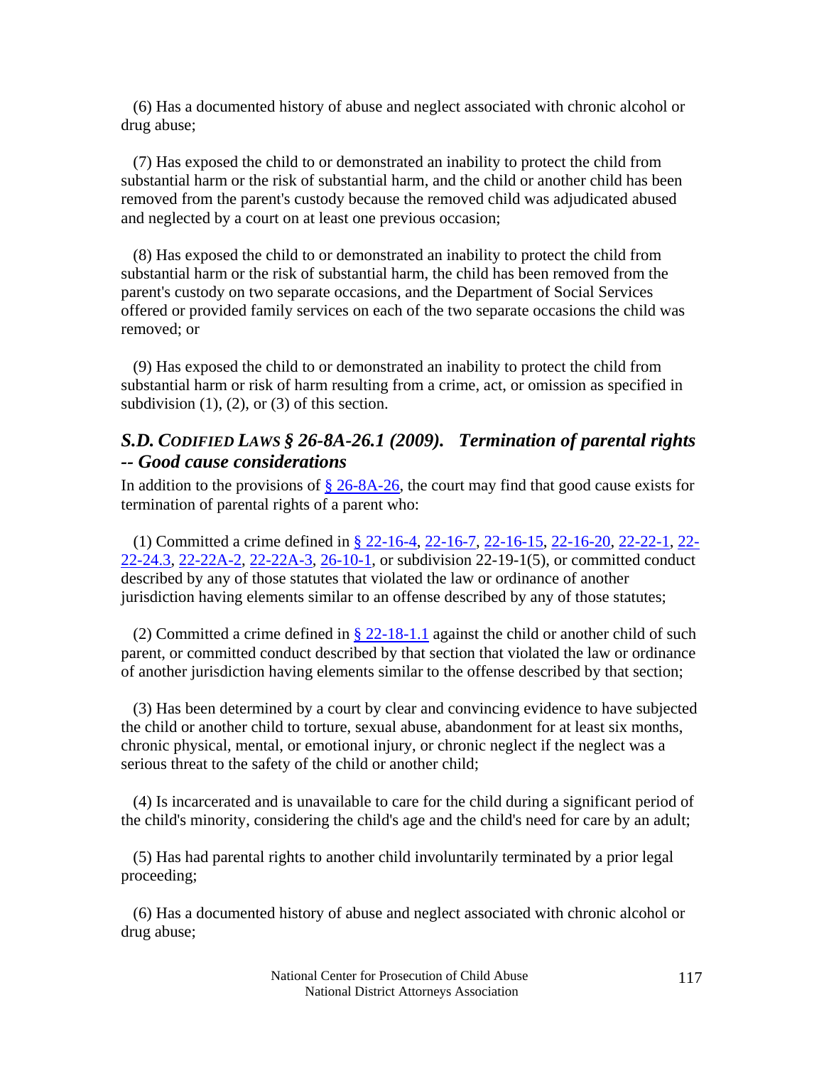(6) Has a documented history of abuse and neglect associated with chronic alcohol or drug abuse;

(7) Has exposed the child to or demonstrated an inability to protect the child from substantial harm or the risk of substantial harm, and the child or another child has been removed from the parent's custody because the removed child was adjudicated abused and neglected by a court on at least one previous occasion;

(8) Has exposed the child to or demonstrated an inability to protect the child from substantial harm or the risk of substantial harm, the child has been removed from the parent's custody on two separate occasions, and the Department of Social Services offered or provided family services on each of the two separate occasions the child was removed; or

(9) Has exposed the child to or demonstrated an inability to protect the child from substantial harm or risk of harm resulting from a crime, act, or omission as specified in subdivision (1), (2), or (3) of this section.

### *S.D. CODIFIED LAWS § 26-8A-26.1 (2009). Termination of parental rights -- Good cause considerations*

In addition to the provisions of § 26-8A-26, the court may find that good cause exists for termination of parental rights of a parent who:

(1) Committed a crime defined in § 22-16-4, 22-16-7, 22-16-15, 22-16-20, 22-22-1, 22-22-24.3, 22-22A-2, 22-22A-3, 26-10-1, or subdivision 22-19-1(5), or committed conduct described by any of those statutes that violated the law or ordinance of another jurisdiction having elements similar to an offense described by any of those statutes;

(2) Committed a crime defined in § 22-18-1.1 against the child or another child of such parent, or committed conduct described by that section that violated the law or ordinance of another jurisdiction having elements similar to the offense described by that section;

(3) Has been determined by a court by clear and convincing evidence to have subjected the child or another child to torture, sexual abuse, abandonment for at least six months, chronic physical, mental, or emotional injury, or chronic neglect if the neglect was a serious threat to the safety of the child or another child;

(4) Is incarcerated and is unavailable to care for the child during a significant period of the child's minority, considering the child's age and the child's need for care by an adult;

(5) Has had parental rights to another child involuntarily terminated by a prior legal proceeding;

(6) Has a documented history of abuse and neglect associated with chronic alcohol or drug abuse;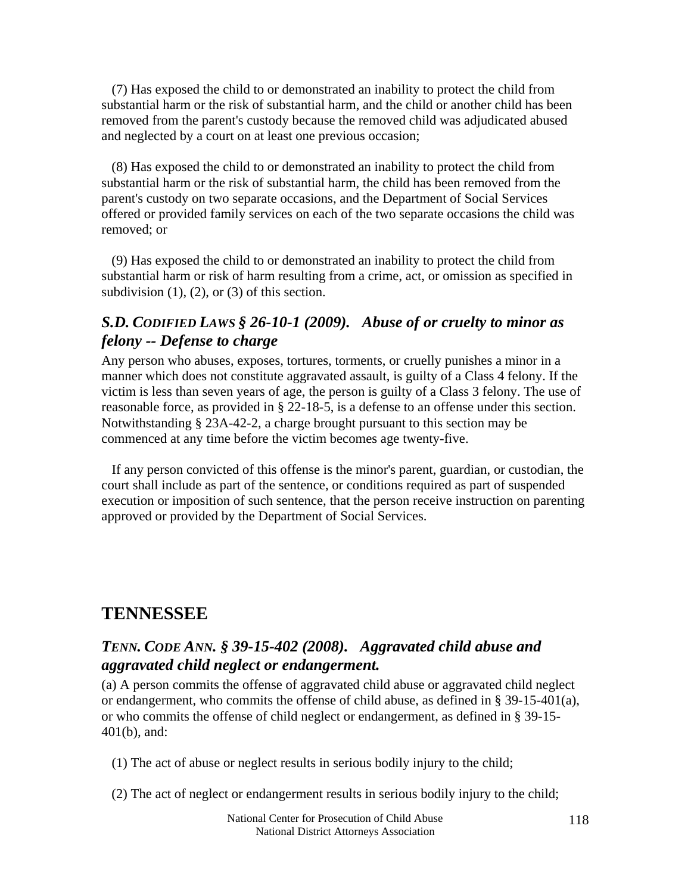(7) Has exposed the child to or demonstrated an inability to protect the child from substantial harm or the risk of substantial harm, and the child or another child has been removed from the parent's custody because the removed child was adjudicated abused and neglected by a court on at least one previous occasion;

(8) Has exposed the child to or demonstrated an inability to protect the child from substantial harm or the risk of substantial harm, the child has been removed from the parent's custody on two separate occasions, and the Department of Social Services offered or provided family services on each of the two separate occasions the child was removed; or

(9) Has exposed the child to or demonstrated an inability to protect the child from substantial harm or risk of harm resulting from a crime, act, or omission as specified in subdivision (1), (2), or (3) of this section.

### *S.D. CODIFIED LAWS § 26-10-1 (2009). Abuse of or cruelty to minor as felony -- Defense to charge*

Any person who abuses, exposes, tortures, torments, or cruelly punishes a minor in a manner which does not constitute aggravated assault, is guilty of a Class 4 felony. If the victim is less than seven years of age, the person is guilty of a Class 3 felony. The use of reasonable force, as provided in § 22-18-5, is a defense to an offense under this section. Notwithstanding § 23A-42-2, a charge brought pursuant to this section may be commenced at any time before the victim becomes age twenty-five.

If any person convicted of this offense is the minor's parent, guardian, or custodian, the court shall include as part of the sentence, or conditions required as part of suspended execution or imposition of such sentence, that the person receive instruction on parenting approved or provided by the Department of Social Services.

## TENNESSEE

### *TENN. CODE ANN. § 39-15-402 (2008). Aggravated child abuse and aggravated child neglect or endangerment.*

(a) A person commits the offense of aggravated child abuse or aggravated child neglect or endangerment, who commits the offense of child abuse, as defined in § 39-15-401(a), or who commits the offense of child neglect or endangerment, as defined in § 39-15-401(b), and:

(1) The act of abuse or neglect results in serious bodily injury to the child;

(2) The act of neglect or endangerment results in serious bodily injury to the child;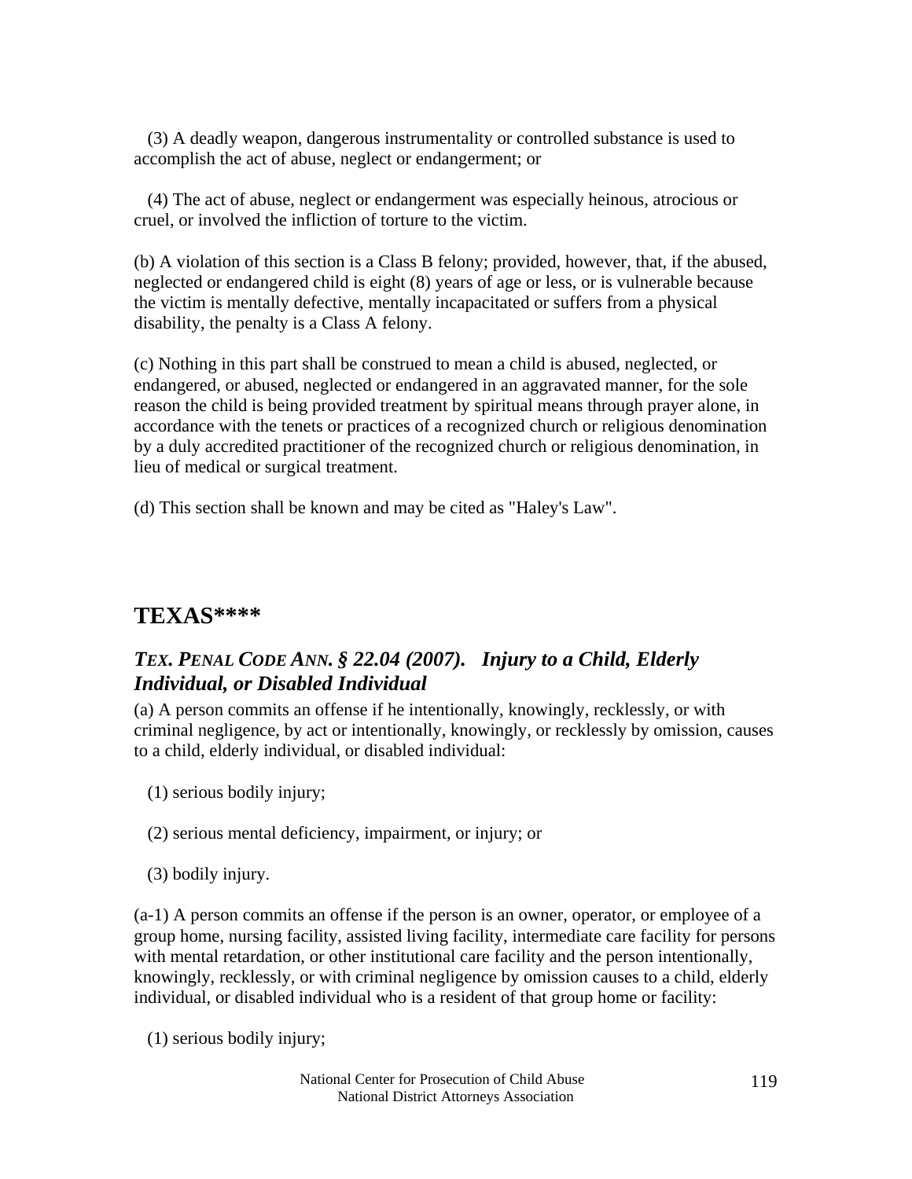(3) A deadly weapon, dangerous instrumentality or controlled substance is used to accomplish the act of abuse, neglect or endangerment; or

(4) The act of abuse, neglect or endangerment was especially heinous, atrocious or cruel, or involved the infliction of torture to the victim.

(b) A violation of this section is a Class B felony; provided, however, that, if the abused, neglected or endangered child is eight (8) years of age or less, or is vulnerable because the victim is mentally defective, mentally incapacitated or suffers from a physical disability, the penalty is a Class A felony.

(c) Nothing in this part shall be construed to mean a child is abused, neglected, or endangered, or abused, neglected or endangered in an aggravated manner, for the sole reason the child is being provided treatment by spiritual means through prayer alone, in accordance with the tenets or practices of a recognized church or religious denomination by a duly accredited practitioner of the recognized church or religious denomination, in lieu of medical or surgical treatment.

(d) This section shall be known and may be cited as "Haley's Law".

## TEXAS****

### *TEX. PENAL CODE ANN. § 22.04 (2007). Injury to a Child, Elderly Individual, or Disabled Individual*

(a) A person commits an offense if he intentionally, knowingly, recklessly, or with criminal negligence, by act or intentionally, knowingly, or recklessly by omission, causes to a child, elderly individual, or disabled individual:

(1) serious bodily injury;

(2) serious mental deficiency, impairment, or injury; or

(3) bodily injury.

(a-1) A person commits an offense if the person is an owner, operator, or employee of a group home, nursing facility, assisted living facility, intermediate care facility for persons with mental retardation, or other institutional care facility and the person intentionally, knowingly, recklessly, or with criminal negligence by omission causes to a child, elderly individual, or disabled individual who is a resident of that group home or facility:

(1) serious bodily injury;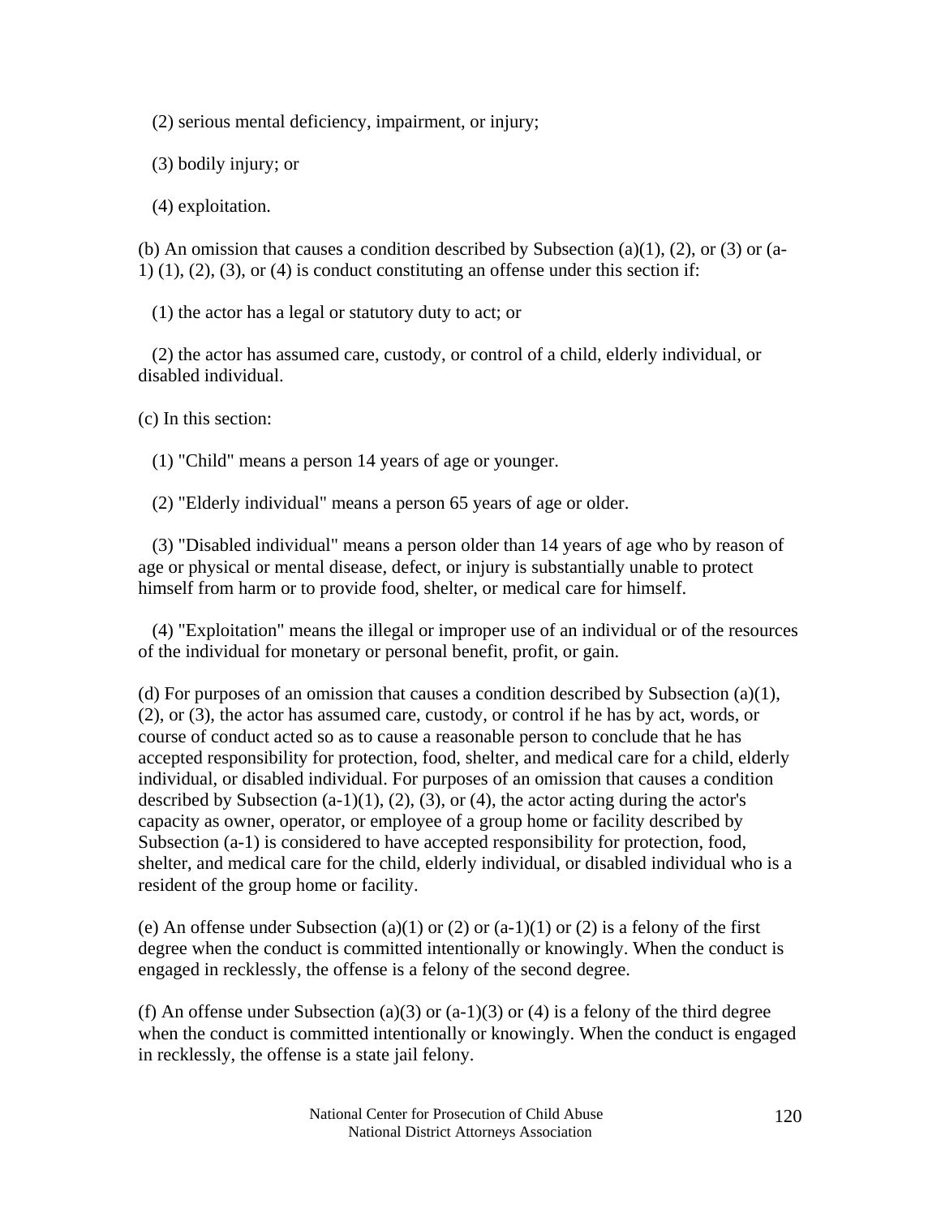(2) serious mental deficiency, impairment, or injury;

(3) bodily injury; or

(4) exploitation.

(b) An omission that causes a condition described by Subsection (a)(1), (2), or (3) or (a-1) (1), (2), (3), or (4) is conduct constituting an offense under this section if:

(1) the actor has a legal or statutory duty to act; or

(2) the actor has assumed care, custody, or control of a child, elderly individual, or disabled individual.

(c) In this section:

(1) "Child" means a person 14 years of age or younger.

(2) "Elderly individual" means a person 65 years of age or older.

(3) "Disabled individual" means a person older than 14 years of age who by reason of age or physical or mental disease, defect, or injury is substantially unable to protect himself from harm or to provide food, shelter, or medical care for himself.

(4) "Exploitation" means the illegal or improper use of an individual or of the resources of the individual for monetary or personal benefit, profit, or gain.

(d) For purposes of an omission that causes a condition described by Subsection (a)(1), (2), or (3), the actor has assumed care, custody, or control if he has by act, words, or course of conduct acted so as to cause a reasonable person to conclude that he has accepted responsibility for protection, food, shelter, and medical care for a child, elderly individual, or disabled individual. For purposes of an omission that causes a condition described by Subsection (a-1)(1), (2), (3), or (4), the actor acting during the actor's capacity as owner, operator, or employee of a group home or facility described by Subsection (a-1) is considered to have accepted responsibility for protection, food, shelter, and medical care for the child, elderly individual, or disabled individual who is a resident of the group home or facility.

(e) An offense under Subsection (a)(1) or (2) or (a-1)(1) or (2) is a felony of the first degree when the conduct is committed intentionally or knowingly. When the conduct is engaged in recklessly, the offense is a felony of the second degree.

(f) An offense under Subsection (a)(3) or (a-1)(3) or (4) is a felony of the third degree when the conduct is committed intentionally or knowingly. When the conduct is engaged in recklessly, the offense is a state jail felony.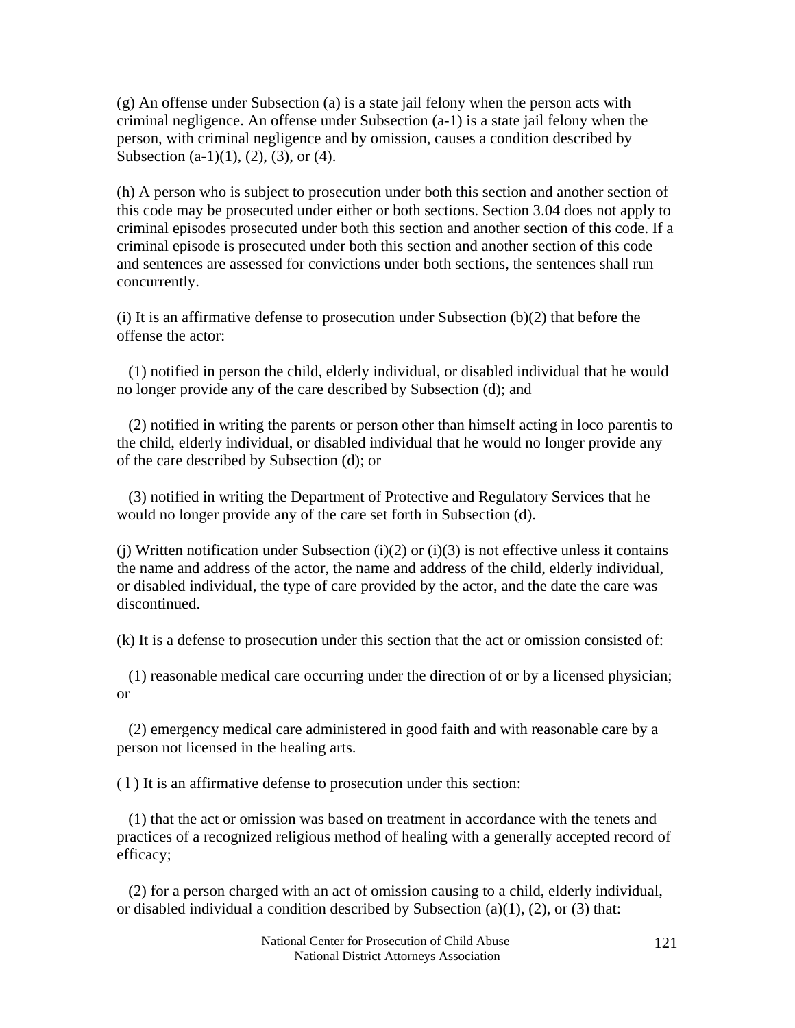(g) An offense under Subsection (a) is a state jail felony when the person acts with criminal negligence. An offense under Subsection (a-1) is a state jail felony when the person, with criminal negligence and by omission, causes a condition described by Subsection (a-1)(1), (2), (3), or (4).

(h) A person who is subject to prosecution under both this section and another section of this code may be prosecuted under either or both sections. Section 3.04 does not apply to criminal episodes prosecuted under both this section and another section of this code. If a criminal episode is prosecuted under both this section and another section of this code and sentences are assessed for convictions under both sections, the sentences shall run concurrently.

(i) It is an affirmative defense to prosecution under Subsection (b)(2) that before the offense the actor:

(1) notified in person the child, elderly individual, or disabled individual that he would no longer provide any of the care described by Subsection (d); and

(2) notified in writing the parents or person other than himself acting in loco parentis to the child, elderly individual, or disabled individual that he would no longer provide any of the care described by Subsection (d); or

(3) notified in writing the Department of Protective and Regulatory Services that he would no longer provide any of the care set forth in Subsection (d).

(j) Written notification under Subsection (i)(2) or (i)(3) is not effective unless it contains the name and address of the actor, the name and address of the child, elderly individual, or disabled individual, the type of care provided by the actor, and the date the care was discontinued.

(k) It is a defense to prosecution under this section that the act or omission consisted of:

(1) reasonable medical care occurring under the direction of or by a licensed physician; or

(2) emergency medical care administered in good faith and with reasonable care by a person not licensed in the healing arts.

( l ) It is an affirmative defense to prosecution under this section:

(1) that the act or omission was based on treatment in accordance with the tenets and practices of a recognized religious method of healing with a generally accepted record of efficacy;

(2) for a person charged with an act of omission causing to a child, elderly individual, or disabled individual a condition described by Subsection (a)(1), (2), or (3) that:

National Center for Prosecution of Child Abuse
National District Attorneys Association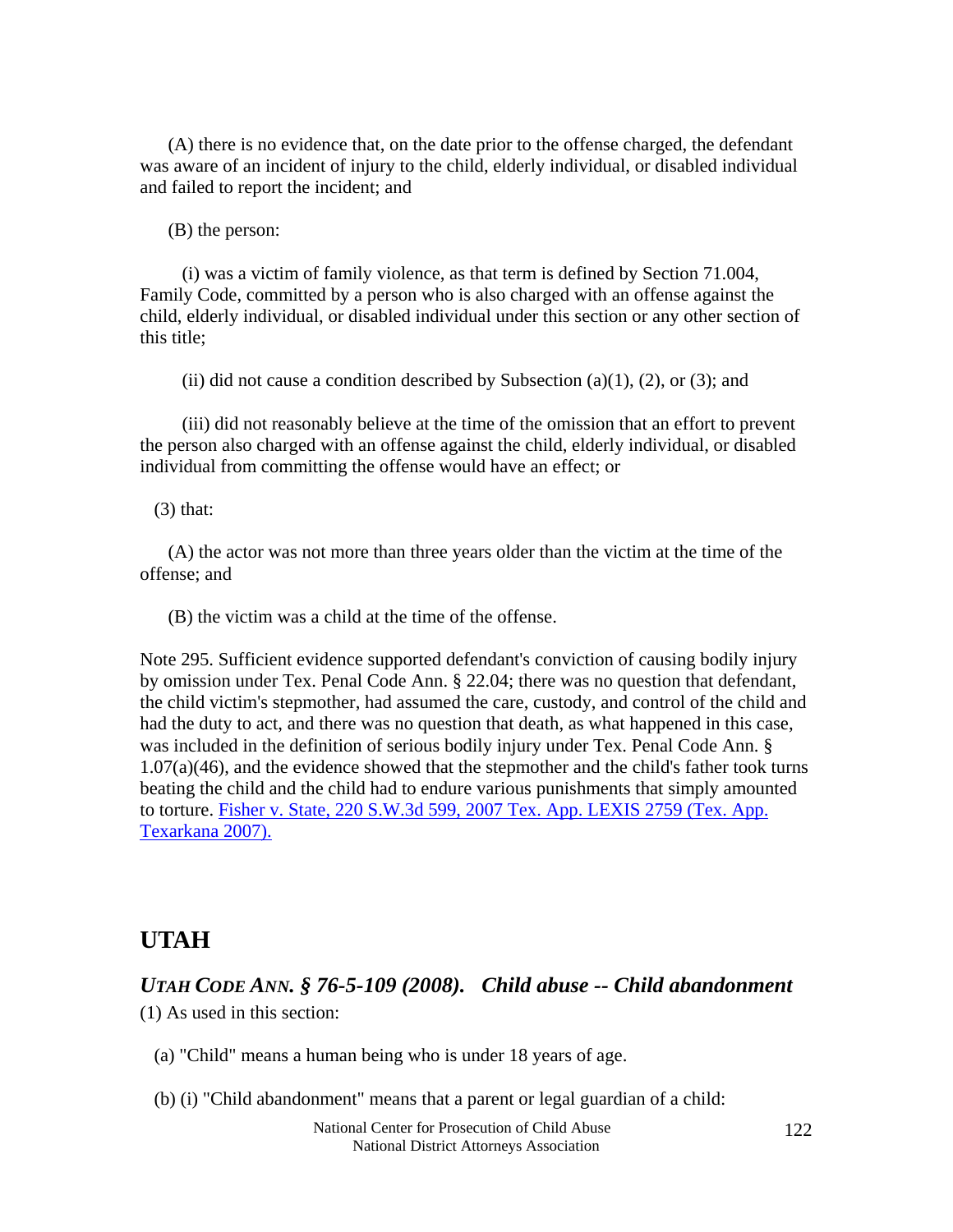(A) there is no evidence that, on the date prior to the offense charged, the defendant was aware of an incident of injury to the child, elderly individual, or disabled individual and failed to report the incident; and

(B) the person:

(i) was a victim of family violence, as that term is defined by Section 71.004, Family Code, committed by a person who is also charged with an offense against the child, elderly individual, or disabled individual under this section or any other section of this title;

(ii) did not cause a condition described by Subsection (a)(1), (2), or (3); and

(iii) did not reasonably believe at the time of the omission that an effort to prevent the person also charged with an offense against the child, elderly individual, or disabled individual from committing the offense would have an effect; or

(3) that:

(A) the actor was not more than three years older than the victim at the time of the offense; and

(B) the victim was a child at the time of the offense.

Note 295. Sufficient evidence supported defendant's conviction of causing bodily injury by omission under Tex. Penal Code Ann. § 22.04; there was no question that defendant, the child victim's stepmother, had assumed the care, custody, and control of the child and had the duty to act, and there was no question that death, as what happened in this case, was included in the definition of serious bodily injury under Tex. Penal Code Ann. § 1.07(a)(46), and the evidence showed that the stepmother and the child's father took turns beating the child and the child had to endure various punishments that simply amounted to torture. Fisher v. State, 220 S.W.3d 599, 2007 Tex. App. LEXIS 2759 (Tex. App. Texarkana 2007).

## UTAH

### *UTAH CODE ANN. § 76-5-109 (2008). Child abuse -- Child abandonment*

(1) As used in this section:

(a) "Child" means a human being who is under 18 years of age.

(b) (i) "Child abandonment" means that a parent or legal guardian of a child: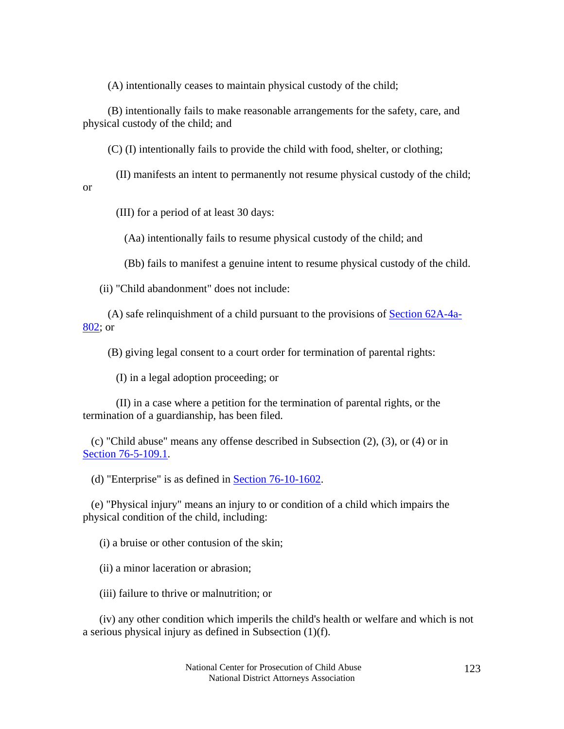(A) intentionally ceases to maintain physical custody of the child;

(B) intentionally fails to make reasonable arrangements for the safety, care, and physical custody of the child; and

(C) (I) intentionally fails to provide the child with food, shelter, or clothing;

(II) manifests an intent to permanently not resume physical custody of the child; or

(III) for a period of at least 30 days:

(Aa) intentionally fails to resume physical custody of the child; and

(Bb) fails to manifest a genuine intent to resume physical custody of the child.

(ii) "Child abandonment" does not include:

(A) safe relinquishment of a child pursuant to the provisions of Section 62A-4a-802; or

(B) giving legal consent to a court order for termination of parental rights:

(I) in a legal adoption proceeding; or

(II) in a case where a petition for the termination of parental rights, or the termination of a guardianship, has been filed.

(c) "Child abuse" means any offense described in Subsection (2), (3), or (4) or in Section 76-5-109.1.

(d) "Enterprise" is as defined in Section 76-10-1602.

(e) "Physical injury" means an injury to or condition of a child which impairs the physical condition of the child, including:

(i) a bruise or other contusion of the skin;

(ii) a minor laceration or abrasion;

(iii) failure to thrive or malnutrition; or

(iv) any other condition which imperils the child's health or welfare and which is not a serious physical injury as defined in Subsection (1)(f).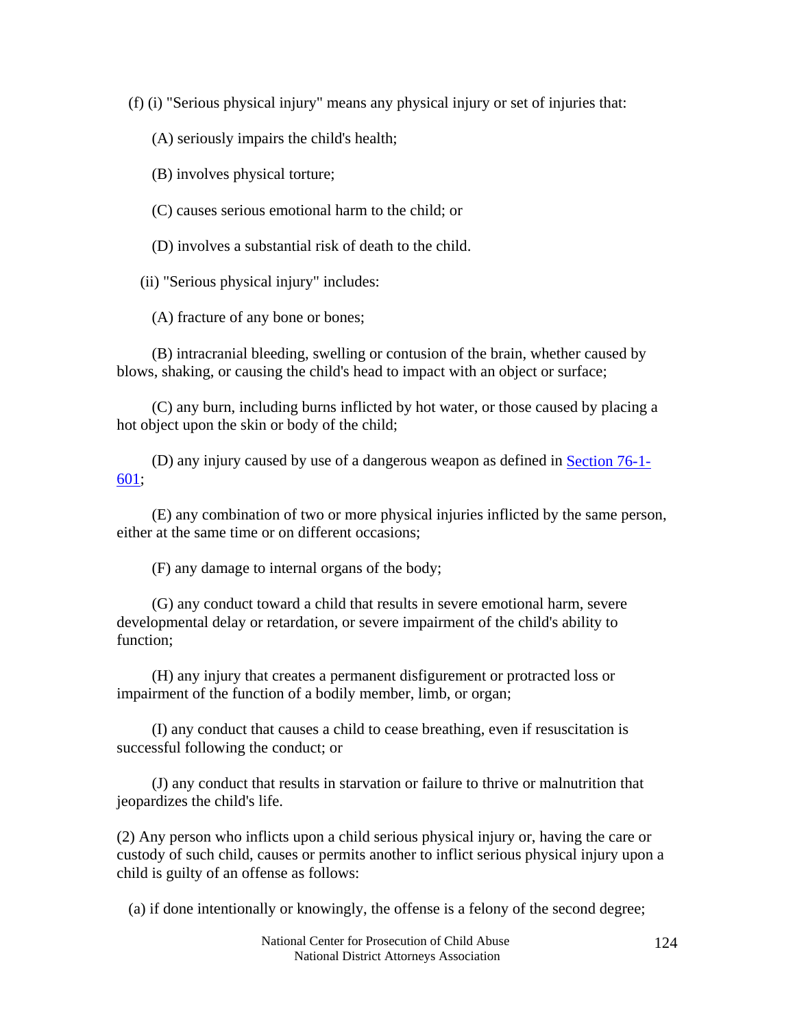(f) (i) "Serious physical injury" means any physical injury or set of injuries that:

(A) seriously impairs the child's health;

(B) involves physical torture;

(C) causes serious emotional harm to the child; or

(D) involves a substantial risk of death to the child.

(ii) "Serious physical injury" includes:

(A) fracture of any bone or bones;

(B) intracranial bleeding, swelling or contusion of the brain, whether caused by blows, shaking, or causing the child's head to impact with an object or surface;

(C) any burn, including burns inflicted by hot water, or those caused by placing a hot object upon the skin or body of the child;

(D) any injury caused by use of a dangerous weapon as defined in Section 76-1-601;

(E) any combination of two or more physical injuries inflicted by the same person, either at the same time or on different occasions;

(F) any damage to internal organs of the body;

(G) any conduct toward a child that results in severe emotional harm, severe developmental delay or retardation, or severe impairment of the child's ability to function;

(H) any injury that creates a permanent disfigurement or protracted loss or impairment of the function of a bodily member, limb, or organ;

(I) any conduct that causes a child to cease breathing, even if resuscitation is successful following the conduct; or

(J) any conduct that results in starvation or failure to thrive or malnutrition that jeopardizes the child's life.

(2) Any person who inflicts upon a child serious physical injury or, having the care or custody of such child, causes or permits another to inflict serious physical injury upon a child is guilty of an offense as follows:

(a) if done intentionally or knowingly, the offense is a felony of the second degree;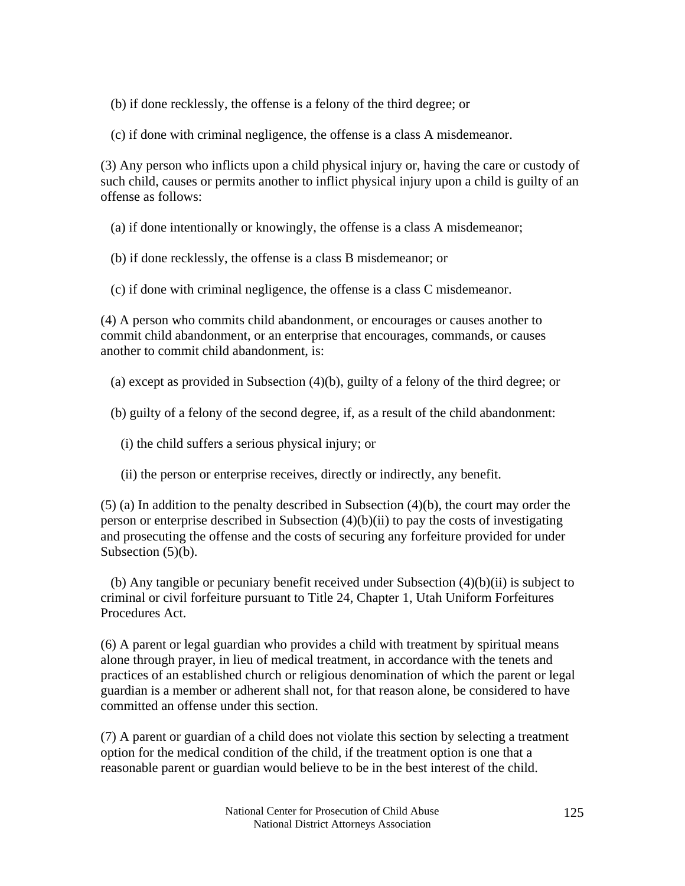(b) if done recklessly, the offense is a felony of the third degree; or

(c) if done with criminal negligence, the offense is a class A misdemeanor.

(3) Any person who inflicts upon a child physical injury or, having the care or custody of such child, causes or permits another to inflict physical injury upon a child is guilty of an offense as follows:

(a) if done intentionally or knowingly, the offense is a class A misdemeanor;

(b) if done recklessly, the offense is a class B misdemeanor; or

(c) if done with criminal negligence, the offense is a class C misdemeanor.

(4) A person who commits child abandonment, or encourages or causes another to commit child abandonment, or an enterprise that encourages, commands, or causes another to commit child abandonment, is:

(a) except as provided in Subsection (4)(b), guilty of a felony of the third degree; or

(b) guilty of a felony of the second degree, if, as a result of the child abandonment:

(i) the child suffers a serious physical injury; or

(ii) the person or enterprise receives, directly or indirectly, any benefit.

(5) (a) In addition to the penalty described in Subsection (4)(b), the court may order the person or enterprise described in Subsection (4)(b)(ii) to pay the costs of investigating and prosecuting the offense and the costs of securing any forfeiture provided for under Subsection (5)(b).

(b) Any tangible or pecuniary benefit received under Subsection (4)(b)(ii) is subject to criminal or civil forfeiture pursuant to Title 24, Chapter 1, Utah Uniform Forfeitures Procedures Act.

(6) A parent or legal guardian who provides a child with treatment by spiritual means alone through prayer, in lieu of medical treatment, in accordance with the tenets and practices of an established church or religious denomination of which the parent or legal guardian is a member or adherent shall not, for that reason alone, be considered to have committed an offense under this section.

(7) A parent or guardian of a child does not violate this section by selecting a treatment option for the medical condition of the child, if the treatment option is one that a reasonable parent or guardian would believe to be in the best interest of the child.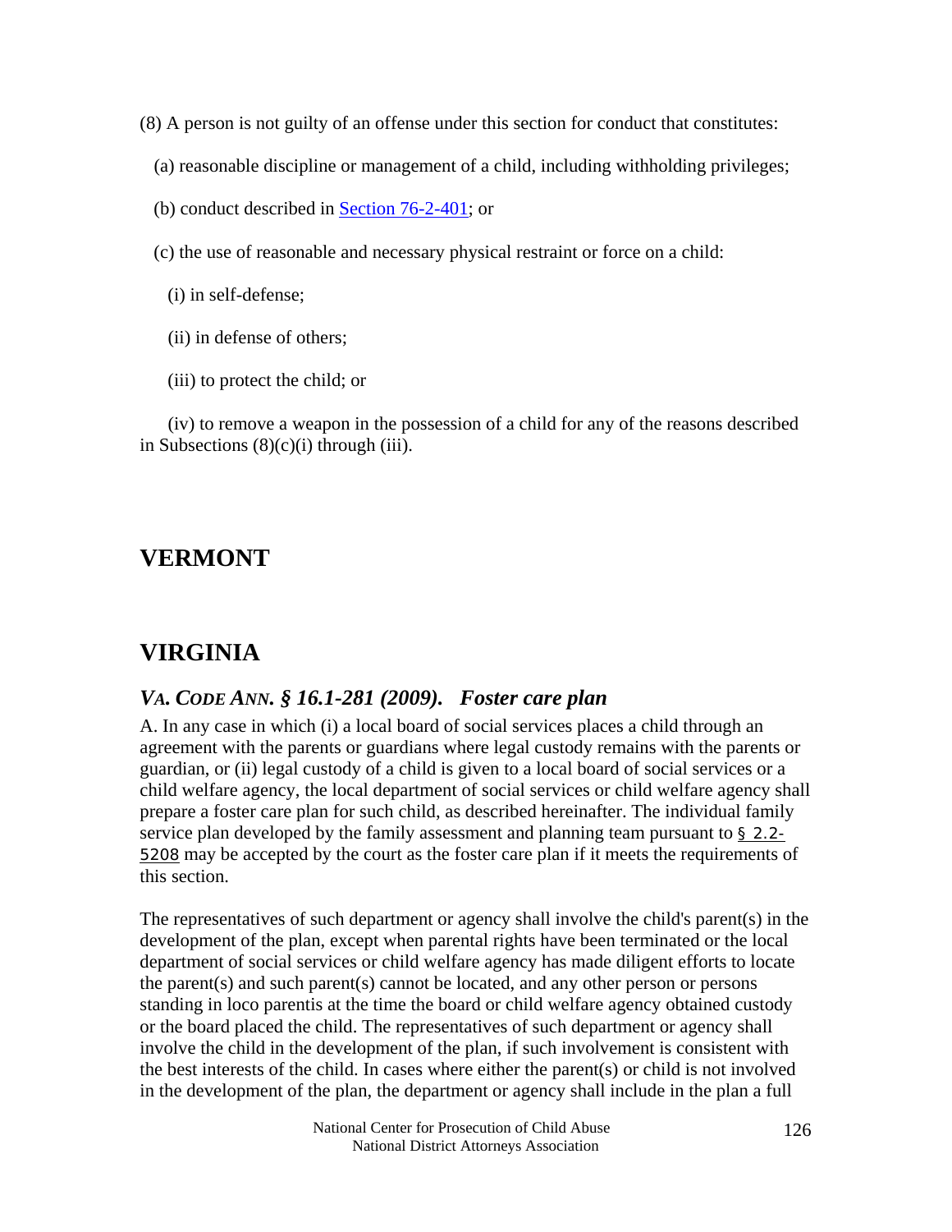(8) A person is not guilty of an offense under this section for conduct that constitutes:

(a) reasonable discipline or management of a child, including withholding privileges;

(b) conduct described in Section 76-2-401; or

(c) the use of reasonable and necessary physical restraint or force on a child:

(i) in self-defense;

(ii) in defense of others;

(iii) to protect the child; or

(iv) to remove a weapon in the possession of a child for any of the reasons described in Subsections (8)(c)(i) through (iii).

## VERMONT

## VIRGINIA

### *VA. CODE ANN. § 16.1-281 (2009). Foster care plan*

A. In any case in which (i) a local board of social services places a child through an agreement with the parents or guardians where legal custody remains with the parents or guardian, or (ii) legal custody of a child is given to a local board of social services or a child welfare agency, the local department of social services or child welfare agency shall prepare a foster care plan for such child, as described hereinafter. The individual family service plan developed by the family assessment and planning team pursuant to § 2.2-5208 may be accepted by the court as the foster care plan if it meets the requirements of this section.

The representatives of such department or agency shall involve the child's parent(s) in the development of the plan, except when parental rights have been terminated or the local department of social services or child welfare agency has made diligent efforts to locate the parent(s) and such parent(s) cannot be located, and any other person or persons standing in loco parentis at the time the board or child welfare agency obtained custody or the board placed the child. The representatives of such department or agency shall involve the child in the development of the plan, if such involvement is consistent with the best interests of the child. In cases where either the parent(s) or child is not involved in the development of the plan, the department or agency shall include in the plan a full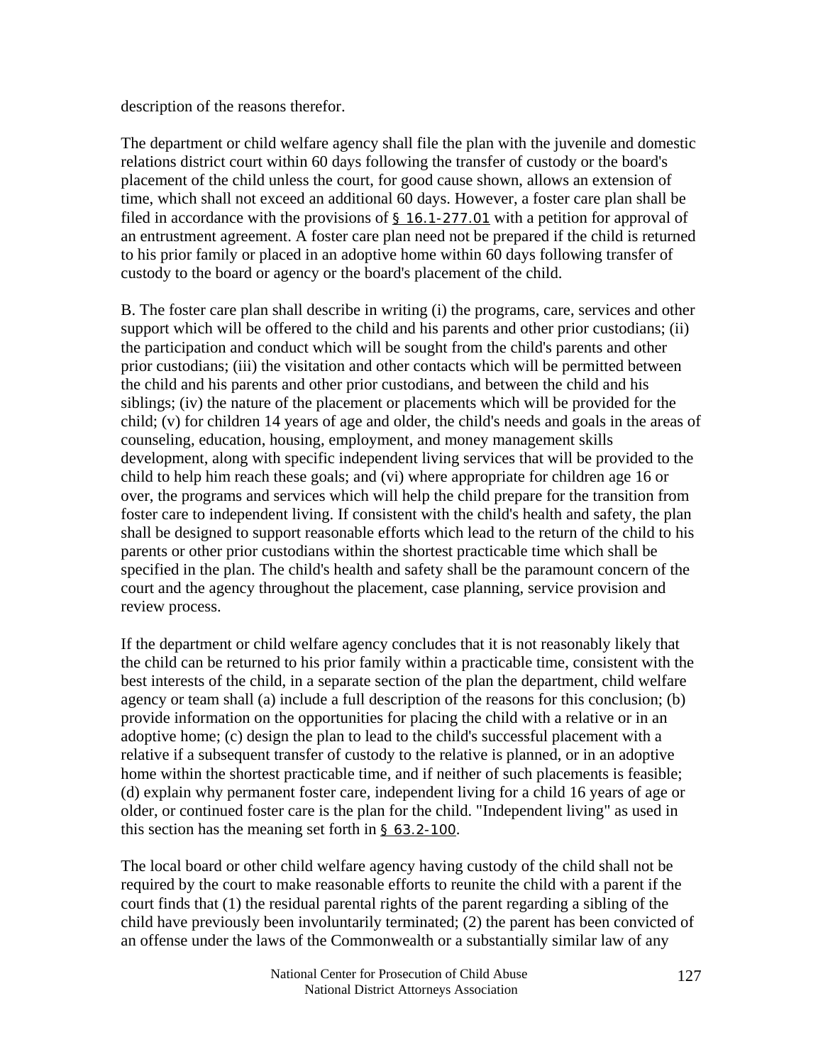description of the reasons therefor.

The department or child welfare agency shall file the plan with the juvenile and domestic relations district court within 60 days following the transfer of custody or the board's placement of the child unless the court, for good cause shown, allows an extension of time, which shall not exceed an additional 60 days. However, a foster care plan shall be filed in accordance with the provisions of § 16.1-277.01 with a petition for approval of an entrustment agreement. A foster care plan need not be prepared if the child is returned to his prior family or placed in an adoptive home within 60 days following transfer of custody to the board or agency or the board's placement of the child.

B. The foster care plan shall describe in writing (i) the programs, care, services and other support which will be offered to the child and his parents and other prior custodians; (ii) the participation and conduct which will be sought from the child's parents and other prior custodians; (iii) the visitation and other contacts which will be permitted between the child and his parents and other prior custodians, and between the child and his siblings; (iv) the nature of the placement or placements which will be provided for the child; (v) for children 14 years of age and older, the child's needs and goals in the areas of counseling, education, housing, employment, and money management skills development, along with specific independent living services that will be provided to the child to help him reach these goals; and (vi) where appropriate for children age 16 or over, the programs and services which will help the child prepare for the transition from foster care to independent living. If consistent with the child's health and safety, the plan shall be designed to support reasonable efforts which lead to the return of the child to his parents or other prior custodians within the shortest practicable time which shall be specified in the plan. The child's health and safety shall be the paramount concern of the court and the agency throughout the placement, case planning, service provision and review process.

If the department or child welfare agency concludes that it is not reasonably likely that the child can be returned to his prior family within a practicable time, consistent with the best interests of the child, in a separate section of the plan the department, child welfare agency or team shall (a) include a full description of the reasons for this conclusion; (b) provide information on the opportunities for placing the child with a relative or in an adoptive home; (c) design the plan to lead to the child's successful placement with a relative if a subsequent transfer of custody to the relative is planned, or in an adoptive home within the shortest practicable time, and if neither of such placements is feasible; (d) explain why permanent foster care, independent living for a child 16 years of age or older, or continued foster care is the plan for the child. "Independent living" as used in this section has the meaning set forth in § 63.2-100.

The local board or other child welfare agency having custody of the child shall not be required by the court to make reasonable efforts to reunite the child with a parent if the court finds that (1) the residual parental rights of the parent regarding a sibling of the child have previously been involuntarily terminated; (2) the parent has been convicted of an offense under the laws of the Commonwealth or a substantially similar law of any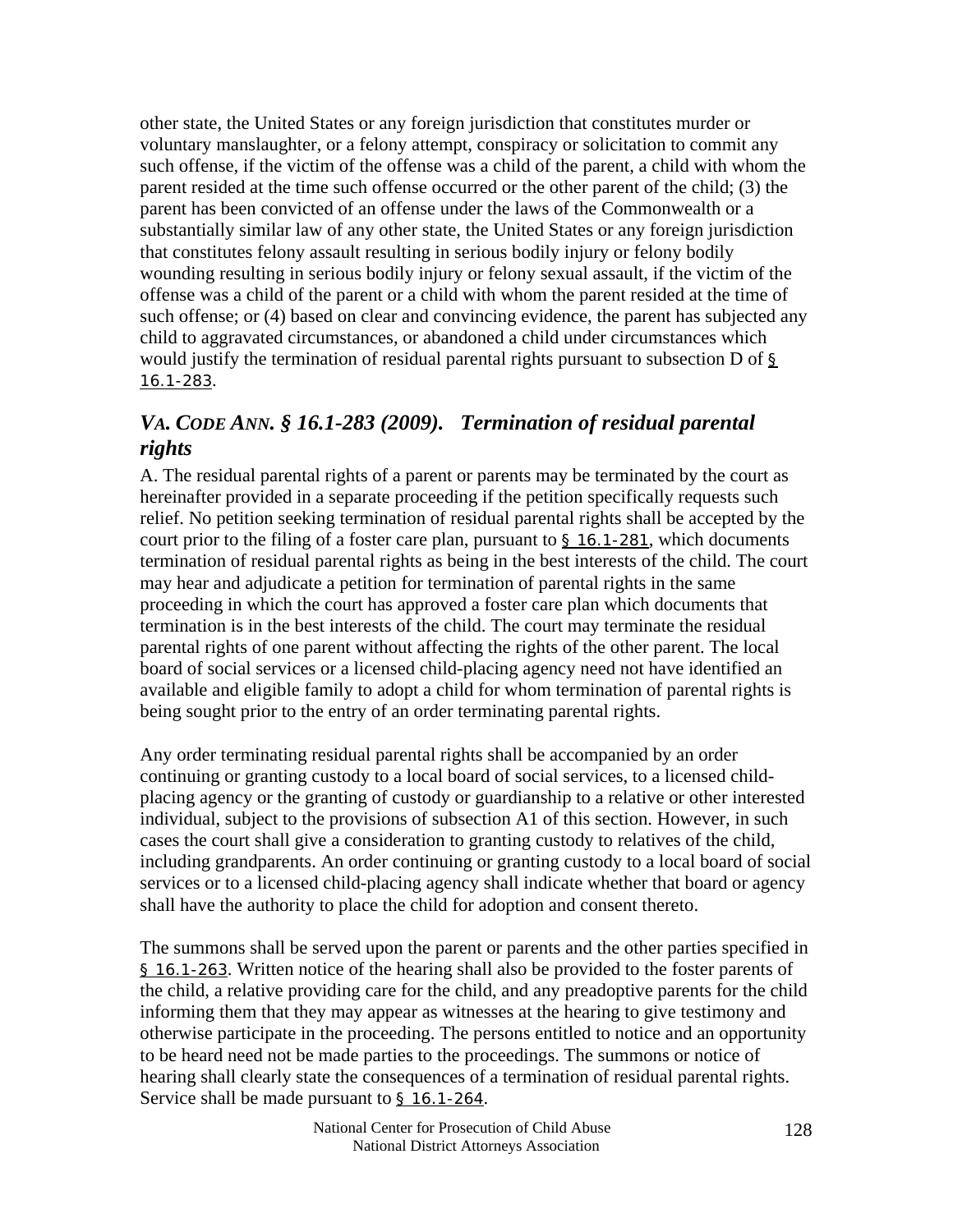other state, the United States or any foreign jurisdiction that constitutes murder or voluntary manslaughter, or a felony attempt, conspiracy or solicitation to commit any such offense, if the victim of the offense was a child of the parent, a child with whom the parent resided at the time such offense occurred or the other parent of the child; (3) the parent has been convicted of an offense under the laws of the Commonwealth or a substantially similar law of any other state, the United States or any foreign jurisdiction that constitutes felony assault resulting in serious bodily injury or felony bodily wounding resulting in serious bodily injury or felony sexual assault, if the victim of the offense was a child of the parent or a child with whom the parent resided at the time of such offense; or (4) based on clear and convincing evidence, the parent has subjected any child to aggravated circumstances, or abandoned a child under circumstances which would justify the termination of residual parental rights pursuant to subsection D of § 16.1-283.

## *VA. CODE ANN. § 16.1-283 (2009). Termination of residual parental rights*

A. The residual parental rights of a parent or parents may be terminated by the court as hereinafter provided in a separate proceeding if the petition specifically requests such relief. No petition seeking termination of residual parental rights shall be accepted by the court prior to the filing of a foster care plan, pursuant to § 16.1-281, which documents termination of residual parental rights as being in the best interests of the child. The court may hear and adjudicate a petition for termination of parental rights in the same proceeding in which the court has approved a foster care plan which documents that termination is in the best interests of the child. The court may terminate the residual parental rights of one parent without affecting the rights of the other parent. The local board of social services or a licensed child-placing agency need not have identified an available and eligible family to adopt a child for whom termination of parental rights is being sought prior to the entry of an order terminating parental rights.

Any order terminating residual parental rights shall be accompanied by an order continuing or granting custody to a local board of social services, to a licensed child-placing agency or the granting of custody or guardianship to a relative or other interested individual, subject to the provisions of subsection A1 of this section. However, in such cases the court shall give a consideration to granting custody to relatives of the child, including grandparents. An order continuing or granting custody to a local board of social services or to a licensed child-placing agency shall indicate whether that board or agency shall have the authority to place the child for adoption and consent thereto.

The summons shall be served upon the parent or parents and the other parties specified in § 16.1-263. Written notice of the hearing shall also be provided to the foster parents of the child, a relative providing care for the child, and any preadoptive parents for the child informing them that they may appear as witnesses at the hearing to give testimony and otherwise participate in the proceeding. The persons entitled to notice and an opportunity to be heard need not be made parties to the proceedings. The summons or notice of hearing shall clearly state the consequences of a termination of residual parental rights. Service shall be made pursuant to § 16.1-264.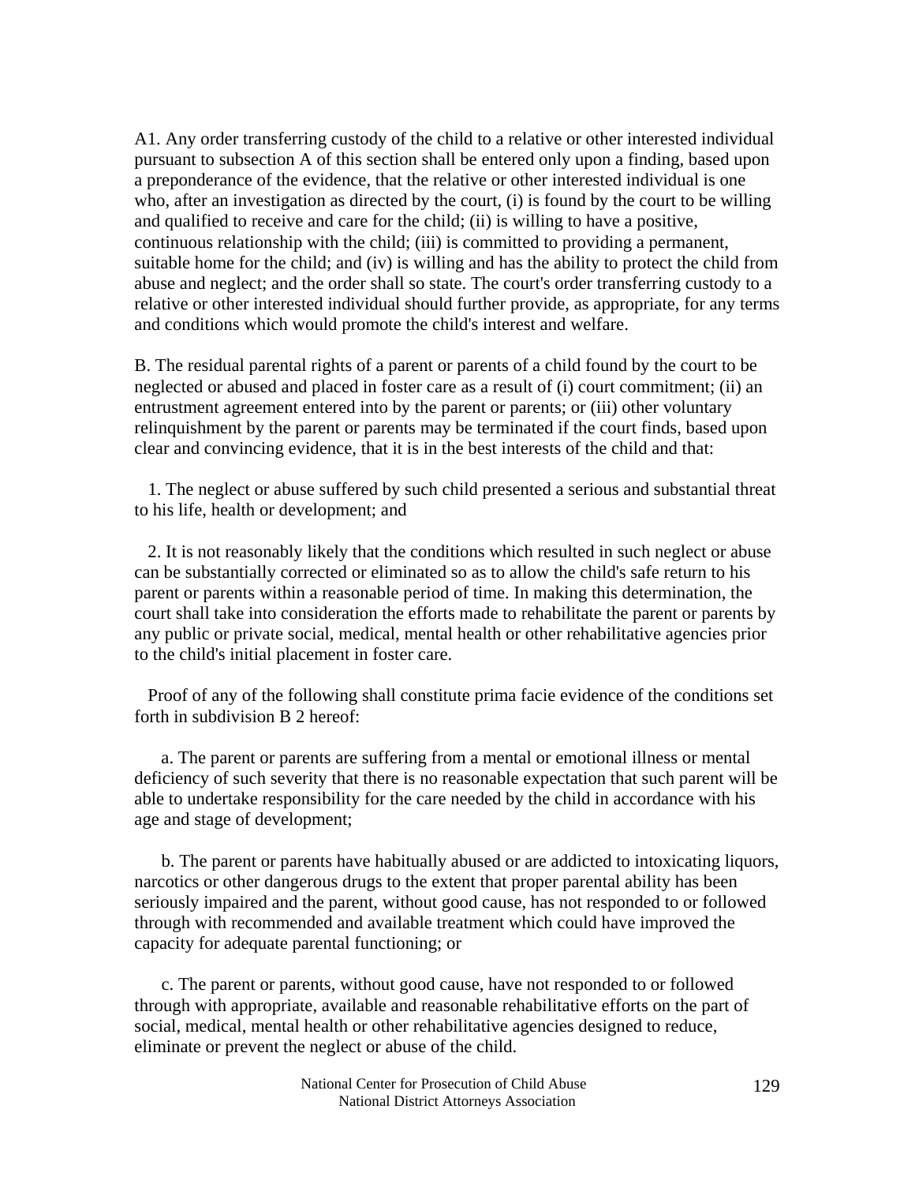A1. Any order transferring custody of the child to a relative or other interested individual pursuant to subsection A of this section shall be entered only upon a finding, based upon a preponderance of the evidence, that the relative or other interested individual is one who, after an investigation as directed by the court, (i) is found by the court to be willing and qualified to receive and care for the child; (ii) is willing to have a positive, continuous relationship with the child; (iii) is committed to providing a permanent, suitable home for the child; and (iv) is willing and has the ability to protect the child from abuse and neglect; and the order shall so state. The court's order transferring custody to a relative or other interested individual should further provide, as appropriate, for any terms and conditions which would promote the child's interest and welfare.

B. The residual parental rights of a parent or parents of a child found by the court to be neglected or abused and placed in foster care as a result of (i) court commitment; (ii) an entrustment agreement entered into by the parent or parents; or (iii) other voluntary relinquishment by the parent or parents may be terminated if the court finds, based upon clear and convincing evidence, that it is in the best interests of the child and that:

1. The neglect or abuse suffered by such child presented a serious and substantial threat to his life, health or development; and

2. It is not reasonably likely that the conditions which resulted in such neglect or abuse can be substantially corrected or eliminated so as to allow the child's safe return to his parent or parents within a reasonable period of time. In making this determination, the court shall take into consideration the efforts made to rehabilitate the parent or parents by any public or private social, medical, mental health or other rehabilitative agencies prior to the child's initial placement in foster care.

Proof of any of the following shall constitute prima facie evidence of the conditions set forth in subdivision B 2 hereof:

a. The parent or parents are suffering from a mental or emotional illness or mental deficiency of such severity that there is no reasonable expectation that such parent will be able to undertake responsibility for the care needed by the child in accordance with his age and stage of development;

b. The parent or parents have habitually abused or are addicted to intoxicating liquors, narcotics or other dangerous drugs to the extent that proper parental ability has been seriously impaired and the parent, without good cause, has not responded to or followed through with recommended and available treatment which could have improved the capacity for adequate parental functioning; or

c. The parent or parents, without good cause, have not responded to or followed through with appropriate, available and reasonable rehabilitative efforts on the part of social, medical, mental health or other rehabilitative agencies designed to reduce, eliminate or prevent the neglect or abuse of the child.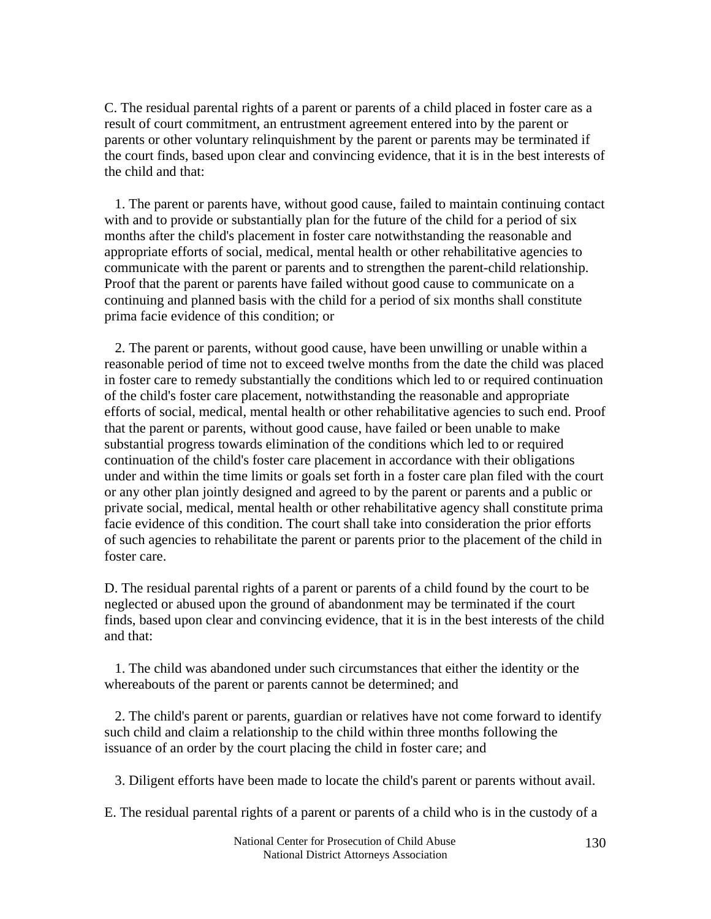C. The residual parental rights of a parent or parents of a child placed in foster care as a result of court commitment, an entrustment agreement entered into by the parent or parents or other voluntary relinquishment by the parent or parents may be terminated if the court finds, based upon clear and convincing evidence, that it is in the best interests of the child and that:

1. The parent or parents have, without good cause, failed to maintain continuing contact with and to provide or substantially plan for the future of the child for a period of six months after the child's placement in foster care notwithstanding the reasonable and appropriate efforts of social, medical, mental health or other rehabilitative agencies to communicate with the parent or parents and to strengthen the parent-child relationship. Proof that the parent or parents have failed without good cause to communicate on a continuing and planned basis with the child for a period of six months shall constitute prima facie evidence of this condition; or

2. The parent or parents, without good cause, have been unwilling or unable within a reasonable period of time not to exceed twelve months from the date the child was placed in foster care to remedy substantially the conditions which led to or required continuation of the child's foster care placement, notwithstanding the reasonable and appropriate efforts of social, medical, mental health or other rehabilitative agencies to such end. Proof that the parent or parents, without good cause, have failed or been unable to make substantial progress towards elimination of the conditions which led to or required continuation of the child's foster care placement in accordance with their obligations under and within the time limits or goals set forth in a foster care plan filed with the court or any other plan jointly designed and agreed to by the parent or parents and a public or private social, medical, mental health or other rehabilitative agency shall constitute prima facie evidence of this condition. The court shall take into consideration the prior efforts of such agencies to rehabilitate the parent or parents prior to the placement of the child in foster care.

D. The residual parental rights of a parent or parents of a child found by the court to be neglected or abused upon the ground of abandonment may be terminated if the court finds, based upon clear and convincing evidence, that it is in the best interests of the child and that:

1. The child was abandoned under such circumstances that either the identity or the whereabouts of the parent or parents cannot be determined; and

2. The child's parent or parents, guardian or relatives have not come forward to identify such child and claim a relationship to the child within three months following the issuance of an order by the court placing the child in foster care; and

3. Diligent efforts have been made to locate the child's parent or parents without avail.

E. The residual parental rights of a parent or parents of a child who is in the custody of a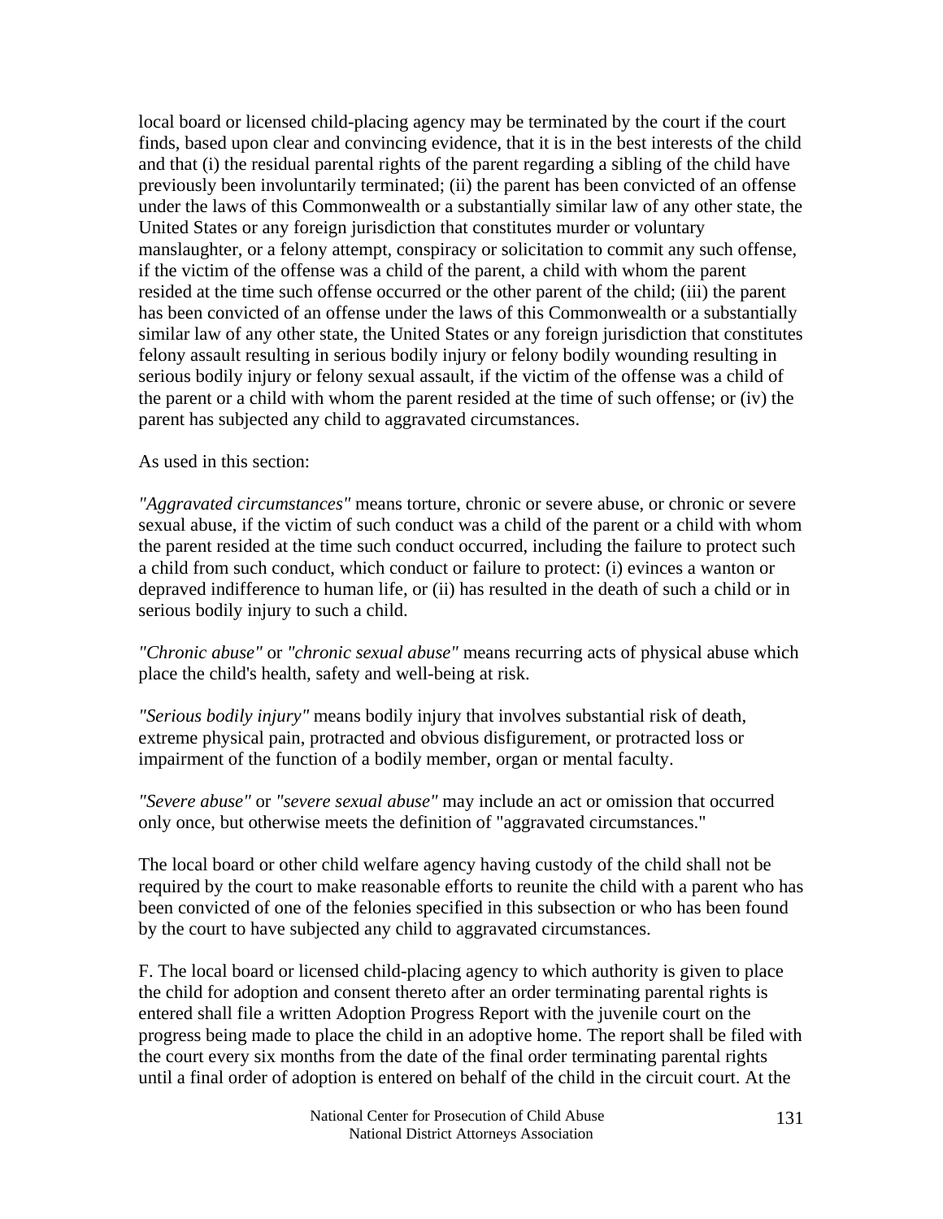local board or licensed child-placing agency may be terminated by the court if the court finds, based upon clear and convincing evidence, that it is in the best interests of the child and that (i) the residual parental rights of the parent regarding a sibling of the child have previously been involuntarily terminated; (ii) the parent has been convicted of an offense under the laws of this Commonwealth or a substantially similar law of any other state, the United States or any foreign jurisdiction that constitutes murder or voluntary manslaughter, or a felony attempt, conspiracy or solicitation to commit any such offense, if the victim of the offense was a child of the parent, a child with whom the parent resided at the time such offense occurred or the other parent of the child; (iii) the parent has been convicted of an offense under the laws of this Commonwealth or a substantially similar law of any other state, the United States or any foreign jurisdiction that constitutes felony assault resulting in serious bodily injury or felony bodily wounding resulting in serious bodily injury or felony sexual assault, if the victim of the offense was a child of the parent or a child with whom the parent resided at the time of such offense; or (iv) the parent has subjected any child to aggravated circumstances.

As used in this section:

*"Aggravated circumstances"* means torture, chronic or severe abuse, or chronic or severe sexual abuse, if the victim of such conduct was a child of the parent or a child with whom the parent resided at the time such conduct occurred, including the failure to protect such a child from such conduct, which conduct or failure to protect: (i) evinces a wanton or depraved indifference to human life, or (ii) has resulted in the death of such a child or in serious bodily injury to such a child.

*"Chronic abuse"* or *"chronic sexual abuse"* means recurring acts of physical abuse which place the child's health, safety and well-being at risk.

*"Serious bodily injury"* means bodily injury that involves substantial risk of death, extreme physical pain, protracted and obvious disfigurement, or protracted loss or impairment of the function of a bodily member, organ or mental faculty.

*"Severe abuse"* or *"severe sexual abuse"* may include an act or omission that occurred only once, but otherwise meets the definition of "aggravated circumstances."

The local board or other child welfare agency having custody of the child shall not be required by the court to make reasonable efforts to reunite the child with a parent who has been convicted of one of the felonies specified in this subsection or who has been found by the court to have subjected any child to aggravated circumstances.

F. The local board or licensed child-placing agency to which authority is given to place the child for adoption and consent thereto after an order terminating parental rights is entered shall file a written Adoption Progress Report with the juvenile court on the progress being made to place the child in an adoptive home. The report shall be filed with the court every six months from the date of the final order terminating parental rights until a final order of adoption is entered on behalf of the child in the circuit court. At the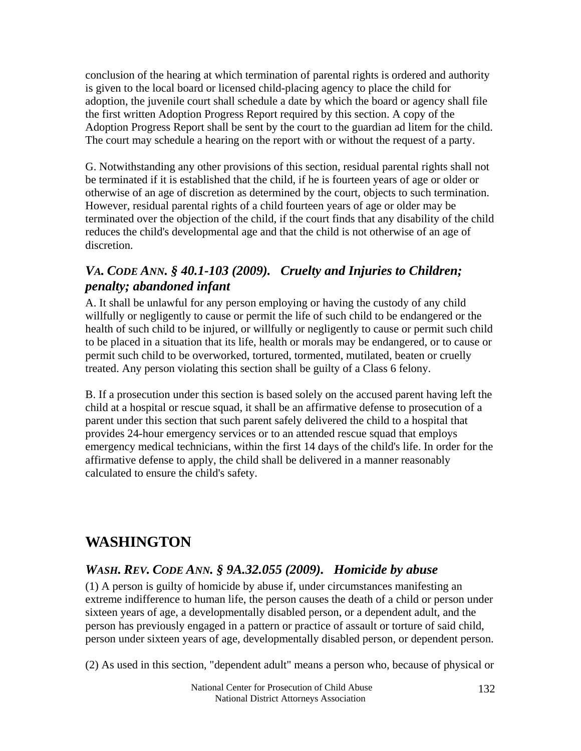conclusion of the hearing at which termination of parental rights is ordered and authority is given to the local board or licensed child-placing agency to place the child for adoption, the juvenile court shall schedule a date by which the board or agency shall file the first written Adoption Progress Report required by this section. A copy of the Adoption Progress Report shall be sent by the court to the guardian ad litem for the child. The court may schedule a hearing on the report with or without the request of a party.

G. Notwithstanding any other provisions of this section, residual parental rights shall not be terminated if it is established that the child, if he is fourteen years of age or older or otherwise of an age of discretion as determined by the court, objects to such termination. However, residual parental rights of a child fourteen years of age or older may be terminated over the objection of the child, if the court finds that any disability of the child reduces the child's developmental age and that the child is not otherwise of an age of discretion.

### *VA. CODE ANN. § 40.1-103 (2009). Cruelty and Injuries to Children; penalty; abandoned infant*

A. It shall be unlawful for any person employing or having the custody of any child willfully or negligently to cause or permit the life of such child to be endangered or the health of such child to be injured, or willfully or negligently to cause or permit such child to be placed in a situation that its life, health or morals may be endangered, or to cause or permit such child to be overworked, tortured, tormented, mutilated, beaten or cruelly treated. Any person violating this section shall be guilty of a Class 6 felony.

B. If a prosecution under this section is based solely on the accused parent having left the child at a hospital or rescue squad, it shall be an affirmative defense to prosecution of a parent under this section that such parent safely delivered the child to a hospital that provides 24-hour emergency services or to an attended rescue squad that employs emergency medical technicians, within the first 14 days of the child's life. In order for the affirmative defense to apply, the child shall be delivered in a manner reasonably calculated to ensure the child's safety.

## WASHINGTON

### *WASH. REV. CODE ANN. § 9A.32.055 (2009). Homicide by abuse*

(1) A person is guilty of homicide by abuse if, under circumstances manifesting an extreme indifference to human life, the person causes the death of a child or person under sixteen years of age, a developmentally disabled person, or a dependent adult, and the person has previously engaged in a pattern or practice of assault or torture of said child, person under sixteen years of age, developmentally disabled person, or dependent person.

(2) As used in this section, "dependent adult" means a person who, because of physical or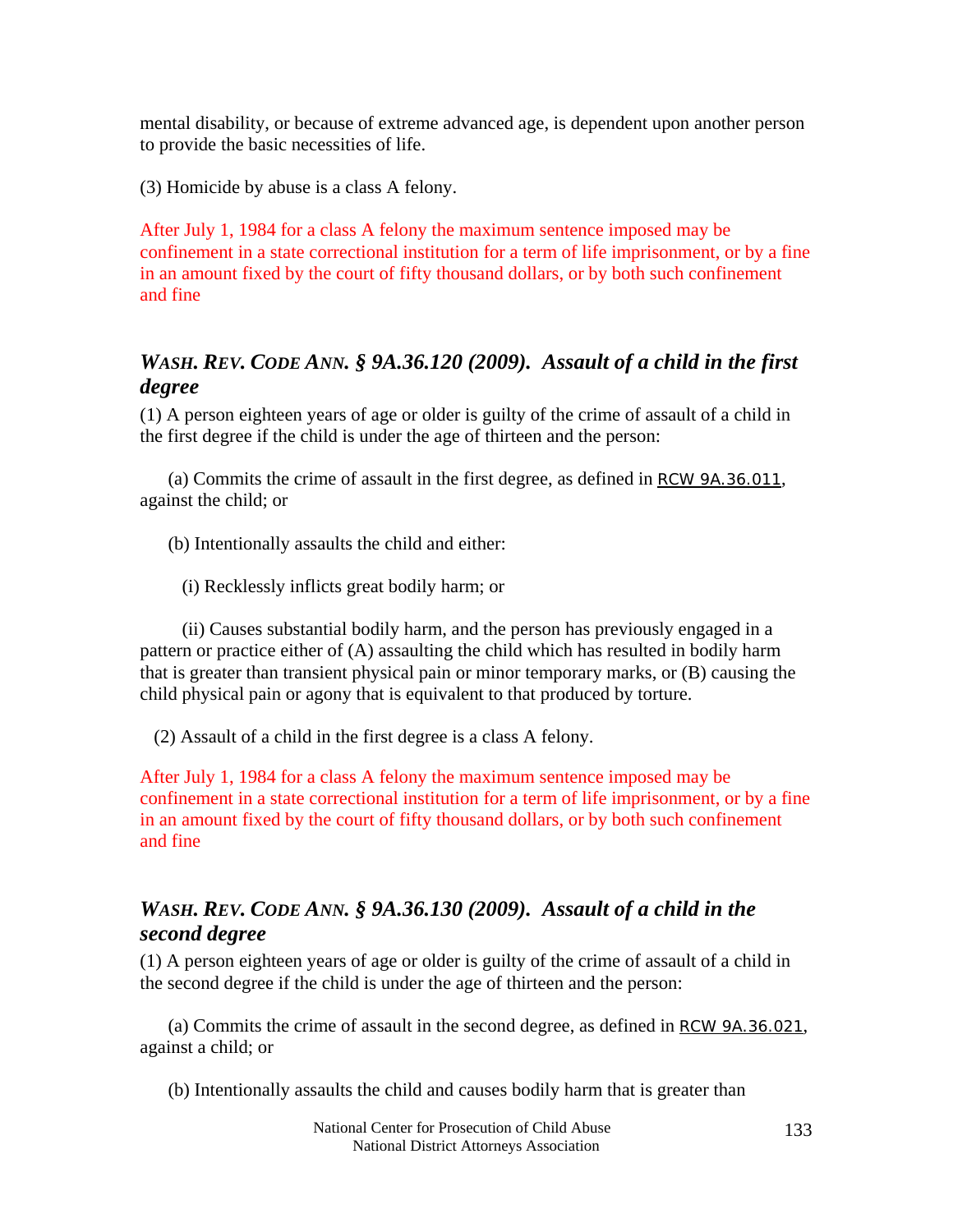mental disability, or because of extreme advanced age, is dependent upon another person to provide the basic necessities of life.

(3) Homicide by abuse is a class A felony.

After July 1, 1984 for a class A felony the maximum sentence imposed may be confinement in a state correctional institution for a term of life imprisonment, or by a fine in an amount fixed by the court of fifty thousand dollars, or by both such confinement and fine

### *WASH. REV. CODE ANN. § 9A.36.120 (2009). Assault of a child in the first degree*

(1) A person eighteen years of age or older is guilty of the crime of assault of a child in the first degree if the child is under the age of thirteen and the person:

(a) Commits the crime of assault in the first degree, as defined in RCW 9A.36.011, against the child; or

(b) Intentionally assaults the child and either:

(i) Recklessly inflicts great bodily harm; or

(ii) Causes substantial bodily harm, and the person has previously engaged in a pattern or practice either of (A) assaulting the child which has resulted in bodily harm that is greater than transient physical pain or minor temporary marks, or (B) causing the child physical pain or agony that is equivalent to that produced by torture.

(2) Assault of a child in the first degree is a class A felony.

After July 1, 1984 for a class A felony the maximum sentence imposed may be confinement in a state correctional institution for a term of life imprisonment, or by a fine in an amount fixed by the court of fifty thousand dollars, or by both such confinement and fine

### *WASH. REV. CODE ANN. § 9A.36.130 (2009). Assault of a child in the second degree*

(1) A person eighteen years of age or older is guilty of the crime of assault of a child in the second degree if the child is under the age of thirteen and the person:

(a) Commits the crime of assault in the second degree, as defined in RCW 9A.36.021, against a child; or

(b) Intentionally assaults the child and causes bodily harm that is greater than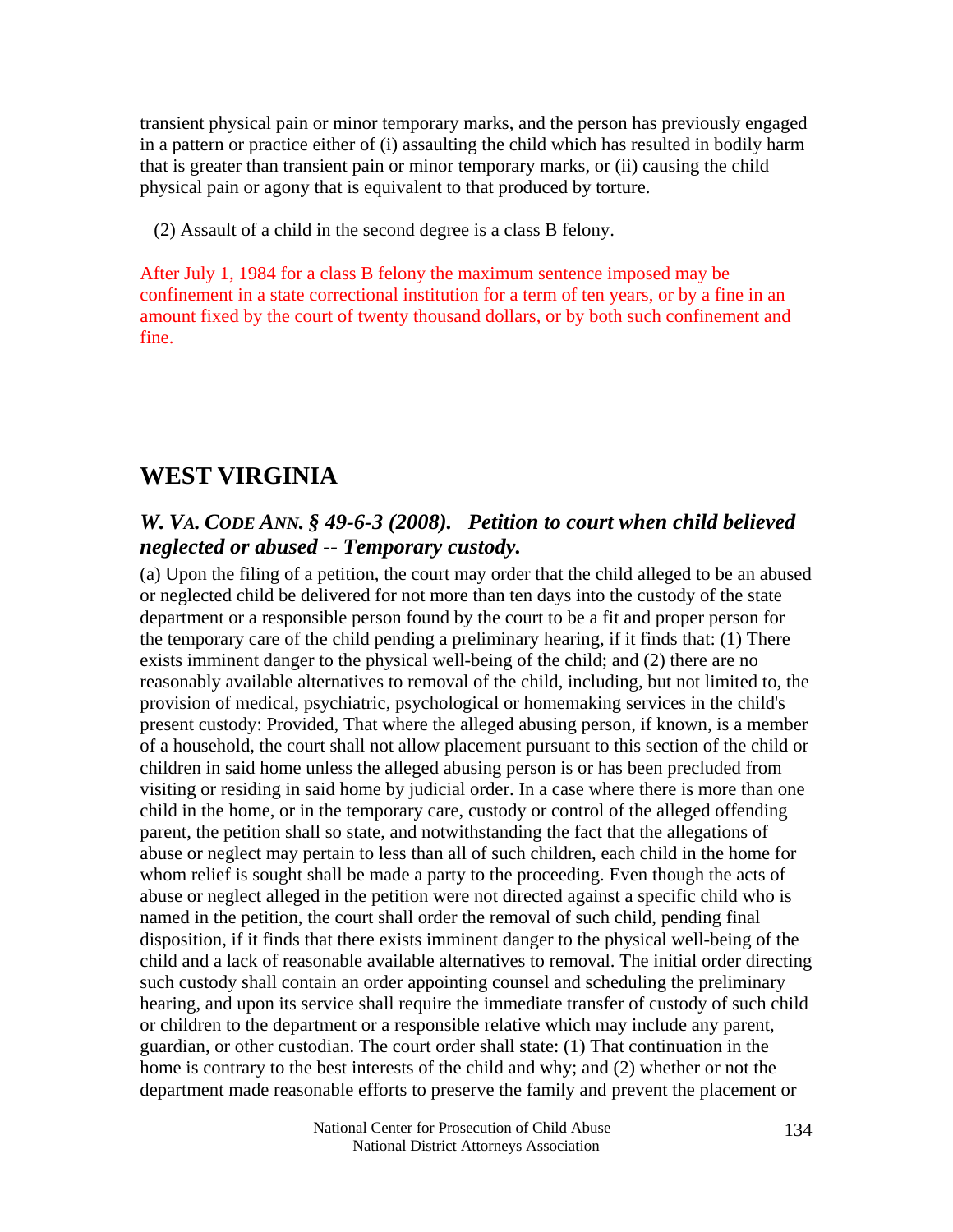transient physical pain or minor temporary marks, and the person has previously engaged in a pattern or practice either of (i) assaulting the child which has resulted in bodily harm that is greater than transient pain or minor temporary marks, or (ii) causing the child physical pain or agony that is equivalent to that produced by torture.

(2) Assault of a child in the second degree is a class B felony.

After July 1, 1984 for a class B felony the maximum sentence imposed may be confinement in a state correctional institution for a term of ten years, or by a fine in an amount fixed by the court of twenty thousand dollars, or by both such confinement and fine.

## WEST VIRGINIA

### *W. VA. CODE ANN. § 49-6-3 (2008). Petition to court when child believed neglected or abused -- Temporary custody.*

(a) Upon the filing of a petition, the court may order that the child alleged to be an abused or neglected child be delivered for not more than ten days into the custody of the state department or a responsible person found by the court to be a fit and proper person for the temporary care of the child pending a preliminary hearing, if it finds that: (1) There exists imminent danger to the physical well-being of the child; and (2) there are no reasonably available alternatives to removal of the child, including, but not limited to, the provision of medical, psychiatric, psychological or homemaking services in the child's present custody: Provided, That where the alleged abusing person, if known, is a member of a household, the court shall not allow placement pursuant to this section of the child or children in said home unless the alleged abusing person is or has been precluded from visiting or residing in said home by judicial order. In a case where there is more than one child in the home, or in the temporary care, custody or control of the alleged offending parent, the petition shall so state, and notwithstanding the fact that the allegations of abuse or neglect may pertain to less than all of such children, each child in the home for whom relief is sought shall be made a party to the proceeding. Even though the acts of abuse or neglect alleged in the petition were not directed against a specific child who is named in the petition, the court shall order the removal of such child, pending final disposition, if it finds that there exists imminent danger to the physical well-being of the child and a lack of reasonable available alternatives to removal. The initial order directing such custody shall contain an order appointing counsel and scheduling the preliminary hearing, and upon its service shall require the immediate transfer of custody of such child or children to the department or a responsible relative which may include any parent, guardian, or other custodian. The court order shall state: (1) That continuation in the home is contrary to the best interests of the child and why; and (2) whether or not the department made reasonable efforts to preserve the family and prevent the placement or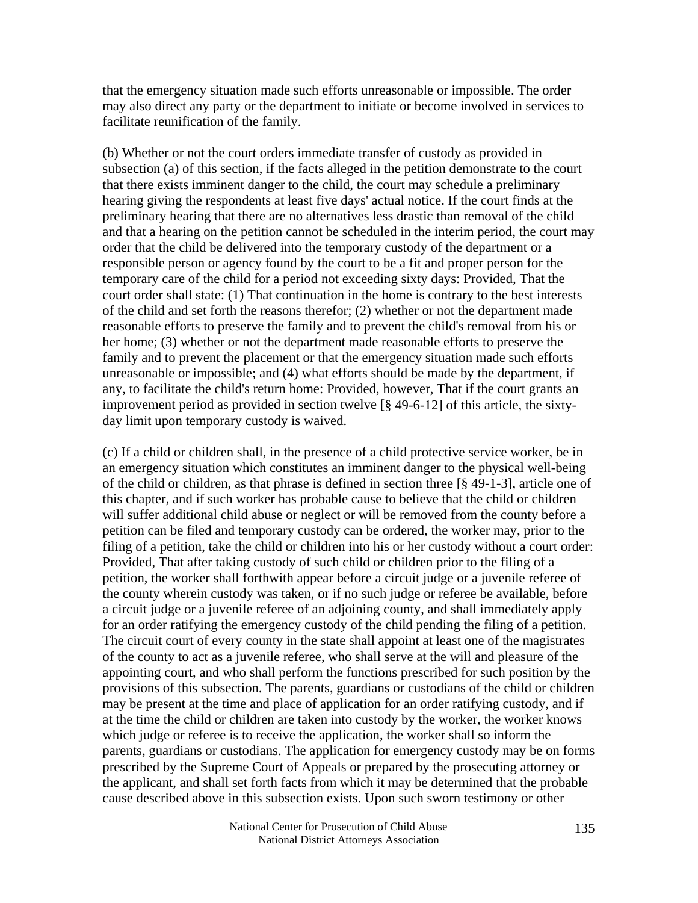that the emergency situation made such efforts unreasonable or impossible. The order may also direct any party or the department to initiate or become involved in services to facilitate reunification of the family.

(b) Whether or not the court orders immediate transfer of custody as provided in subsection (a) of this section, if the facts alleged in the petition demonstrate to the court that there exists imminent danger to the child, the court may schedule a preliminary hearing giving the respondents at least five days' actual notice. If the court finds at the preliminary hearing that there are no alternatives less drastic than removal of the child and that a hearing on the petition cannot be scheduled in the interim period, the court may order that the child be delivered into the temporary custody of the department or a responsible person or agency found by the court to be a fit and proper person for the temporary care of the child for a period not exceeding sixty days: Provided, That the court order shall state: (1) That continuation in the home is contrary to the best interests of the child and set forth the reasons therefor; (2) whether or not the department made reasonable efforts to preserve the family and to prevent the child's removal from his or her home; (3) whether or not the department made reasonable efforts to preserve the family and to prevent the placement or that the emergency situation made such efforts unreasonable or impossible; and (4) what efforts should be made by the department, if any, to facilitate the child's return home: Provided, however, That if the court grants an improvement period as provided in section twelve [§ 49-6-12] of this article, the sixty-day limit upon temporary custody is waived.

(c) If a child or children shall, in the presence of a child protective service worker, be in an emergency situation which constitutes an imminent danger to the physical well-being of the child or children, as that phrase is defined in section three [§ 49-1-3], article one of this chapter, and if such worker has probable cause to believe that the child or children will suffer additional child abuse or neglect or will be removed from the county before a petition can be filed and temporary custody can be ordered, the worker may, prior to the filing of a petition, take the child or children into his or her custody without a court order: Provided, That after taking custody of such child or children prior to the filing of a petition, the worker shall forthwith appear before a circuit judge or a juvenile referee of the county wherein custody was taken, or if no such judge or referee be available, before a circuit judge or a juvenile referee of an adjoining county, and shall immediately apply for an order ratifying the emergency custody of the child pending the filing of a petition. The circuit court of every county in the state shall appoint at least one of the magistrates of the county to act as a juvenile referee, who shall serve at the will and pleasure of the appointing court, and who shall perform the functions prescribed for such position by the provisions of this subsection. The parents, guardians or custodians of the child or children may be present at the time and place of application for an order ratifying custody, and if at the time the child or children are taken into custody by the worker, the worker knows which judge or referee is to receive the application, the worker shall so inform the parents, guardians or custodians. The application for emergency custody may be on forms prescribed by the Supreme Court of Appeals or prepared by the prosecuting attorney or the applicant, and shall set forth facts from which it may be determined that the probable cause described above in this subsection exists. Upon such sworn testimony or other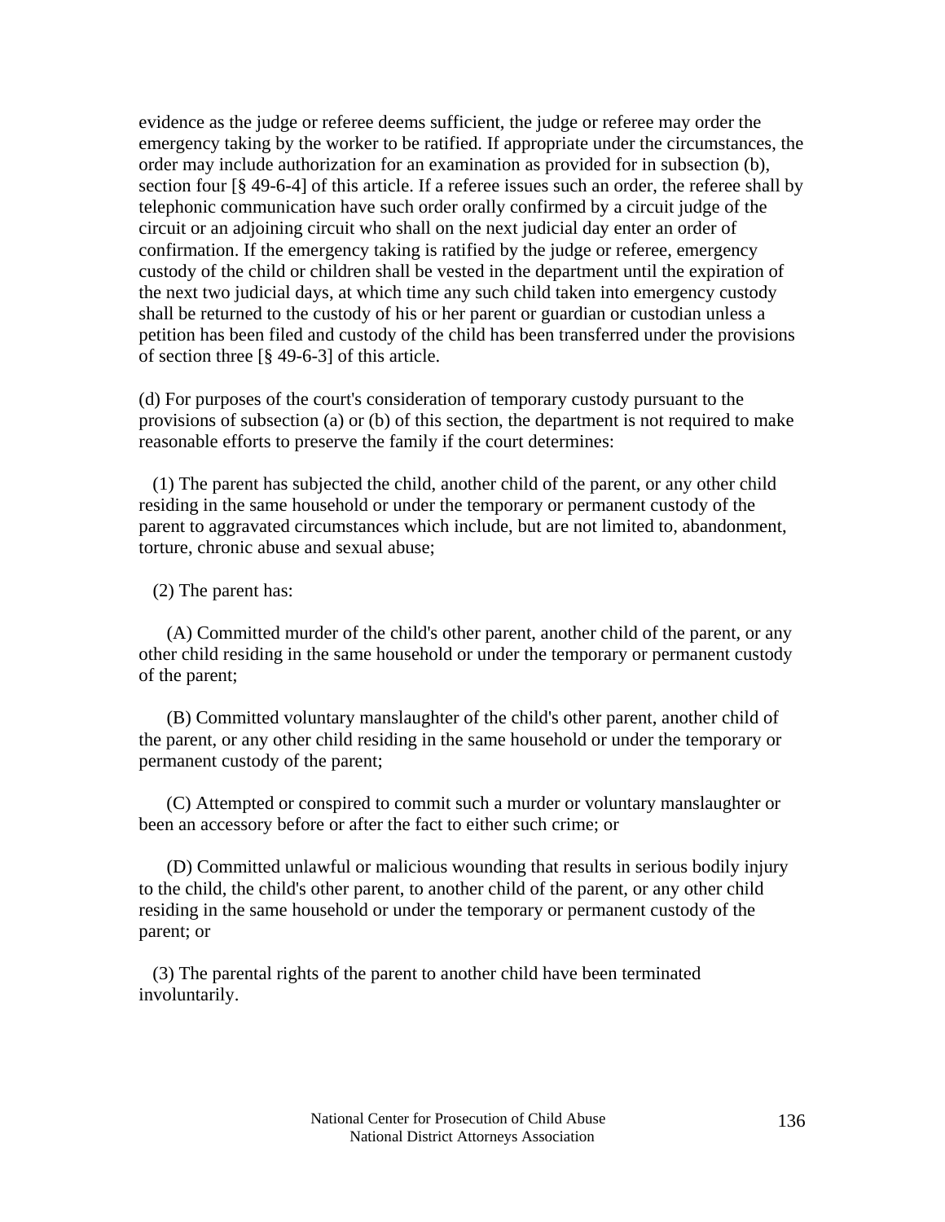evidence as the judge or referee deems sufficient, the judge or referee may order the emergency taking by the worker to be ratified. If appropriate under the circumstances, the order may include authorization for an examination as provided for in subsection (b), section four [§ 49-6-4] of this article. If a referee issues such an order, the referee shall by telephonic communication have such order orally confirmed by a circuit judge of the circuit or an adjoining circuit who shall on the next judicial day enter an order of confirmation. If the emergency taking is ratified by the judge or referee, emergency custody of the child or children shall be vested in the department until the expiration of the next two judicial days, at which time any such child taken into emergency custody shall be returned to the custody of his or her parent or guardian or custodian unless a petition has been filed and custody of the child has been transferred under the provisions of section three [§ 49-6-3] of this article.

(d) For purposes of the court's consideration of temporary custody pursuant to the provisions of subsection (a) or (b) of this section, the department is not required to make reasonable efforts to preserve the family if the court determines:

(1) The parent has subjected the child, another child of the parent, or any other child residing in the same household or under the temporary or permanent custody of the parent to aggravated circumstances which include, but are not limited to, abandonment, torture, chronic abuse and sexual abuse;

(2) The parent has:

(A) Committed murder of the child's other parent, another child of the parent, or any other child residing in the same household or under the temporary or permanent custody of the parent;

(B) Committed voluntary manslaughter of the child's other parent, another child of the parent, or any other child residing in the same household or under the temporary or permanent custody of the parent;

(C) Attempted or conspired to commit such a murder or voluntary manslaughter or been an accessory before or after the fact to either such crime; or

(D) Committed unlawful or malicious wounding that results in serious bodily injury to the child, the child's other parent, to another child of the parent, or any other child residing in the same household or under the temporary or permanent custody of the parent; or

(3) The parental rights of the parent to another child have been terminated involuntarily.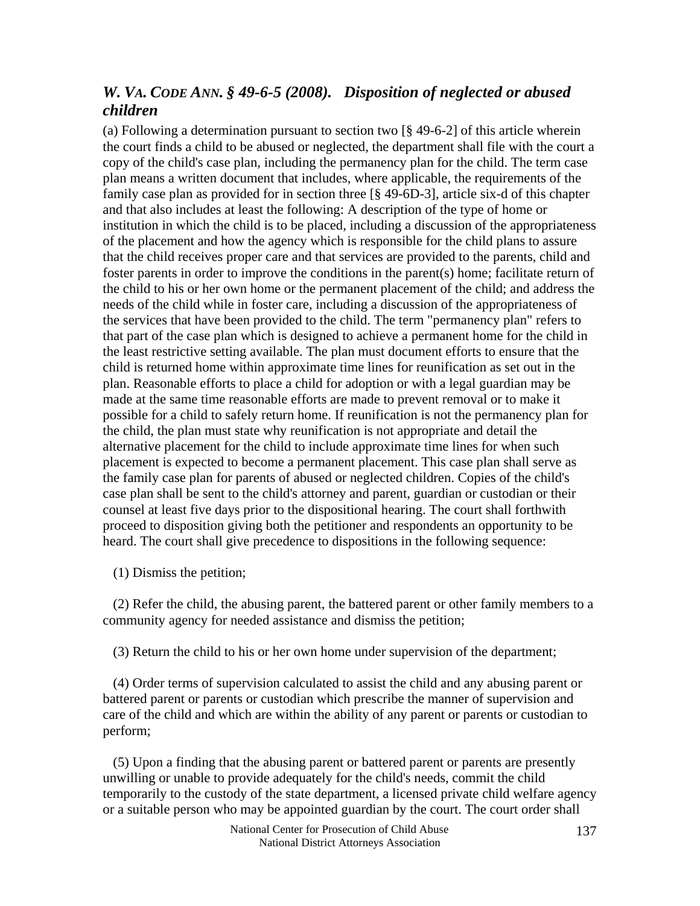### *W. Va. Code Ann. § 49-6-5 (2008). Disposition of neglected or abused children*

(a) Following a determination pursuant to section two [§ 49-6-2] of this article wherein the court finds a child to be abused or neglected, the department shall file with the court a copy of the child's case plan, including the permanency plan for the child. The term case plan means a written document that includes, where applicable, the requirements of the family case plan as provided for in section three [§ 49-6D-3], article six-d of this chapter and that also includes at least the following: A description of the type of home or institution in which the child is to be placed, including a discussion of the appropriateness of the placement and how the agency which is responsible for the child plans to assure that the child receives proper care and that services are provided to the parents, child and foster parents in order to improve the conditions in the parent(s) home; facilitate return of the child to his or her own home or the permanent placement of the child; and address the needs of the child while in foster care, including a discussion of the appropriateness of the services that have been provided to the child. The term "permanency plan" refers to that part of the case plan which is designed to achieve a permanent home for the child in the least restrictive setting available. The plan must document efforts to ensure that the child is returned home within approximate time lines for reunification as set out in the plan. Reasonable efforts to place a child for adoption or with a legal guardian may be made at the same time reasonable efforts are made to prevent removal or to make it possible for a child to safely return home. If reunification is not the permanency plan for the child, the plan must state why reunification is not appropriate and detail the alternative placement for the child to include approximate time lines for when such placement is expected to become a permanent placement. This case plan shall serve as the family case plan for parents of abused or neglected children. Copies of the child's case plan shall be sent to the child's attorney and parent, guardian or custodian or their counsel at least five days prior to the dispositional hearing. The court shall forthwith proceed to disposition giving both the petitioner and respondents an opportunity to be heard. The court shall give precedence to dispositions in the following sequence:

(1) Dismiss the petition;

(2) Refer the child, the abusing parent, the battered parent or other family members to a community agency for needed assistance and dismiss the petition;

(3) Return the child to his or her own home under supervision of the department;

(4) Order terms of supervision calculated to assist the child and any abusing parent or battered parent or parents or custodian which prescribe the manner of supervision and care of the child and which are within the ability of any parent or parents or custodian to perform;

(5) Upon a finding that the abusing parent or battered parent or parents are presently unwilling or unable to provide adequately for the child's needs, commit the child temporarily to the custody of the state department, a licensed private child welfare agency or a suitable person who may be appointed guardian by the court. The court order shall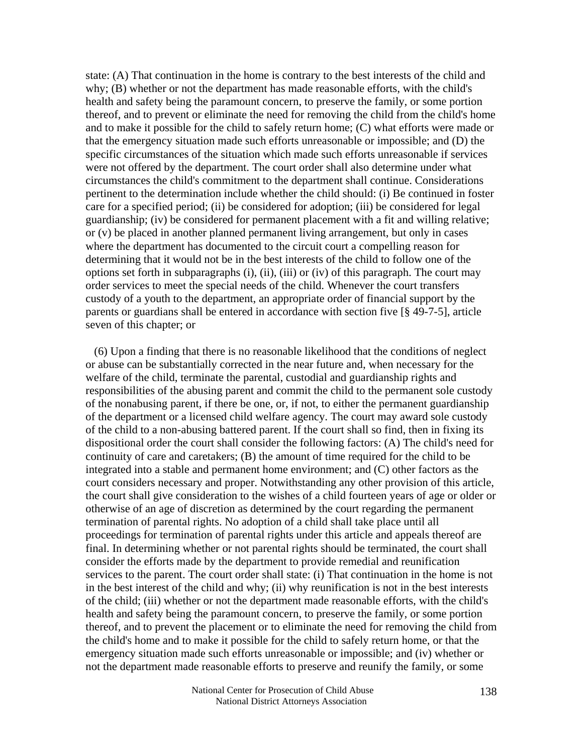state: (A) That continuation in the home is contrary to the best interests of the child and why; (B) whether or not the department has made reasonable efforts, with the child's health and safety being the paramount concern, to preserve the family, or some portion thereof, and to prevent or eliminate the need for removing the child from the child's home and to make it possible for the child to safely return home; (C) what efforts were made or that the emergency situation made such efforts unreasonable or impossible; and (D) the specific circumstances of the situation which made such efforts unreasonable if services were not offered by the department. The court order shall also determine under what circumstances the child's commitment to the department shall continue. Considerations pertinent to the determination include whether the child should: (i) Be continued in foster care for a specified period; (ii) be considered for adoption; (iii) be considered for legal guardianship; (iv) be considered for permanent placement with a fit and willing relative; or (v) be placed in another planned permanent living arrangement, but only in cases where the department has documented to the circuit court a compelling reason for determining that it would not be in the best interests of the child to follow one of the options set forth in subparagraphs (i), (ii), (iii) or (iv) of this paragraph. The court may order services to meet the special needs of the child. Whenever the court transfers custody of a youth to the department, an appropriate order of financial support by the parents or guardians shall be entered in accordance with section five [§ 49-7-5], article seven of this chapter; or

(6) Upon a finding that there is no reasonable likelihood that the conditions of neglect or abuse can be substantially corrected in the near future and, when necessary for the welfare of the child, terminate the parental, custodial and guardianship rights and responsibilities of the abusing parent and commit the child to the permanent sole custody of the nonabusing parent, if there be one, or, if not, to either the permanent guardianship of the department or a licensed child welfare agency. The court may award sole custody of the child to a non-abusing battered parent. If the court shall so find, then in fixing its dispositional order the court shall consider the following factors: (A) The child's need for continuity of care and caretakers; (B) the amount of time required for the child to be integrated into a stable and permanent home environment; and (C) other factors as the court considers necessary and proper. Notwithstanding any other provision of this article, the court shall give consideration to the wishes of a child fourteen years of age or older or otherwise of an age of discretion as determined by the court regarding the permanent termination of parental rights. No adoption of a child shall take place until all proceedings for termination of parental rights under this article and appeals thereof are final. In determining whether or not parental rights should be terminated, the court shall consider the efforts made by the department to provide remedial and reunification services to the parent. The court order shall state: (i) That continuation in the home is not in the best interest of the child and why; (ii) why reunification is not in the best interests of the child; (iii) whether or not the department made reasonable efforts, with the child's health and safety being the paramount concern, to preserve the family, or some portion thereof, and to prevent the placement or to eliminate the need for removing the child from the child's home and to make it possible for the child to safely return home, or that the emergency situation made such efforts unreasonable or impossible; and (iv) whether or not the department made reasonable efforts to preserve and reunify the family, or some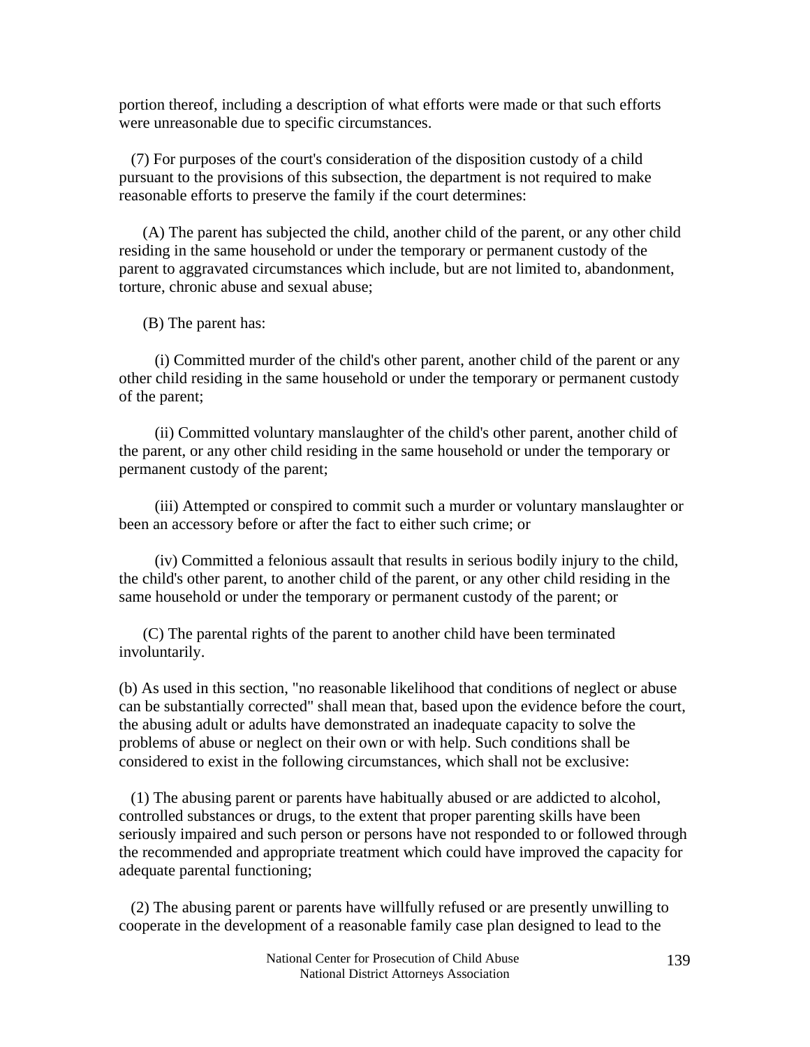portion thereof, including a description of what efforts were made or that such efforts were unreasonable due to specific circumstances.

(7) For purposes of the court's consideration of the disposition custody of a child pursuant to the provisions of this subsection, the department is not required to make reasonable efforts to preserve the family if the court determines:

(A) The parent has subjected the child, another child of the parent, or any other child residing in the same household or under the temporary or permanent custody of the parent to aggravated circumstances which include, but are not limited to, abandonment, torture, chronic abuse and sexual abuse;

(B) The parent has:

(i) Committed murder of the child's other parent, another child of the parent or any other child residing in the same household or under the temporary or permanent custody of the parent;

(ii) Committed voluntary manslaughter of the child's other parent, another child of the parent, or any other child residing in the same household or under the temporary or permanent custody of the parent;

(iii) Attempted or conspired to commit such a murder or voluntary manslaughter or been an accessory before or after the fact to either such crime; or

(iv) Committed a felonious assault that results in serious bodily injury to the child, the child's other parent, to another child of the parent, or any other child residing in the same household or under the temporary or permanent custody of the parent; or

(C) The parental rights of the parent to another child have been terminated involuntarily.

(b) As used in this section, "no reasonable likelihood that conditions of neglect or abuse can be substantially corrected" shall mean that, based upon the evidence before the court, the abusing adult or adults have demonstrated an inadequate capacity to solve the problems of abuse or neglect on their own or with help. Such conditions shall be considered to exist in the following circumstances, which shall not be exclusive:

(1) The abusing parent or parents have habitually abused or are addicted to alcohol, controlled substances or drugs, to the extent that proper parenting skills have been seriously impaired and such person or persons have not responded to or followed through the recommended and appropriate treatment which could have improved the capacity for adequate parental functioning;

(2) The abusing parent or parents have willfully refused or are presently unwilling to cooperate in the development of a reasonable family case plan designed to lead to the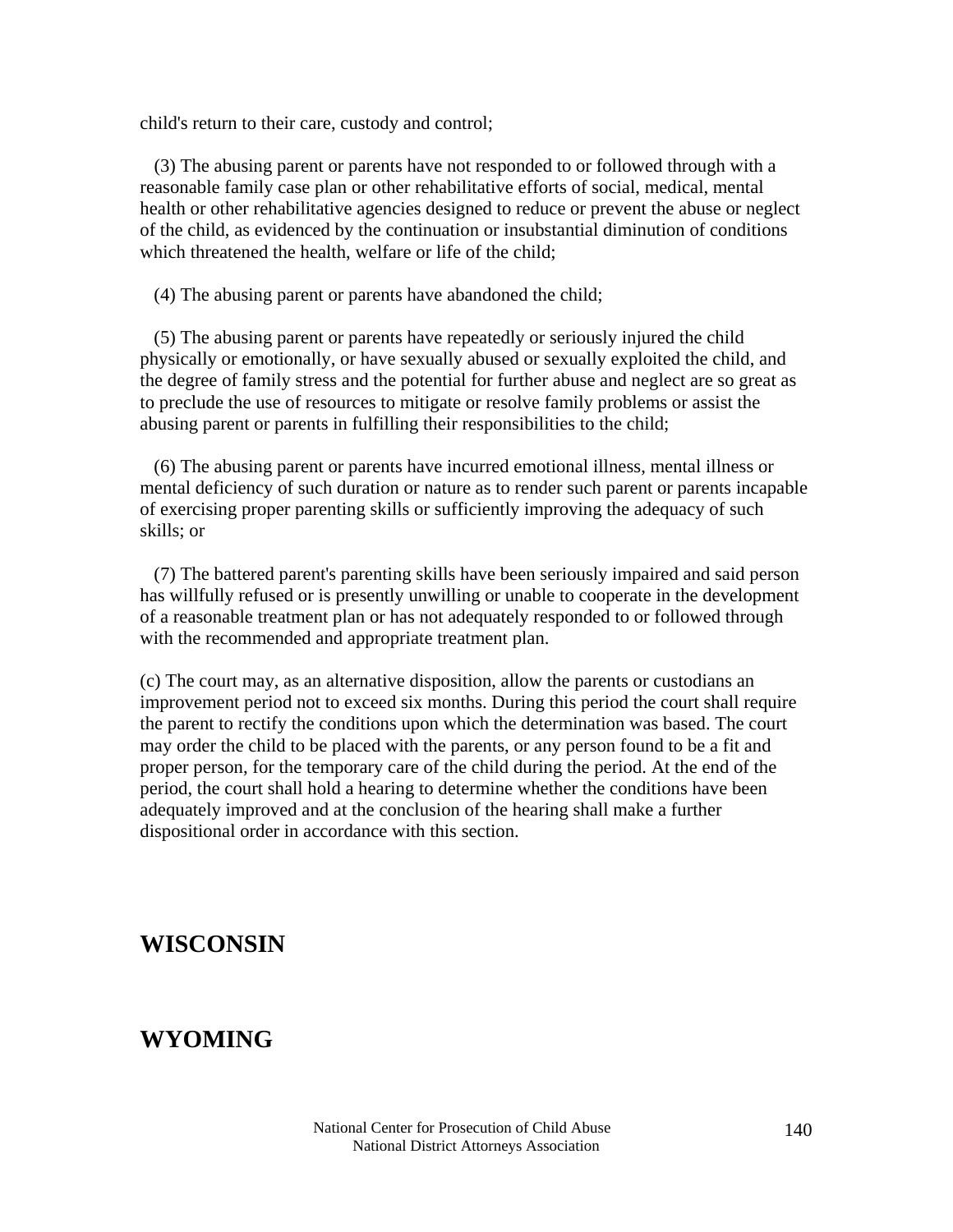child's return to their care, custody and control;

(3) The abusing parent or parents have not responded to or followed through with a reasonable family case plan or other rehabilitative efforts of social, medical, mental health or other rehabilitative agencies designed to reduce or prevent the abuse or neglect of the child, as evidenced by the continuation or insubstantial diminution of conditions which threatened the health, welfare or life of the child;

(4) The abusing parent or parents have abandoned the child;

(5) The abusing parent or parents have repeatedly or seriously injured the child physically or emotionally, or have sexually abused or sexually exploited the child, and the degree of family stress and the potential for further abuse and neglect are so great as to preclude the use of resources to mitigate or resolve family problems or assist the abusing parent or parents in fulfilling their responsibilities to the child;

(6) The abusing parent or parents have incurred emotional illness, mental illness or mental deficiency of such duration or nature as to render such parent or parents incapable of exercising proper parenting skills or sufficiently improving the adequacy of such skills; or

(7) The battered parent's parenting skills have been seriously impaired and said person has willfully refused or is presently unwilling or unable to cooperate in the development of a reasonable treatment plan or has not adequately responded to or followed through with the recommended and appropriate treatment plan.

(c) The court may, as an alternative disposition, allow the parents or custodians an improvement period not to exceed six months. During this period the court shall require the parent to rectify the conditions upon which the determination was based. The court may order the child to be placed with the parents, or any person found to be a fit and proper person, for the temporary care of the child during the period. At the end of the period, the court shall hold a hearing to determine whether the conditions have been adequately improved and at the conclusion of the hearing shall make a further dispositional order in accordance with this section.

## WISCONSIN

## WYOMING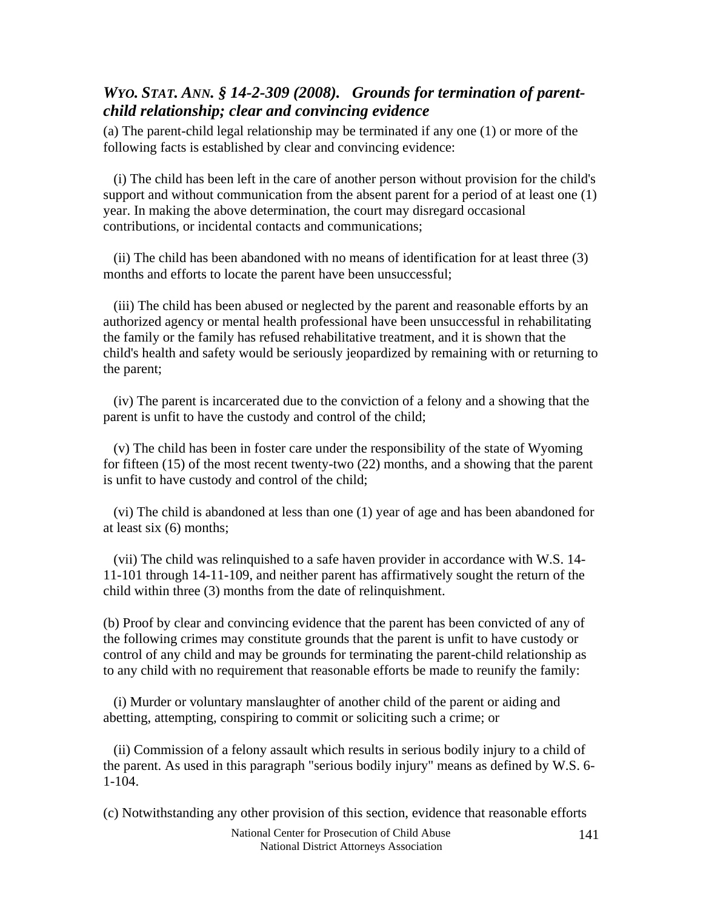### *WYO. STAT. ANN. § 14-2-309 (2008). Grounds for termination of parent-child relationship; clear and convincing evidence*

(a) The parent-child legal relationship may be terminated if any one (1) or more of the following facts is established by clear and convincing evidence:

(i) The child has been left in the care of another person without provision for the child's support and without communication from the absent parent for a period of at least one (1) year. In making the above determination, the court may disregard occasional contributions, or incidental contacts and communications;

(ii) The child has been abandoned with no means of identification for at least three (3) months and efforts to locate the parent have been unsuccessful;

(iii) The child has been abused or neglected by the parent and reasonable efforts by an authorized agency or mental health professional have been unsuccessful in rehabilitating the family or the family has refused rehabilitative treatment, and it is shown that the child's health and safety would be seriously jeopardized by remaining with or returning to the parent;

(iv) The parent is incarcerated due to the conviction of a felony and a showing that the parent is unfit to have the custody and control of the child;

(v) The child has been in foster care under the responsibility of the state of Wyoming for fifteen (15) of the most recent twenty-two (22) months, and a showing that the parent is unfit to have custody and control of the child;

(vi) The child is abandoned at less than one (1) year of age and has been abandoned for at least six (6) months;

(vii) The child was relinquished to a safe haven provider in accordance with W.S. 14-11-101 through 14-11-109, and neither parent has affirmatively sought the return of the child within three (3) months from the date of relinquishment.

(b) Proof by clear and convincing evidence that the parent has been convicted of any of the following crimes may constitute grounds that the parent is unfit to have custody or control of any child and may be grounds for terminating the parent-child relationship as to any child with no requirement that reasonable efforts be made to reunify the family:

(i) Murder or voluntary manslaughter of another child of the parent or aiding and abetting, attempting, conspiring to commit or soliciting such a crime; or

(ii) Commission of a felony assault which results in serious bodily injury to a child of the parent. As used in this paragraph "serious bodily injury" means as defined by W.S. 6-1-104.

(c) Notwithstanding any other provision of this section, evidence that reasonable efforts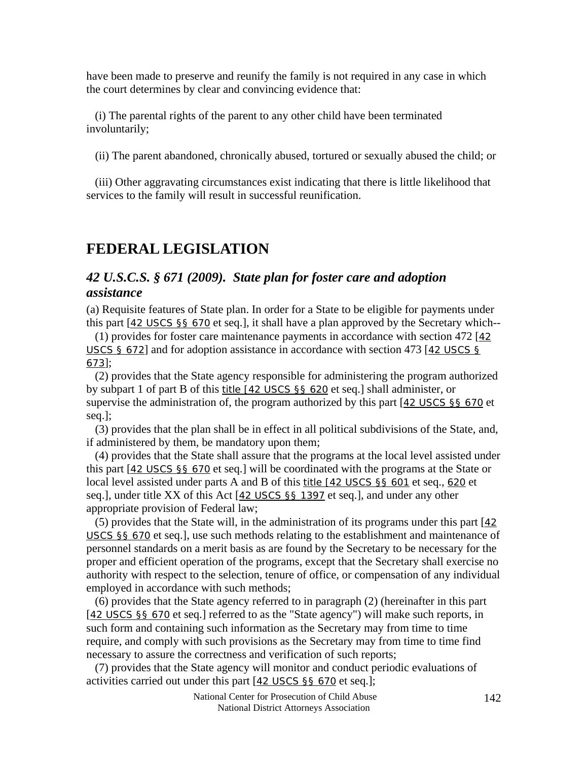have been made to preserve and reunify the family is not required in any case in which the court determines by clear and convincing evidence that:

(i) The parental rights of the parent to any other child have been terminated involuntarily;

(ii) The parent abandoned, chronically abused, tortured or sexually abused the child; or

(iii) Other aggravating circumstances exist indicating that there is little likelihood that services to the family will result in successful reunification.

# FEDERAL LEGISLATION

## *42 U.S.C.S. § 671 (2009). State plan for foster care and adoption assistance*

(a) Requisite features of State plan. In order for a State to be eligible for payments under this part [42 USCS §§ 670 et seq.], it shall have a plan approved by the Secretary which--

(1) provides for foster care maintenance payments in accordance with section 472 [42 USCS § 672] and for adoption assistance in accordance with section 473 [42 USCS § 673];

(2) provides that the State agency responsible for administering the program authorized by subpart 1 of part B of this title [42 USCS §§ 620 et seq.] shall administer, or supervise the administration of, the program authorized by this part [42 USCS §§ 670 et seq.];

(3) provides that the plan shall be in effect in all political subdivisions of the State, and, if administered by them, be mandatory upon them;

(4) provides that the State shall assure that the programs at the local level assisted under this part [42 USCS §§ 670 et seq.] will be coordinated with the programs at the State or local level assisted under parts A and B of this title [42 USCS §§ 601 et seq., 620 et seq.], under title XX of this Act [42 USCS §§ 1397 et seq.], and under any other appropriate provision of Federal law;

(5) provides that the State will, in the administration of its programs under this part [42 USCS §§ 670 et seq.], use such methods relating to the establishment and maintenance of personnel standards on a merit basis as are found by the Secretary to be necessary for the proper and efficient operation of the programs, except that the Secretary shall exercise no authority with respect to the selection, tenure of office, or compensation of any individual employed in accordance with such methods;

(6) provides that the State agency referred to in paragraph (2) (hereinafter in this part [42 USCS §§ 670 et seq.] referred to as the "State agency") will make such reports, in such form and containing such information as the Secretary may from time to time require, and comply with such provisions as the Secretary may from time to time find necessary to assure the correctness and verification of such reports;

(7) provides that the State agency will monitor and conduct periodic evaluations of activities carried out under this part [42 USCS §§ 670 et seq.];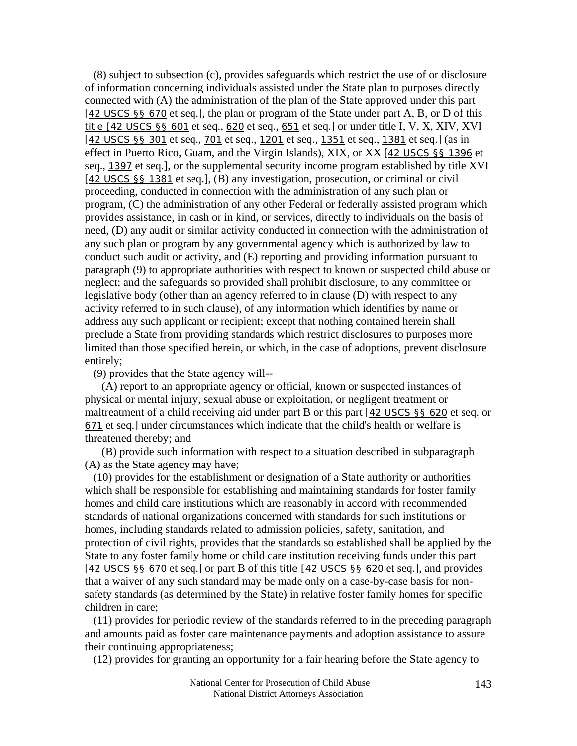(8) subject to subsection (c), provides safeguards which restrict the use of or disclosure of information concerning individuals assisted under the State plan to purposes directly connected with (A) the administration of the plan of the State approved under this part [42 USCS §§ 670 et seq.], the plan or program of the State under part A, B, or D of this title [42 USCS §§ 601 et seq., 620 et seq., 651 et seq.] or under title I, V, X, XIV, XVI [42 USCS §§ 301 et seq., 701 et seq., 1201 et seq., 1351 et seq., 1381 et seq.] (as in effect in Puerto Rico, Guam, and the Virgin Islands), XIX, or XX [42 USCS §§ 1396 et seq., 1397 et seq.], or the supplemental security income program established by title XVI [42 USCS §§ 1381 et seq.], (B) any investigation, prosecution, or criminal or civil proceeding, conducted in connection with the administration of any such plan or program, (C) the administration of any other Federal or federally assisted program which provides assistance, in cash or in kind, or services, directly to individuals on the basis of need, (D) any audit or similar activity conducted in connection with the administration of any such plan or program by any governmental agency which is authorized by law to conduct such audit or activity, and (E) reporting and providing information pursuant to paragraph (9) to appropriate authorities with respect to known or suspected child abuse or neglect; and the safeguards so provided shall prohibit disclosure, to any committee or legislative body (other than an agency referred to in clause (D) with respect to any activity referred to in such clause), of any information which identifies by name or address any such applicant or recipient; except that nothing contained herein shall preclude a State from providing standards which restrict disclosures to purposes more limited than those specified herein, or which, in the case of adoptions, prevent disclosure entirely;

(9) provides that the State agency will--

(A) report to an appropriate agency or official, known or suspected instances of physical or mental injury, sexual abuse or exploitation, or negligent treatment or maltreatment of a child receiving aid under part B or this part [42 USCS §§ 620 et seq. or 671 et seq.] under circumstances which indicate that the child's health or welfare is threatened thereby; and

(B) provide such information with respect to a situation described in subparagraph (A) as the State agency may have;

(10) provides for the establishment or designation of a State authority or authorities which shall be responsible for establishing and maintaining standards for foster family homes and child care institutions which are reasonably in accord with recommended standards of national organizations concerned with standards for such institutions or homes, including standards related to admission policies, safety, sanitation, and protection of civil rights, provides that the standards so established shall be applied by the State to any foster family home or child care institution receiving funds under this part [42 USCS §§ 670 et seq.] or part B of this title [42 USCS §§ 620 et seq.], and provides that a waiver of any such standard may be made only on a case-by-case basis for non-safety standards (as determined by the State) in relative foster family homes for specific children in care;

(11) provides for periodic review of the standards referred to in the preceding paragraph and amounts paid as foster care maintenance payments and adoption assistance to assure their continuing appropriateness;

(12) provides for granting an opportunity for a fair hearing before the State agency to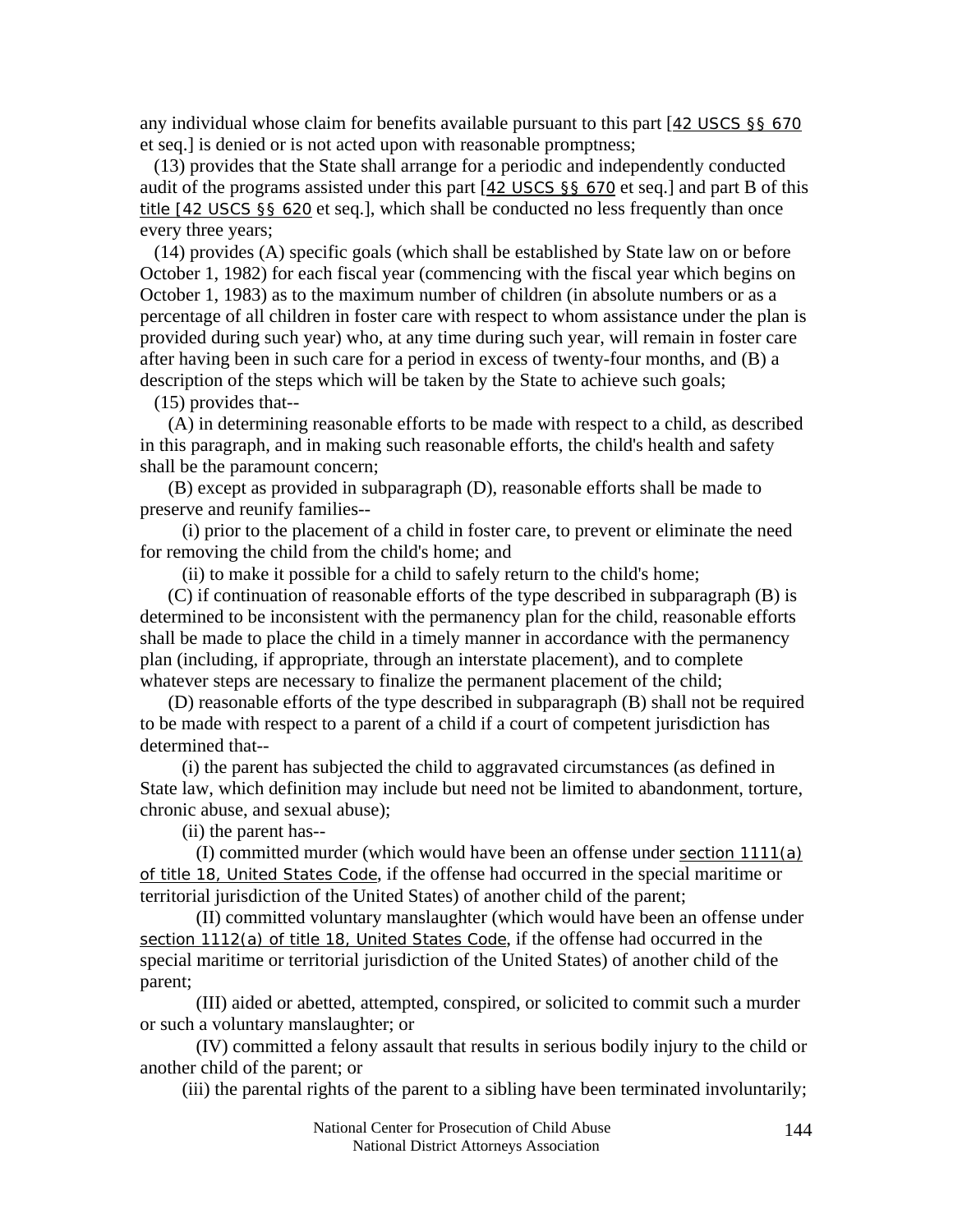any individual whose claim for benefits available pursuant to this part [42 USCS §§ 670 et seq.] is denied or is not acted upon with reasonable promptness;

(13) provides that the State shall arrange for a periodic and independently conducted audit of the programs assisted under this part [42 USCS §§ 670 et seq.] and part B of this title [42 USCS §§ 620 et seq.], which shall be conducted no less frequently than once every three years;

(14) provides (A) specific goals (which shall be established by State law on or before October 1, 1982) for each fiscal year (commencing with the fiscal year which begins on October 1, 1983) as to the maximum number of children (in absolute numbers or as a percentage of all children in foster care with respect to whom assistance under the plan is provided during such year) who, at any time during such year, will remain in foster care after having been in such care for a period in excess of twenty-four months, and (B) a description of the steps which will be taken by the State to achieve such goals;

(15) provides that--

(A) in determining reasonable efforts to be made with respect to a child, as described in this paragraph, and in making such reasonable efforts, the child's health and safety shall be the paramount concern;

(B) except as provided in subparagraph (D), reasonable efforts shall be made to preserve and reunify families--

(i) prior to the placement of a child in foster care, to prevent or eliminate the need for removing the child from the child's home; and

(ii) to make it possible for a child to safely return to the child's home;

(C) if continuation of reasonable efforts of the type described in subparagraph (B) is determined to be inconsistent with the permanency plan for the child, reasonable efforts shall be made to place the child in a timely manner in accordance with the permanency plan (including, if appropriate, through an interstate placement), and to complete whatever steps are necessary to finalize the permanent placement of the child;

(D) reasonable efforts of the type described in subparagraph (B) shall not be required to be made with respect to a parent of a child if a court of competent jurisdiction has determined that--

(i) the parent has subjected the child to aggravated circumstances (as defined in State law, which definition may include but need not be limited to abandonment, torture, chronic abuse, and sexual abuse);

(ii) the parent has--

(I) committed murder (which would have been an offense under section 1111(a) of title 18, United States Code, if the offense had occurred in the special maritime or territorial jurisdiction of the United States) of another child of the parent;

(II) committed voluntary manslaughter (which would have been an offense under section 1112(a) of title 18, United States Code, if the offense had occurred in the special maritime or territorial jurisdiction of the United States) of another child of the parent;

(III) aided or abetted, attempted, conspired, or solicited to commit such a murder or such a voluntary manslaughter; or

(IV) committed a felony assault that results in serious bodily injury to the child or another child of the parent; or

(iii) the parental rights of the parent to a sibling have been terminated involuntarily;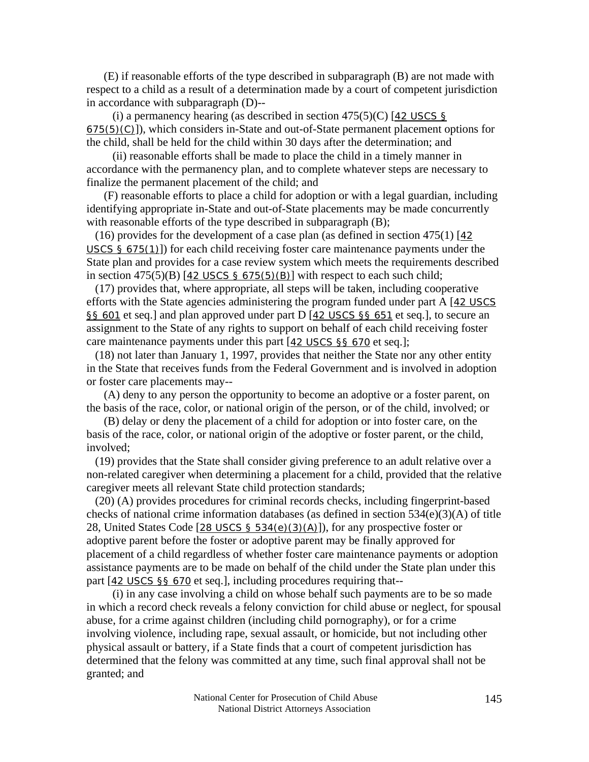(E) if reasonable efforts of the type described in subparagraph (B) are not made with respect to a child as a result of a determination made by a court of competent jurisdiction in accordance with subparagraph (D)--

(i) a permanency hearing (as described in section 475(5)(C) [42 USCS § 675(5)(C)]), which considers in-State and out-of-State permanent placement options for the child, shall be held for the child within 30 days after the determination; and

(ii) reasonable efforts shall be made to place the child in a timely manner in accordance with the permanency plan, and to complete whatever steps are necessary to finalize the permanent placement of the child; and

(F) reasonable efforts to place a child for adoption or with a legal guardian, including identifying appropriate in-State and out-of-State placements may be made concurrently with reasonable efforts of the type described in subparagraph (B);

(16) provides for the development of a case plan (as defined in section 475(1) [42 USCS § 675(1)]) for each child receiving foster care maintenance payments under the State plan and provides for a case review system which meets the requirements described in section 475(5)(B) [42 USCS § 675(5)(B)] with respect to each such child;

(17) provides that, where appropriate, all steps will be taken, including cooperative efforts with the State agencies administering the program funded under part A [42 USCS §§ 601 et seq.] and plan approved under part D [42 USCS §§ 651 et seq.], to secure an assignment to the State of any rights to support on behalf of each child receiving foster care maintenance payments under this part [42 USCS §§ 670 et seq.];

(18) not later than January 1, 1997, provides that neither the State nor any other entity in the State that receives funds from the Federal Government and is involved in adoption or foster care placements may--

(A) deny to any person the opportunity to become an adoptive or a foster parent, on the basis of the race, color, or national origin of the person, or of the child, involved; or

(B) delay or deny the placement of a child for adoption or into foster care, on the basis of the race, color, or national origin of the adoptive or foster parent, or the child, involved;

(19) provides that the State shall consider giving preference to an adult relative over a non-related caregiver when determining a placement for a child, provided that the relative caregiver meets all relevant State child protection standards;

(20) (A) provides procedures for criminal records checks, including fingerprint-based checks of national crime information databases (as defined in section 534(e)(3)(A) of title 28, United States Code [28 USCS § 534(e)(3)(A)]), for any prospective foster or adoptive parent before the foster or adoptive parent may be finally approved for placement of a child regardless of whether foster care maintenance payments or adoption assistance payments are to be made on behalf of the child under the State plan under this part [42 USCS §§ 670 et seq.], including procedures requiring that--

(i) in any case involving a child on whose behalf such payments are to be so made in which a record check reveals a felony conviction for child abuse or neglect, for spousal abuse, for a crime against children (including child pornography), or for a crime involving violence, including rape, sexual assault, or homicide, but not including other physical assault or battery, if a State finds that a court of competent jurisdiction has determined that the felony was committed at any time, such final approval shall not be granted; and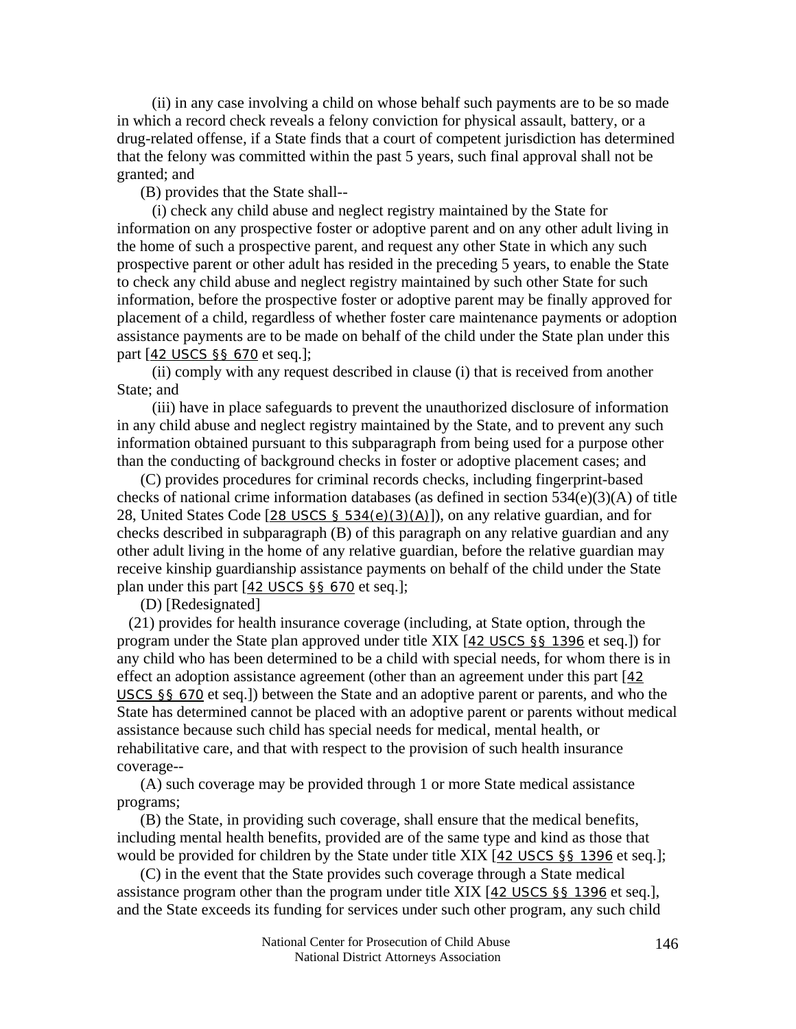(ii) in any case involving a child on whose behalf such payments are to be so made in which a record check reveals a felony conviction for physical assault, battery, or a drug-related offense, if a State finds that a court of competent jurisdiction has determined that the felony was committed within the past 5 years, such final approval shall not be granted; and

(B) provides that the State shall--

(i) check any child abuse and neglect registry maintained by the State for information on any prospective foster or adoptive parent and on any other adult living in the home of such a prospective parent, and request any other State in which any such prospective parent or other adult has resided in the preceding 5 years, to enable the State to check any child abuse and neglect registry maintained by such other State for such information, before the prospective foster or adoptive parent may be finally approved for placement of a child, regardless of whether foster care maintenance payments or adoption assistance payments are to be made on behalf of the child under the State plan under this part [42 USCS §§ 670 et seq.];

(ii) comply with any request described in clause (i) that is received from another State; and

(iii) have in place safeguards to prevent the unauthorized disclosure of information in any child abuse and neglect registry maintained by the State, and to prevent any such information obtained pursuant to this subparagraph from being used for a purpose other than the conducting of background checks in foster or adoptive placement cases; and

(C) provides procedures for criminal records checks, including fingerprint-based checks of national crime information databases (as defined in section 534(e)(3)(A) of title 28, United States Code [28 USCS § 534(e)(3)(A)]), on any relative guardian, and for checks described in subparagraph (B) of this paragraph on any relative guardian and any other adult living in the home of any relative guardian, before the relative guardian may receive kinship guardianship assistance payments on behalf of the child under the State plan under this part [42 USCS §§ 670 et seq.];

(D) [Redesignated]

(21) provides for health insurance coverage (including, at State option, through the program under the State plan approved under title XIX [42 USCS §§ 1396 et seq.]) for any child who has been determined to be a child with special needs, for whom there is in effect an adoption assistance agreement (other than an agreement under this part [42 USCS §§ 670 et seq.]) between the State and an adoptive parent or parents, and who the State has determined cannot be placed with an adoptive parent or parents without medical assistance because such child has special needs for medical, mental health, or rehabilitative care, and that with respect to the provision of such health insurance coverage--

(A) such coverage may be provided through 1 or more State medical assistance programs;

(B) the State, in providing such coverage, shall ensure that the medical benefits, including mental health benefits, provided are of the same type and kind as those that would be provided for children by the State under title XIX [42 USCS §§ 1396 et seq.];

(C) in the event that the State provides such coverage through a State medical assistance program other than the program under title XIX [42 USCS §§ 1396 et seq.], and the State exceeds its funding for services under such other program, any such child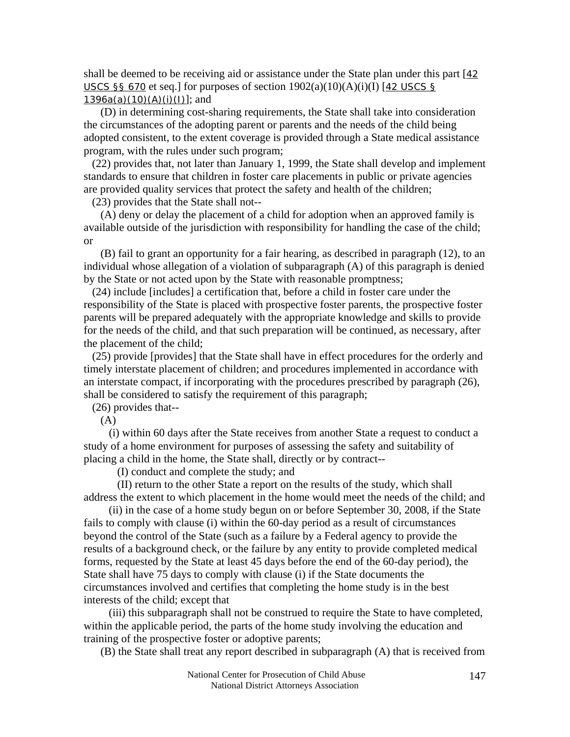shall be deemed to be receiving aid or assistance under the State plan under this part [42 USCS §§ 670 et seq.] for purposes of section 1902(a)(10)(A)(i)(I) [42 USCS § 1396a(a)(10)(A)(i)(I)]; and

(D) in determining cost-sharing requirements, the State shall take into consideration the circumstances of the adopting parent or parents and the needs of the child being adopted consistent, to the extent coverage is provided through a State medical assistance program, with the rules under such program;

(22) provides that, not later than January 1, 1999, the State shall develop and implement standards to ensure that children in foster care placements in public or private agencies are provided quality services that protect the safety and health of the children;

(23) provides that the State shall not--

(A) deny or delay the placement of a child for adoption when an approved family is available outside of the jurisdiction with responsibility for handling the case of the child; or

(B) fail to grant an opportunity for a fair hearing, as described in paragraph (12), to an individual whose allegation of a violation of subparagraph (A) of this paragraph is denied by the State or not acted upon by the State with reasonable promptness;

(24) include [includes] a certification that, before a child in foster care under the responsibility of the State is placed with prospective foster parents, the prospective foster parents will be prepared adequately with the appropriate knowledge and skills to provide for the needs of the child, and that such preparation will be continued, as necessary, after the placement of the child;

(25) provide [provides] that the State shall have in effect procedures for the orderly and timely interstate placement of children; and procedures implemented in accordance with an interstate compact, if incorporating with the procedures prescribed by paragraph (26), shall be considered to satisfy the requirement of this paragraph;

(26) provides that--

(A)

(i) within 60 days after the State receives from another State a request to conduct a study of a home environment for purposes of assessing the safety and suitability of placing a child in the home, the State shall, directly or by contract--

(I) conduct and complete the study; and

(II) return to the other State a report on the results of the study, which shall address the extent to which placement in the home would meet the needs of the child; and

(ii) in the case of a home study begun on or before September 30, 2008, if the State fails to comply with clause (i) within the 60-day period as a result of circumstances beyond the control of the State (such as a failure by a Federal agency to provide the results of a background check, or the failure by any entity to provide completed medical forms, requested by the State at least 45 days before the end of the 60-day period), the State shall have 75 days to comply with clause (i) if the State documents the circumstances involved and certifies that completing the home study is in the best interests of the child; except that

(iii) this subparagraph shall not be construed to require the State to have completed, within the applicable period, the parts of the home study involving the education and training of the prospective foster or adoptive parents;

(B) the State shall treat any report described in subparagraph (A) that is received from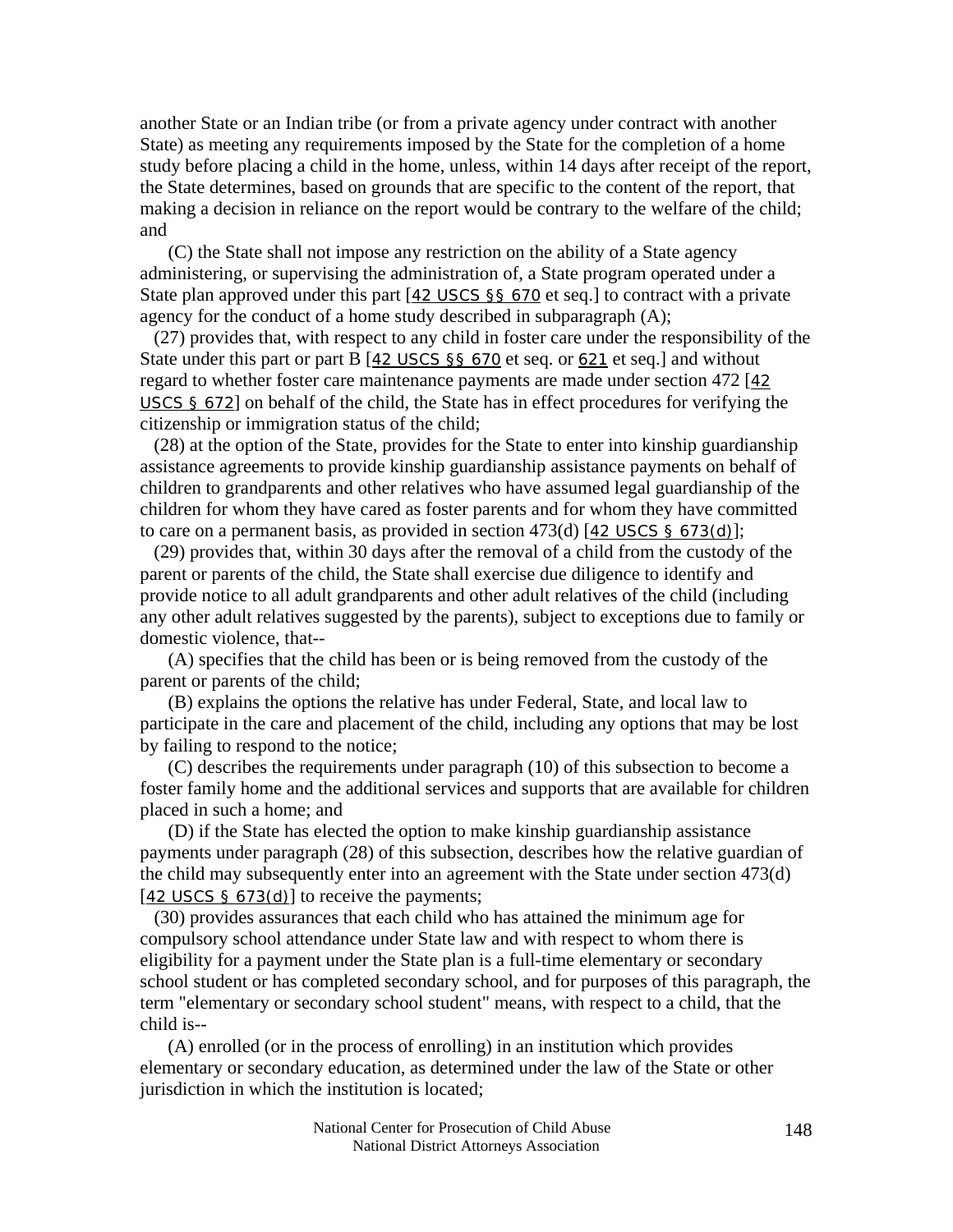another State or an Indian tribe (or from a private agency under contract with another State) as meeting any requirements imposed by the State for the completion of a home study before placing a child in the home, unless, within 14 days after receipt of the report, the State determines, based on grounds that are specific to the content of the report, that making a decision in reliance on the report would be contrary to the welfare of the child; and

(C) the State shall not impose any restriction on the ability of a State agency administering, or supervising the administration of, a State program operated under a State plan approved under this part [42 USCS §§ 670 et seq.] to contract with a private agency for the conduct of a home study described in subparagraph (A);

(27) provides that, with respect to any child in foster care under the responsibility of the State under this part or part B [42 USCS §§ 670 et seq. or 621 et seq.] and without regard to whether foster care maintenance payments are made under section 472 [42 USCS § 672] on behalf of the child, the State has in effect procedures for verifying the citizenship or immigration status of the child;

(28) at the option of the State, provides for the State to enter into kinship guardianship assistance agreements to provide kinship guardianship assistance payments on behalf of children to grandparents and other relatives who have assumed legal guardianship of the children for whom they have cared as foster parents and for whom they have committed to care on a permanent basis, as provided in section 473(d) [42 USCS § 673(d)];

(29) provides that, within 30 days after the removal of a child from the custody of the parent or parents of the child, the State shall exercise due diligence to identify and provide notice to all adult grandparents and other adult relatives of the child (including any other adult relatives suggested by the parents), subject to exceptions due to family or domestic violence, that--

(A) specifies that the child has been or is being removed from the custody of the parent or parents of the child;

(B) explains the options the relative has under Federal, State, and local law to participate in the care and placement of the child, including any options that may be lost by failing to respond to the notice;

(C) describes the requirements under paragraph (10) of this subsection to become a foster family home and the additional services and supports that are available for children placed in such a home; and

(D) if the State has elected the option to make kinship guardianship assistance payments under paragraph (28) of this subsection, describes how the relative guardian of the child may subsequently enter into an agreement with the State under section 473(d) [42 USCS § 673(d)] to receive the payments;

(30) provides assurances that each child who has attained the minimum age for compulsory school attendance under State law and with respect to whom there is eligibility for a payment under the State plan is a full-time elementary or secondary school student or has completed secondary school, and for purposes of this paragraph, the term "elementary or secondary school student" means, with respect to a child, that the child is--

(A) enrolled (or in the process of enrolling) in an institution which provides elementary or secondary education, as determined under the law of the State or other jurisdiction in which the institution is located;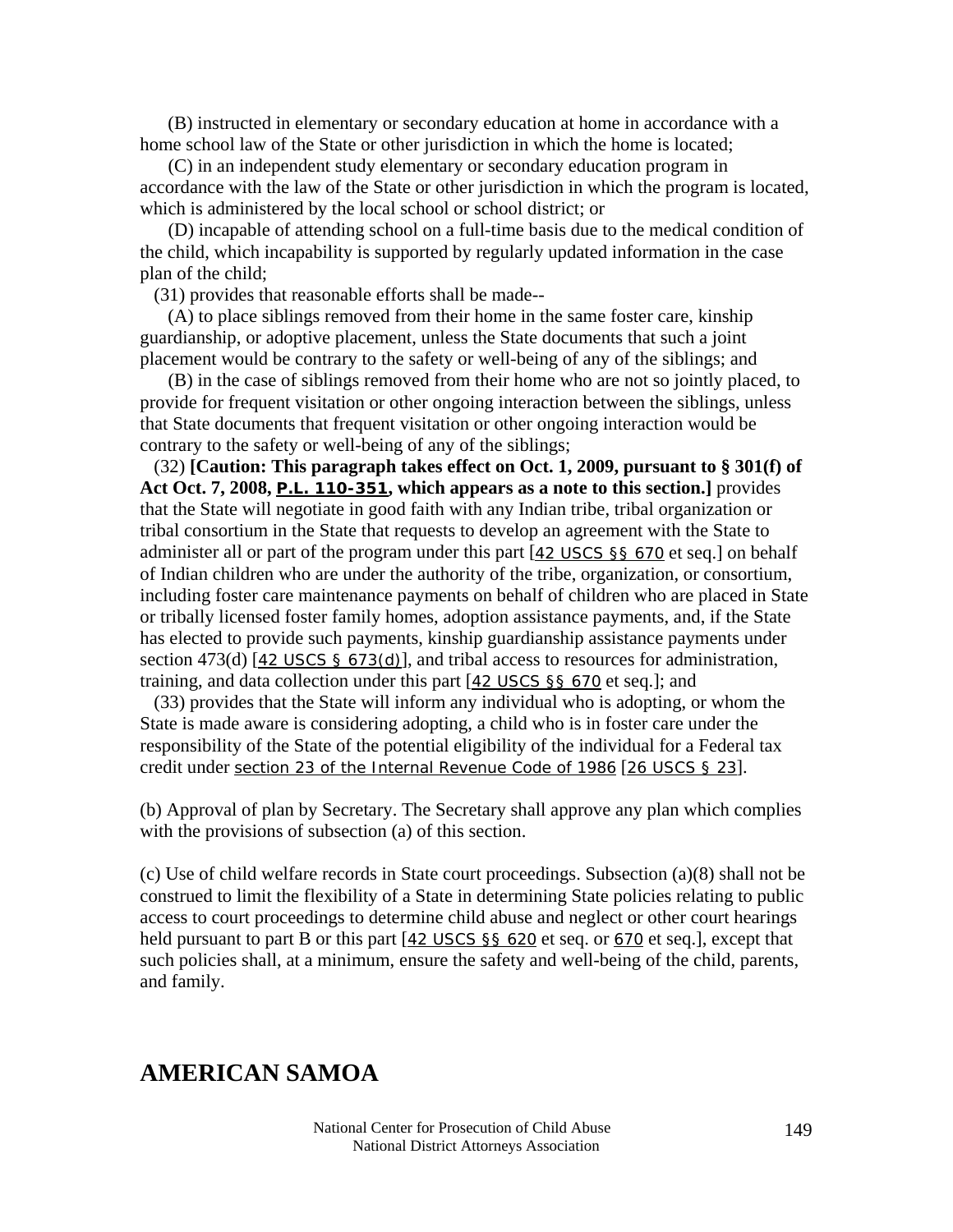(B) instructed in elementary or secondary education at home in accordance with a home school law of the State or other jurisdiction in which the home is located;

(C) in an independent study elementary or secondary education program in accordance with the law of the State or other jurisdiction in which the program is located, which is administered by the local school or school district; or

(D) incapable of attending school on a full-time basis due to the medical condition of the child, which incapability is supported by regularly updated information in the case plan of the child;

(31) provides that reasonable efforts shall be made--

(A) to place siblings removed from their home in the same foster care, kinship guardianship, or adoptive placement, unless the State documents that such a joint placement would be contrary to the safety or well-being of any of the siblings; and

(B) in the case of siblings removed from their home who are not so jointly placed, to provide for frequent visitation or other ongoing interaction between the siblings, unless that State documents that frequent visitation or other ongoing interaction would be contrary to the safety or well-being of any of the siblings;

(32) **[Caution: This paragraph takes effect on Oct. 1, 2009, pursuant to § 301(f) of Act Oct. 7, 2008, P.L. 110-351, which appears as a note to this section.]** provides that the State will negotiate in good faith with any Indian tribe, tribal organization or tribal consortium in the State that requests to develop an agreement with the State to administer all or part of the program under this part [42 USCS §§ 670 et seq.] on behalf of Indian children who are under the authority of the tribe, organization, or consortium, including foster care maintenance payments on behalf of children who are placed in State or tribally licensed foster family homes, adoption assistance payments, and, if the State has elected to provide such payments, kinship guardianship assistance payments under section 473(d) [42 USCS § 673(d)], and tribal access to resources for administration, training, and data collection under this part [42 USCS §§ 670 et seq.]; and

(33) provides that the State will inform any individual who is adopting, or whom the State is made aware is considering adopting, a child who is in foster care under the responsibility of the State of the potential eligibility of the individual for a Federal tax credit under section 23 of the Internal Revenue Code of 1986 [26 USCS § 23].

(b) Approval of plan by Secretary. The Secretary shall approve any plan which complies with the provisions of subsection (a) of this section.

(c) Use of child welfare records in State court proceedings. Subsection (a)(8) shall not be construed to limit the flexibility of a State in determining State policies relating to public access to court proceedings to determine child abuse and neglect or other court hearings held pursuant to part B or this part [42 USCS §§ 620 et seq. or 670 et seq.], except that such policies shall, at a minimum, ensure the safety and well-being of the child, parents, and family.

# AMERICAN SAMOA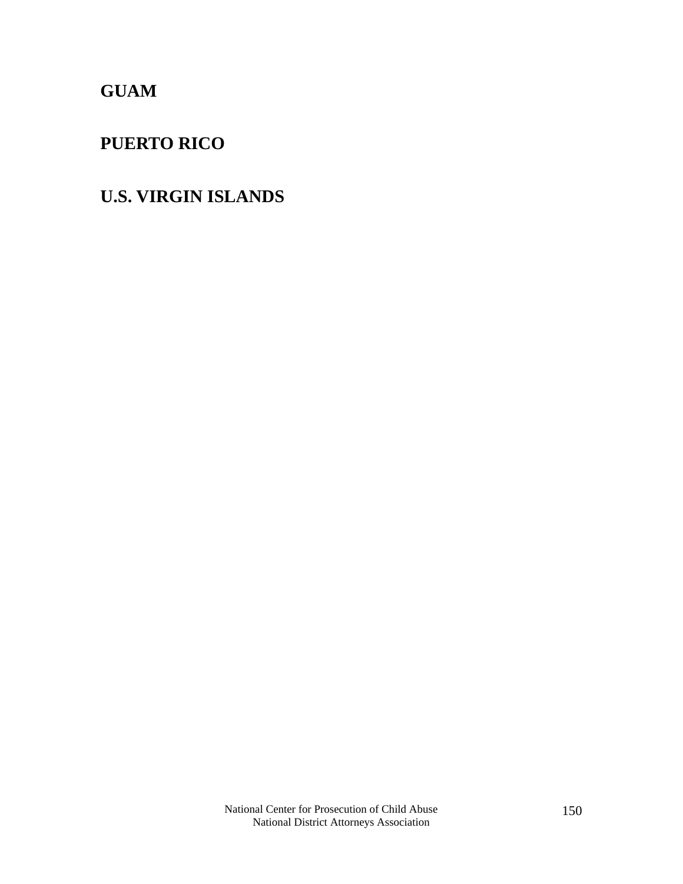## GUAM

## PUERTO RICO

## U.S. VIRGIN ISLANDS